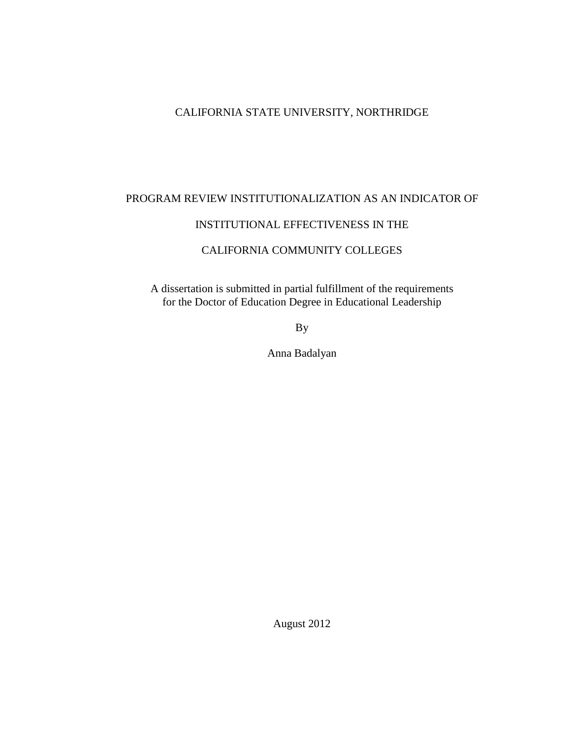CALIFORNIA STATE UNIVERSITY, NORTHRIDGE

# PROGRAM REVIEW INSTITUTIONALIZATION AS AN INDICATOR OF INSTITUTIONAL EFFECTIVENESS IN THE CALIFORNIA COMMUNITY COLLEGES

A dissertation is submitted in partial fulfillment of the requirements for the Doctor of Education Degree in Educational Leadership

By

Anna Badalyan

August 2012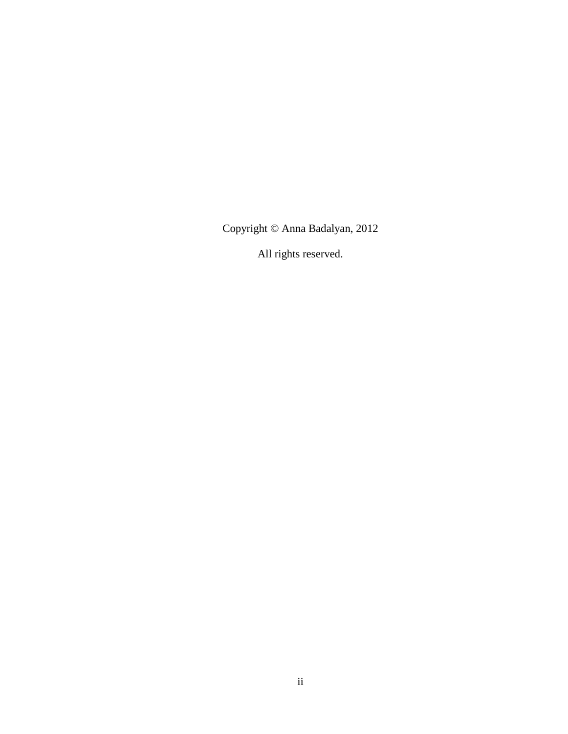Copyright © Anna Badalyan, 2012

All rights reserved.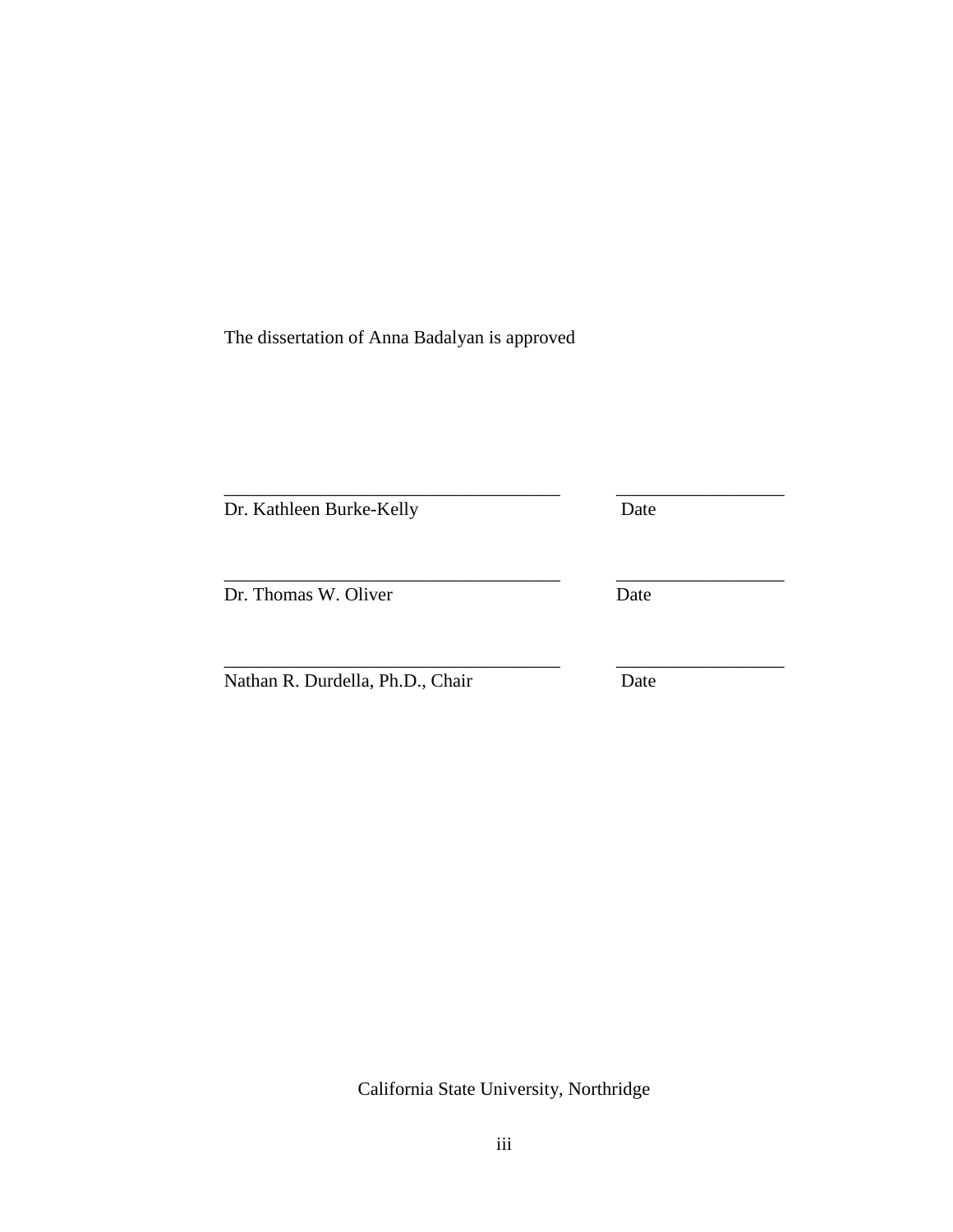The dissertation of Anna Badalyan is approved

| | |
|---|---|
| ___________________________________ | _________________ |
| Dr. Kathleen Burke-Kelly | Date |
| ___________________________________ | _________________ |
| Dr. Thomas W. Oliver | Date |
| ___________________________________ | _________________ |
| Nathan R. Durdella, Ph.D., Chair | Date |

California State University, Northridge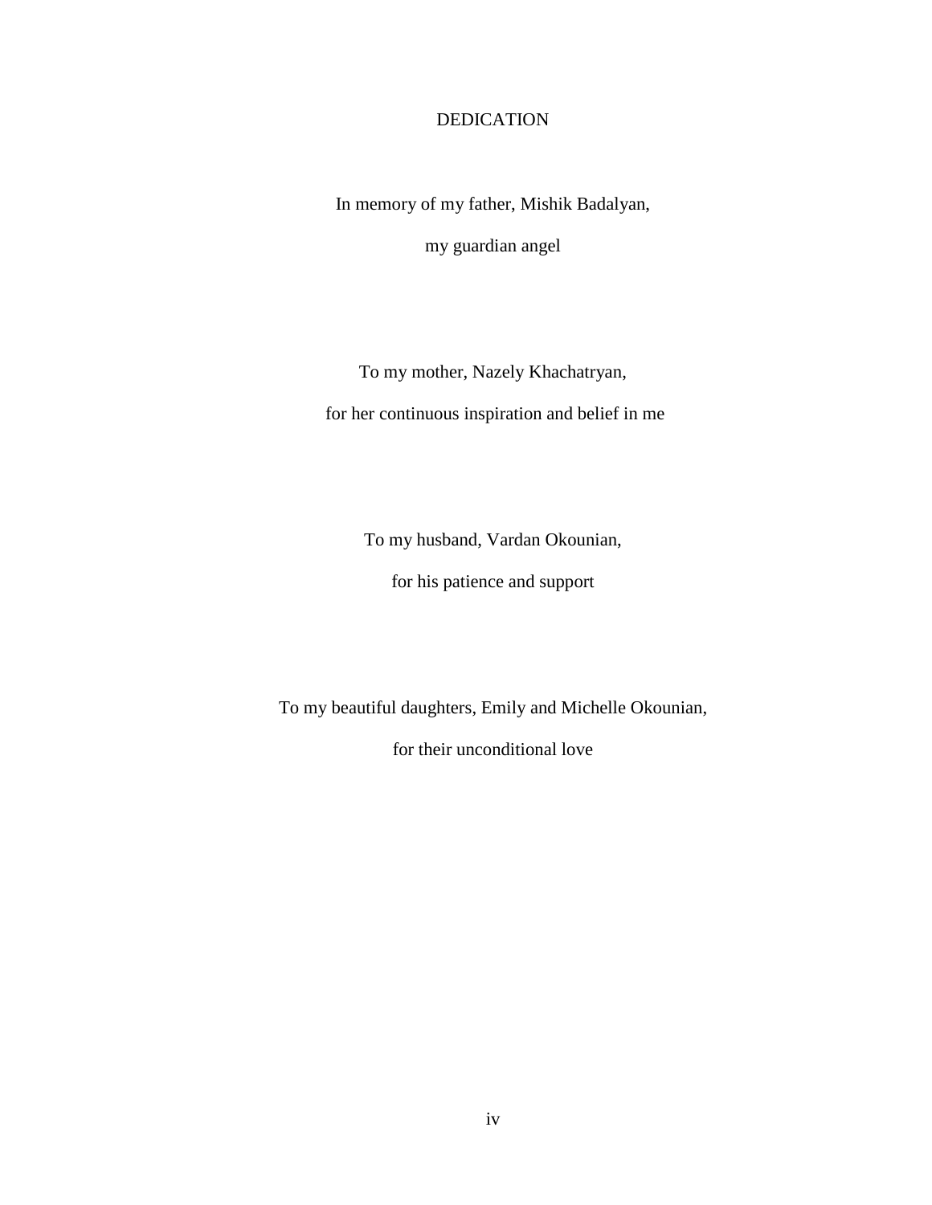# DEDICATION

In memory of my father, Mishik Badalyan,

my guardian angel

To my mother, Nazely Khachatryan,

for her continuous inspiration and belief in me

To my husband, Vardan Okounian,

for his patience and support

To my beautiful daughters, Emily and Michelle Okounian,

for their unconditional love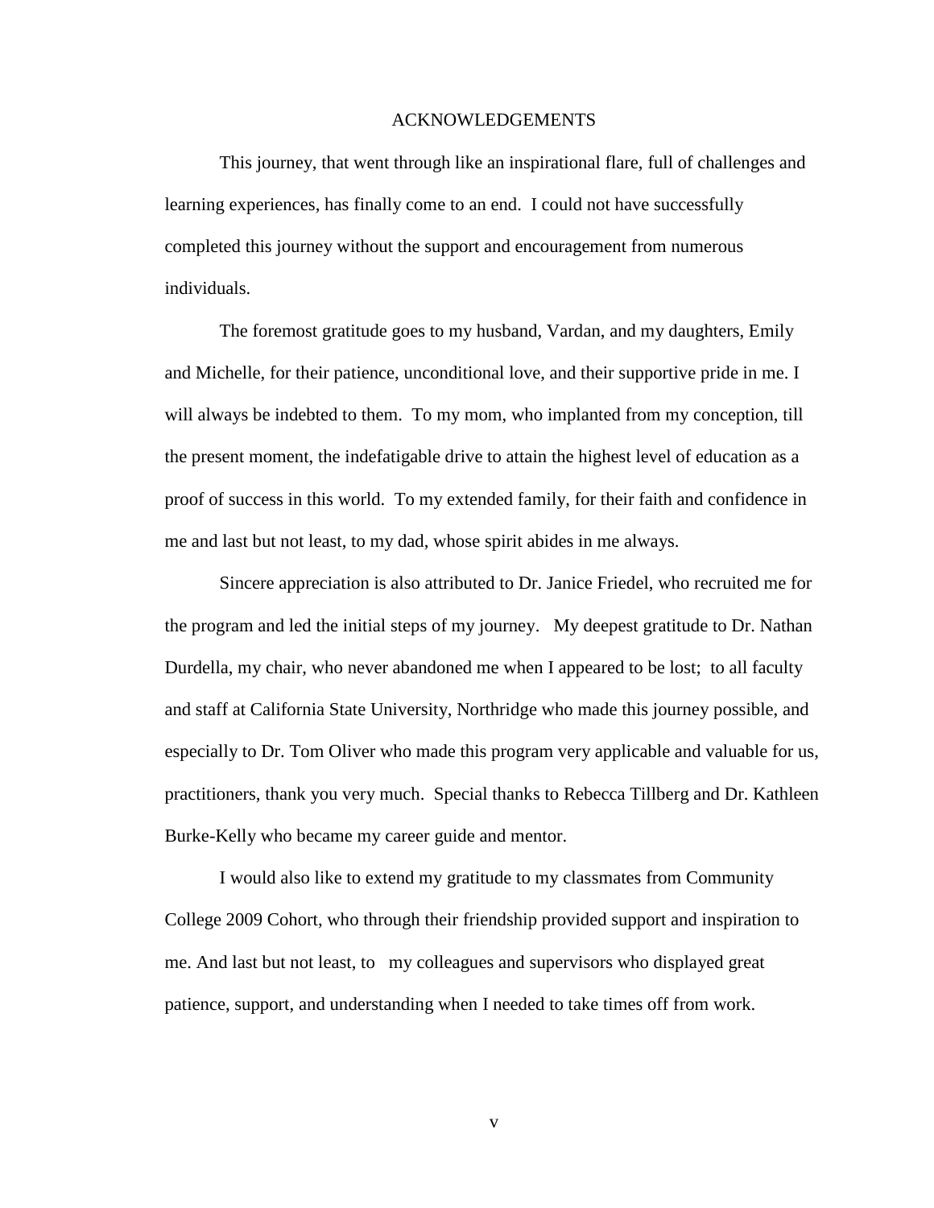# ACKNOWLEDGEMENTS

This journey, that went through like an inspirational flare, full of challenges and learning experiences, has finally come to an end. I could not have successfully completed this journey without the support and encouragement from numerous individuals.

The foremost gratitude goes to my husband, Vardan, and my daughters, Emily and Michelle, for their patience, unconditional love, and their supportive pride in me. I will always be indebted to them. To my mom, who implanted from my conception, till the present moment, the indefatigable drive to attain the highest level of education as a proof of success in this world. To my extended family, for their faith and confidence in me and last but not least, to my dad, whose spirit abides in me always.

Sincere appreciation is also attributed to Dr. Janice Friedel, who recruited me for the program and led the initial steps of my journey. My deepest gratitude to Dr. Nathan Durdella, my chair, who never abandoned me when I appeared to be lost; to all faculty and staff at California State University, Northridge who made this journey possible, and especially to Dr. Tom Oliver who made this program very applicable and valuable for us, practitioners, thank you very much. Special thanks to Rebecca Tillberg and Dr. Kathleen Burke-Kelly who became my career guide and mentor.

I would also like to extend my gratitude to my classmates from Community College 2009 Cohort, who through their friendship provided support and inspiration to me. And last but not least, to my colleagues and supervisors who displayed great patience, support, and understanding when I needed to take times off from work.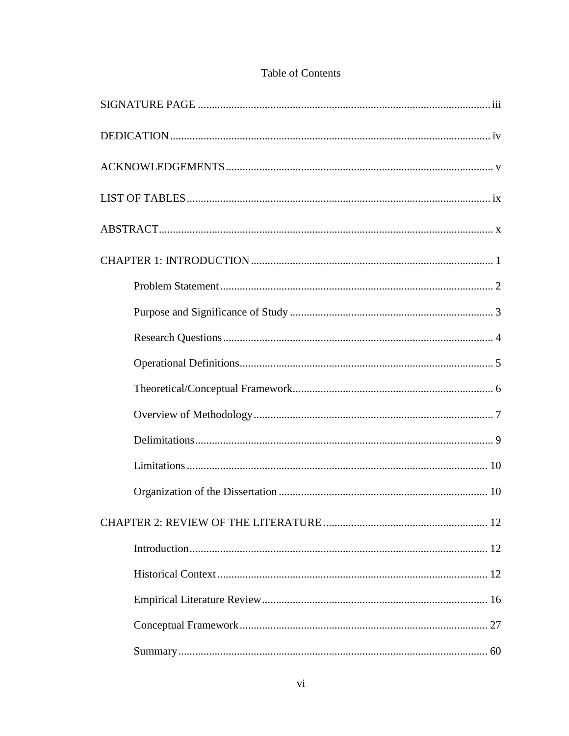# Table of Contents

SIGNATURE PAGE ........................................................................................................ iii

DEDICATION.................................................................................................................. iv

ACKNOWLEDGEMENTS ............................................................................................... v

LIST OF TABLES ............................................................................................................ ix

ABSTRACT....................................................................................................................... x

CHAPTER 1: INTRODUCTION ...................................................................................... 1

- Problem Statement .................................................................................................. 2
- Purpose and Significance of Study ......................................................................... 3
- Research Questions ................................................................................................. 4
- Operational Definitions ........................................................................................... 5
- Theoretical/Conceptual Framework ........................................................................ 6
- Overview of Methodology ...................................................................................... 7
- Delimitations ........................................................................................................... 9
- Limitations ............................................................................................................ 10
- Organization of the Dissertation ........................................................................... 10

CHAPTER 2: REVIEW OF THE LITERATURE .......................................................... 12

- Introduction ........................................................................................................... 12
- Historical Context ................................................................................................. 12
- Empirical Literature Review ................................................................................. 16
- Conceptual Framework ......................................................................................... 27
- Summary ............................................................................................................... 60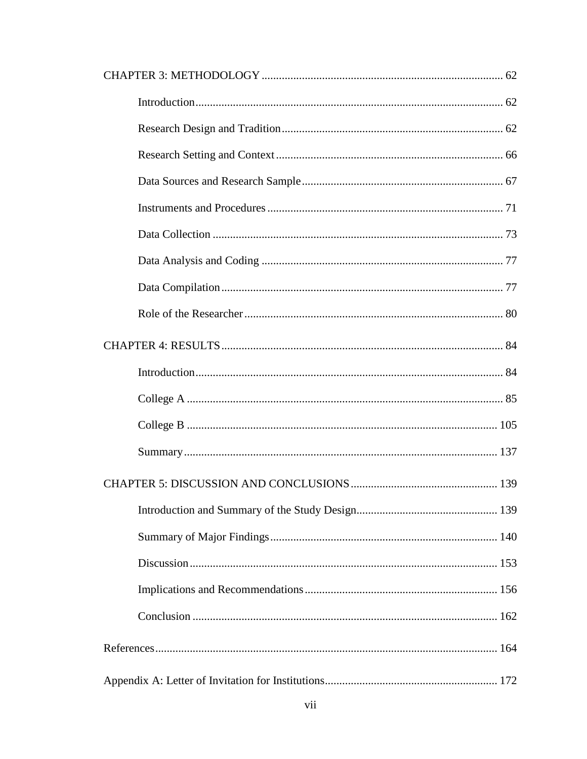CHAPTER 3: METHODOLOGY .................................................................................. 62

Introduction......................................................................................................... 62

Research Design and Tradition........................................................................... 62

Research Setting and Context............................................................................. 66

Data Sources and Research Sample.................................................................... 67

Instruments and Procedures ................................................................................ 71

Data Collection ................................................................................................... 73

Data Analysis and Coding .................................................................................. 77

Data Compilation................................................................................................ 77

Role of the Researcher........................................................................................ 80

CHAPTER 4: RESULTS................................................................................................ 84

Introduction......................................................................................................... 84

College A ............................................................................................................ 85

College B .......................................................................................................... 105

Summary........................................................................................................... 137

CHAPTER 5: DISCUSSION AND CONCLUSIONS.................................................. 139

Introduction and Summary of the Study Design................................................ 139

Summary of Major Findings............................................................................. 140

Discussion......................................................................................................... 153

Implications and Recommendations................................................................. 156

Conclusion ........................................................................................................ 162

References..................................................................................................................... 164

Appendix A: Letter of Invitation for Institutions.......................................................... 172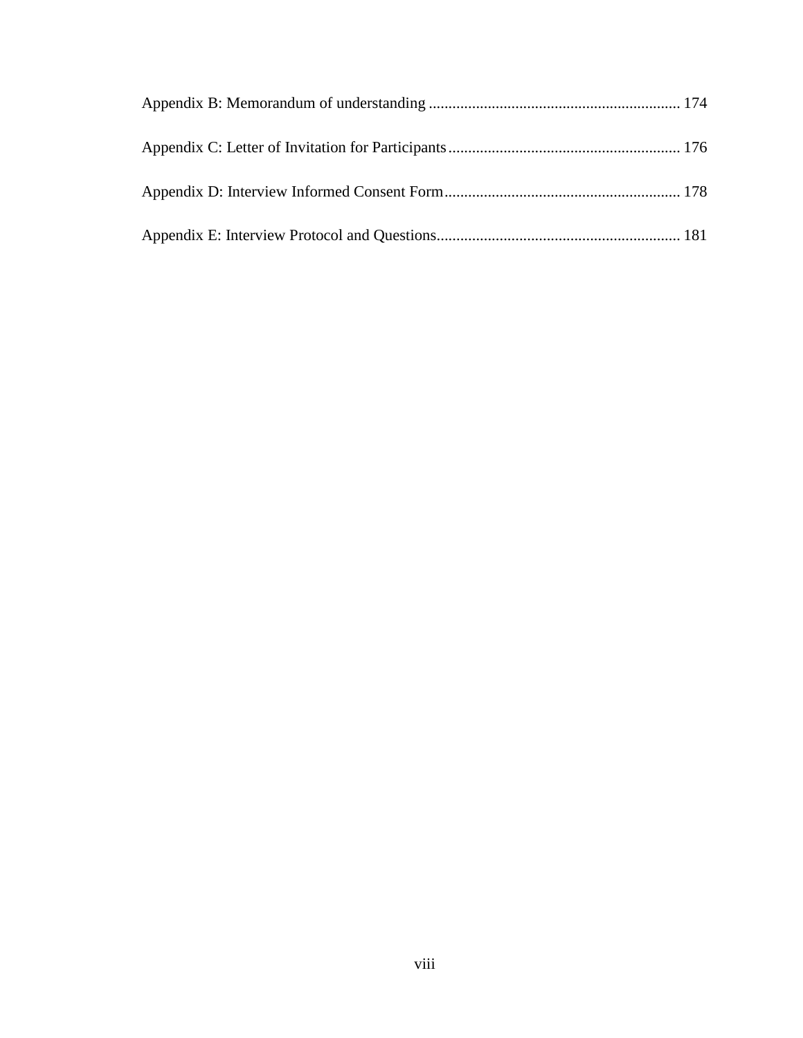Appendix B: Memorandum of understanding ................................................................ 174

Appendix C: Letter of Invitation for Participants........................................................... 176

Appendix D: Interview Informed Consent Form............................................................ 178

Appendix E: Interview Protocol and Questions.............................................................. 181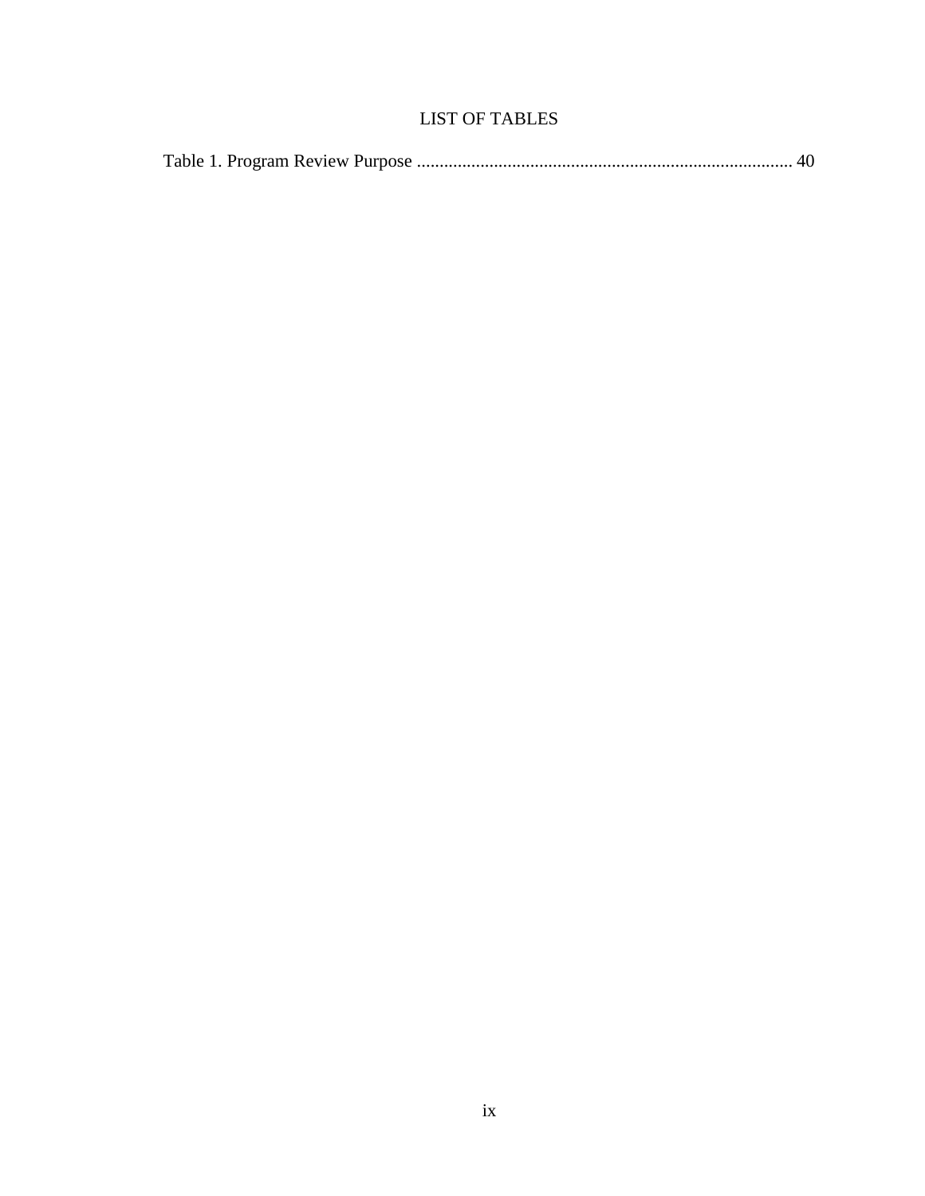# LIST OF TABLES

Table 1. Program Review Purpose .................................................................................. 40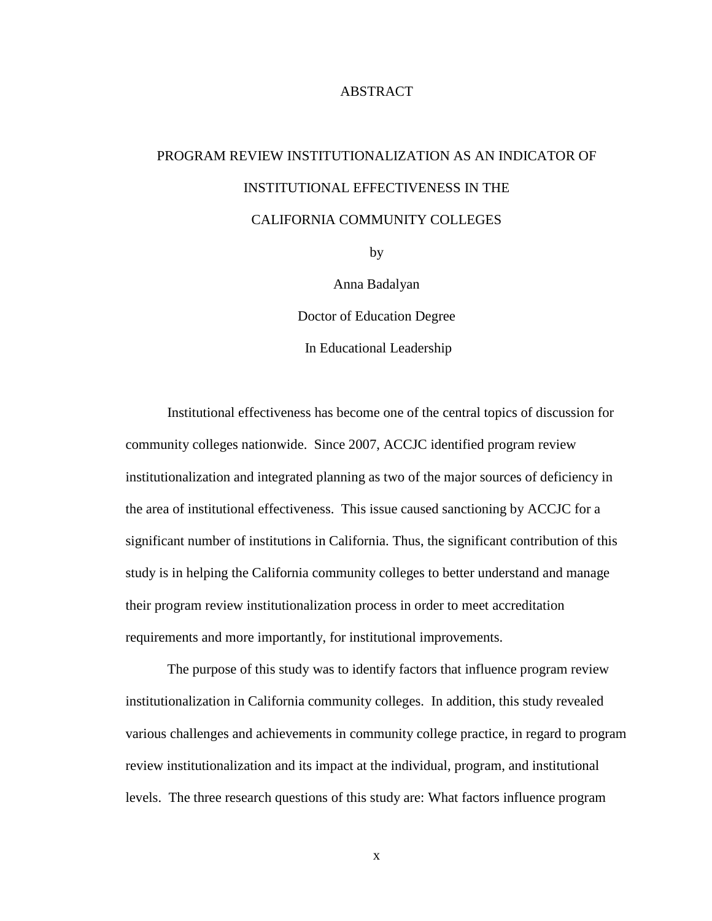# ABSTRACT

## PROGRAM REVIEW INSTITUTIONALIZATION AS AN INDICATOR OF INSTITUTIONAL EFFECTIVENESS IN THE CALIFORNIA COMMUNITY COLLEGES

by

Anna Badalyan

Doctor of Education Degree

In Educational Leadership

Institutional effectiveness has become one of the central topics of discussion for community colleges nationwide. Since 2007, ACCJC identified program review institutionalization and integrated planning as two of the major sources of deficiency in the area of institutional effectiveness. This issue caused sanctioning by ACCJC for a significant number of institutions in California. Thus, the significant contribution of this study is in helping the California community colleges to better understand and manage their program review institutionalization process in order to meet accreditation requirements and more importantly, for institutional improvements.

The purpose of this study was to identify factors that influence program review institutionalization in California community colleges. In addition, this study revealed various challenges and achievements in community college practice, in regard to program review institutionalization and its impact at the individual, program, and institutional levels. The three research questions of this study are: What factors influence program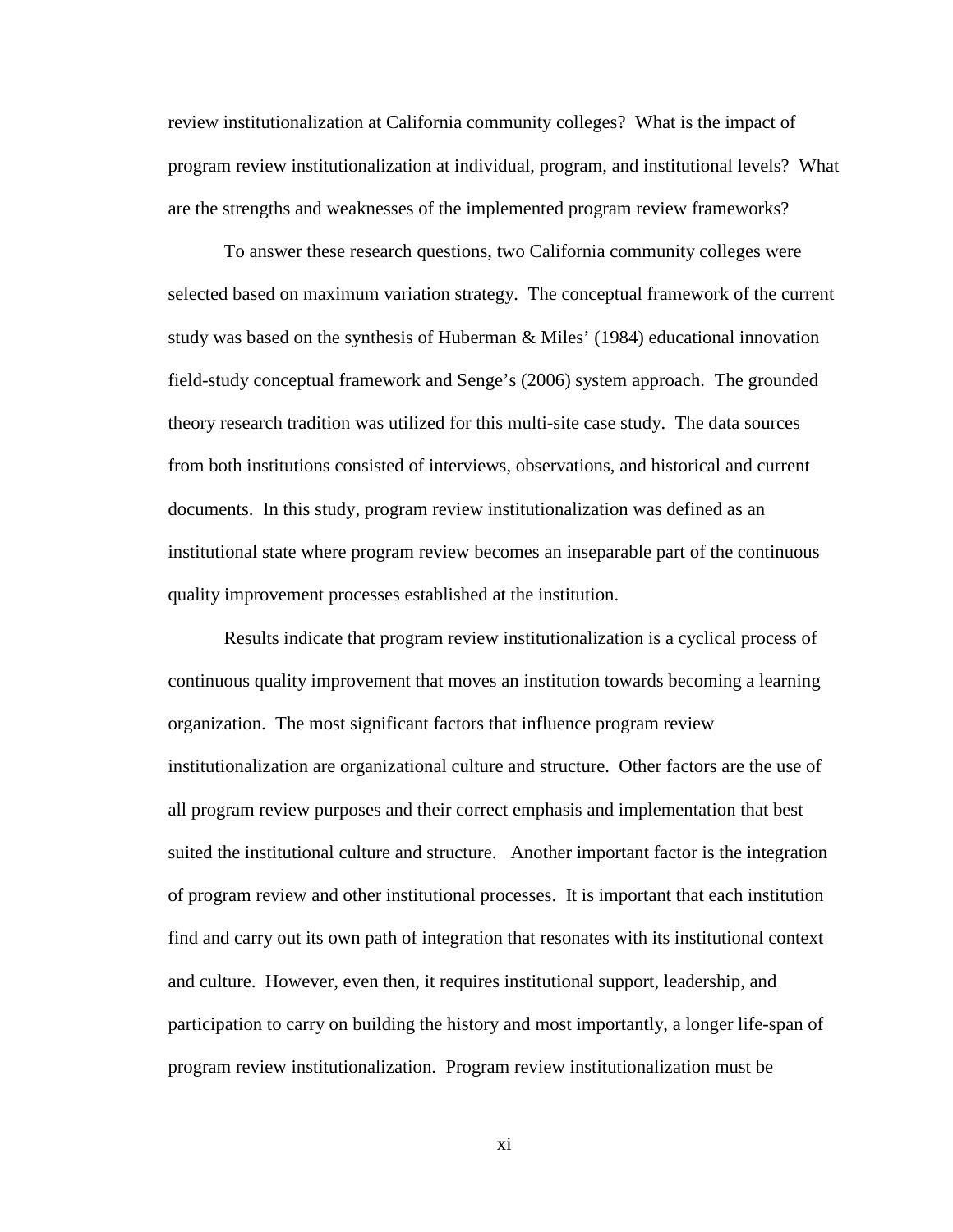review institutionalization at California community colleges? What is the impact of program review institutionalization at individual, program, and institutional levels? What are the strengths and weaknesses of the implemented program review frameworks?

To answer these research questions, two California community colleges were selected based on maximum variation strategy. The conceptual framework of the current study was based on the synthesis of Huberman & Miles' (1984) educational innovation field-study conceptual framework and Senge's (2006) system approach. The grounded theory research tradition was utilized for this multi-site case study. The data sources from both institutions consisted of interviews, observations, and historical and current documents. In this study, program review institutionalization was defined as an institutional state where program review becomes an inseparable part of the continuous quality improvement processes established at the institution.

Results indicate that program review institutionalization is a cyclical process of continuous quality improvement that moves an institution towards becoming a learning organization. The most significant factors that influence program review institutionalization are organizational culture and structure. Other factors are the use of all program review purposes and their correct emphasis and implementation that best suited the institutional culture and structure. Another important factor is the integration of program review and other institutional processes. It is important that each institution find and carry out its own path of integration that resonates with its institutional context and culture. However, even then, it requires institutional support, leadership, and participation to carry on building the history and most importantly, a longer life-span of program review institutionalization. Program review institutionalization must be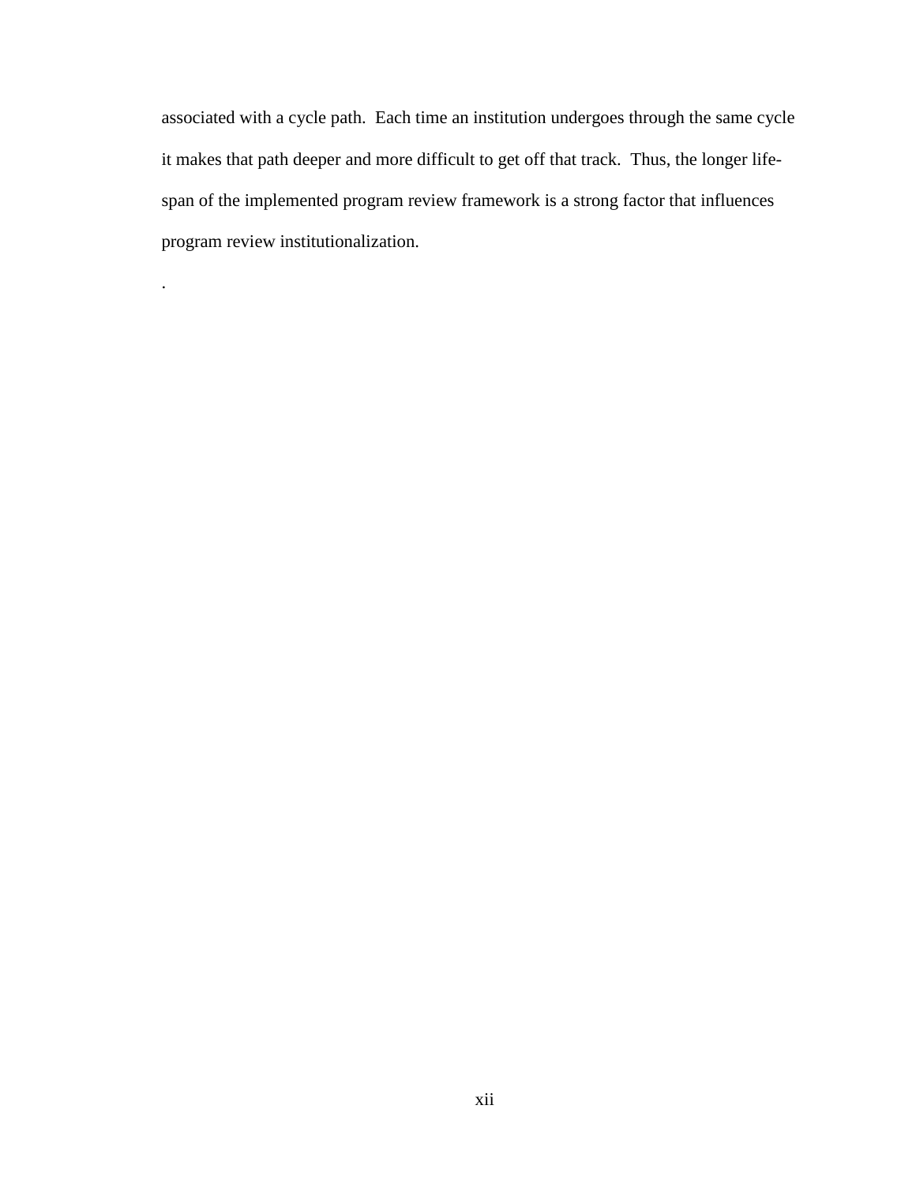associated with a cycle path. Each time an institution undergoes through the same cycle it makes that path deeper and more difficult to get off that track. Thus, the longer life-span of the implemented program review framework is a strong factor that influences program review institutionalization.

.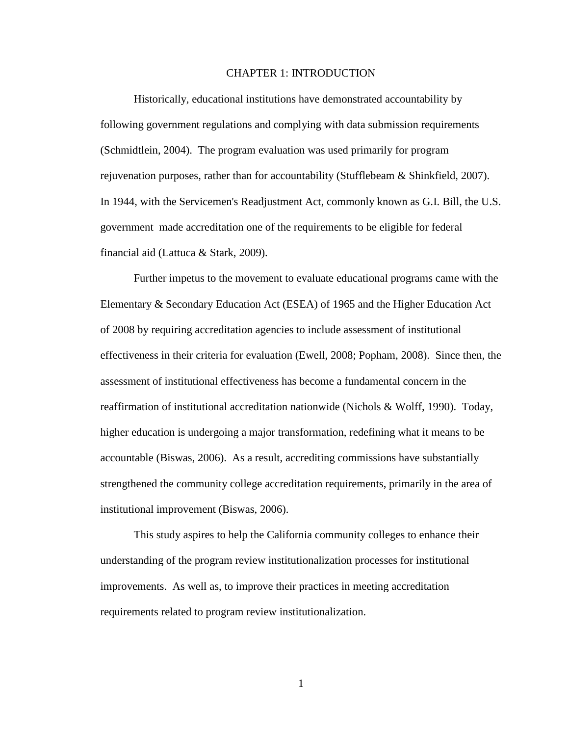# CHAPTER 1: INTRODUCTION

Historically, educational institutions have demonstrated accountability by following government regulations and complying with data submission requirements (Schmidtlein, 2004). The program evaluation was used primarily for program rejuvenation purposes, rather than for accountability (Stufflebeam & Shinkfield, 2007). In 1944, with the Servicemen's Readjustment Act, commonly known as G.I. Bill, the U.S. government made accreditation one of the requirements to be eligible for federal financial aid (Lattuca & Stark, 2009).

Further impetus to the movement to evaluate educational programs came with the Elementary & Secondary Education Act (ESEA) of 1965 and the Higher Education Act of 2008 by requiring accreditation agencies to include assessment of institutional effectiveness in their criteria for evaluation (Ewell, 2008; Popham, 2008). Since then, the assessment of institutional effectiveness has become a fundamental concern in the reaffirmation of institutional accreditation nationwide (Nichols & Wolff, 1990). Today, higher education is undergoing a major transformation, redefining what it means to be accountable (Biswas, 2006). As a result, accrediting commissions have substantially strengthened the community college accreditation requirements, primarily in the area of institutional improvement (Biswas, 2006).

This study aspires to help the California community colleges to enhance their understanding of the program review institutionalization processes for institutional improvements. As well as, to improve their practices in meeting accreditation requirements related to program review institutionalization.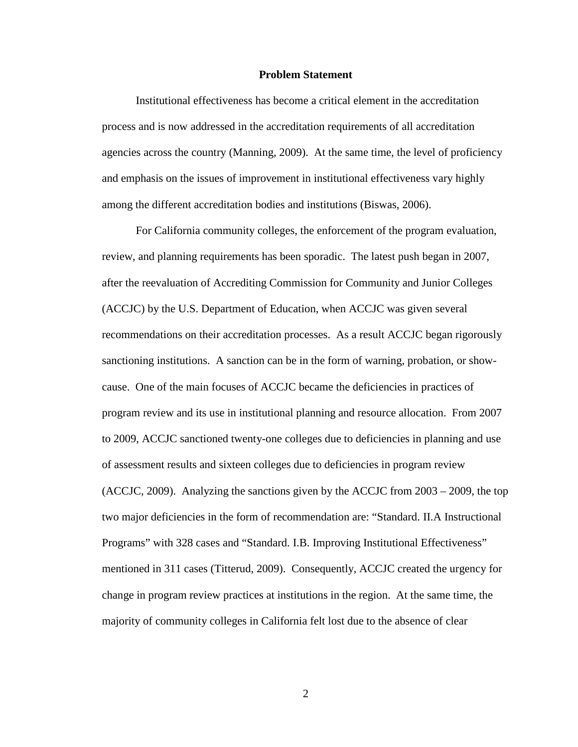## Problem Statement

Institutional effectiveness has become a critical element in the accreditation process and is now addressed in the accreditation requirements of all accreditation agencies across the country (Manning, 2009). At the same time, the level of proficiency and emphasis on the issues of improvement in institutional effectiveness vary highly among the different accreditation bodies and institutions (Biswas, 2006).

For California community colleges, the enforcement of the program evaluation, review, and planning requirements has been sporadic. The latest push began in 2007, after the reevaluation of Accrediting Commission for Community and Junior Colleges (ACCJC) by the U.S. Department of Education, when ACCJC was given several recommendations on their accreditation processes. As a result ACCJC began rigorously sanctioning institutions. A sanction can be in the form of warning, probation, or show-cause. One of the main focuses of ACCJC became the deficiencies in practices of program review and its use in institutional planning and resource allocation. From 2007 to 2009, ACCJC sanctioned twenty-one colleges due to deficiencies in planning and use of assessment results and sixteen colleges due to deficiencies in program review (ACCJC, 2009). Analyzing the sanctions given by the ACCJC from 2003 – 2009, the top two major deficiencies in the form of recommendation are: "Standard. II.A Instructional Programs" with 328 cases and "Standard. I.B. Improving Institutional Effectiveness" mentioned in 311 cases (Titterud, 2009). Consequently, ACCJC created the urgency for change in program review practices at institutions in the region. At the same time, the majority of community colleges in California felt lost due to the absence of clear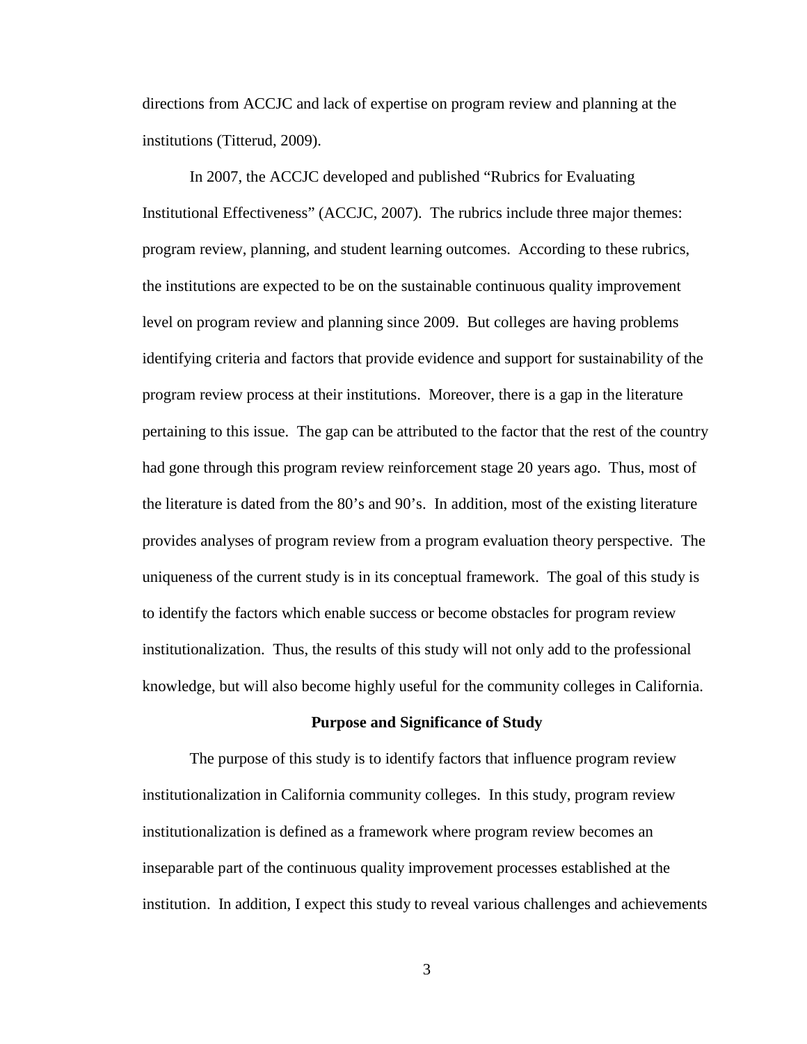directions from ACCJC and lack of expertise on program review and planning at the institutions (Titterud, 2009).

In 2007, the ACCJC developed and published "Rubrics for Evaluating Institutional Effectiveness" (ACCJC, 2007). The rubrics include three major themes: program review, planning, and student learning outcomes. According to these rubrics, the institutions are expected to be on the sustainable continuous quality improvement level on program review and planning since 2009. But colleges are having problems identifying criteria and factors that provide evidence and support for sustainability of the program review process at their institutions. Moreover, there is a gap in the literature pertaining to this issue. The gap can be attributed to the factor that the rest of the country had gone through this program review reinforcement stage 20 years ago. Thus, most of the literature is dated from the 80's and 90's. In addition, most of the existing literature provides analyses of program review from a program evaluation theory perspective. The uniqueness of the current study is in its conceptual framework. The goal of this study is to identify the factors which enable success or become obstacles for program review institutionalization. Thus, the results of this study will not only add to the professional knowledge, but will also become highly useful for the community colleges in California.

## Purpose and Significance of Study

The purpose of this study is to identify factors that influence program review institutionalization in California community colleges. In this study, program review institutionalization is defined as a framework where program review becomes an inseparable part of the continuous quality improvement processes established at the institution. In addition, I expect this study to reveal various challenges and achievements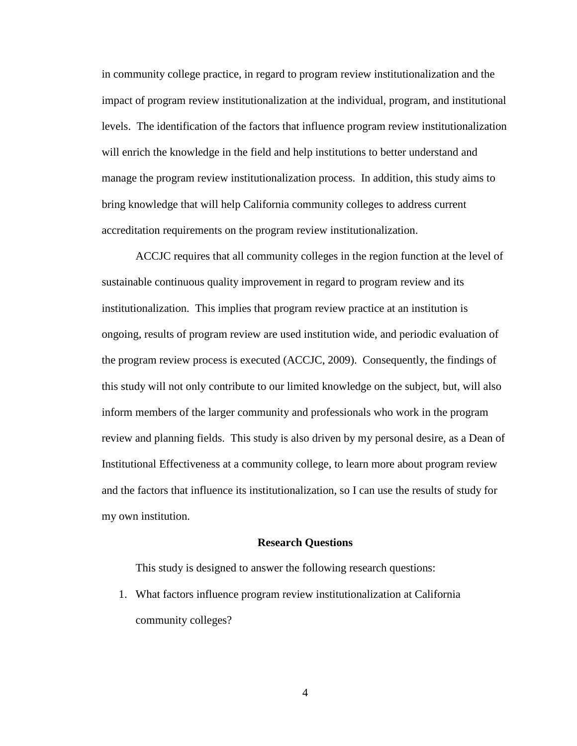in community college practice, in regard to program review institutionalization and the impact of program review institutionalization at the individual, program, and institutional levels. The identification of the factors that influence program review institutionalization will enrich the knowledge in the field and help institutions to better understand and manage the program review institutionalization process. In addition, this study aims to bring knowledge that will help California community colleges to address current accreditation requirements on the program review institutionalization.

ACCJC requires that all community colleges in the region function at the level of sustainable continuous quality improvement in regard to program review and its institutionalization. This implies that program review practice at an institution is ongoing, results of program review are used institution wide, and periodic evaluation of the program review process is executed (ACCJC, 2009). Consequently, the findings of this study will not only contribute to our limited knowledge on the subject, but, will also inform members of the larger community and professionals who work in the program review and planning fields. This study is also driven by my personal desire, as a Dean of Institutional Effectiveness at a community college, to learn more about program review and the factors that influence its institutionalization, so I can use the results of study for my own institution.

## Research Questions

This study is designed to answer the following research questions:

1. What factors influence program review institutionalization at California community colleges?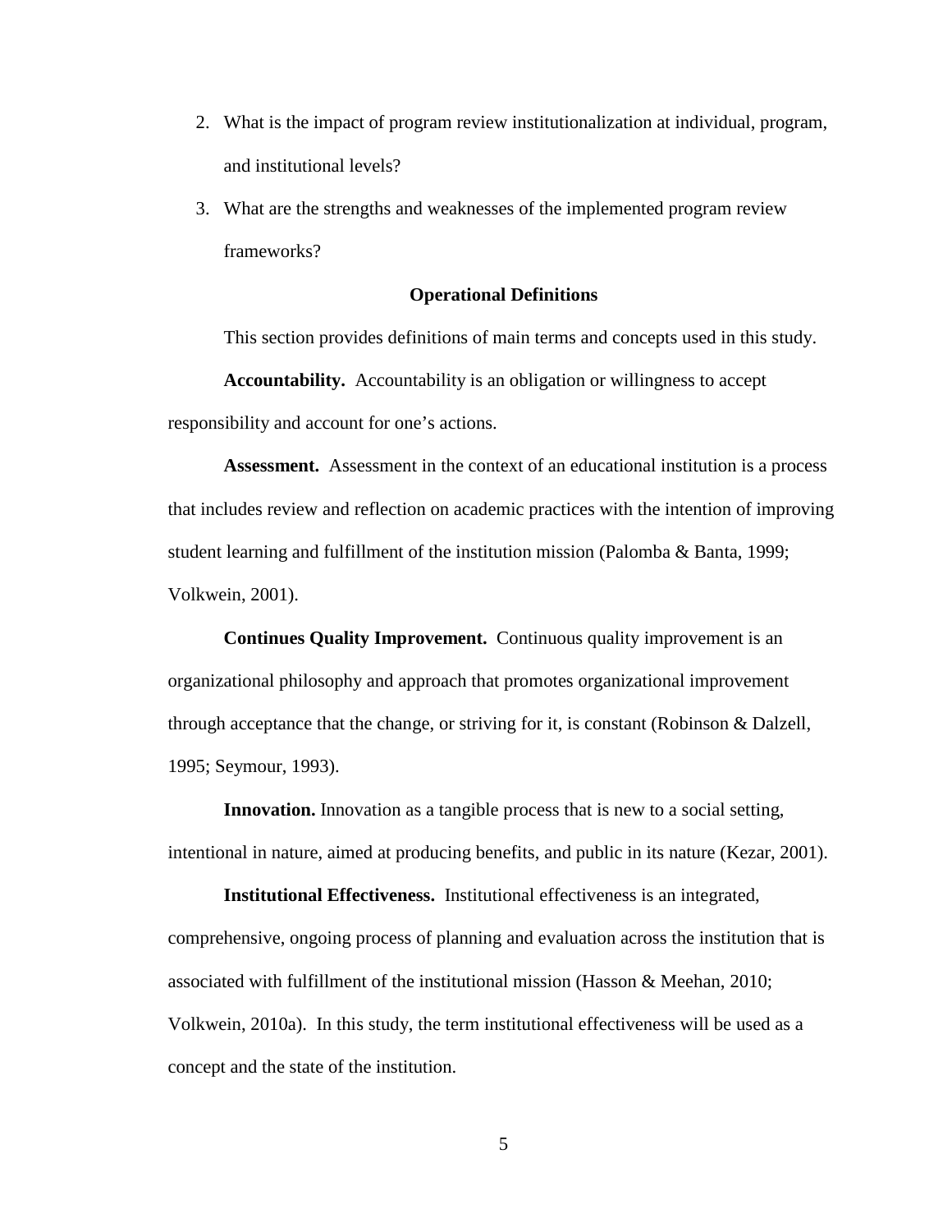2. What is the impact of program review institutionalization at individual, program, and institutional levels?
3. What are the strengths and weaknesses of the implemented program review frameworks?

## Operational Definitions

This section provides definitions of main terms and concepts used in this study.

**Accountability.** Accountability is an obligation or willingness to accept responsibility and account for one's actions.

**Assessment.** Assessment in the context of an educational institution is a process that includes review and reflection on academic practices with the intention of improving student learning and fulfillment of the institution mission (Palomba & Banta, 1999; Volkwein, 2001).

**Continues Quality Improvement.** Continuous quality improvement is an organizational philosophy and approach that promotes organizational improvement through acceptance that the change, or striving for it, is constant (Robinson & Dalzell, 1995; Seymour, 1993).

**Innovation.** Innovation as a tangible process that is new to a social setting, intentional in nature, aimed at producing benefits, and public in its nature (Kezar, 2001).

**Institutional Effectiveness.** Institutional effectiveness is an integrated, comprehensive, ongoing process of planning and evaluation across the institution that is associated with fulfillment of the institutional mission (Hasson & Meehan, 2010; Volkwein, 2010a). In this study, the term institutional effectiveness will be used as a concept and the state of the institution.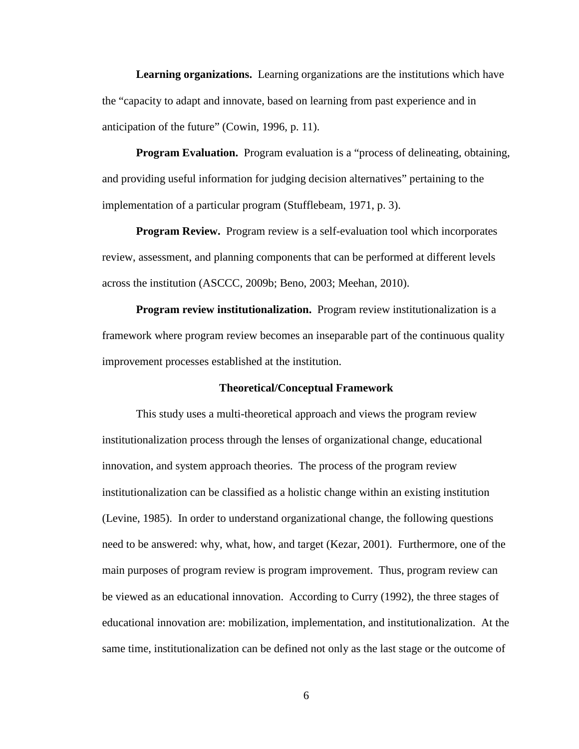**Learning organizations.** Learning organizations are the institutions which have the "capacity to adapt and innovate, based on learning from past experience and in anticipation of the future" (Cowin, 1996, p. 11).

**Program Evaluation.** Program evaluation is a "process of delineating, obtaining, and providing useful information for judging decision alternatives" pertaining to the implementation of a particular program (Stufflebeam, 1971, p. 3).

**Program Review.** Program review is a self-evaluation tool which incorporates review, assessment, and planning components that can be performed at different levels across the institution (ASCCC, 2009b; Beno, 2003; Meehan, 2010).

**Program review institutionalization.** Program review institutionalization is a framework where program review becomes an inseparable part of the continuous quality improvement processes established at the institution.

## Theoretical/Conceptual Framework

This study uses a multi-theoretical approach and views the program review institutionalization process through the lenses of organizational change, educational innovation, and system approach theories. The process of the program review institutionalization can be classified as a holistic change within an existing institution (Levine, 1985). In order to understand organizational change, the following questions need to be answered: why, what, how, and target (Kezar, 2001). Furthermore, one of the main purposes of program review is program improvement. Thus, program review can be viewed as an educational innovation. According to Curry (1992), the three stages of educational innovation are: mobilization, implementation, and institutionalization. At the same time, institutionalization can be defined not only as the last stage or the outcome of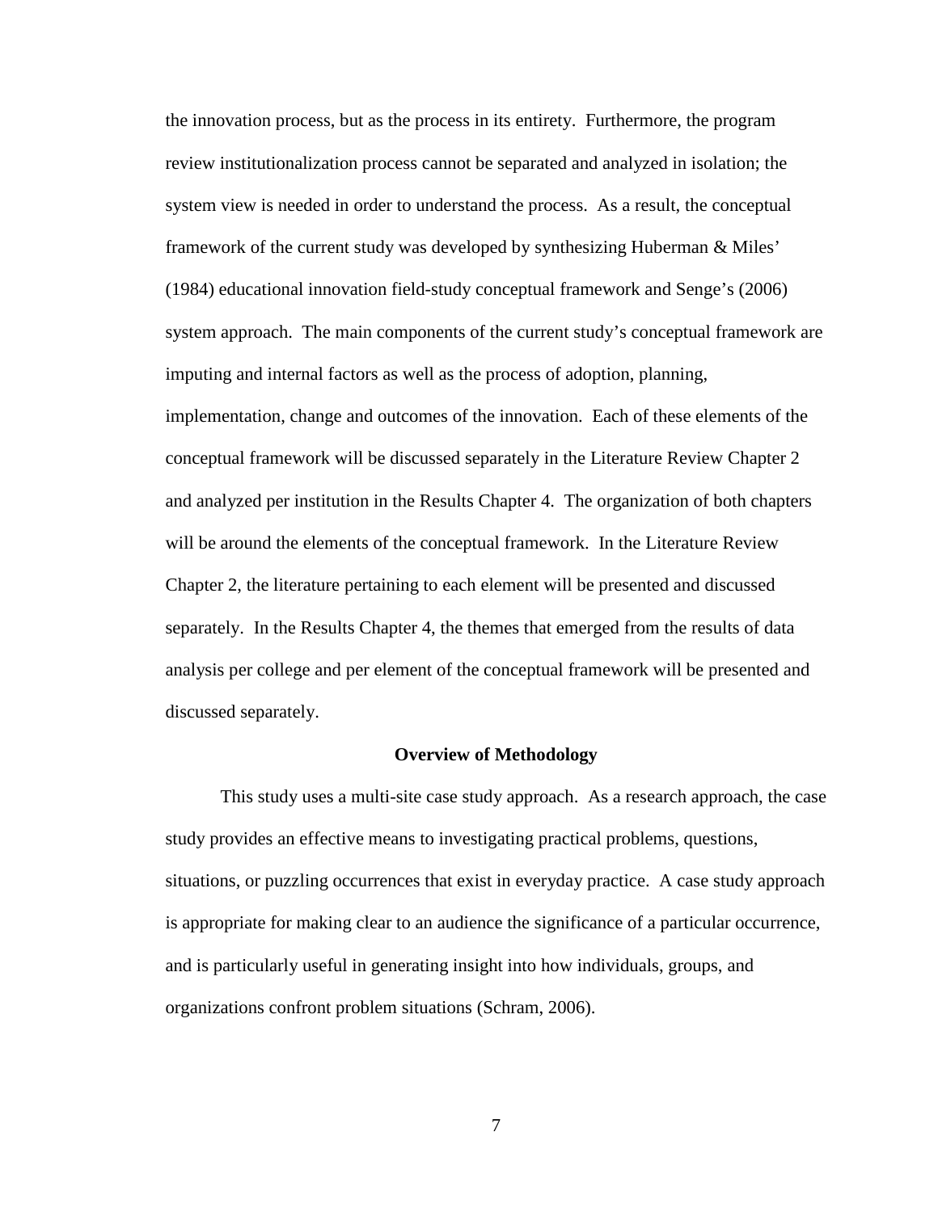the innovation process, but as the process in its entirety. Furthermore, the program review institutionalization process cannot be separated and analyzed in isolation; the system view is needed in order to understand the process. As a result, the conceptual framework of the current study was developed by synthesizing Huberman & Miles' (1984) educational innovation field-study conceptual framework and Senge's (2006) system approach. The main components of the current study's conceptual framework are imputing and internal factors as well as the process of adoption, planning, implementation, change and outcomes of the innovation. Each of these elements of the conceptual framework will be discussed separately in the Literature Review Chapter 2 and analyzed per institution in the Results Chapter 4. The organization of both chapters will be around the elements of the conceptual framework. In the Literature Review Chapter 2, the literature pertaining to each element will be presented and discussed separately. In the Results Chapter 4, the themes that emerged from the results of data analysis per college and per element of the conceptual framework will be presented and discussed separately.

## Overview of Methodology

This study uses a multi-site case study approach. As a research approach, the case study provides an effective means to investigating practical problems, questions, situations, or puzzling occurrences that exist in everyday practice. A case study approach is appropriate for making clear to an audience the significance of a particular occurrence, and is particularly useful in generating insight into how individuals, groups, and organizations confront problem situations (Schram, 2006).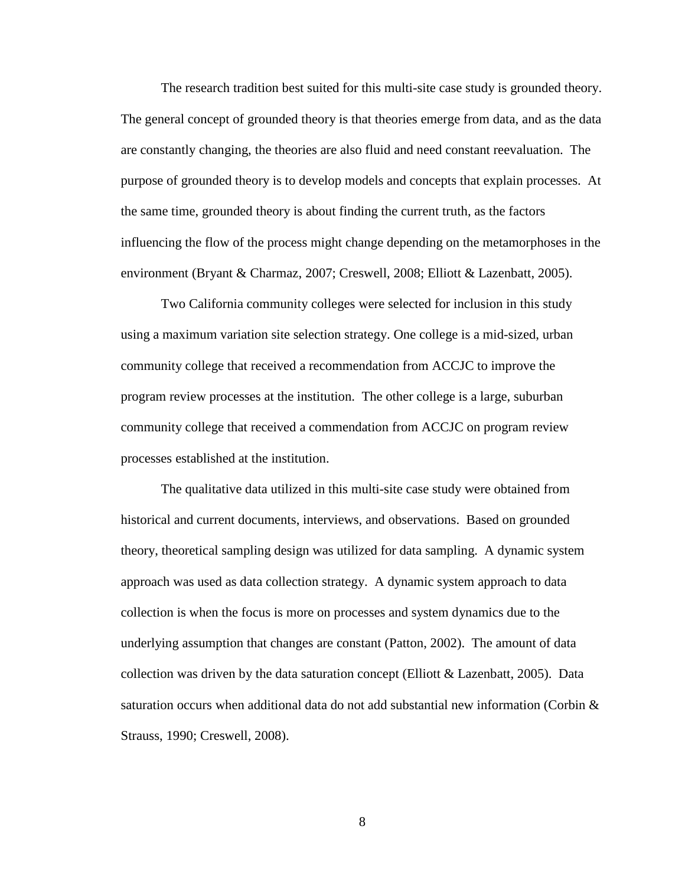The research tradition best suited for this multi-site case study is grounded theory. The general concept of grounded theory is that theories emerge from data, and as the data are constantly changing, the theories are also fluid and need constant reevaluation. The purpose of grounded theory is to develop models and concepts that explain processes. At the same time, grounded theory is about finding the current truth, as the factors influencing the flow of the process might change depending on the metamorphoses in the environment (Bryant & Charmaz, 2007; Creswell, 2008; Elliott & Lazenbatt, 2005).

Two California community colleges were selected for inclusion in this study using a maximum variation site selection strategy. One college is a mid-sized, urban community college that received a recommendation from ACCJC to improve the program review processes at the institution. The other college is a large, suburban community college that received a commendation from ACCJC on program review processes established at the institution.

The qualitative data utilized in this multi-site case study were obtained from historical and current documents, interviews, and observations. Based on grounded theory, theoretical sampling design was utilized for data sampling. A dynamic system approach was used as data collection strategy. A dynamic system approach to data collection is when the focus is more on processes and system dynamics due to the underlying assumption that changes are constant (Patton, 2002). The amount of data collection was driven by the data saturation concept (Elliott & Lazenbatt, 2005). Data saturation occurs when additional data do not add substantial new information (Corbin & Strauss, 1990; Creswell, 2008).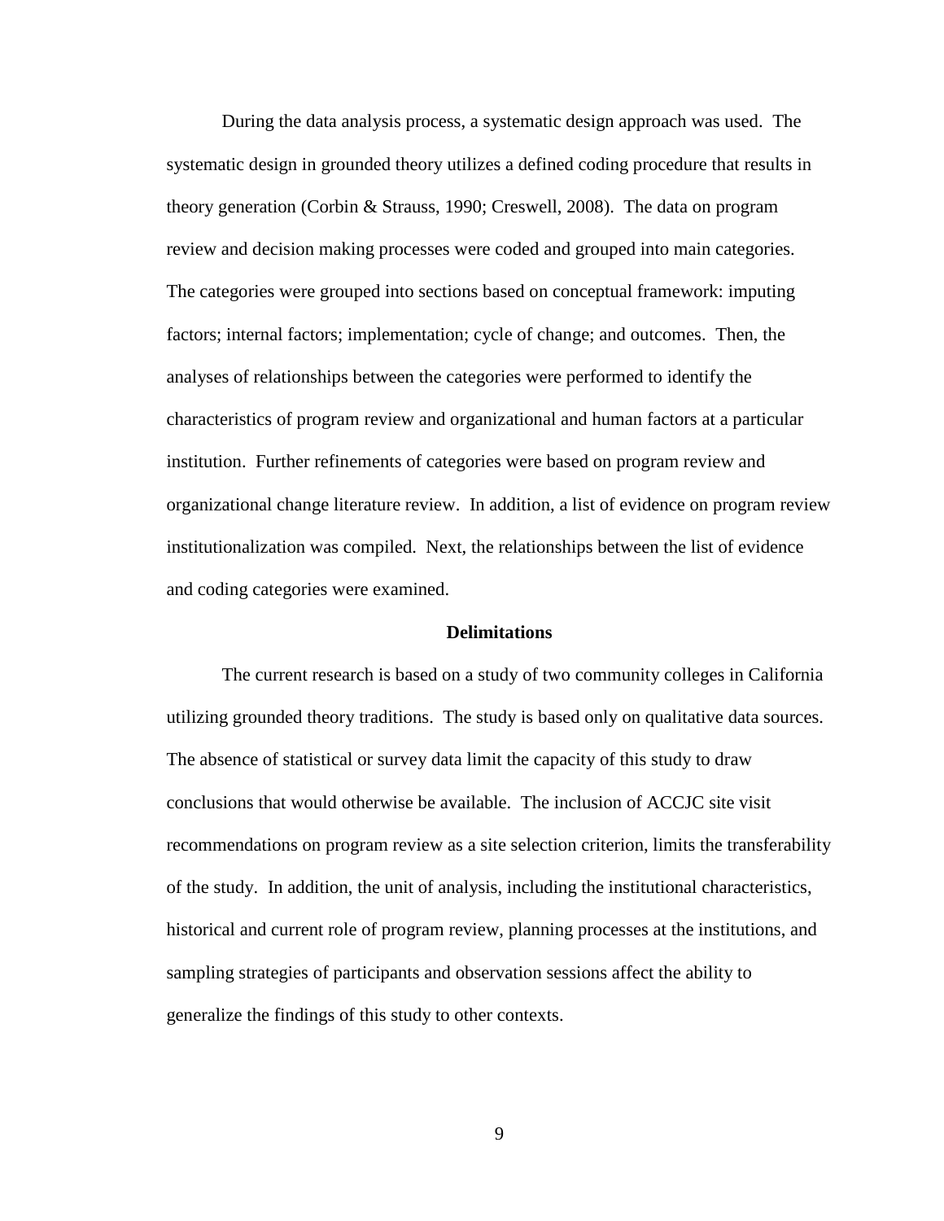During the data analysis process, a systematic design approach was used. The systematic design in grounded theory utilizes a defined coding procedure that results in theory generation (Corbin & Strauss, 1990; Creswell, 2008). The data on program review and decision making processes were coded and grouped into main categories. The categories were grouped into sections based on conceptual framework: imputing factors; internal factors; implementation; cycle of change; and outcomes. Then, the analyses of relationships between the categories were performed to identify the characteristics of program review and organizational and human factors at a particular institution. Further refinements of categories were based on program review and organizational change literature review. In addition, a list of evidence on program review institutionalization was compiled. Next, the relationships between the list of evidence and coding categories were examined.

## Delimitations

The current research is based on a study of two community colleges in California utilizing grounded theory traditions. The study is based only on qualitative data sources. The absence of statistical or survey data limit the capacity of this study to draw conclusions that would otherwise be available. The inclusion of ACCJC site visit recommendations on program review as a site selection criterion, limits the transferability of the study. In addition, the unit of analysis, including the institutional characteristics, historical and current role of program review, planning processes at the institutions, and sampling strategies of participants and observation sessions affect the ability to generalize the findings of this study to other contexts.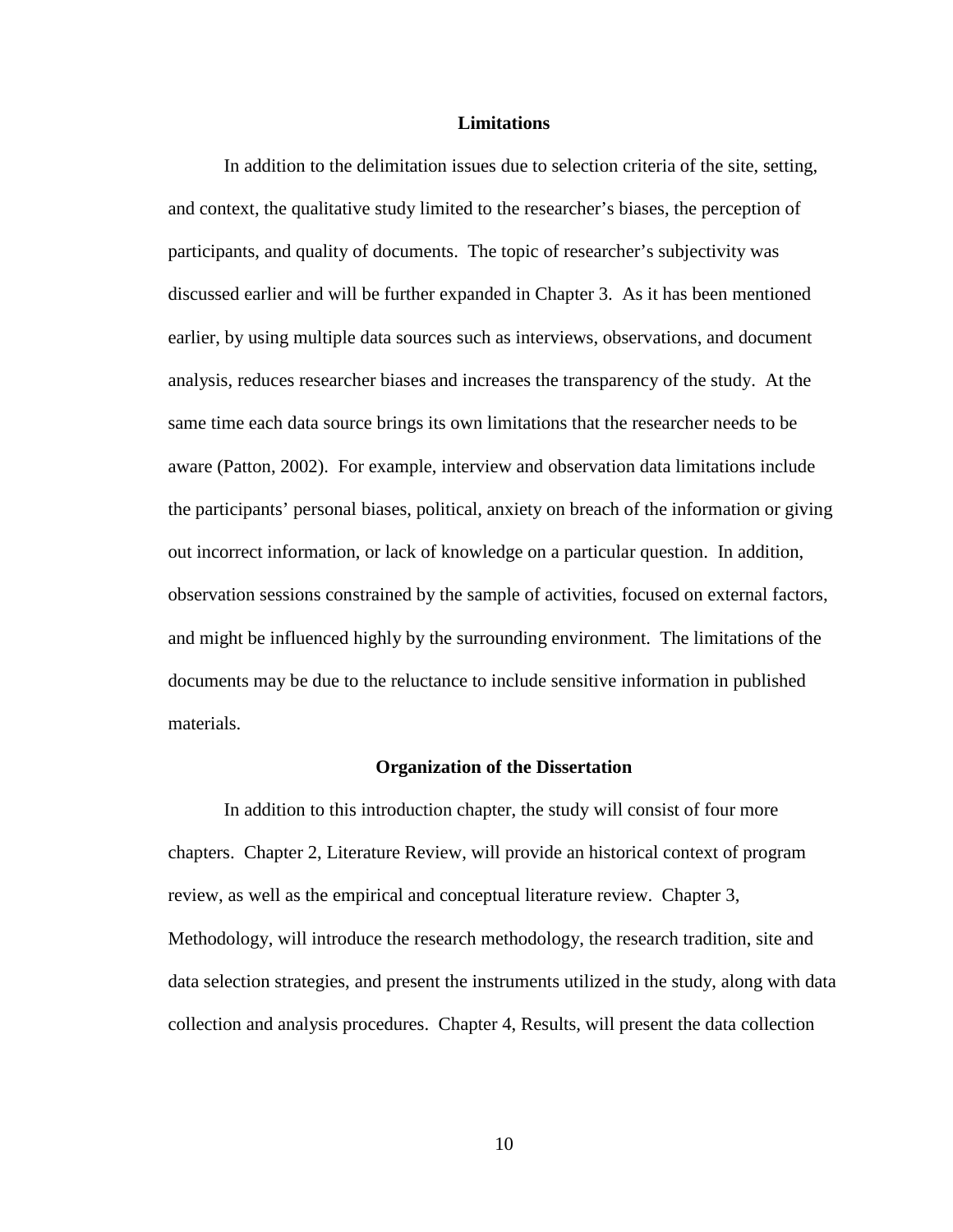## Limitations

In addition to the delimitation issues due to selection criteria of the site, setting, and context, the qualitative study limited to the researcher's biases, the perception of participants, and quality of documents. The topic of researcher's subjectivity was discussed earlier and will be further expanded in Chapter 3. As it has been mentioned earlier, by using multiple data sources such as interviews, observations, and document analysis, reduces researcher biases and increases the transparency of the study. At the same time each data source brings its own limitations that the researcher needs to be aware (Patton, 2002). For example, interview and observation data limitations include the participants' personal biases, political, anxiety on breach of the information or giving out incorrect information, or lack of knowledge on a particular question. In addition, observation sessions constrained by the sample of activities, focused on external factors, and might be influenced highly by the surrounding environment. The limitations of the documents may be due to the reluctance to include sensitive information in published materials.

## Organization of the Dissertation

In addition to this introduction chapter, the study will consist of four more chapters. Chapter 2, Literature Review, will provide an historical context of program review, as well as the empirical and conceptual literature review. Chapter 3, Methodology, will introduce the research methodology, the research tradition, site and data selection strategies, and present the instruments utilized in the study, along with data collection and analysis procedures. Chapter 4, Results, will present the data collection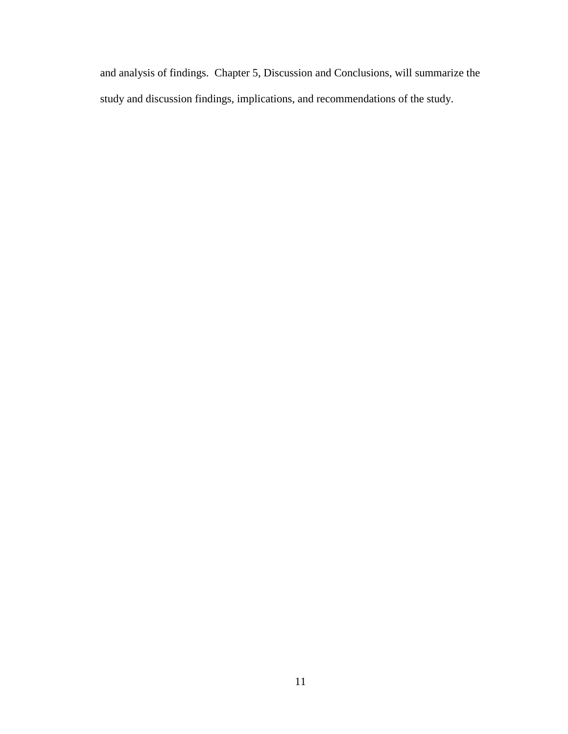and analysis of findings.  Chapter 5, Discussion and Conclusions, will summarize the study and discussion findings, implications, and recommendations of the study.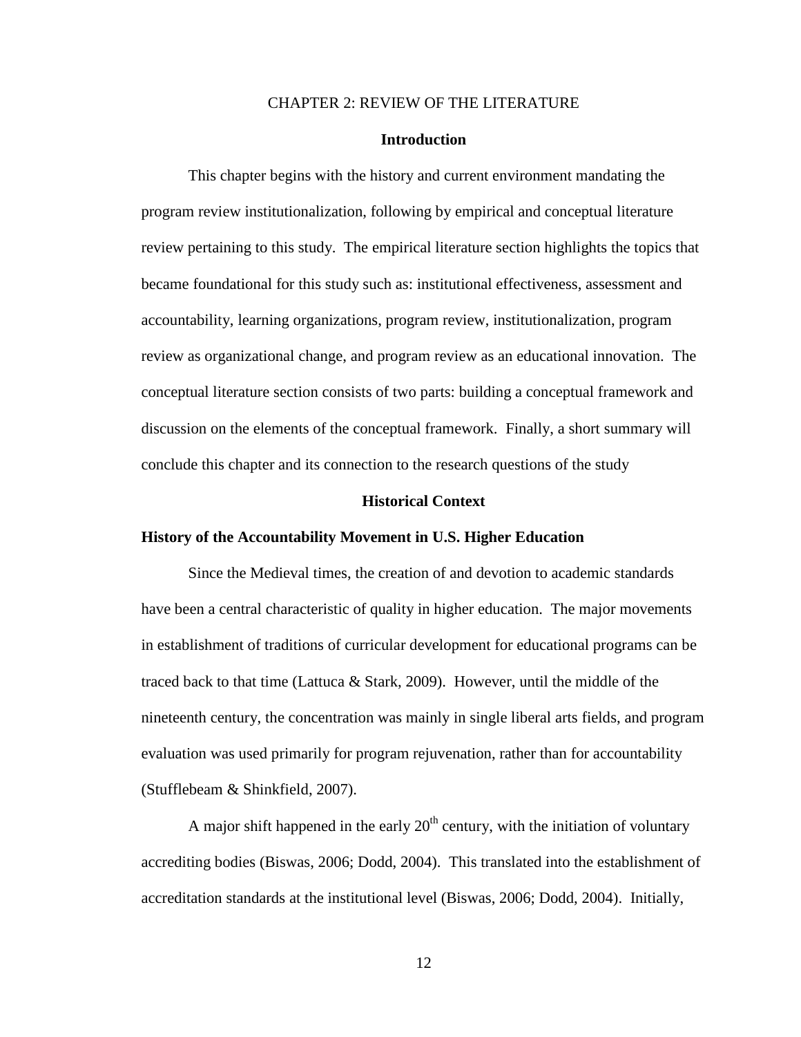# CHAPTER 2: REVIEW OF THE LITERATURE

## Introduction

This chapter begins with the history and current environment mandating the program review institutionalization, following by empirical and conceptual literature review pertaining to this study. The empirical literature section highlights the topics that became foundational for this study such as: institutional effectiveness, assessment and accountability, learning organizations, program review, institutionalization, program review as organizational change, and program review as an educational innovation. The conceptual literature section consists of two parts: building a conceptual framework and discussion on the elements of the conceptual framework. Finally, a short summary will conclude this chapter and its connection to the research questions of the study

## Historical Context

### History of the Accountability Movement in U.S. Higher Education

Since the Medieval times, the creation of and devotion to academic standards have been a central characteristic of quality in higher education. The major movements in establishment of traditions of curricular development for educational programs can be traced back to that time (Lattuca & Stark, 2009). However, until the middle of the nineteenth century, the concentration was mainly in single liberal arts fields, and program evaluation was used primarily for program rejuvenation, rather than for accountability (Stufflebeam & Shinkfield, 2007).

A major shift happened in the early 20th century, with the initiation of voluntary accrediting bodies (Biswas, 2006; Dodd, 2004). This translated into the establishment of accreditation standards at the institutional level (Biswas, 2006; Dodd, 2004). Initially,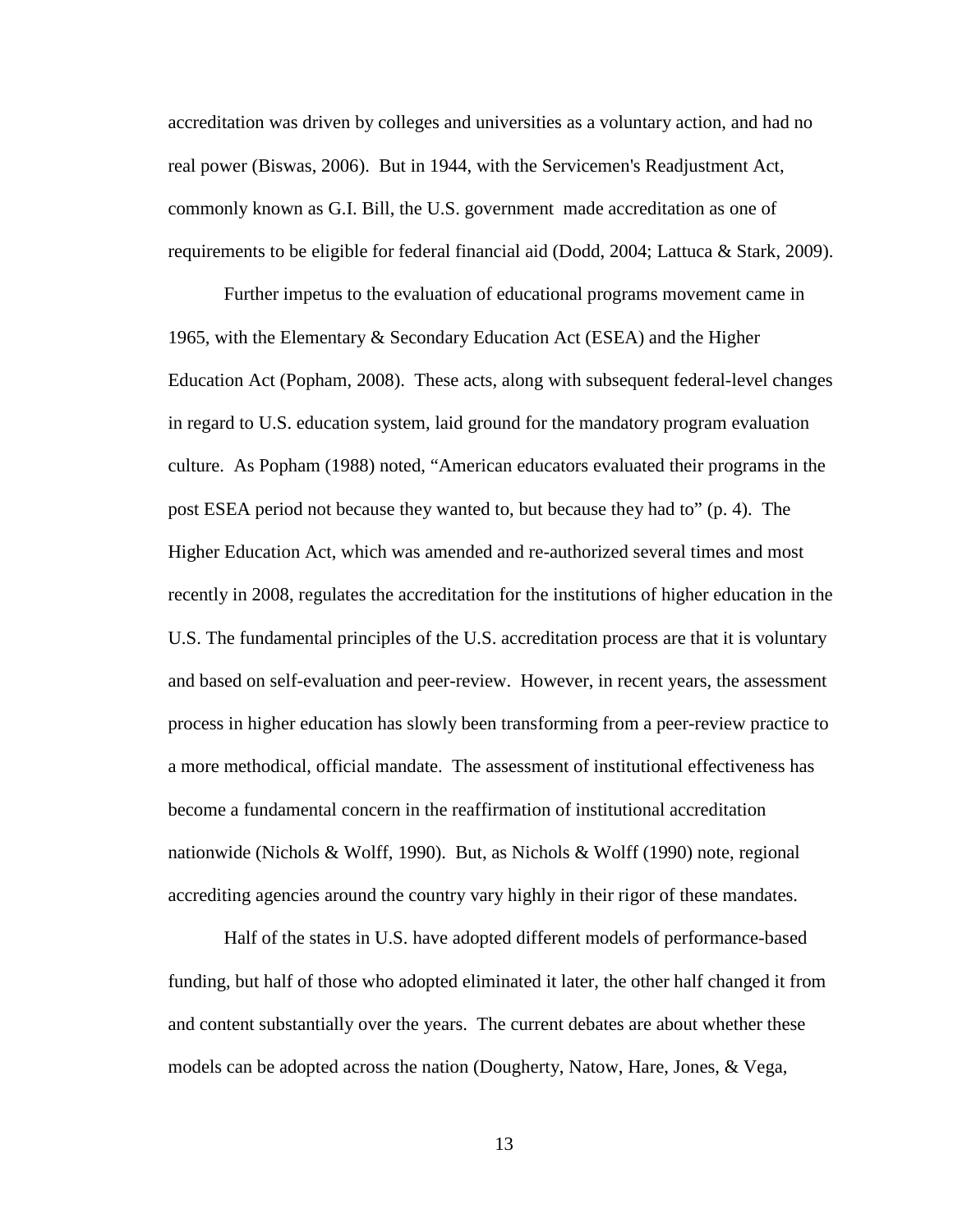accreditation was driven by colleges and universities as a voluntary action, and had no real power (Biswas, 2006). But in 1944, with the Servicemen's Readjustment Act, commonly known as G.I. Bill, the U.S. government made accreditation as one of requirements to be eligible for federal financial aid (Dodd, 2004; Lattuca & Stark, 2009).

Further impetus to the evaluation of educational programs movement came in 1965, with the Elementary & Secondary Education Act (ESEA) and the Higher Education Act (Popham, 2008). These acts, along with subsequent federal-level changes in regard to U.S. education system, laid ground for the mandatory program evaluation culture. As Popham (1988) noted, "American educators evaluated their programs in the post ESEA period not because they wanted to, but because they had to" (p. 4). The Higher Education Act, which was amended and re-authorized several times and most recently in 2008, regulates the accreditation for the institutions of higher education in the U.S. The fundamental principles of the U.S. accreditation process are that it is voluntary and based on self-evaluation and peer-review. However, in recent years, the assessment process in higher education has slowly been transforming from a peer-review practice to a more methodical, official mandate. The assessment of institutional effectiveness has become a fundamental concern in the reaffirmation of institutional accreditation nationwide (Nichols & Wolff, 1990). But, as Nichols & Wolff (1990) note, regional accrediting agencies around the country vary highly in their rigor of these mandates.

Half of the states in U.S. have adopted different models of performance-based funding, but half of those who adopted eliminated it later, the other half changed it from and content substantially over the years. The current debates are about whether these models can be adopted across the nation (Dougherty, Natow, Hare, Jones, & Vega,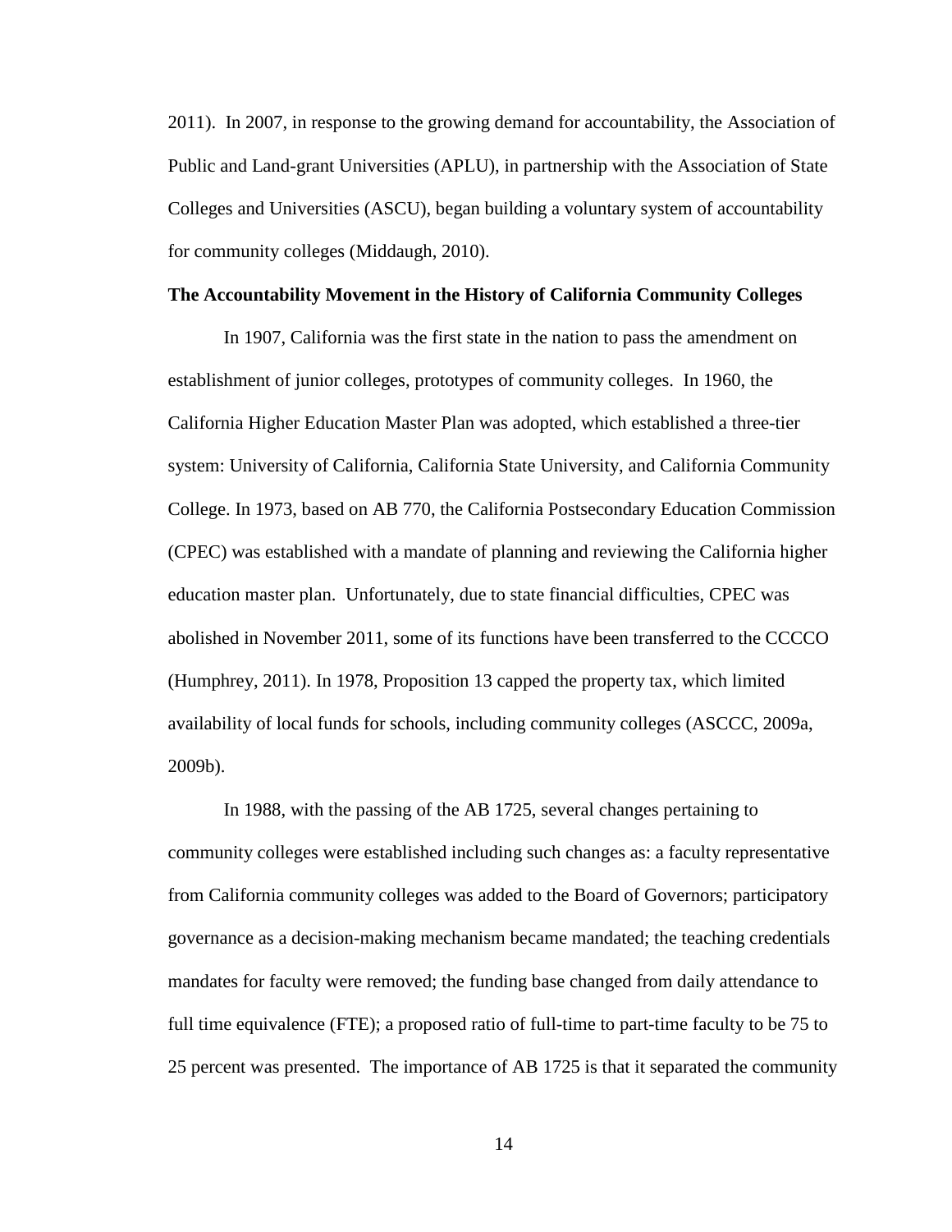2011). In 2007, in response to the growing demand for accountability, the Association of Public and Land-grant Universities (APLU), in partnership with the Association of State Colleges and Universities (ASCU), began building a voluntary system of accountability for community colleges (Middaugh, 2010).

**The Accountability Movement in the History of California Community Colleges**

In 1907, California was the first state in the nation to pass the amendment on establishment of junior colleges, prototypes of community colleges. In 1960, the California Higher Education Master Plan was adopted, which established a three-tier system: University of California, California State University, and California Community College. In 1973, based on AB 770, the California Postsecondary Education Commission (CPEC) was established with a mandate of planning and reviewing the California higher education master plan. Unfortunately, due to state financial difficulties, CPEC was abolished in November 2011, some of its functions have been transferred to the CCCCO (Humphrey, 2011). In 1978, Proposition 13 capped the property tax, which limited availability of local funds for schools, including community colleges (ASCCC, 2009a, 2009b).

In 1988, with the passing of the AB 1725, several changes pertaining to community colleges were established including such changes as: a faculty representative from California community colleges was added to the Board of Governors; participatory governance as a decision-making mechanism became mandated; the teaching credentials mandates for faculty were removed; the funding base changed from daily attendance to full time equivalence (FTE); a proposed ratio of full-time to part-time faculty to be 75 to 25 percent was presented. The importance of AB 1725 is that it separated the community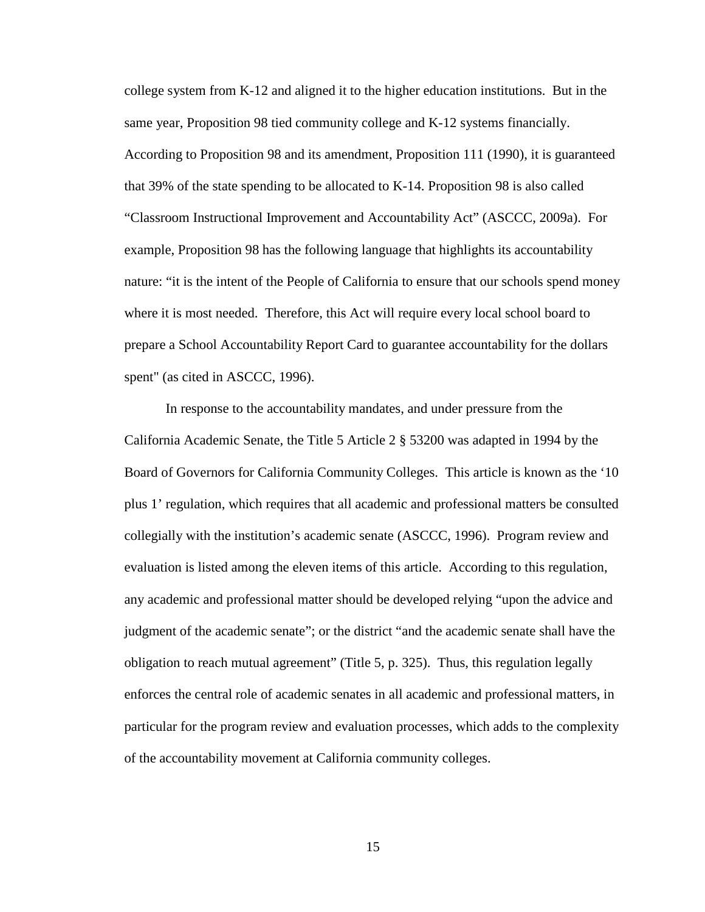college system from K-12 and aligned it to the higher education institutions. But in the same year, Proposition 98 tied community college and K-12 systems financially. According to Proposition 98 and its amendment, Proposition 111 (1990), it is guaranteed that 39% of the state spending to be allocated to K-14. Proposition 98 is also called "Classroom Instructional Improvement and Accountability Act" (ASCCC, 2009a). For example, Proposition 98 has the following language that highlights its accountability nature: "it is the intent of the People of California to ensure that our schools spend money where it is most needed. Therefore, this Act will require every local school board to prepare a School Accountability Report Card to guarantee accountability for the dollars spent" (as cited in ASCCC, 1996).

In response to the accountability mandates, and under pressure from the California Academic Senate, the Title 5 Article 2 § 53200 was adapted in 1994 by the Board of Governors for California Community Colleges. This article is known as the '10 plus 1' regulation, which requires that all academic and professional matters be consulted collegially with the institution's academic senate (ASCCC, 1996). Program review and evaluation is listed among the eleven items of this article. According to this regulation, any academic and professional matter should be developed relying "upon the advice and judgment of the academic senate"; or the district "and the academic senate shall have the obligation to reach mutual agreement" (Title 5, p. 325). Thus, this regulation legally enforces the central role of academic senates in all academic and professional matters, in particular for the program review and evaluation processes, which adds to the complexity of the accountability movement at California community colleges.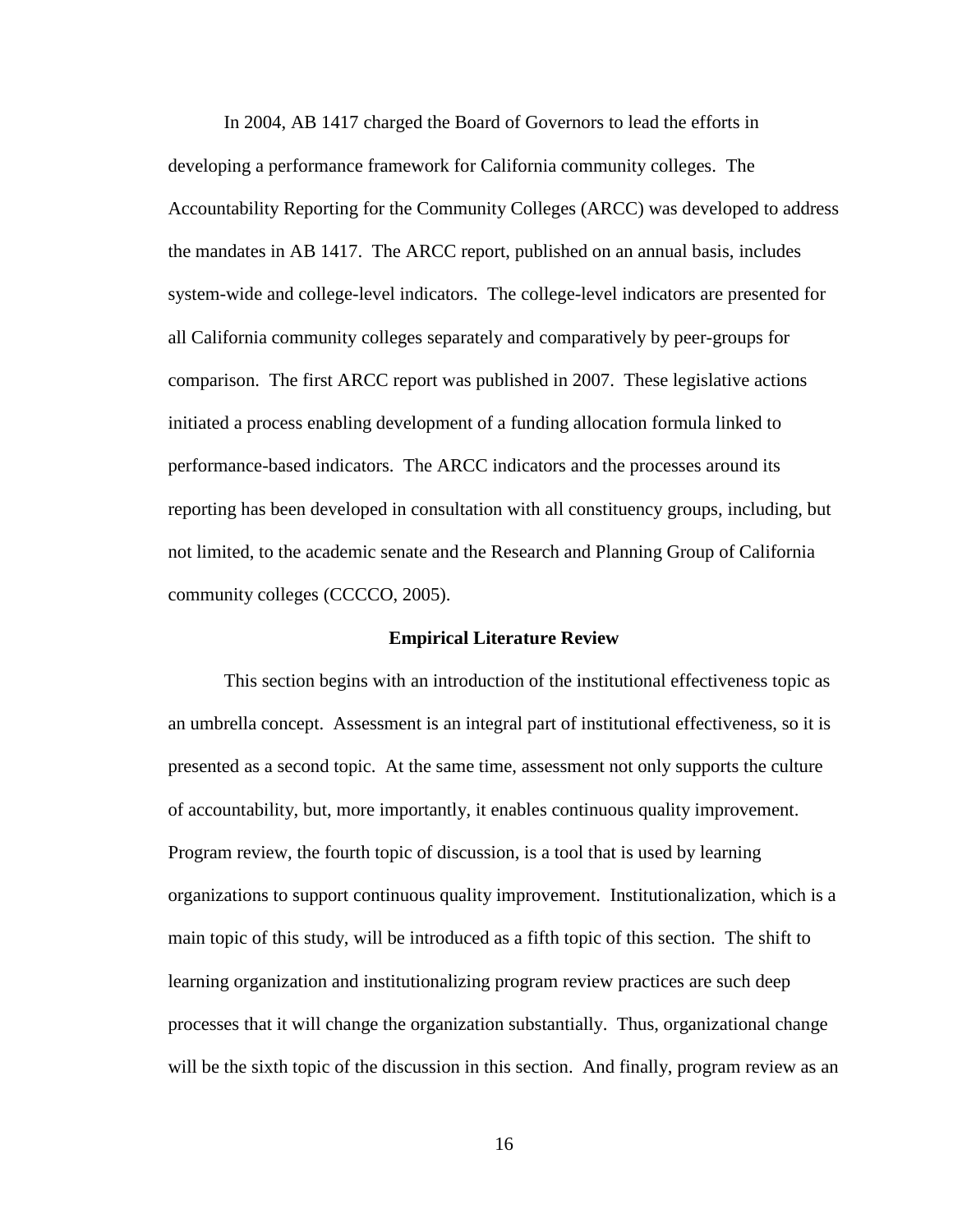In 2004, AB 1417 charged the Board of Governors to lead the efforts in developing a performance framework for California community colleges. The Accountability Reporting for the Community Colleges (ARCC) was developed to address the mandates in AB 1417. The ARCC report, published on an annual basis, includes system-wide and college-level indicators. The college-level indicators are presented for all California community colleges separately and comparatively by peer-groups for comparison. The first ARCC report was published in 2007. These legislative actions initiated a process enabling development of a funding allocation formula linked to performance-based indicators. The ARCC indicators and the processes around its reporting has been developed in consultation with all constituency groups, including, but not limited, to the academic senate and the Research and Planning Group of California community colleges (CCCCO, 2005).

## Empirical Literature Review

This section begins with an introduction of the institutional effectiveness topic as an umbrella concept. Assessment is an integral part of institutional effectiveness, so it is presented as a second topic. At the same time, assessment not only supports the culture of accountability, but, more importantly, it enables continuous quality improvement. Program review, the fourth topic of discussion, is a tool that is used by learning organizations to support continuous quality improvement. Institutionalization, which is a main topic of this study, will be introduced as a fifth topic of this section. The shift to learning organization and institutionalizing program review practices are such deep processes that it will change the organization substantially. Thus, organizational change will be the sixth topic of the discussion in this section. And finally, program review as an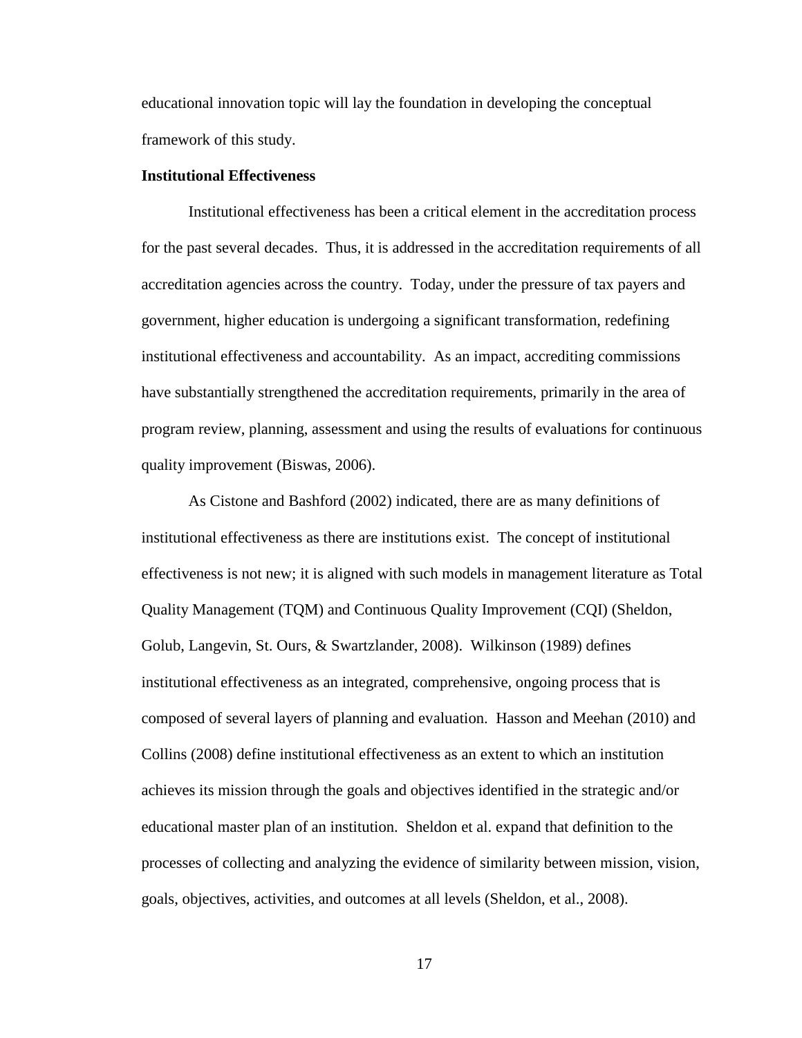educational innovation topic will lay the foundation in developing the conceptual framework of this study.

## Institutional Effectiveness

Institutional effectiveness has been a critical element in the accreditation process for the past several decades. Thus, it is addressed in the accreditation requirements of all accreditation agencies across the country. Today, under the pressure of tax payers and government, higher education is undergoing a significant transformation, redefining institutional effectiveness and accountability. As an impact, accrediting commissions have substantially strengthened the accreditation requirements, primarily in the area of program review, planning, assessment and using the results of evaluations for continuous quality improvement (Biswas, 2006).

As Cistone and Bashford (2002) indicated, there are as many definitions of institutional effectiveness as there are institutions exist. The concept of institutional effectiveness is not new; it is aligned with such models in management literature as Total Quality Management (TQM) and Continuous Quality Improvement (CQI) (Sheldon, Golub, Langevin, St. Ours, & Swartzlander, 2008). Wilkinson (1989) defines institutional effectiveness as an integrated, comprehensive, ongoing process that is composed of several layers of planning and evaluation. Hasson and Meehan (2010) and Collins (2008) define institutional effectiveness as an extent to which an institution achieves its mission through the goals and objectives identified in the strategic and/or educational master plan of an institution. Sheldon et al. expand that definition to the processes of collecting and analyzing the evidence of similarity between mission, vision, goals, objectives, activities, and outcomes at all levels (Sheldon, et al., 2008).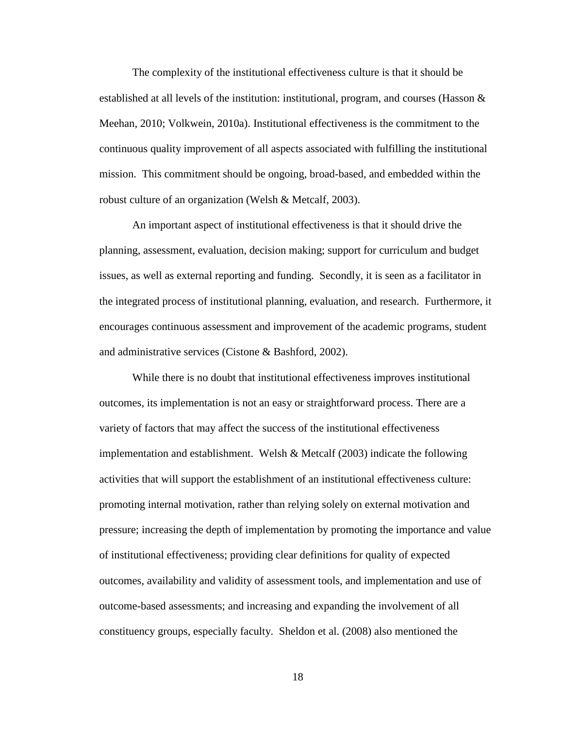The complexity of the institutional effectiveness culture is that it should be established at all levels of the institution: institutional, program, and courses (Hasson & Meehan, 2010; Volkwein, 2010a). Institutional effectiveness is the commitment to the continuous quality improvement of all aspects associated with fulfilling the institutional mission. This commitment should be ongoing, broad-based, and embedded within the robust culture of an organization (Welsh & Metcalf, 2003).

An important aspect of institutional effectiveness is that it should drive the planning, assessment, evaluation, decision making; support for curriculum and budget issues, as well as external reporting and funding. Secondly, it is seen as a facilitator in the integrated process of institutional planning, evaluation, and research. Furthermore, it encourages continuous assessment and improvement of the academic programs, student and administrative services (Cistone & Bashford, 2002).

While there is no doubt that institutional effectiveness improves institutional outcomes, its implementation is not an easy or straightforward process. There are a variety of factors that may affect the success of the institutional effectiveness implementation and establishment. Welsh & Metcalf (2003) indicate the following activities that will support the establishment of an institutional effectiveness culture: promoting internal motivation, rather than relying solely on external motivation and pressure; increasing the depth of implementation by promoting the importance and value of institutional effectiveness; providing clear definitions for quality of expected outcomes, availability and validity of assessment tools, and implementation and use of outcome-based assessments; and increasing and expanding the involvement of all constituency groups, especially faculty. Sheldon et al. (2008) also mentioned the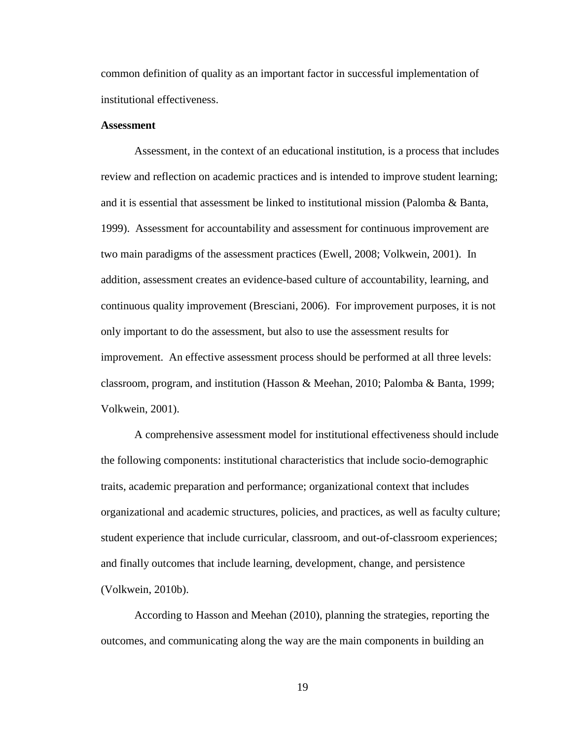common definition of quality as an important factor in successful implementation of institutional effectiveness.

**Assessment**

Assessment, in the context of an educational institution, is a process that includes review and reflection on academic practices and is intended to improve student learning; and it is essential that assessment be linked to institutional mission (Palomba & Banta, 1999). Assessment for accountability and assessment for continuous improvement are two main paradigms of the assessment practices (Ewell, 2008; Volkwein, 2001). In addition, assessment creates an evidence-based culture of accountability, learning, and continuous quality improvement (Bresciani, 2006). For improvement purposes, it is not only important to do the assessment, but also to use the assessment results for improvement. An effective assessment process should be performed at all three levels: classroom, program, and institution (Hasson & Meehan, 2010; Palomba & Banta, 1999; Volkwein, 2001).

A comprehensive assessment model for institutional effectiveness should include the following components: institutional characteristics that include socio-demographic traits, academic preparation and performance; organizational context that includes organizational and academic structures, policies, and practices, as well as faculty culture; student experience that include curricular, classroom, and out-of-classroom experiences; and finally outcomes that include learning, development, change, and persistence (Volkwein, 2010b).

According to Hasson and Meehan (2010), planning the strategies, reporting the outcomes, and communicating along the way are the main components in building an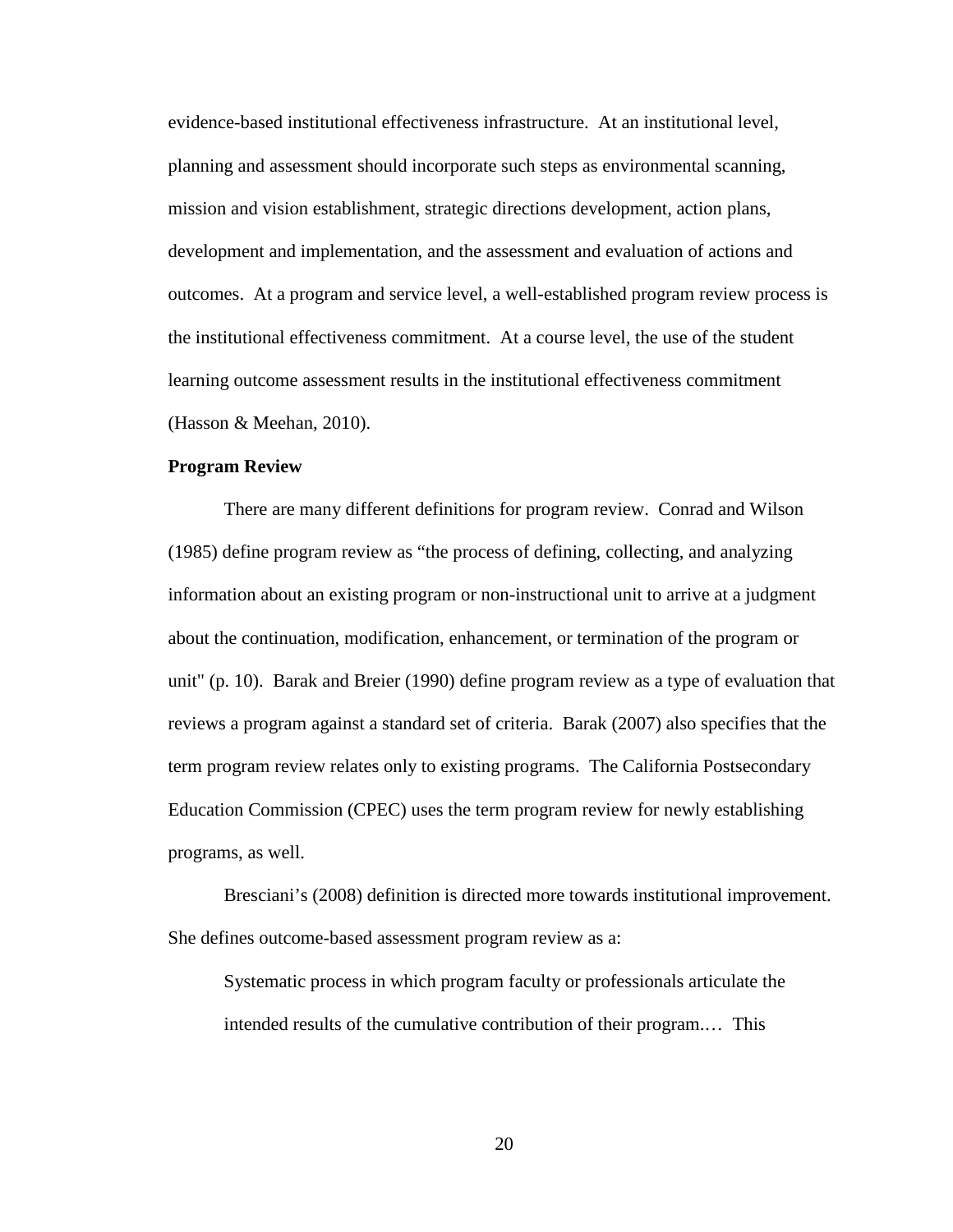evidence-based institutional effectiveness infrastructure. At an institutional level, planning and assessment should incorporate such steps as environmental scanning, mission and vision establishment, strategic directions development, action plans, development and implementation, and the assessment and evaluation of actions and outcomes. At a program and service level, a well-established program review process is the institutional effectiveness commitment. At a course level, the use of the student learning outcome assessment results in the institutional effectiveness commitment (Hasson & Meehan, 2010).

**Program Review**

There are many different definitions for program review. Conrad and Wilson (1985) define program review as "the process of defining, collecting, and analyzing information about an existing program or non-instructional unit to arrive at a judgment about the continuation, modification, enhancement, or termination of the program or unit" (p. 10). Barak and Breier (1990) define program review as a type of evaluation that reviews a program against a standard set of criteria. Barak (2007) also specifies that the term program review relates only to existing programs. The California Postsecondary Education Commission (CPEC) uses the term program review for newly establishing programs, as well.

Bresciani's (2008) definition is directed more towards institutional improvement. She defines outcome-based assessment program review as a:

> Systematic process in which program faculty or professionals articulate the intended results of the cumulative contribution of their program.… This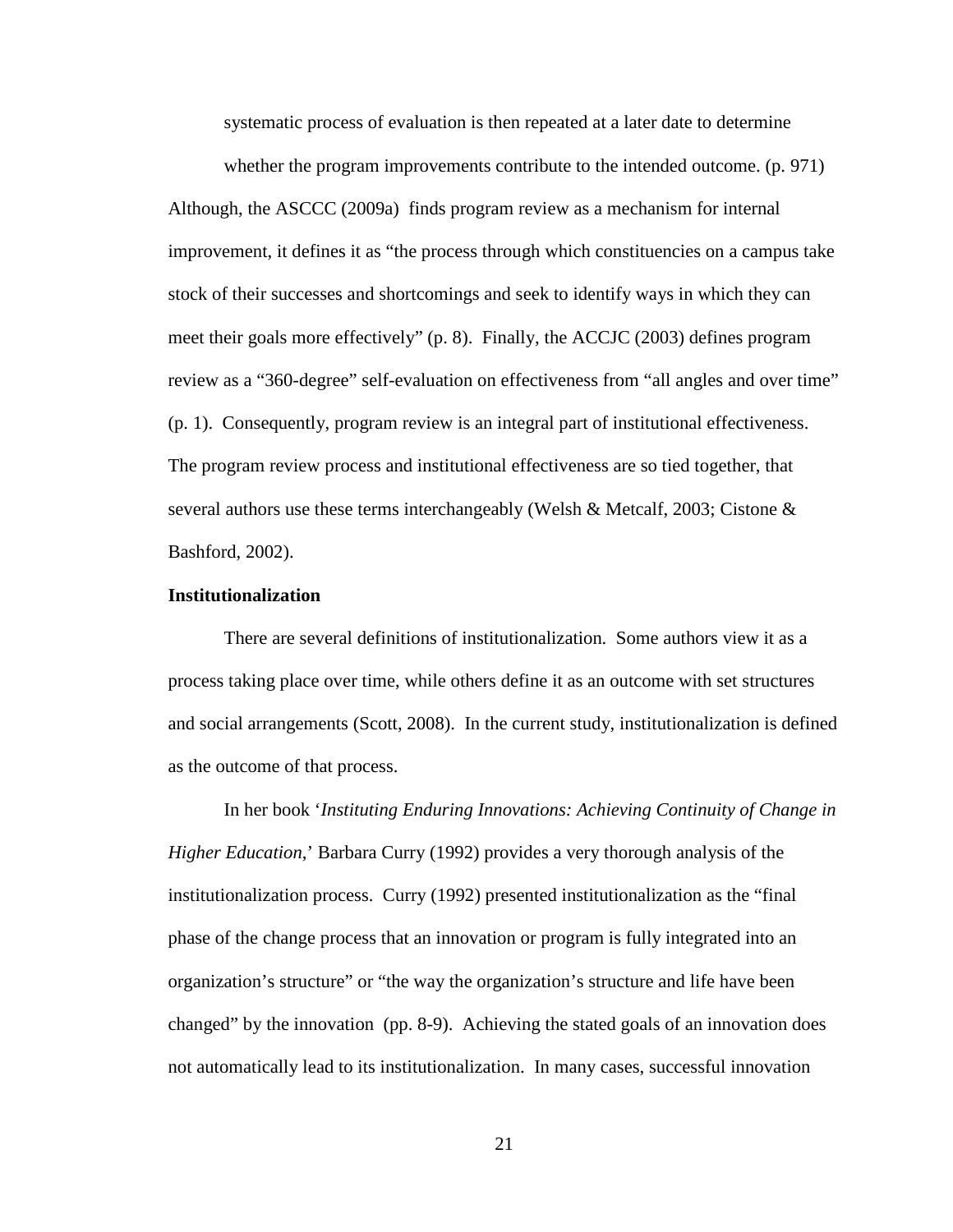systematic process of evaluation is then repeated at a later date to determine whether the program improvements contribute to the intended outcome. (p. 971)

Although, the ASCCC (2009a) finds program review as a mechanism for internal improvement, it defines it as "the process through which constituencies on a campus take stock of their successes and shortcomings and seek to identify ways in which they can meet their goals more effectively" (p. 8). Finally, the ACCJC (2003) defines program review as a "360-degree" self-evaluation on effectiveness from "all angles and over time" (p. 1). Consequently, program review is an integral part of institutional effectiveness. The program review process and institutional effectiveness are so tied together, that several authors use these terms interchangeably (Welsh & Metcalf, 2003; Cistone & Bashford, 2002).

**Institutionalization**

There are several definitions of institutionalization. Some authors view it as a process taking place over time, while others define it as an outcome with set structures and social arrangements (Scott, 2008). In the current study, institutionalization is defined as the outcome of that process.

In her book '*Instituting Enduring Innovations: Achieving Continuity of Change in Higher Education*,' Barbara Curry (1992) provides a very thorough analysis of the institutionalization process. Curry (1992) presented institutionalization as the "final phase of the change process that an innovation or program is fully integrated into an organization's structure" or "the way the organization's structure and life have been changed" by the innovation (pp. 8-9). Achieving the stated goals of an innovation does not automatically lead to its institutionalization. In many cases, successful innovation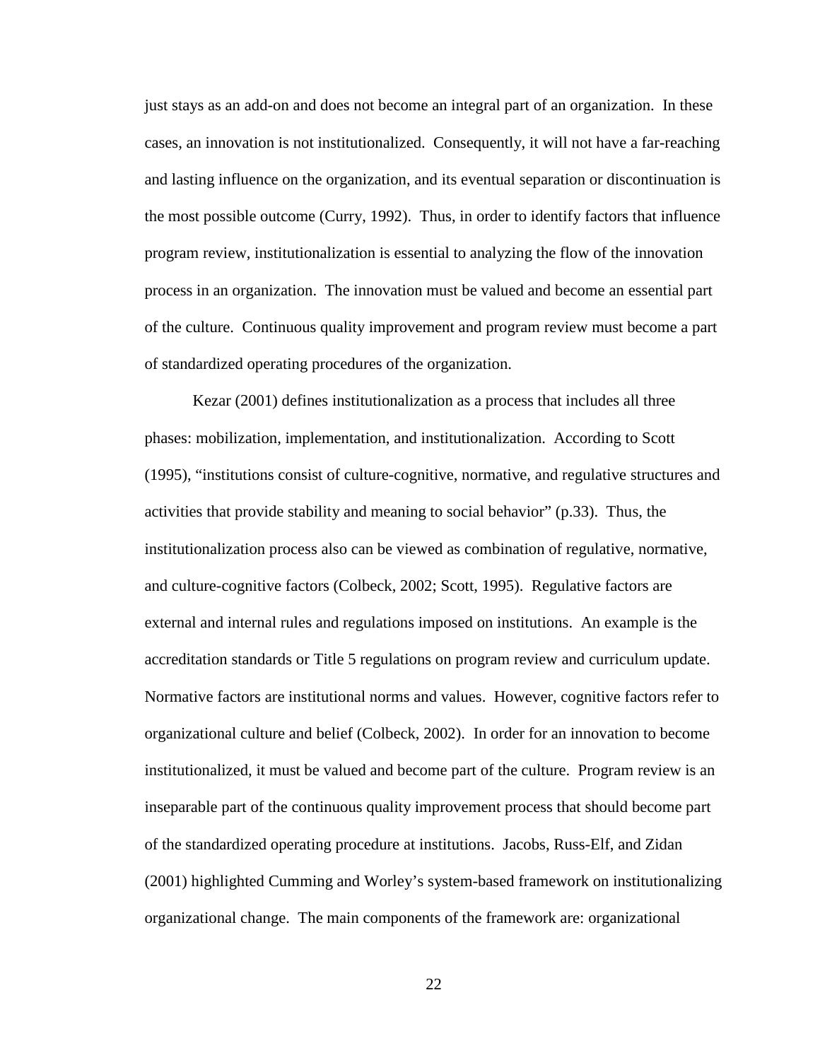just stays as an add-on and does not become an integral part of an organization. In these cases, an innovation is not institutionalized. Consequently, it will not have a far-reaching and lasting influence on the organization, and its eventual separation or discontinuation is the most possible outcome (Curry, 1992). Thus, in order to identify factors that influence program review, institutionalization is essential to analyzing the flow of the innovation process in an organization. The innovation must be valued and become an essential part of the culture. Continuous quality improvement and program review must become a part of standardized operating procedures of the organization.

Kezar (2001) defines institutionalization as a process that includes all three phases: mobilization, implementation, and institutionalization. According to Scott (1995), "institutions consist of culture-cognitive, normative, and regulative structures and activities that provide stability and meaning to social behavior" (p.33). Thus, the institutionalization process also can be viewed as combination of regulative, normative, and culture-cognitive factors (Colbeck, 2002; Scott, 1995). Regulative factors are external and internal rules and regulations imposed on institutions. An example is the accreditation standards or Title 5 regulations on program review and curriculum update. Normative factors are institutional norms and values. However, cognitive factors refer to organizational culture and belief (Colbeck, 2002). In order for an innovation to become institutionalized, it must be valued and become part of the culture. Program review is an inseparable part of the continuous quality improvement process that should become part of the standardized operating procedure at institutions. Jacobs, Russ-Elf, and Zidan (2001) highlighted Cumming and Worley's system-based framework on institutionalizing organizational change. The main components of the framework are: organizational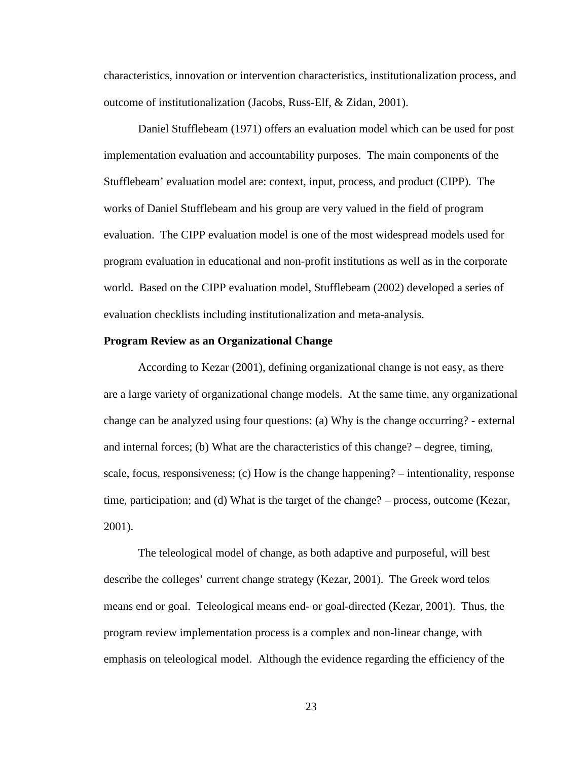characteristics, innovation or intervention characteristics, institutionalization process, and outcome of institutionalization (Jacobs, Russ-Elf, & Zidan, 2001).

Daniel Stufflebeam (1971) offers an evaluation model which can be used for post implementation evaluation and accountability purposes. The main components of the Stufflebeam' evaluation model are: context, input, process, and product (CIPP). The works of Daniel Stufflebeam and his group are very valued in the field of program evaluation. The CIPP evaluation model is one of the most widespread models used for program evaluation in educational and non-profit institutions as well as in the corporate world. Based on the CIPP evaluation model, Stufflebeam (2002) developed a series of evaluation checklists including institutionalization and meta-analysis.

**Program Review as an Organizational Change**

According to Kezar (2001), defining organizational change is not easy, as there are a large variety of organizational change models. At the same time, any organizational change can be analyzed using four questions: (a) Why is the change occurring? - external and internal forces; (b) What are the characteristics of this change? – degree, timing, scale, focus, responsiveness; (c) How is the change happening? – intentionality, response time, participation; and (d) What is the target of the change? – process, outcome (Kezar, 2001).

The teleological model of change, as both adaptive and purposeful, will best describe the colleges' current change strategy (Kezar, 2001). The Greek word telos means end or goal. Teleological means end- or goal-directed (Kezar, 2001). Thus, the program review implementation process is a complex and non-linear change, with emphasis on teleological model. Although the evidence regarding the efficiency of the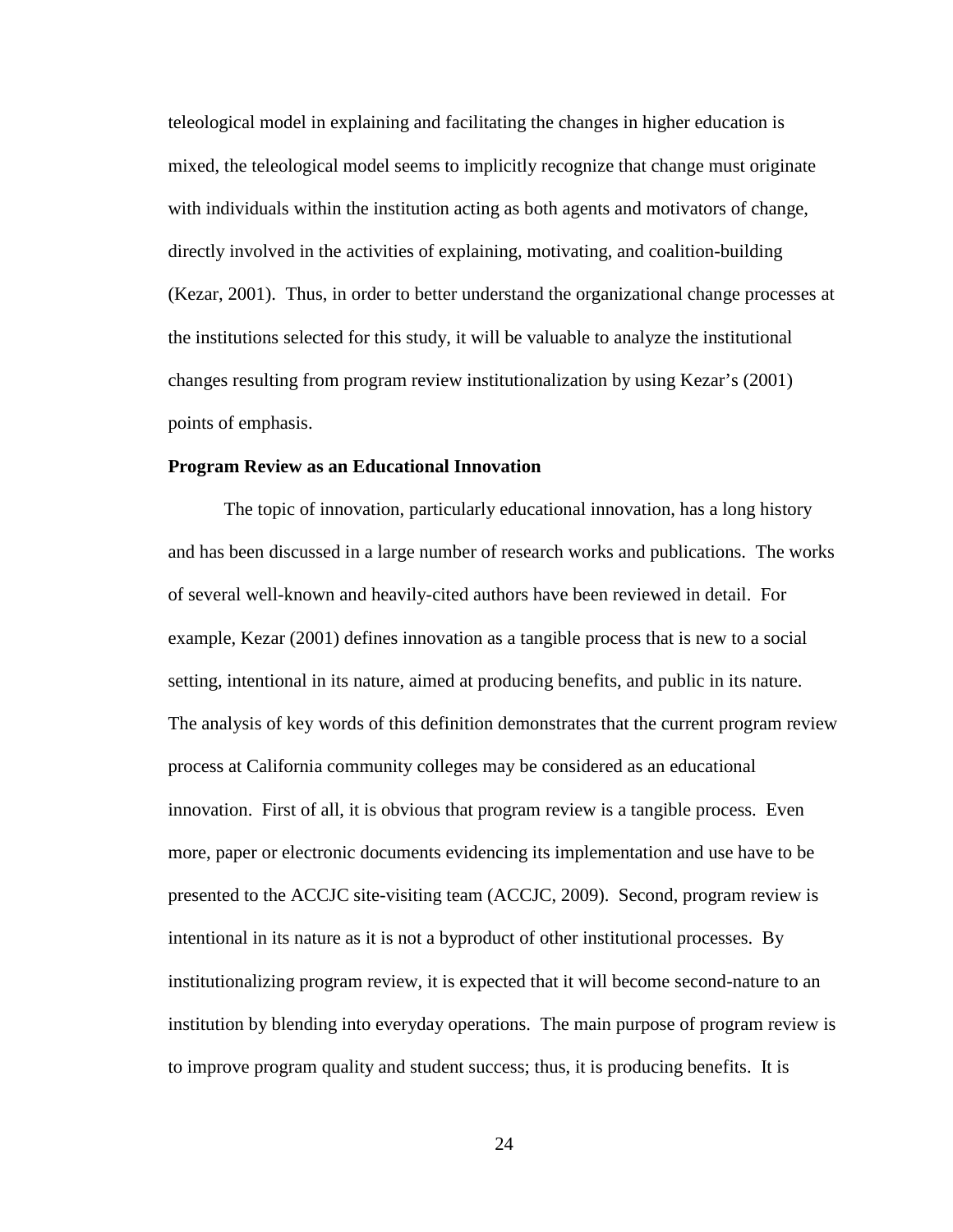teleological model in explaining and facilitating the changes in higher education is mixed, the teleological model seems to implicitly recognize that change must originate with individuals within the institution acting as both agents and motivators of change, directly involved in the activities of explaining, motivating, and coalition-building (Kezar, 2001). Thus, in order to better understand the organizational change processes at the institutions selected for this study, it will be valuable to analyze the institutional changes resulting from program review institutionalization by using Kezar's (2001) points of emphasis.

**Program Review as an Educational Innovation**

The topic of innovation, particularly educational innovation, has a long history and has been discussed in a large number of research works and publications. The works of several well-known and heavily-cited authors have been reviewed in detail. For example, Kezar (2001) defines innovation as a tangible process that is new to a social setting, intentional in its nature, aimed at producing benefits, and public in its nature. The analysis of key words of this definition demonstrates that the current program review process at California community colleges may be considered as an educational innovation. First of all, it is obvious that program review is a tangible process. Even more, paper or electronic documents evidencing its implementation and use have to be presented to the ACCJC site-visiting team (ACCJC, 2009). Second, program review is intentional in its nature as it is not a byproduct of other institutional processes. By institutionalizing program review, it is expected that it will become second-nature to an institution by blending into everyday operations. The main purpose of program review is to improve program quality and student success; thus, it is producing benefits. It is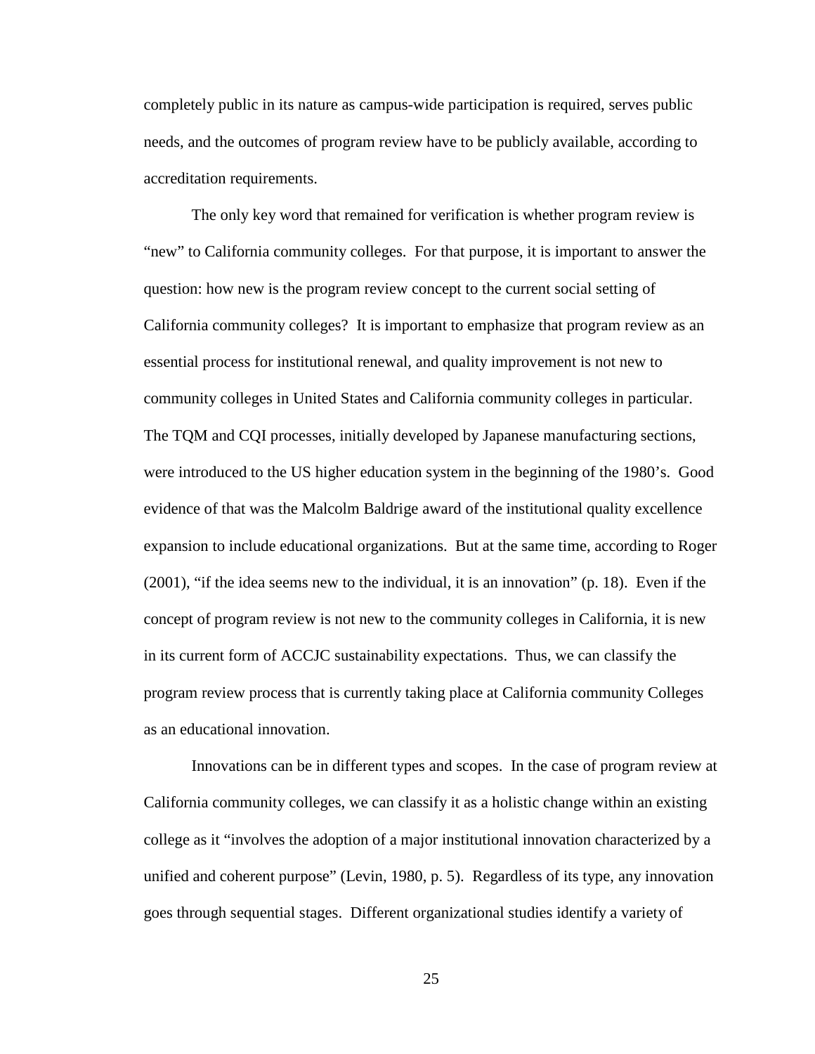completely public in its nature as campus-wide participation is required, serves public needs, and the outcomes of program review have to be publicly available, according to accreditation requirements.

The only key word that remained for verification is whether program review is "new" to California community colleges. For that purpose, it is important to answer the question: how new is the program review concept to the current social setting of California community colleges? It is important to emphasize that program review as an essential process for institutional renewal, and quality improvement is not new to community colleges in United States and California community colleges in particular. The TQM and CQI processes, initially developed by Japanese manufacturing sections, were introduced to the US higher education system in the beginning of the 1980's. Good evidence of that was the Malcolm Baldrige award of the institutional quality excellence expansion to include educational organizations. But at the same time, according to Roger (2001), "if the idea seems new to the individual, it is an innovation" (p. 18). Even if the concept of program review is not new to the community colleges in California, it is new in its current form of ACCJC sustainability expectations. Thus, we can classify the program review process that is currently taking place at California community Colleges as an educational innovation.

Innovations can be in different types and scopes. In the case of program review at California community colleges, we can classify it as a holistic change within an existing college as it "involves the adoption of a major institutional innovation characterized by a unified and coherent purpose" (Levin, 1980, p. 5). Regardless of its type, any innovation goes through sequential stages. Different organizational studies identify a variety of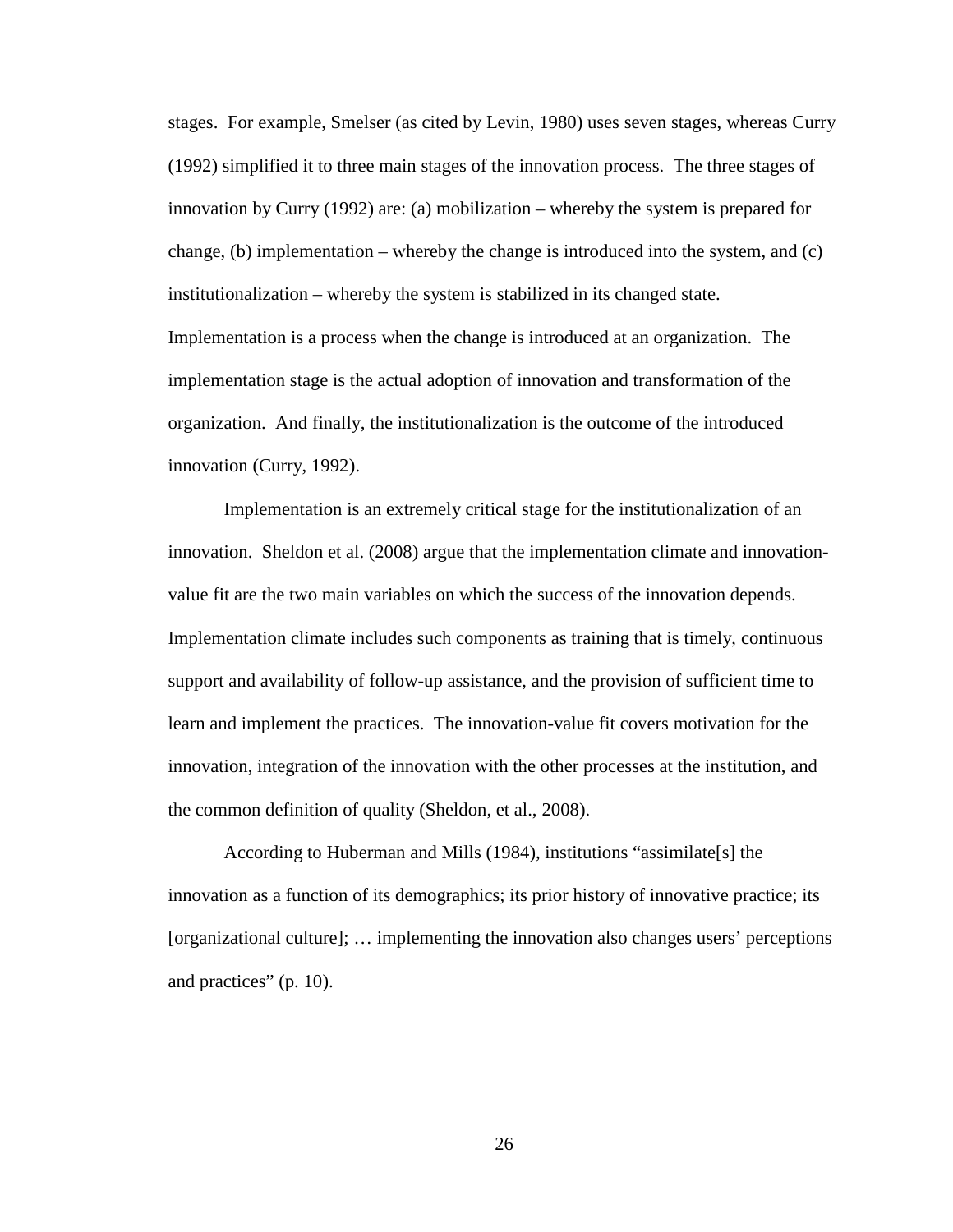stages. For example, Smelser (as cited by Levin, 1980) uses seven stages, whereas Curry (1992) simplified it to three main stages of the innovation process. The three stages of innovation by Curry (1992) are: (a) mobilization – whereby the system is prepared for change, (b) implementation – whereby the change is introduced into the system, and (c) institutionalization – whereby the system is stabilized in its changed state. Implementation is a process when the change is introduced at an organization. The implementation stage is the actual adoption of innovation and transformation of the organization. And finally, the institutionalization is the outcome of the introduced innovation (Curry, 1992).

Implementation is an extremely critical stage for the institutionalization of an innovation. Sheldon et al. (2008) argue that the implementation climate and innovation-value fit are the two main variables on which the success of the innovation depends. Implementation climate includes such components as training that is timely, continuous support and availability of follow-up assistance, and the provision of sufficient time to learn and implement the practices. The innovation-value fit covers motivation for the innovation, integration of the innovation with the other processes at the institution, and the common definition of quality (Sheldon, et al., 2008).

According to Huberman and Mills (1984), institutions "assimilate[s] the innovation as a function of its demographics; its prior history of innovative practice; its [organizational culture]; … implementing the innovation also changes users' perceptions and practices" (p. 10).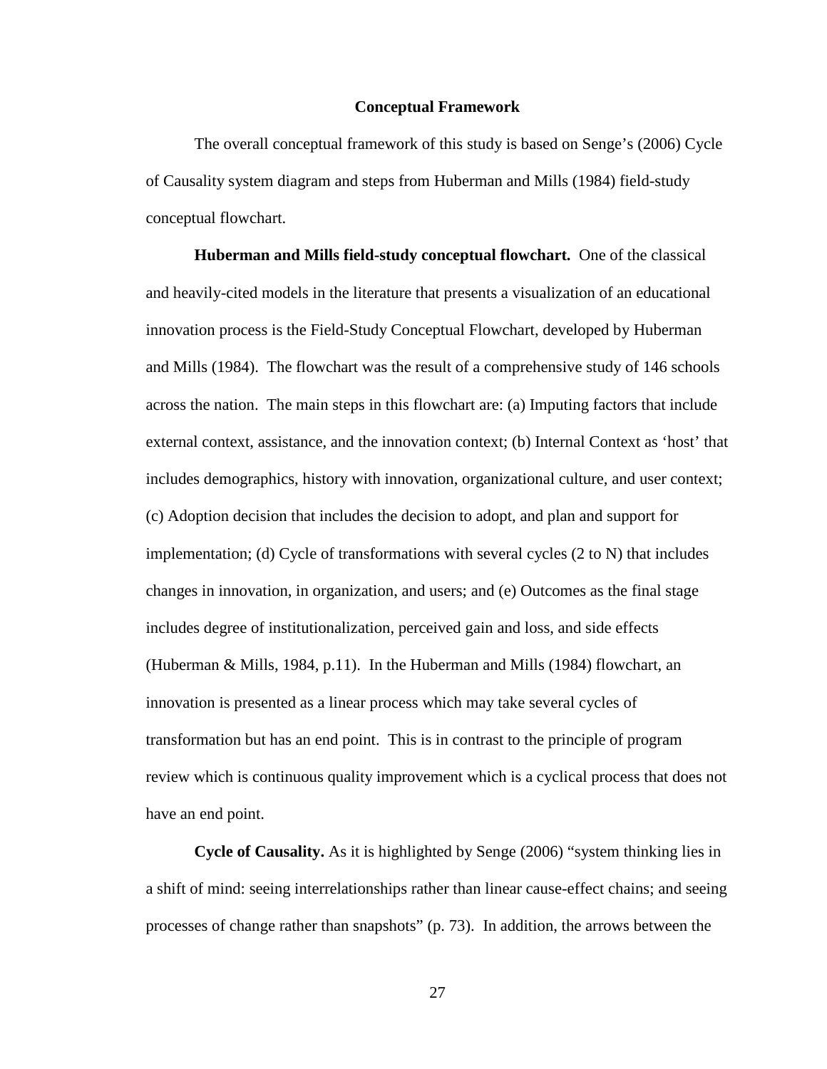## Conceptual Framework

The overall conceptual framework of this study is based on Senge's (2006) Cycle of Causality system diagram and steps from Huberman and Mills (1984) field-study conceptual flowchart.

**Huberman and Mills field-study conceptual flowchart.** One of the classical and heavily-cited models in the literature that presents a visualization of an educational innovation process is the Field-Study Conceptual Flowchart, developed by Huberman and Mills (1984). The flowchart was the result of a comprehensive study of 146 schools across the nation. The main steps in this flowchart are: (a) Imputing factors that include external context, assistance, and the innovation context; (b) Internal Context as 'host' that includes demographics, history with innovation, organizational culture, and user context; (c) Adoption decision that includes the decision to adopt, and plan and support for implementation; (d) Cycle of transformations with several cycles (2 to N) that includes changes in innovation, in organization, and users; and (e) Outcomes as the final stage includes degree of institutionalization, perceived gain and loss, and side effects (Huberman & Mills, 1984, p.11). In the Huberman and Mills (1984) flowchart, an innovation is presented as a linear process which may take several cycles of transformation but has an end point. This is in contrast to the principle of program review which is continuous quality improvement which is a cyclical process that does not have an end point.

**Cycle of Causality.** As it is highlighted by Senge (2006) "system thinking lies in a shift of mind: seeing interrelationships rather than linear cause-effect chains; and seeing processes of change rather than snapshots" (p. 73). In addition, the arrows between the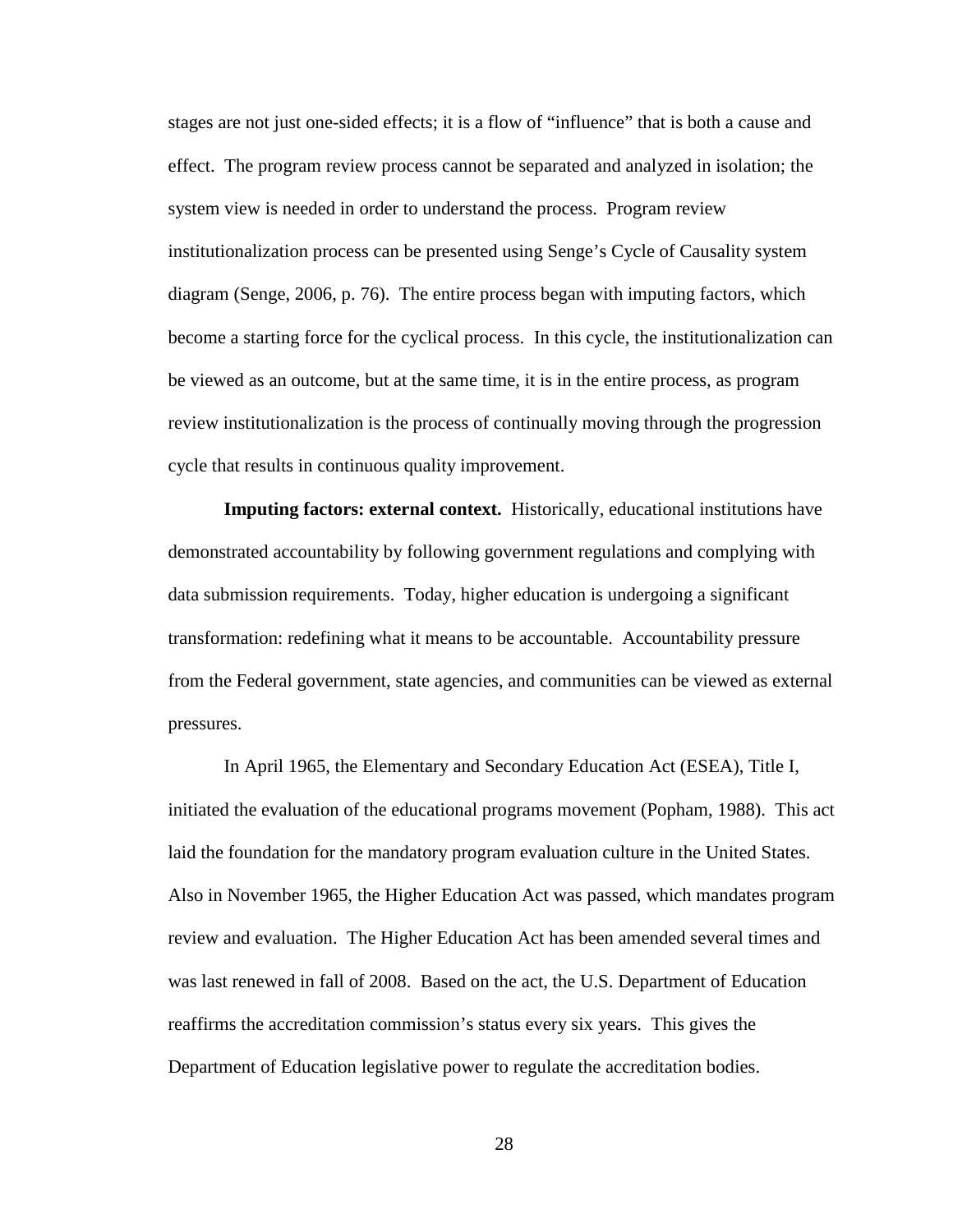stages are not just one-sided effects; it is a flow of "influence" that is both a cause and effect. The program review process cannot be separated and analyzed in isolation; the system view is needed in order to understand the process. Program review institutionalization process can be presented using Senge's Cycle of Causality system diagram (Senge, 2006, p. 76). The entire process began with imputing factors, which become a starting force for the cyclical process. In this cycle, the institutionalization can be viewed as an outcome, but at the same time, it is in the entire process, as program review institutionalization is the process of continually moving through the progression cycle that results in continuous quality improvement.

**Imputing factors: external context.** Historically, educational institutions have demonstrated accountability by following government regulations and complying with data submission requirements. Today, higher education is undergoing a significant transformation: redefining what it means to be accountable. Accountability pressure from the Federal government, state agencies, and communities can be viewed as external pressures.

In April 1965, the Elementary and Secondary Education Act (ESEA), Title I, initiated the evaluation of the educational programs movement (Popham, 1988). This act laid the foundation for the mandatory program evaluation culture in the United States. Also in November 1965, the Higher Education Act was passed, which mandates program review and evaluation. The Higher Education Act has been amended several times and was last renewed in fall of 2008. Based on the act, the U.S. Department of Education reaffirms the accreditation commission's status every six years. This gives the Department of Education legislative power to regulate the accreditation bodies.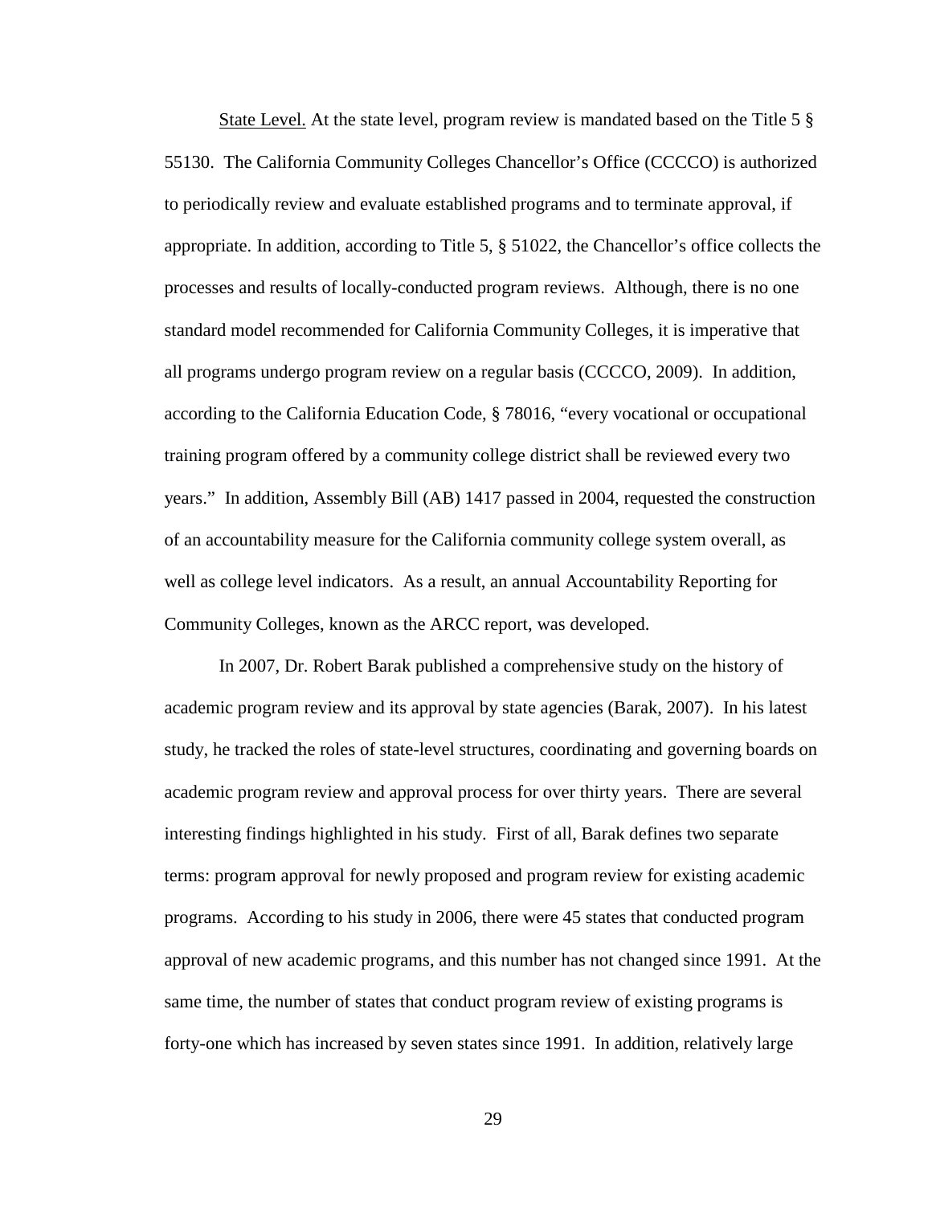State Level. At the state level, program review is mandated based on the Title 5 § 55130. The California Community Colleges Chancellor's Office (CCCCO) is authorized to periodically review and evaluate established programs and to terminate approval, if appropriate. In addition, according to Title 5, § 51022, the Chancellor's office collects the processes and results of locally-conducted program reviews. Although, there is no one standard model recommended for California Community Colleges, it is imperative that all programs undergo program review on a regular basis (CCCCO, 2009). In addition, according to the California Education Code, § 78016, "every vocational or occupational training program offered by a community college district shall be reviewed every two years." In addition, Assembly Bill (AB) 1417 passed in 2004, requested the construction of an accountability measure for the California community college system overall, as well as college level indicators. As a result, an annual Accountability Reporting for Community Colleges, known as the ARCC report, was developed.

In 2007, Dr. Robert Barak published a comprehensive study on the history of academic program review and its approval by state agencies (Barak, 2007). In his latest study, he tracked the roles of state-level structures, coordinating and governing boards on academic program review and approval process for over thirty years. There are several interesting findings highlighted in his study. First of all, Barak defines two separate terms: program approval for newly proposed and program review for existing academic programs. According to his study in 2006, there were 45 states that conducted program approval of new academic programs, and this number has not changed since 1991. At the same time, the number of states that conduct program review of existing programs is forty-one which has increased by seven states since 1991. In addition, relatively large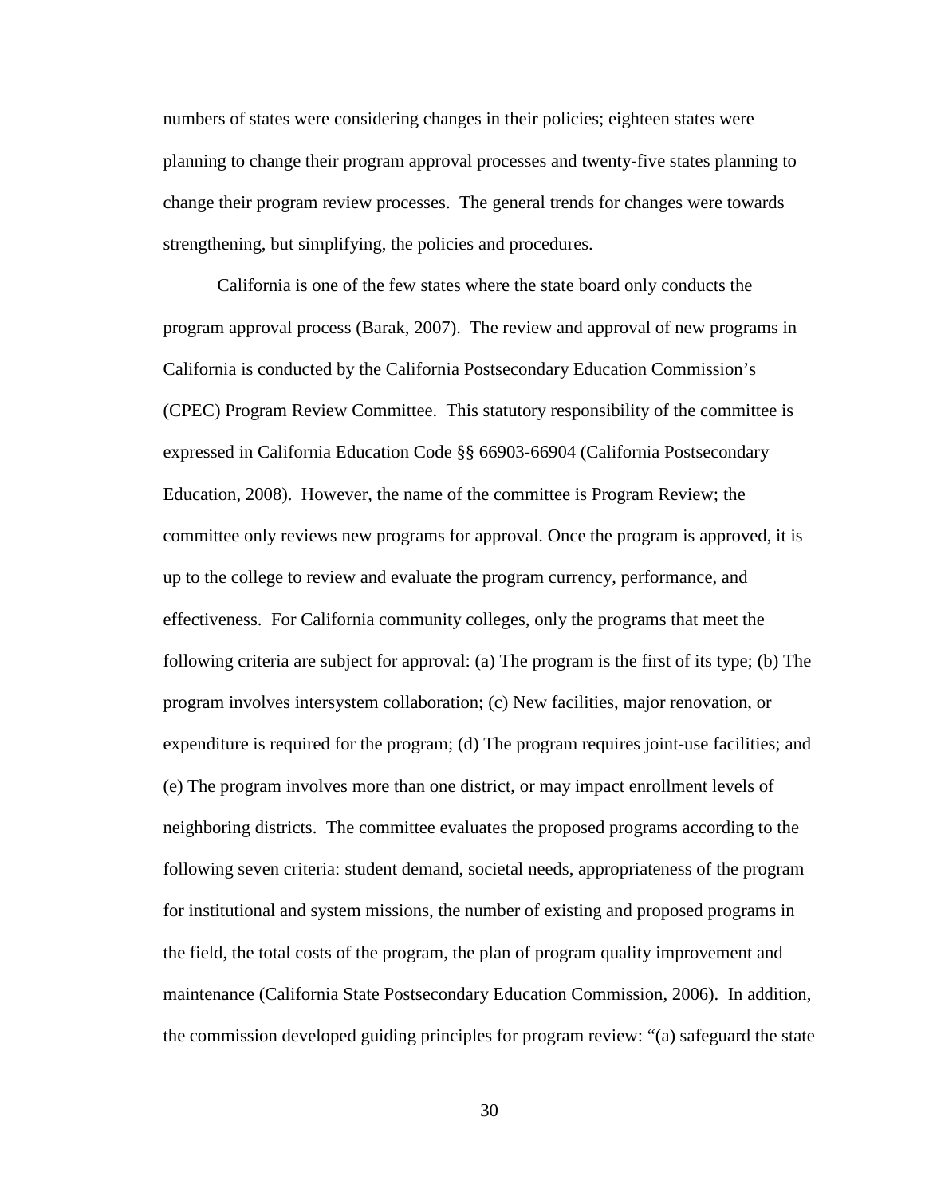numbers of states were considering changes in their policies; eighteen states were planning to change their program approval processes and twenty-five states planning to change their program review processes. The general trends for changes were towards strengthening, but simplifying, the policies and procedures.

California is one of the few states where the state board only conducts the program approval process (Barak, 2007). The review and approval of new programs in California is conducted by the California Postsecondary Education Commission's (CPEC) Program Review Committee. This statutory responsibility of the committee is expressed in California Education Code §§ 66903-66904 (California Postsecondary Education, 2008). However, the name of the committee is Program Review; the committee only reviews new programs for approval. Once the program is approved, it is up to the college to review and evaluate the program currency, performance, and effectiveness. For California community colleges, only the programs that meet the following criteria are subject for approval: (a) The program is the first of its type; (b) The program involves intersystem collaboration; (c) New facilities, major renovation, or expenditure is required for the program; (d) The program requires joint-use facilities; and (e) The program involves more than one district, or may impact enrollment levels of neighboring districts. The committee evaluates the proposed programs according to the following seven criteria: student demand, societal needs, appropriateness of the program for institutional and system missions, the number of existing and proposed programs in the field, the total costs of the program, the plan of program quality improvement and maintenance (California State Postsecondary Education Commission, 2006). In addition, the commission developed guiding principles for program review: "(a) safeguard the state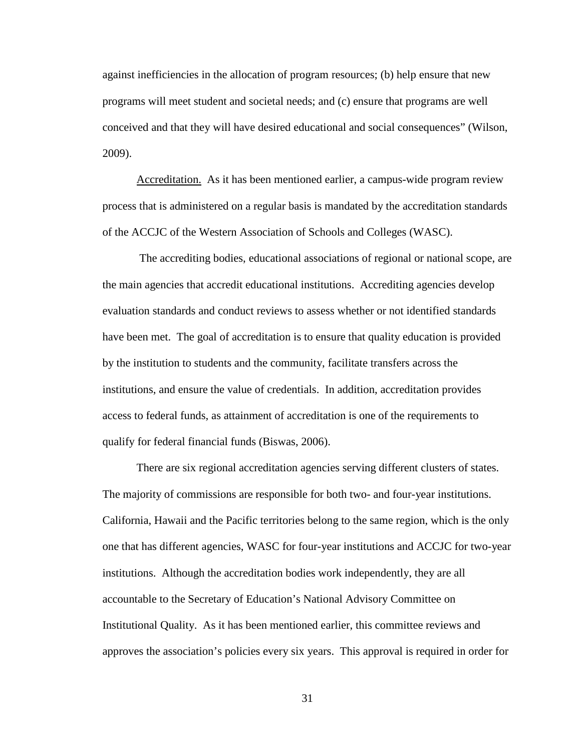against inefficiencies in the allocation of program resources; (b) help ensure that new programs will meet student and societal needs; and (c) ensure that programs are well conceived and that they will have desired educational and social consequences" (Wilson, 2009).

Accreditation. As it has been mentioned earlier, a campus-wide program review process that is administered on a regular basis is mandated by the accreditation standards of the ACCJC of the Western Association of Schools and Colleges (WASC).

The accrediting bodies, educational associations of regional or national scope, are the main agencies that accredit educational institutions. Accrediting agencies develop evaluation standards and conduct reviews to assess whether or not identified standards have been met. The goal of accreditation is to ensure that quality education is provided by the institution to students and the community, facilitate transfers across the institutions, and ensure the value of credentials. In addition, accreditation provides access to federal funds, as attainment of accreditation is one of the requirements to qualify for federal financial funds (Biswas, 2006).

There are six regional accreditation agencies serving different clusters of states. The majority of commissions are responsible for both two- and four-year institutions. California, Hawaii and the Pacific territories belong to the same region, which is the only one that has different agencies, WASC for four-year institutions and ACCJC for two-year institutions. Although the accreditation bodies work independently, they are all accountable to the Secretary of Education's National Advisory Committee on Institutional Quality. As it has been mentioned earlier, this committee reviews and approves the association's policies every six years. This approval is required in order for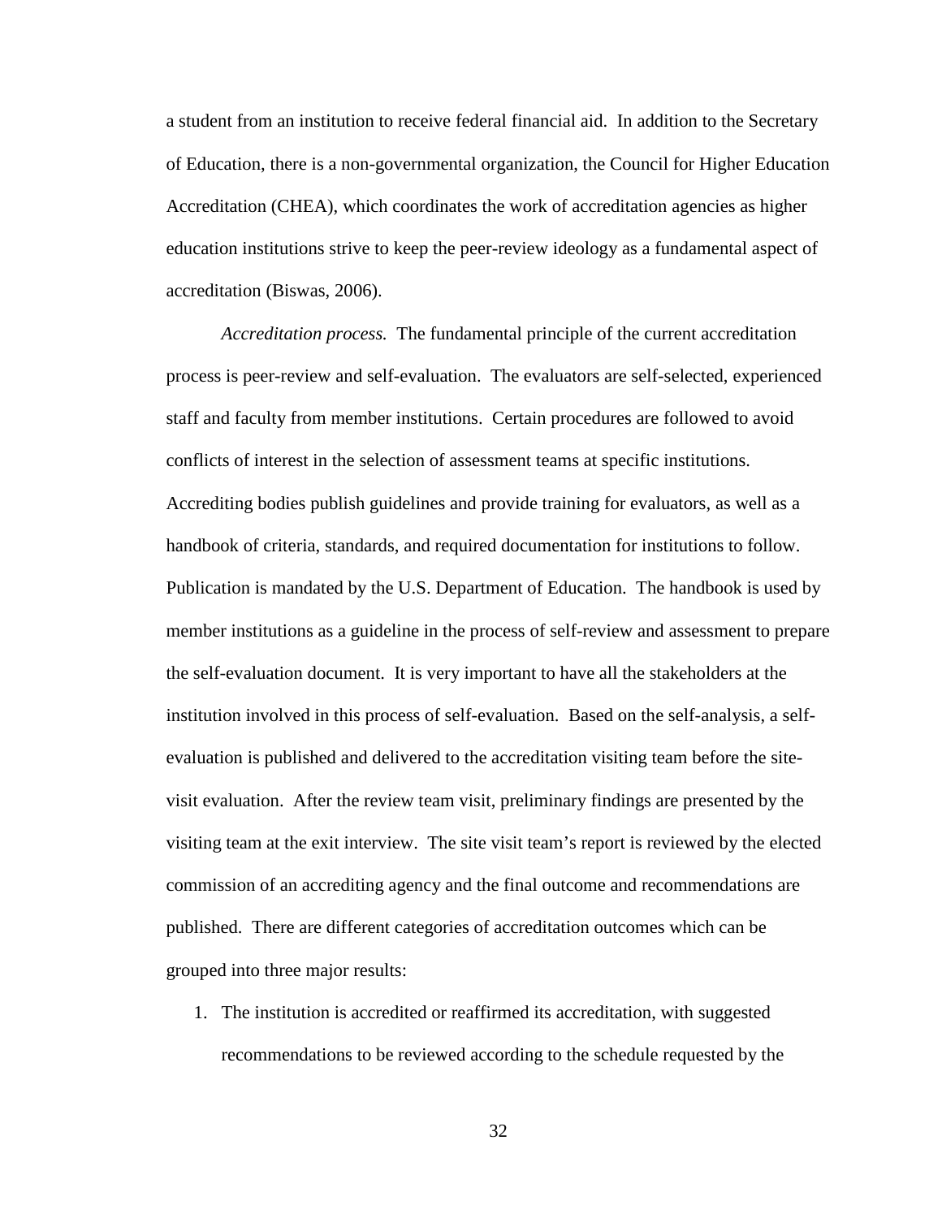a student from an institution to receive federal financial aid. In addition to the Secretary of Education, there is a non-governmental organization, the Council for Higher Education Accreditation (CHEA), which coordinates the work of accreditation agencies as higher education institutions strive to keep the peer-review ideology as a fundamental aspect of accreditation (Biswas, 2006).

*Accreditation process.* The fundamental principle of the current accreditation process is peer-review and self-evaluation. The evaluators are self-selected, experienced staff and faculty from member institutions. Certain procedures are followed to avoid conflicts of interest in the selection of assessment teams at specific institutions. Accrediting bodies publish guidelines and provide training for evaluators, as well as a handbook of criteria, standards, and required documentation for institutions to follow. Publication is mandated by the U.S. Department of Education. The handbook is used by member institutions as a guideline in the process of self-review and assessment to prepare the self-evaluation document. It is very important to have all the stakeholders at the institution involved in this process of self-evaluation. Based on the self-analysis, a self-evaluation is published and delivered to the accreditation visiting team before the site-visit evaluation. After the review team visit, preliminary findings are presented by the visiting team at the exit interview. The site visit team's report is reviewed by the elected commission of an accrediting agency and the final outcome and recommendations are published. There are different categories of accreditation outcomes which can be grouped into three major results:

1. The institution is accredited or reaffirmed its accreditation, with suggested recommendations to be reviewed according to the schedule requested by the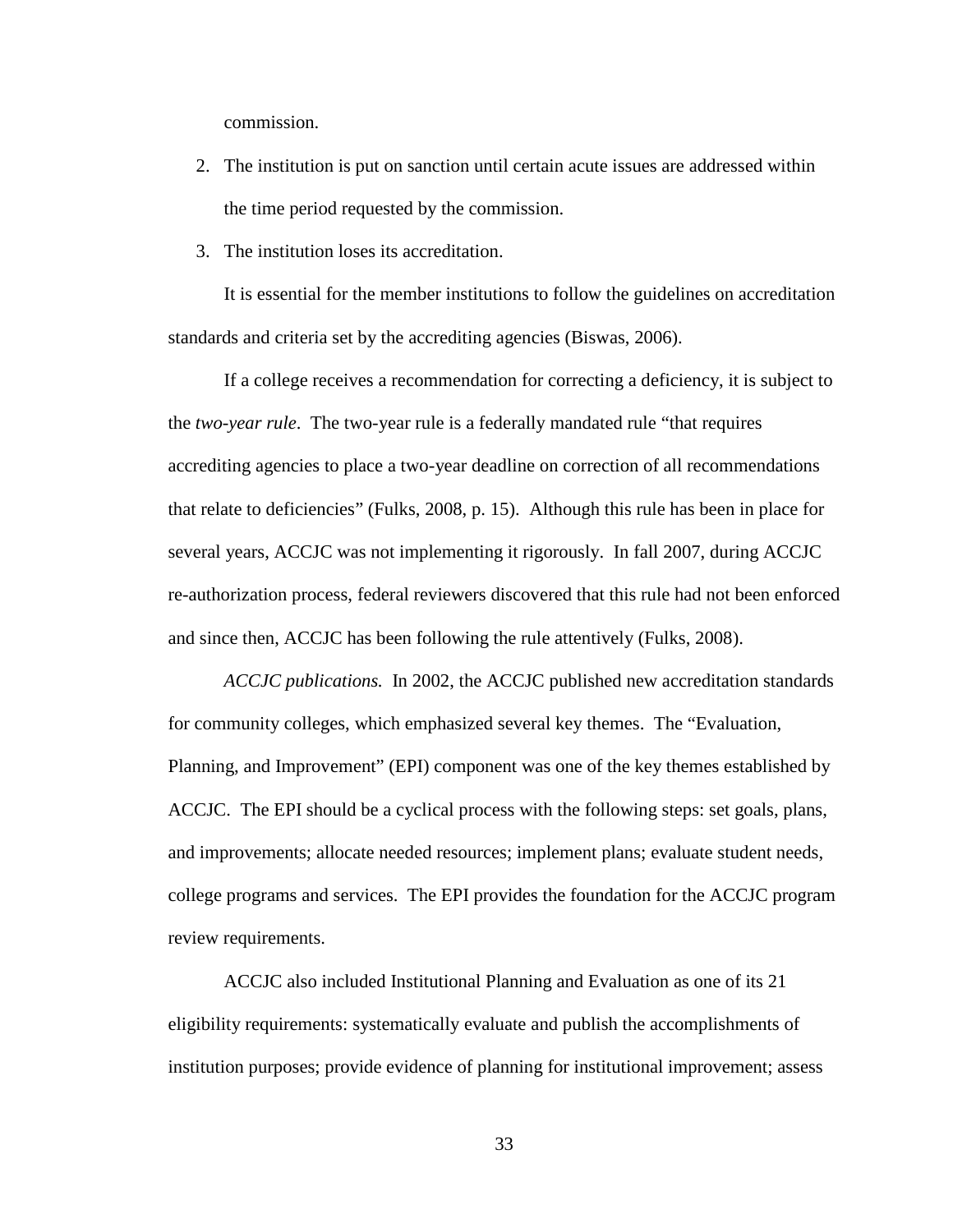commission.

2. The institution is put on sanction until certain acute issues are addressed within the time period requested by the commission.
3. The institution loses its accreditation.

It is essential for the member institutions to follow the guidelines on accreditation standards and criteria set by the accrediting agencies (Biswas, 2006).

If a college receives a recommendation for correcting a deficiency, it is subject to the *two-year rule*. The two-year rule is a federally mandated rule "that requires accrediting agencies to place a two-year deadline on correction of all recommendations that relate to deficiencies" (Fulks, 2008, p. 15). Although this rule has been in place for several years, ACCJC was not implementing it rigorously. In fall 2007, during ACCJC re-authorization process, federal reviewers discovered that this rule had not been enforced and since then, ACCJC has been following the rule attentively (Fulks, 2008).

*ACCJC publications.* In 2002, the ACCJC published new accreditation standards for community colleges, which emphasized several key themes. The "Evaluation, Planning, and Improvement" (EPI) component was one of the key themes established by ACCJC. The EPI should be a cyclical process with the following steps: set goals, plans, and improvements; allocate needed resources; implement plans; evaluate student needs, college programs and services. The EPI provides the foundation for the ACCJC program review requirements.

ACCJC also included Institutional Planning and Evaluation as one of its 21 eligibility requirements: systematically evaluate and publish the accomplishments of institution purposes; provide evidence of planning for institutional improvement; assess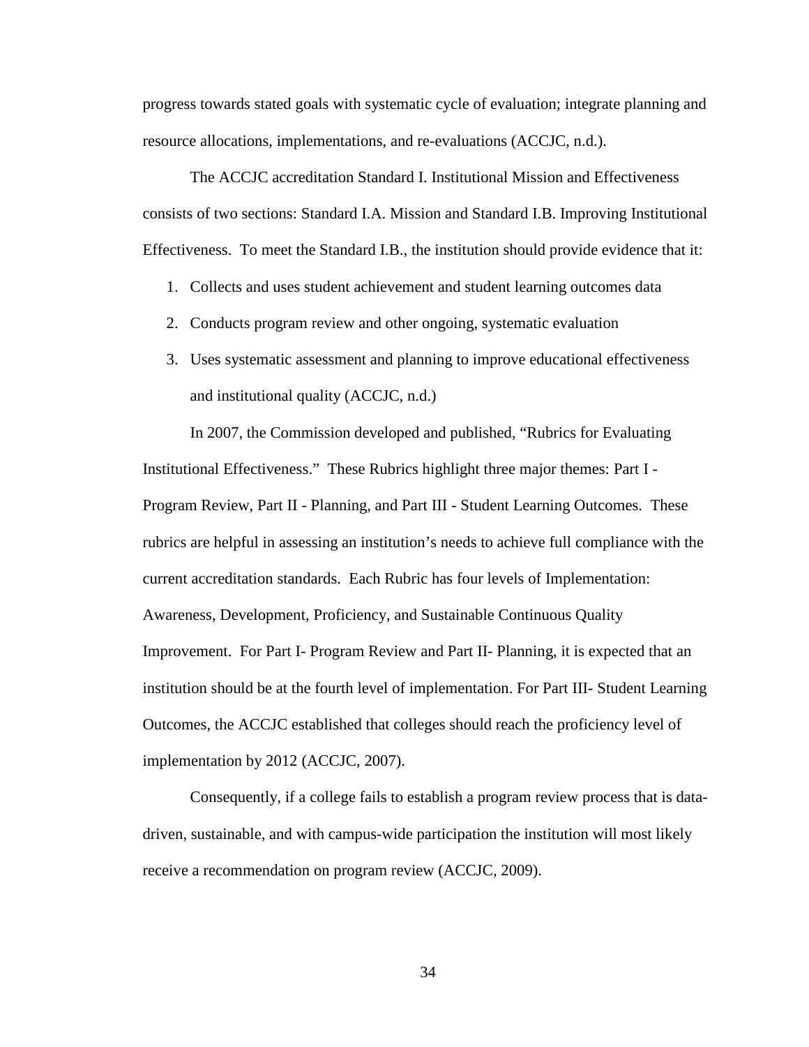progress towards stated goals with systematic cycle of evaluation; integrate planning and resource allocations, implementations, and re-evaluations (ACCJC, n.d.).

The ACCJC accreditation Standard I. Institutional Mission and Effectiveness consists of two sections: Standard I.A. Mission and Standard I.B. Improving Institutional Effectiveness. To meet the Standard I.B., the institution should provide evidence that it:

1. Collects and uses student achievement and student learning outcomes data
2. Conducts program review and other ongoing, systematic evaluation
3. Uses systematic assessment and planning to improve educational effectiveness and institutional quality (ACCJC, n.d.)

In 2007, the Commission developed and published, "Rubrics for Evaluating Institutional Effectiveness." These Rubrics highlight three major themes: Part I - Program Review, Part II - Planning, and Part III - Student Learning Outcomes. These rubrics are helpful in assessing an institution's needs to achieve full compliance with the current accreditation standards. Each Rubric has four levels of Implementation: Awareness, Development, Proficiency, and Sustainable Continuous Quality Improvement. For Part I- Program Review and Part II- Planning, it is expected that an institution should be at the fourth level of implementation. For Part III- Student Learning Outcomes, the ACCJC established that colleges should reach the proficiency level of implementation by 2012 (ACCJC, 2007).

Consequently, if a college fails to establish a program review process that is data-driven, sustainable, and with campus-wide participation the institution will most likely receive a recommendation on program review (ACCJC, 2009).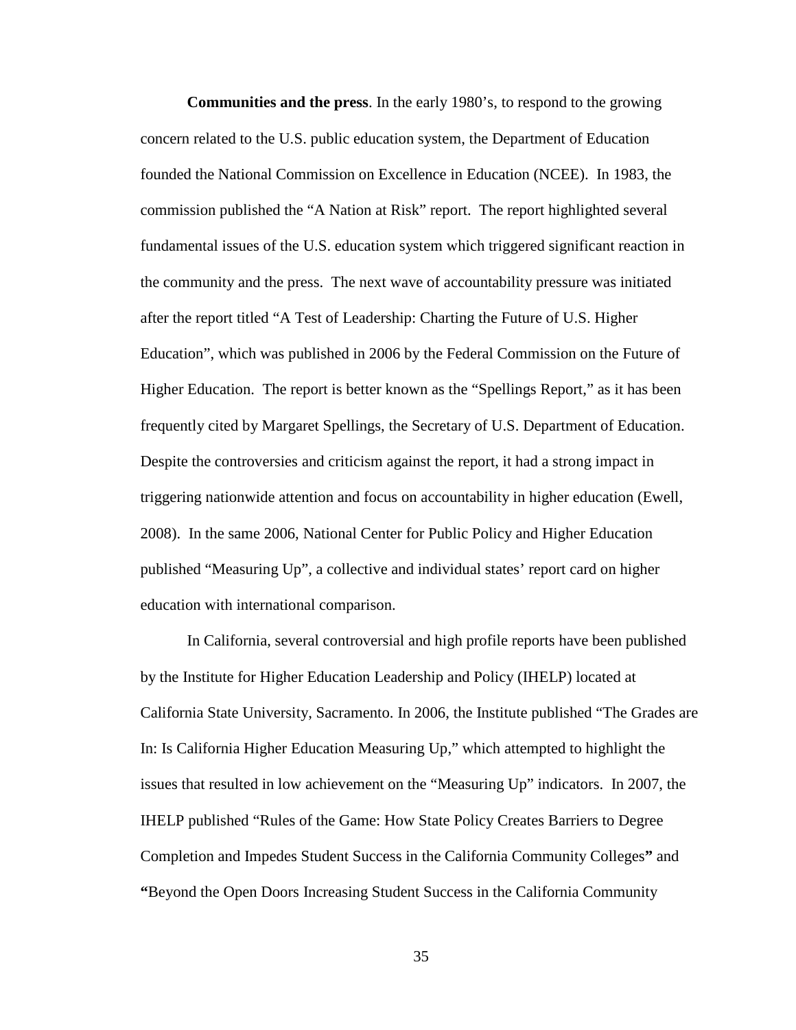**Communities and the press**. In the early 1980's, to respond to the growing concern related to the U.S. public education system, the Department of Education founded the National Commission on Excellence in Education (NCEE). In 1983, the commission published the "A Nation at Risk" report. The report highlighted several fundamental issues of the U.S. education system which triggered significant reaction in the community and the press. The next wave of accountability pressure was initiated after the report titled "A Test of Leadership: Charting the Future of U.S. Higher Education", which was published in 2006 by the Federal Commission on the Future of Higher Education. The report is better known as the "Spellings Report," as it has been frequently cited by Margaret Spellings, the Secretary of U.S. Department of Education. Despite the controversies and criticism against the report, it had a strong impact in triggering nationwide attention and focus on accountability in higher education (Ewell, 2008). In the same 2006, National Center for Public Policy and Higher Education published "Measuring Up", a collective and individual states' report card on higher education with international comparison.

In California, several controversial and high profile reports have been published by the Institute for Higher Education Leadership and Policy (IHELP) located at California State University, Sacramento. In 2006, the Institute published "The Grades are In: Is California Higher Education Measuring Up," which attempted to highlight the issues that resulted in low achievement on the "Measuring Up" indicators. In 2007, the IHELP published "Rules of the Game: How State Policy Creates Barriers to Degree Completion and Impedes Student Success in the California Community Colleges**"** and **"**Beyond the Open Doors Increasing Student Success in the California Community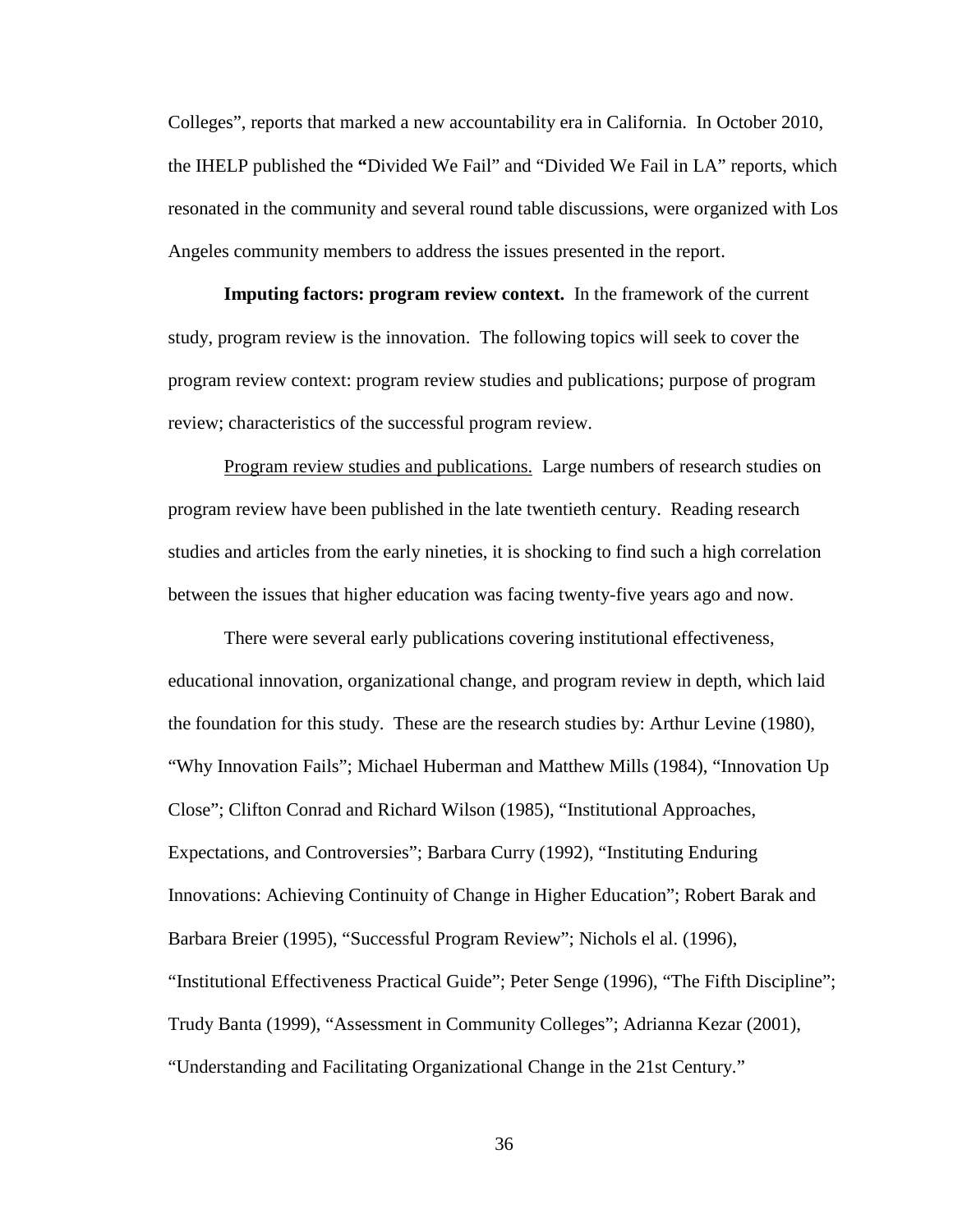Colleges", reports that marked a new accountability era in California. In October 2010, the IHELP published the **"**Divided We Fail" and "Divided We Fail in LA" reports, which resonated in the community and several round table discussions, were organized with Los Angeles community members to address the issues presented in the report.

**Imputing factors: program review context.** In the framework of the current study, program review is the innovation. The following topics will seek to cover the program review context: program review studies and publications; purpose of program review; characteristics of the successful program review.

<u>Program review studies and publications.</u> Large numbers of research studies on program review have been published in the late twentieth century. Reading research studies and articles from the early nineties, it is shocking to find such a high correlation between the issues that higher education was facing twenty-five years ago and now.

There were several early publications covering institutional effectiveness, educational innovation, organizational change, and program review in depth, which laid the foundation for this study. These are the research studies by: Arthur Levine (1980), "Why Innovation Fails"; Michael Huberman and Matthew Mills (1984), "Innovation Up Close"; Clifton Conrad and Richard Wilson (1985), "Institutional Approaches, Expectations, and Controversies"; Barbara Curry (1992), "Instituting Enduring Innovations: Achieving Continuity of Change in Higher Education"; Robert Barak and Barbara Breier (1995), "Successful Program Review"; Nichols el al. (1996), "Institutional Effectiveness Practical Guide"; Peter Senge (1996), "The Fifth Discipline"; Trudy Banta (1999), "Assessment in Community Colleges"; Adrianna Kezar (2001), "Understanding and Facilitating Organizational Change in the 21st Century."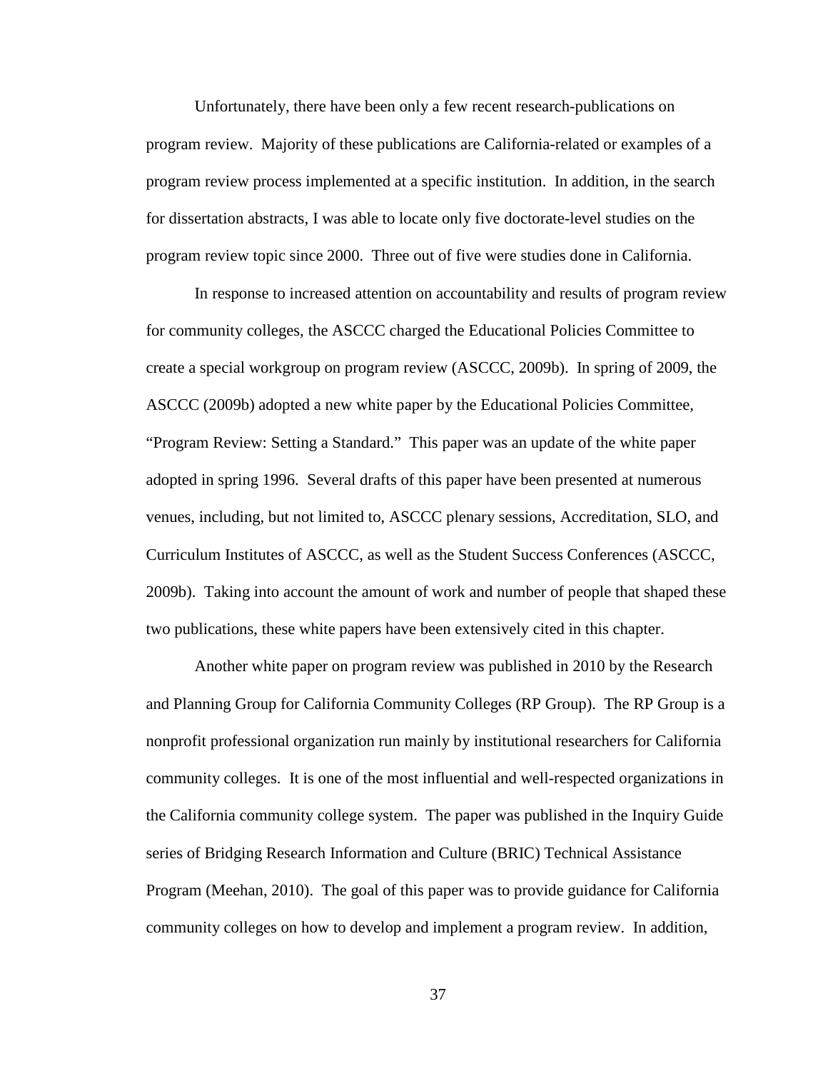Unfortunately, there have been only a few recent research-publications on program review. Majority of these publications are California-related or examples of a program review process implemented at a specific institution. In addition, in the search for dissertation abstracts, I was able to locate only five doctorate-level studies on the program review topic since 2000. Three out of five were studies done in California.

In response to increased attention on accountability and results of program review for community colleges, the ASCCC charged the Educational Policies Committee to create a special workgroup on program review (ASCCC, 2009b). In spring of 2009, the ASCCC (2009b) adopted a new white paper by the Educational Policies Committee, "Program Review: Setting a Standard." This paper was an update of the white paper adopted in spring 1996. Several drafts of this paper have been presented at numerous venues, including, but not limited to, ASCCC plenary sessions, Accreditation, SLO, and Curriculum Institutes of ASCCC, as well as the Student Success Conferences (ASCCC, 2009b). Taking into account the amount of work and number of people that shaped these two publications, these white papers have been extensively cited in this chapter.

Another white paper on program review was published in 2010 by the Research and Planning Group for California Community Colleges (RP Group). The RP Group is a nonprofit professional organization run mainly by institutional researchers for California community colleges. It is one of the most influential and well-respected organizations in the California community college system. The paper was published in the Inquiry Guide series of Bridging Research Information and Culture (BRIC) Technical Assistance Program (Meehan, 2010). The goal of this paper was to provide guidance for California community colleges on how to develop and implement a program review. In addition,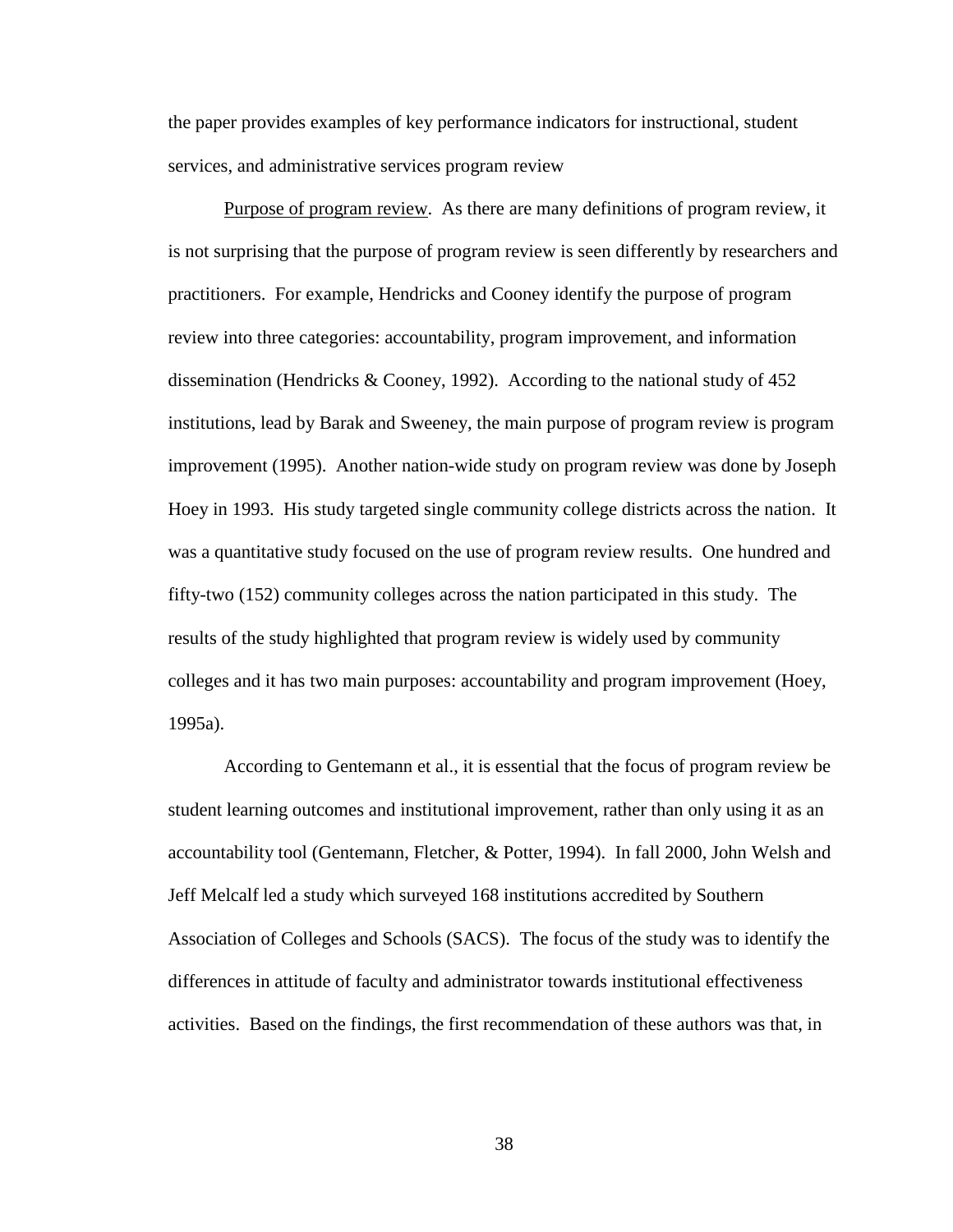the paper provides examples of key performance indicators for instructional, student services, and administrative services program review

Purpose of program review. As there are many definitions of program review, it is not surprising that the purpose of program review is seen differently by researchers and practitioners. For example, Hendricks and Cooney identify the purpose of program review into three categories: accountability, program improvement, and information dissemination (Hendricks & Cooney, 1992). According to the national study of 452 institutions, lead by Barak and Sweeney, the main purpose of program review is program improvement (1995). Another nation-wide study on program review was done by Joseph Hoey in 1993. His study targeted single community college districts across the nation. It was a quantitative study focused on the use of program review results. One hundred and fifty-two (152) community colleges across the nation participated in this study. The results of the study highlighted that program review is widely used by community colleges and it has two main purposes: accountability and program improvement (Hoey, 1995a).

According to Gentemann et al., it is essential that the focus of program review be student learning outcomes and institutional improvement, rather than only using it as an accountability tool (Gentemann, Fletcher, & Potter, 1994). In fall 2000, John Welsh and Jeff Melcalf led a study which surveyed 168 institutions accredited by Southern Association of Colleges and Schools (SACS). The focus of the study was to identify the differences in attitude of faculty and administrator towards institutional effectiveness activities. Based on the findings, the first recommendation of these authors was that, in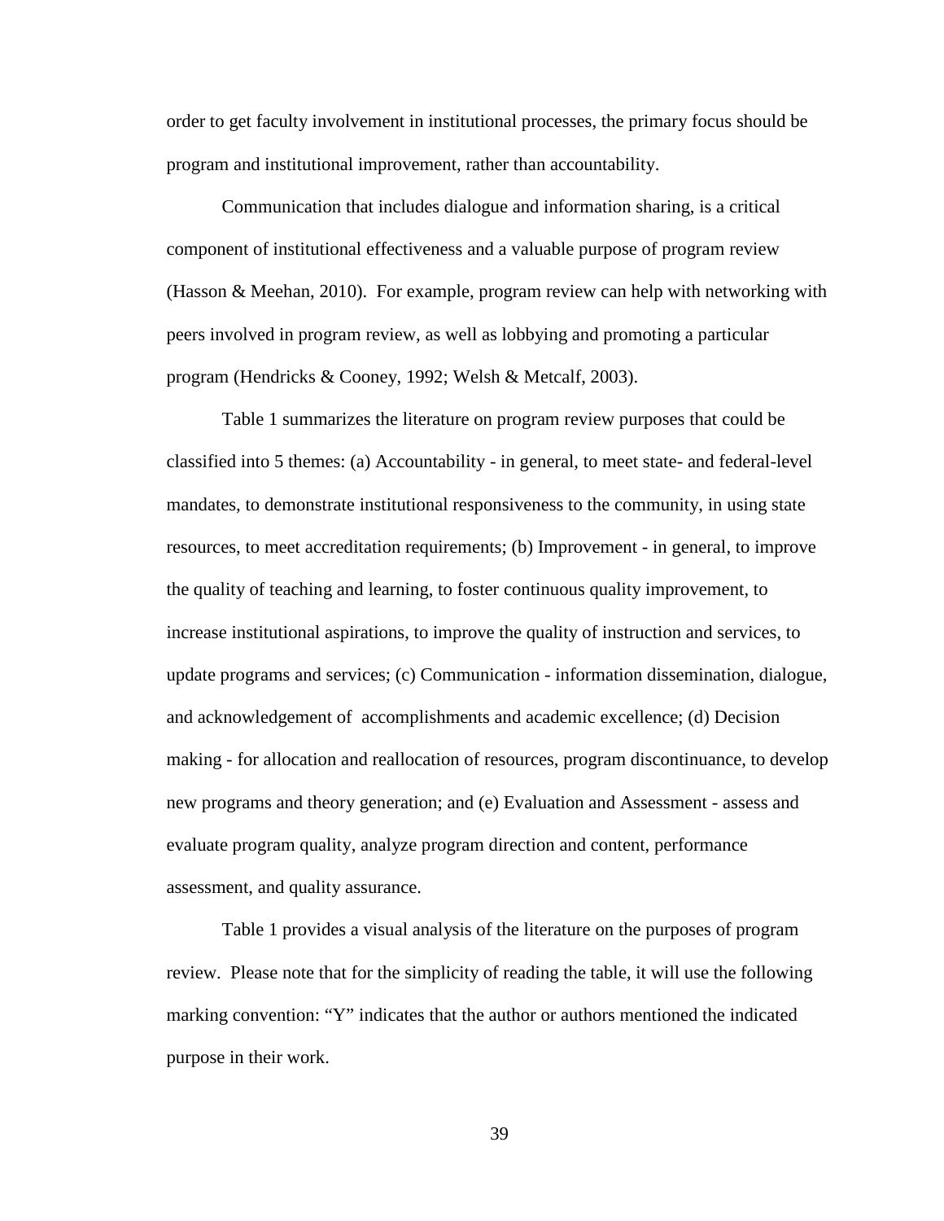order to get faculty involvement in institutional processes, the primary focus should be program and institutional improvement, rather than accountability.

Communication that includes dialogue and information sharing, is a critical component of institutional effectiveness and a valuable purpose of program review (Hasson & Meehan, 2010). For example, program review can help with networking with peers involved in program review, as well as lobbying and promoting a particular program (Hendricks & Cooney, 1992; Welsh & Metcalf, 2003).

Table 1 summarizes the literature on program review purposes that could be classified into 5 themes: (a) Accountability - in general, to meet state- and federal-level mandates, to demonstrate institutional responsiveness to the community, in using state resources, to meet accreditation requirements; (b) Improvement - in general, to improve the quality of teaching and learning, to foster continuous quality improvement, to increase institutional aspirations, to improve the quality of instruction and services, to update programs and services; (c) Communication - information dissemination, dialogue, and acknowledgement of accomplishments and academic excellence; (d) Decision making - for allocation and reallocation of resources, program discontinuance, to develop new programs and theory generation; and (e) Evaluation and Assessment - assess and evaluate program quality, analyze program direction and content, performance assessment, and quality assurance.

Table 1 provides a visual analysis of the literature on the purposes of program review. Please note that for the simplicity of reading the table, it will use the following marking convention: "Y" indicates that the author or authors mentioned the indicated purpose in their work.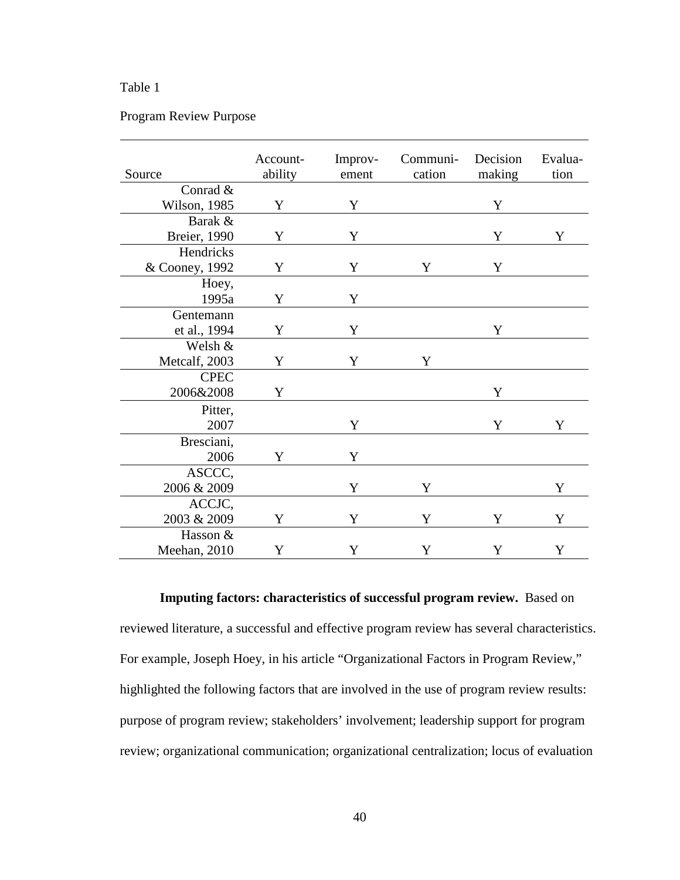Table 1

Program Review Purpose

| Source | Accountability | Improvement | Communication | Decision making | Evaluation |
|---|---|---|---|---|---|
| Conrad & Wilson, 1985 | Y | Y | | Y | |
| Barak & Breier, 1990 | Y | Y | | Y | Y |
| Hendricks & Cooney, 1992 | Y | Y | Y | Y | |
| Hoey, 1995a | Y | Y | | | |
| Gentemann et al., 1994 | Y | Y | | Y | |
| Welsh & Metcalf, 2003 | Y | Y | Y | | |
| CPEC 2006&2008 | Y | | | Y | |
| Pitter, 2007 | | Y | | Y | Y |
| Bresciani, 2006 | Y | Y | | | |
| ASCCC, 2006 & 2009 | | Y | Y | | Y |
| ACCJC, 2003 & 2009 | Y | Y | Y | Y | Y |
| Hasson & Meehan, 2010 | Y | Y | Y | Y | Y |

**Imputing factors: characteristics of successful program review.** Based on reviewed literature, a successful and effective program review has several characteristics. For example, Joseph Hoey, in his article "Organizational Factors in Program Review," highlighted the following factors that are involved in the use of program review results: purpose of program review; stakeholders' involvement; leadership support for program review; organizational communication; organizational centralization; locus of evaluation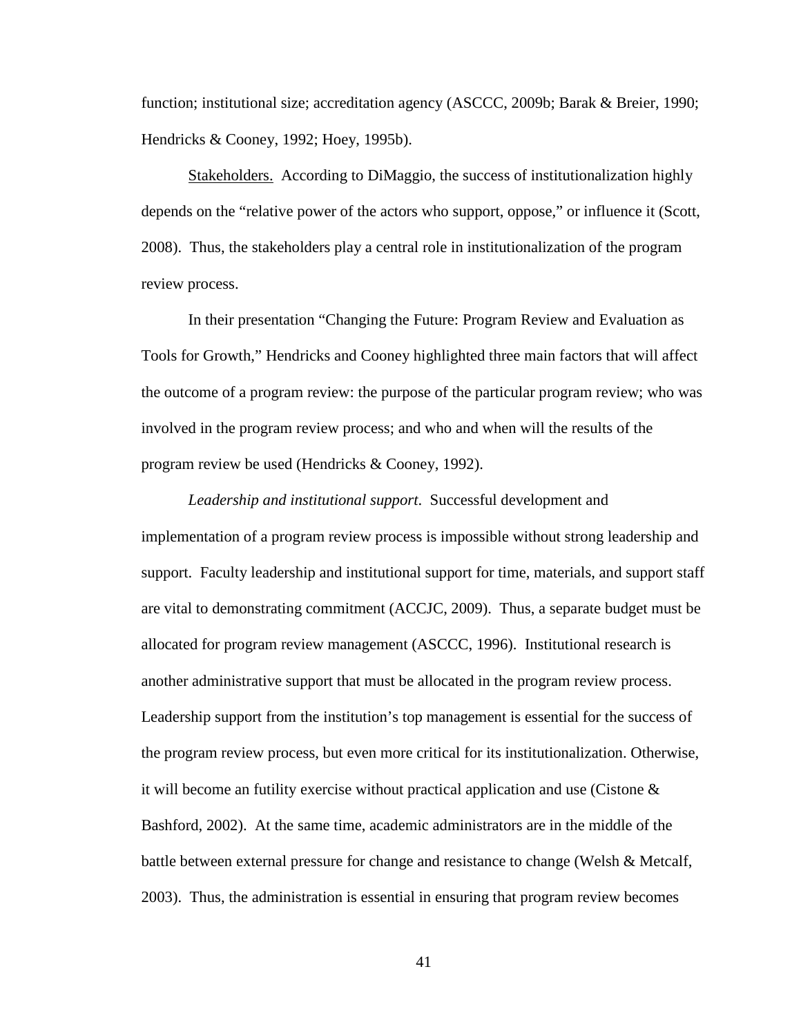function; institutional size; accreditation agency (ASCCC, 2009b; Barak & Breier, 1990; Hendricks & Cooney, 1992; Hoey, 1995b).

<u>Stakeholders.</u> According to DiMaggio, the success of institutionalization highly depends on the "relative power of the actors who support, oppose," or influence it (Scott, 2008). Thus, the stakeholders play a central role in institutionalization of the program review process.

In their presentation "Changing the Future: Program Review and Evaluation as Tools for Growth," Hendricks and Cooney highlighted three main factors that will affect the outcome of a program review: the purpose of the particular program review; who was involved in the program review process; and who and when will the results of the program review be used (Hendricks & Cooney, 1992).

*Leadership and institutional support*. Successful development and implementation of a program review process is impossible without strong leadership and support. Faculty leadership and institutional support for time, materials, and support staff are vital to demonstrating commitment (ACCJC, 2009). Thus, a separate budget must be allocated for program review management (ASCCC, 1996). Institutional research is another administrative support that must be allocated in the program review process. Leadership support from the institution's top management is essential for the success of the program review process, but even more critical for its institutionalization. Otherwise, it will become an futility exercise without practical application and use (Cistone & Bashford, 2002). At the same time, academic administrators are in the middle of the battle between external pressure for change and resistance to change (Welsh & Metcalf, 2003). Thus, the administration is essential in ensuring that program review becomes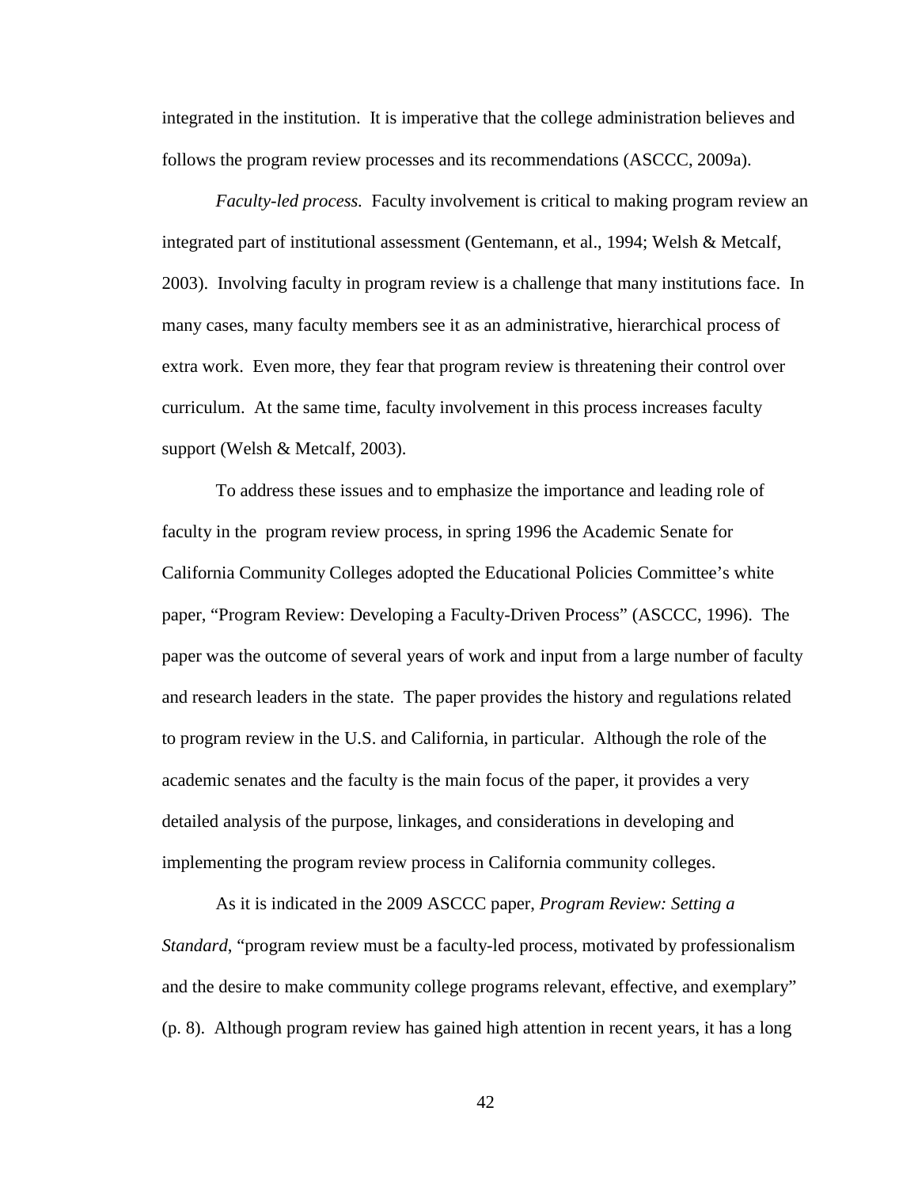integrated in the institution. It is imperative that the college administration believes and follows the program review processes and its recommendations (ASCCC, 2009a).

*Faculty-led process.* Faculty involvement is critical to making program review an integrated part of institutional assessment (Gentemann, et al., 1994; Welsh & Metcalf, 2003). Involving faculty in program review is a challenge that many institutions face. In many cases, many faculty members see it as an administrative, hierarchical process of extra work. Even more, they fear that program review is threatening their control over curriculum. At the same time, faculty involvement in this process increases faculty support (Welsh & Metcalf, 2003).

To address these issues and to emphasize the importance and leading role of faculty in the program review process, in spring 1996 the Academic Senate for California Community Colleges adopted the Educational Policies Committee's white paper, "Program Review: Developing a Faculty-Driven Process" (ASCCC, 1996). The paper was the outcome of several years of work and input from a large number of faculty and research leaders in the state. The paper provides the history and regulations related to program review in the U.S. and California, in particular. Although the role of the academic senates and the faculty is the main focus of the paper, it provides a very detailed analysis of the purpose, linkages, and considerations in developing and implementing the program review process in California community colleges.

As it is indicated in the 2009 ASCCC paper, *Program Review: Setting a Standard*, "program review must be a faculty-led process, motivated by professionalism and the desire to make community college programs relevant, effective, and exemplary" (p. 8). Although program review has gained high attention in recent years, it has a long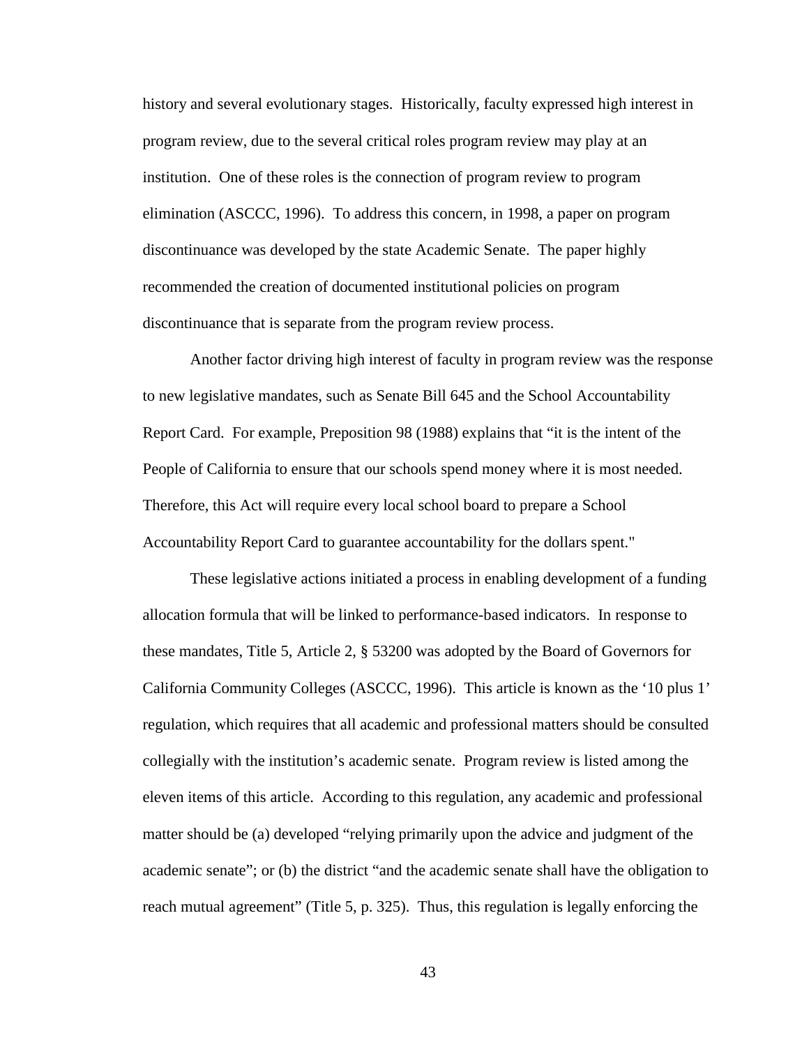history and several evolutionary stages. Historically, faculty expressed high interest in program review, due to the several critical roles program review may play at an institution. One of these roles is the connection of program review to program elimination (ASCCC, 1996). To address this concern, in 1998, a paper on program discontinuance was developed by the state Academic Senate. The paper highly recommended the creation of documented institutional policies on program discontinuance that is separate from the program review process.

Another factor driving high interest of faculty in program review was the response to new legislative mandates, such as Senate Bill 645 and the School Accountability Report Card. For example, Preposition 98 (1988) explains that "it is the intent of the People of California to ensure that our schools spend money where it is most needed. Therefore, this Act will require every local school board to prepare a School Accountability Report Card to guarantee accountability for the dollars spent."

These legislative actions initiated a process in enabling development of a funding allocation formula that will be linked to performance-based indicators. In response to these mandates, Title 5, Article 2, § 53200 was adopted by the Board of Governors for California Community Colleges (ASCCC, 1996). This article is known as the '10 plus 1' regulation, which requires that all academic and professional matters should be consulted collegially with the institution's academic senate. Program review is listed among the eleven items of this article. According to this regulation, any academic and professional matter should be (a) developed "relying primarily upon the advice and judgment of the academic senate"; or (b) the district "and the academic senate shall have the obligation to reach mutual agreement" (Title 5, p. 325). Thus, this regulation is legally enforcing the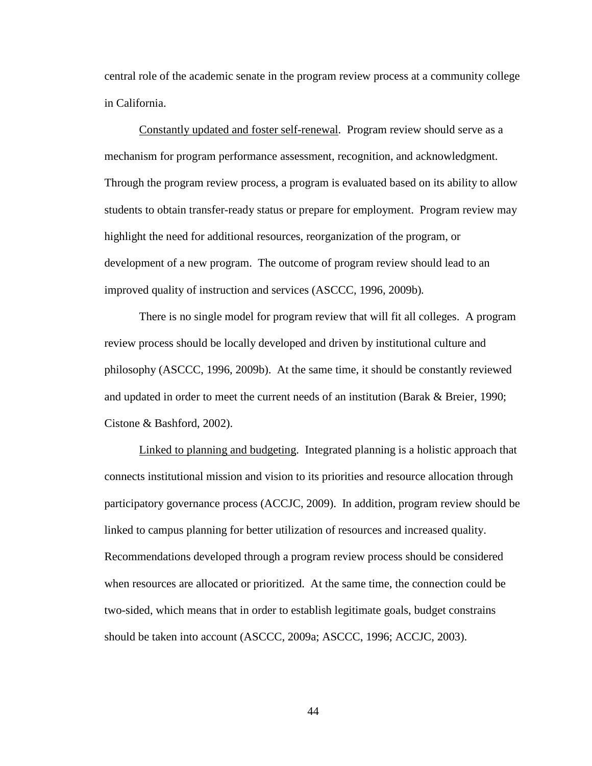central role of the academic senate in the program review process at a community college in California.

Constantly updated and foster self-renewal. Program review should serve as a mechanism for program performance assessment, recognition, and acknowledgment. Through the program review process, a program is evaluated based on its ability to allow students to obtain transfer-ready status or prepare for employment. Program review may highlight the need for additional resources, reorganization of the program, or development of a new program. The outcome of program review should lead to an improved quality of instruction and services (ASCCC, 1996, 2009b).

There is no single model for program review that will fit all colleges. A program review process should be locally developed and driven by institutional culture and philosophy (ASCCC, 1996, 2009b). At the same time, it should be constantly reviewed and updated in order to meet the current needs of an institution (Barak & Breier, 1990; Cistone & Bashford, 2002).

Linked to planning and budgeting. Integrated planning is a holistic approach that connects institutional mission and vision to its priorities and resource allocation through participatory governance process (ACCJC, 2009). In addition, program review should be linked to campus planning for better utilization of resources and increased quality. Recommendations developed through a program review process should be considered when resources are allocated or prioritized. At the same time, the connection could be two-sided, which means that in order to establish legitimate goals, budget constrains should be taken into account (ASCCC, 2009a; ASCCC, 1996; ACCJC, 2003).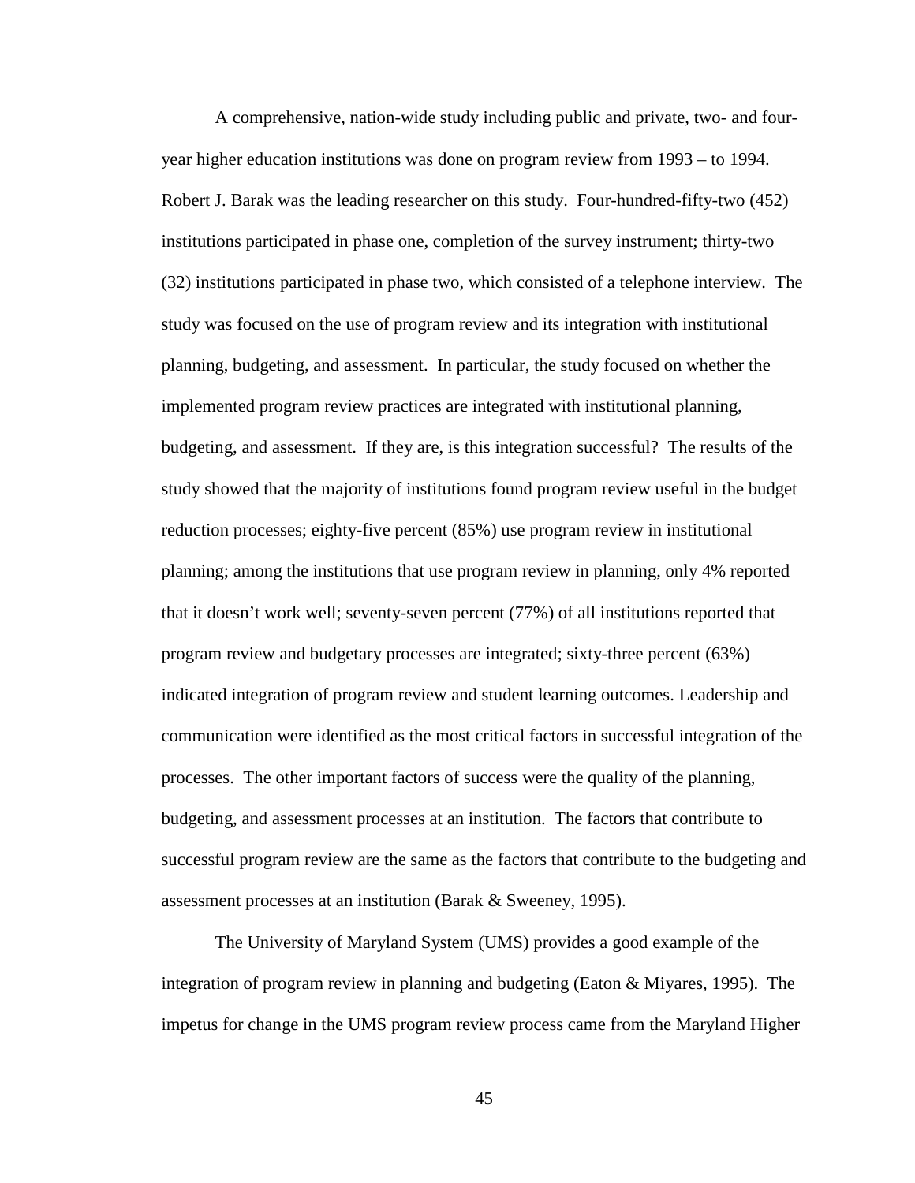A comprehensive, nation-wide study including public and private, two- and four-year higher education institutions was done on program review from 1993 – to 1994. Robert J. Barak was the leading researcher on this study. Four-hundred-fifty-two (452) institutions participated in phase one, completion of the survey instrument; thirty-two (32) institutions participated in phase two, which consisted of a telephone interview. The study was focused on the use of program review and its integration with institutional planning, budgeting, and assessment. In particular, the study focused on whether the implemented program review practices are integrated with institutional planning, budgeting, and assessment. If they are, is this integration successful? The results of the study showed that the majority of institutions found program review useful in the budget reduction processes; eighty-five percent (85%) use program review in institutional planning; among the institutions that use program review in planning, only 4% reported that it doesn't work well; seventy-seven percent (77%) of all institutions reported that program review and budgetary processes are integrated; sixty-three percent (63%) indicated integration of program review and student learning outcomes. Leadership and communication were identified as the most critical factors in successful integration of the processes. The other important factors of success were the quality of the planning, budgeting, and assessment processes at an institution. The factors that contribute to successful program review are the same as the factors that contribute to the budgeting and assessment processes at an institution (Barak & Sweeney, 1995).

The University of Maryland System (UMS) provides a good example of the integration of program review in planning and budgeting (Eaton & Miyares, 1995). The impetus for change in the UMS program review process came from the Maryland Higher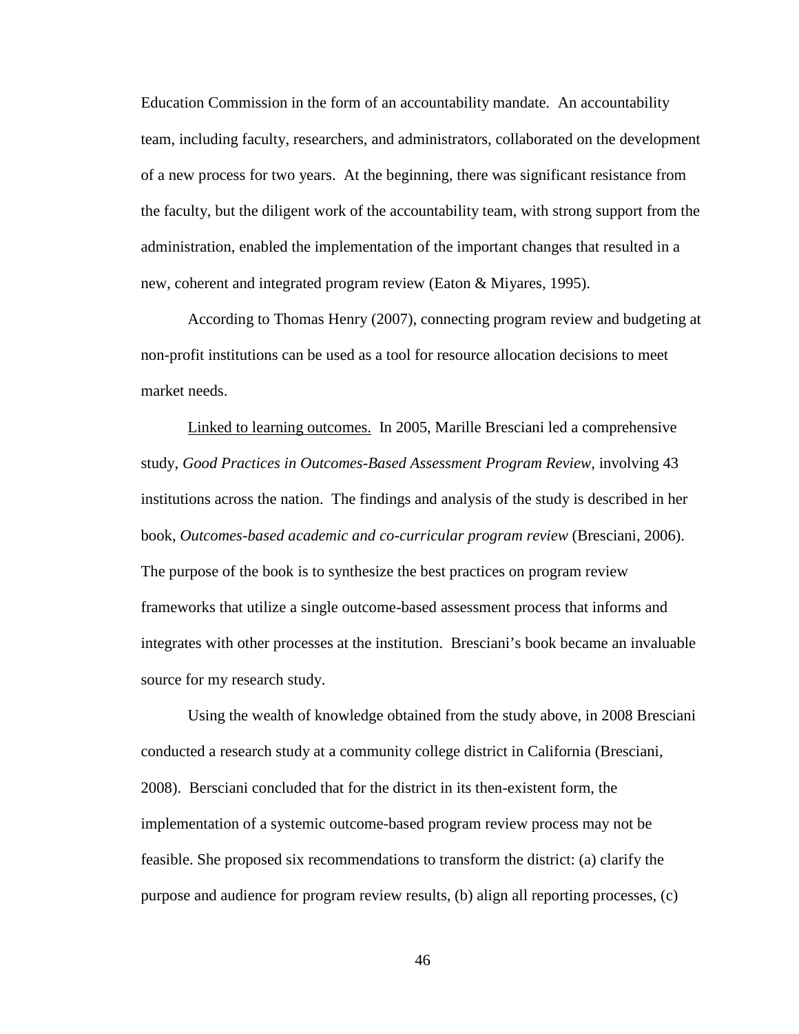Education Commission in the form of an accountability mandate. An accountability team, including faculty, researchers, and administrators, collaborated on the development of a new process for two years. At the beginning, there was significant resistance from the faculty, but the diligent work of the accountability team, with strong support from the administration, enabled the implementation of the important changes that resulted in a new, coherent and integrated program review (Eaton & Miyares, 1995).

According to Thomas Henry (2007), connecting program review and budgeting at non-profit institutions can be used as a tool for resource allocation decisions to meet market needs.

<u>Linked to learning outcomes.</u> In 2005, Marille Bresciani led a comprehensive study, *Good Practices in Outcomes-Based Assessment Program Review,* involving 43 institutions across the nation. The findings and analysis of the study is described in her book, *Outcomes-based academic and co-curricular program review* (Bresciani, 2006). The purpose of the book is to synthesize the best practices on program review frameworks that utilize a single outcome-based assessment process that informs and integrates with other processes at the institution. Bresciani's book became an invaluable source for my research study.

Using the wealth of knowledge obtained from the study above, in 2008 Bresciani conducted a research study at a community college district in California (Bresciani, 2008). Bersciani concluded that for the district in its then-existent form, the implementation of a systemic outcome-based program review process may not be feasible. She proposed six recommendations to transform the district: (a) clarify the purpose and audience for program review results, (b) align all reporting processes, (c)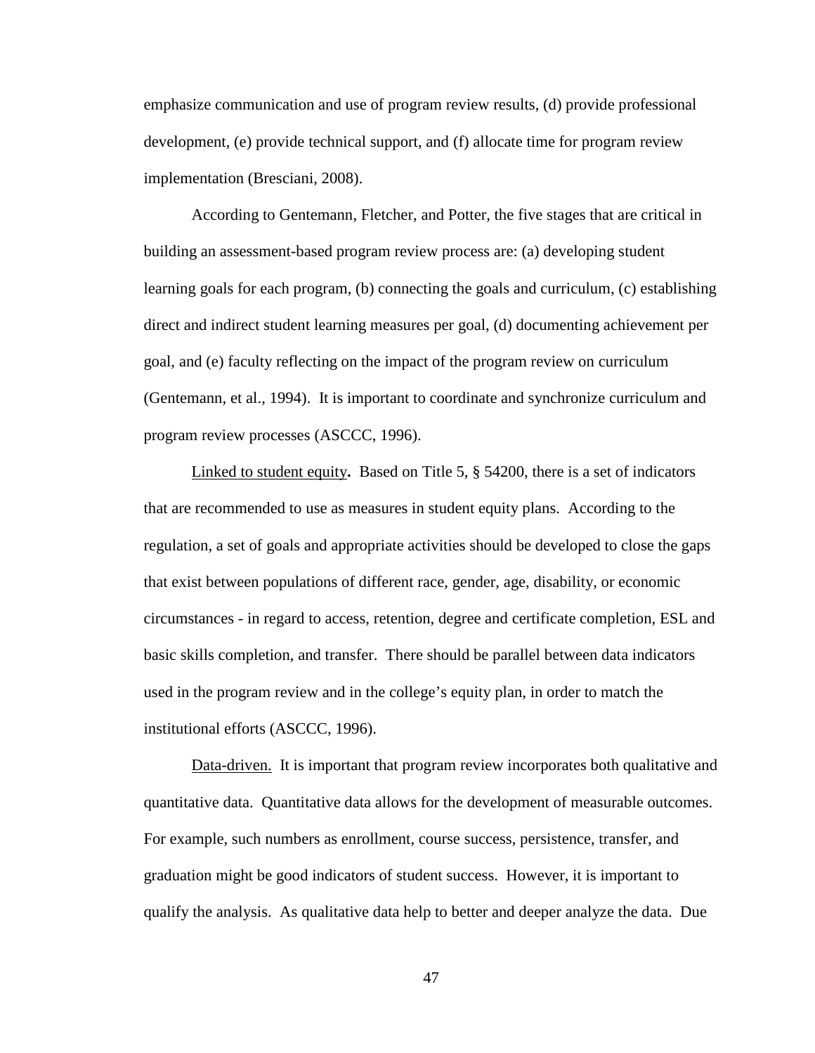emphasize communication and use of program review results, (d) provide professional development, (e) provide technical support, and (f) allocate time for program review implementation (Bresciani, 2008).

According to Gentemann, Fletcher, and Potter, the five stages that are critical in building an assessment-based program review process are: (a) developing student learning goals for each program, (b) connecting the goals and curriculum, (c) establishing direct and indirect student learning measures per goal, (d) documenting achievement per goal, and (e) faculty reflecting on the impact of the program review on curriculum (Gentemann, et al., 1994). It is important to coordinate and synchronize curriculum and program review processes (ASCCC, 1996).

<u>Linked to student equity</u>**.** Based on Title 5, § 54200, there is a set of indicators that are recommended to use as measures in student equity plans. According to the regulation, a set of goals and appropriate activities should be developed to close the gaps that exist between populations of different race, gender, age, disability, or economic circumstances - in regard to access, retention, degree and certificate completion, ESL and basic skills completion, and transfer. There should be parallel between data indicators used in the program review and in the college's equity plan, in order to match the institutional efforts (ASCCC, 1996).

<u>Data-driven.</u> It is important that program review incorporates both qualitative and quantitative data. Quantitative data allows for the development of measurable outcomes. For example, such numbers as enrollment, course success, persistence, transfer, and graduation might be good indicators of student success. However, it is important to qualify the analysis. As qualitative data help to better and deeper analyze the data. Due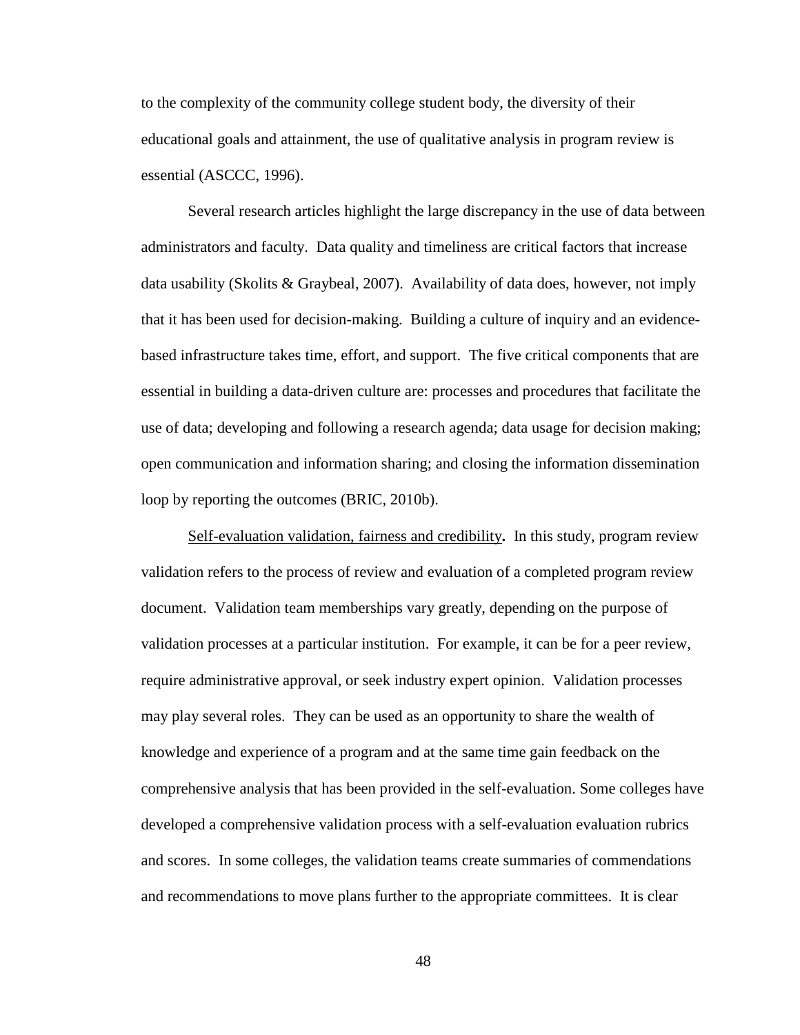to the complexity of the community college student body, the diversity of their educational goals and attainment, the use of qualitative analysis in program review is essential (ASCCC, 1996).

Several research articles highlight the large discrepancy in the use of data between administrators and faculty. Data quality and timeliness are critical factors that increase data usability (Skolits & Graybeal, 2007). Availability of data does, however, not imply that it has been used for decision-making. Building a culture of inquiry and an evidence-based infrastructure takes time, effort, and support. The five critical components that are essential in building a data-driven culture are: processes and procedures that facilitate the use of data; developing and following a research agenda; data usage for decision making; open communication and information sharing; and closing the information dissemination loop by reporting the outcomes (BRIC, 2010b).

<u>Self-evaluation validation, fairness and credibility</u>**.** In this study, program review validation refers to the process of review and evaluation of a completed program review document. Validation team memberships vary greatly, depending on the purpose of validation processes at a particular institution. For example, it can be for a peer review, require administrative approval, or seek industry expert opinion. Validation processes may play several roles. They can be used as an opportunity to share the wealth of knowledge and experience of a program and at the same time gain feedback on the comprehensive analysis that has been provided in the self-evaluation. Some colleges have developed a comprehensive validation process with a self-evaluation evaluation rubrics and scores. In some colleges, the validation teams create summaries of commendations and recommendations to move plans further to the appropriate committees. It is clear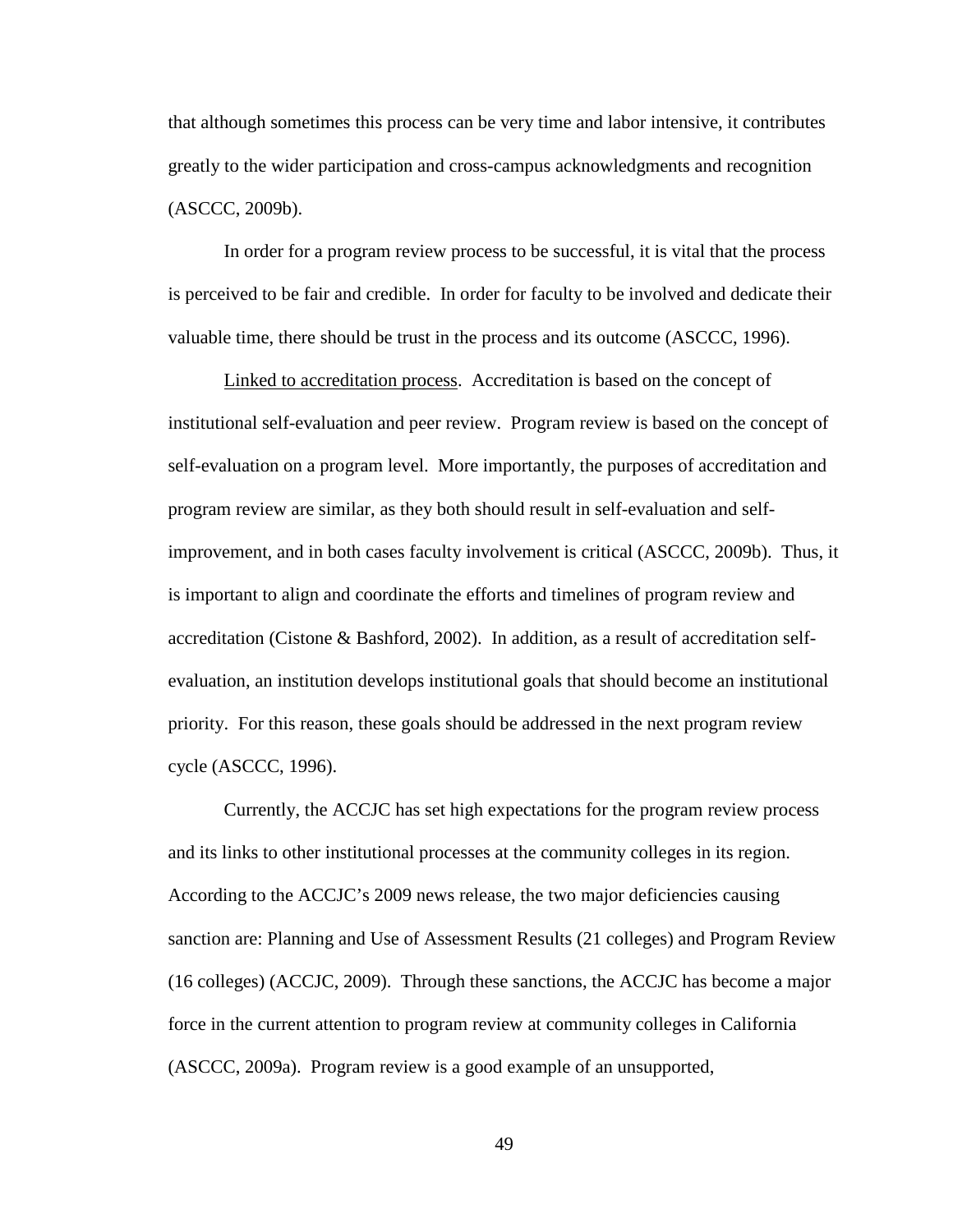that although sometimes this process can be very time and labor intensive, it contributes greatly to the wider participation and cross-campus acknowledgments and recognition (ASCCC, 2009b).

In order for a program review process to be successful, it is vital that the process is perceived to be fair and credible. In order for faculty to be involved and dedicate their valuable time, there should be trust in the process and its outcome (ASCCC, 1996).

<u>Linked to accreditation process</u>. Accreditation is based on the concept of institutional self-evaluation and peer review. Program review is based on the concept of self-evaluation on a program level. More importantly, the purposes of accreditation and program review are similar, as they both should result in self-evaluation and self-improvement, and in both cases faculty involvement is critical (ASCCC, 2009b). Thus, it is important to align and coordinate the efforts and timelines of program review and accreditation (Cistone & Bashford, 2002). In addition, as a result of accreditation self-evaluation, an institution develops institutional goals that should become an institutional priority. For this reason, these goals should be addressed in the next program review cycle (ASCCC, 1996).

Currently, the ACCJC has set high expectations for the program review process and its links to other institutional processes at the community colleges in its region. According to the ACCJC's 2009 news release, the two major deficiencies causing sanction are: Planning and Use of Assessment Results (21 colleges) and Program Review (16 colleges) (ACCJC, 2009). Through these sanctions, the ACCJC has become a major force in the current attention to program review at community colleges in California (ASCCC, 2009a). Program review is a good example of an unsupported,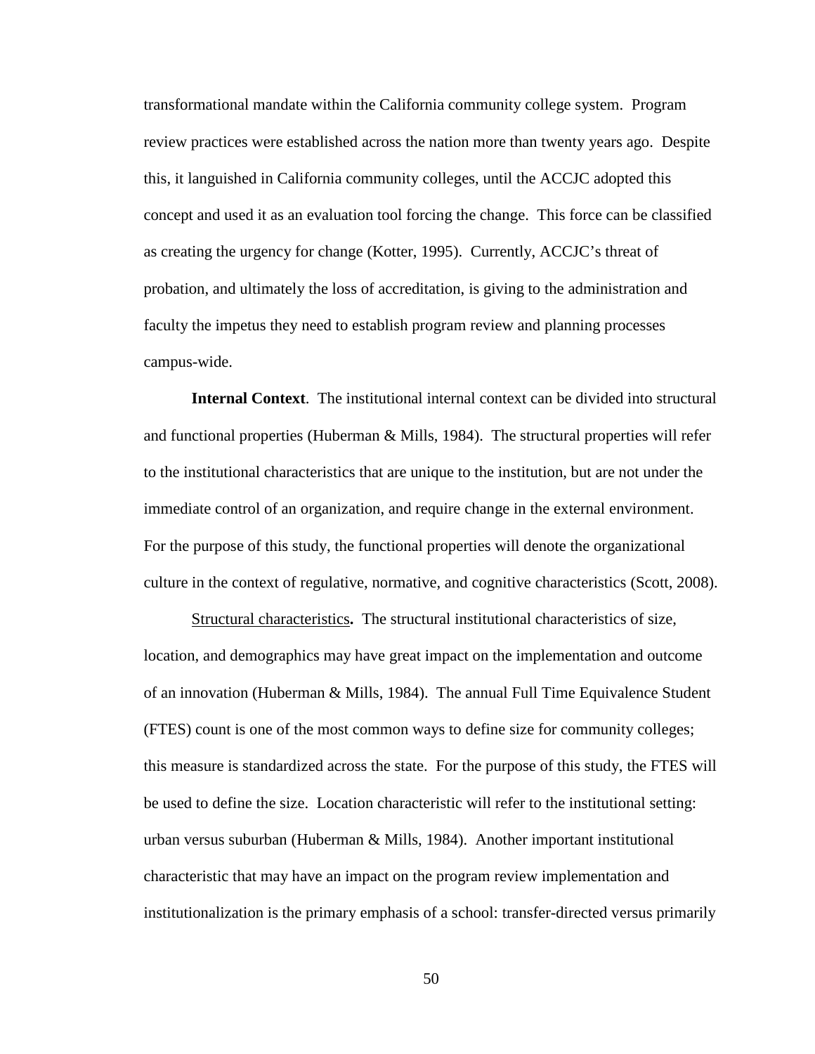transformational mandate within the California community college system. Program review practices were established across the nation more than twenty years ago. Despite this, it languished in California community colleges, until the ACCJC adopted this concept and used it as an evaluation tool forcing the change. This force can be classified as creating the urgency for change (Kotter, 1995). Currently, ACCJC's threat of probation, and ultimately the loss of accreditation, is giving to the administration and faculty the impetus they need to establish program review and planning processes campus-wide.

**Internal Context**. The institutional internal context can be divided into structural and functional properties (Huberman & Mills, 1984). The structural properties will refer to the institutional characteristics that are unique to the institution, but are not under the immediate control of an organization, and require change in the external environment. For the purpose of this study, the functional properties will denote the organizational culture in the context of regulative, normative, and cognitive characteristics (Scott, 2008).

<u>Structural characteristics</u>**.** The structural institutional characteristics of size, location, and demographics may have great impact on the implementation and outcome of an innovation (Huberman & Mills, 1984). The annual Full Time Equivalence Student (FTES) count is one of the most common ways to define size for community colleges; this measure is standardized across the state. For the purpose of this study, the FTES will be used to define the size. Location characteristic will refer to the institutional setting: urban versus suburban (Huberman & Mills, 1984). Another important institutional characteristic that may have an impact on the program review implementation and institutionalization is the primary emphasis of a school: transfer-directed versus primarily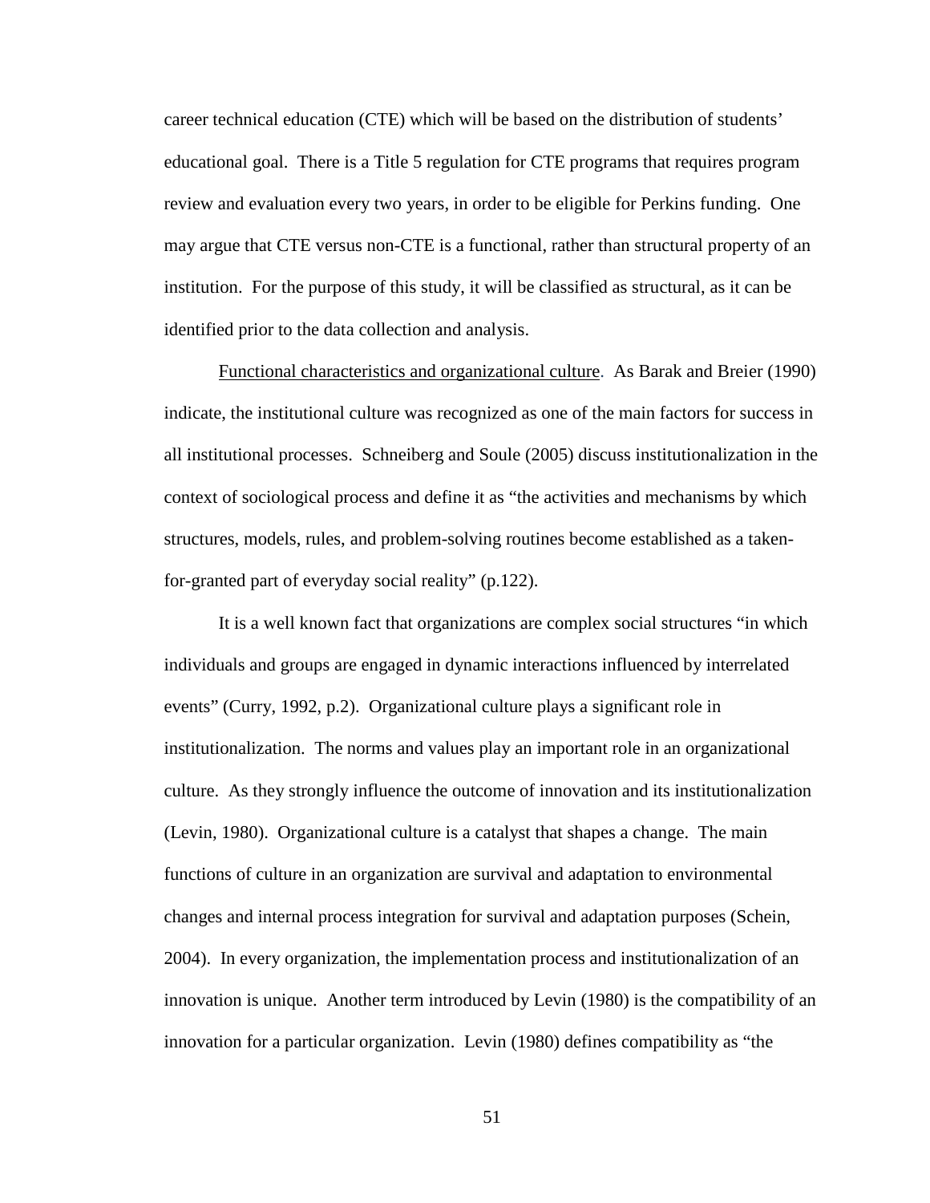career technical education (CTE) which will be based on the distribution of students' educational goal. There is a Title 5 regulation for CTE programs that requires program review and evaluation every two years, in order to be eligible for Perkins funding. One may argue that CTE versus non-CTE is a functional, rather than structural property of an institution. For the purpose of this study, it will be classified as structural, as it can be identified prior to the data collection and analysis.

<u>Functional characteristics and organizational culture</u>. As Barak and Breier (1990) indicate, the institutional culture was recognized as one of the main factors for success in all institutional processes. Schneiberg and Soule (2005) discuss institutionalization in the context of sociological process and define it as "the activities and mechanisms by which structures, models, rules, and problem-solving routines become established as a taken-for-granted part of everyday social reality" (p.122).

It is a well known fact that organizations are complex social structures "in which individuals and groups are engaged in dynamic interactions influenced by interrelated events" (Curry, 1992, p.2). Organizational culture plays a significant role in institutionalization. The norms and values play an important role in an organizational culture. As they strongly influence the outcome of innovation and its institutionalization (Levin, 1980). Organizational culture is a catalyst that shapes a change. The main functions of culture in an organization are survival and adaptation to environmental changes and internal process integration for survival and adaptation purposes (Schein, 2004). In every organization, the implementation process and institutionalization of an innovation is unique. Another term introduced by Levin (1980) is the compatibility of an innovation for a particular organization. Levin (1980) defines compatibility as "the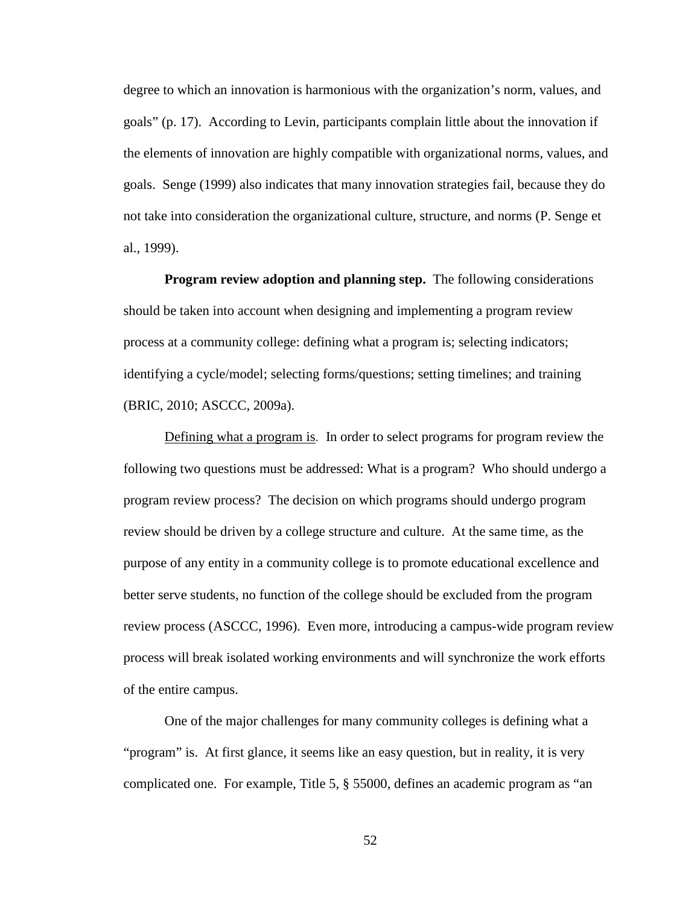degree to which an innovation is harmonious with the organization's norm, values, and goals" (p. 17). According to Levin, participants complain little about the innovation if the elements of innovation are highly compatible with organizational norms, values, and goals. Senge (1999) also indicates that many innovation strategies fail, because they do not take into consideration the organizational culture, structure, and norms (P. Senge et al., 1999).

**Program review adoption and planning step.** The following considerations should be taken into account when designing and implementing a program review process at a community college: defining what a program is; selecting indicators; identifying a cycle/model; selecting forms/questions; setting timelines; and training (BRIC, 2010; ASCCC, 2009a).

<u>Defining what a program is</u>. In order to select programs for program review the following two questions must be addressed: What is a program? Who should undergo a program review process? The decision on which programs should undergo program review should be driven by a college structure and culture. At the same time, as the purpose of any entity in a community college is to promote educational excellence and better serve students, no function of the college should be excluded from the program review process (ASCCC, 1996). Even more, introducing a campus-wide program review process will break isolated working environments and will synchronize the work efforts of the entire campus.

One of the major challenges for many community colleges is defining what a "program" is. At first glance, it seems like an easy question, but in reality, it is very complicated one. For example, Title 5, § 55000, defines an academic program as "an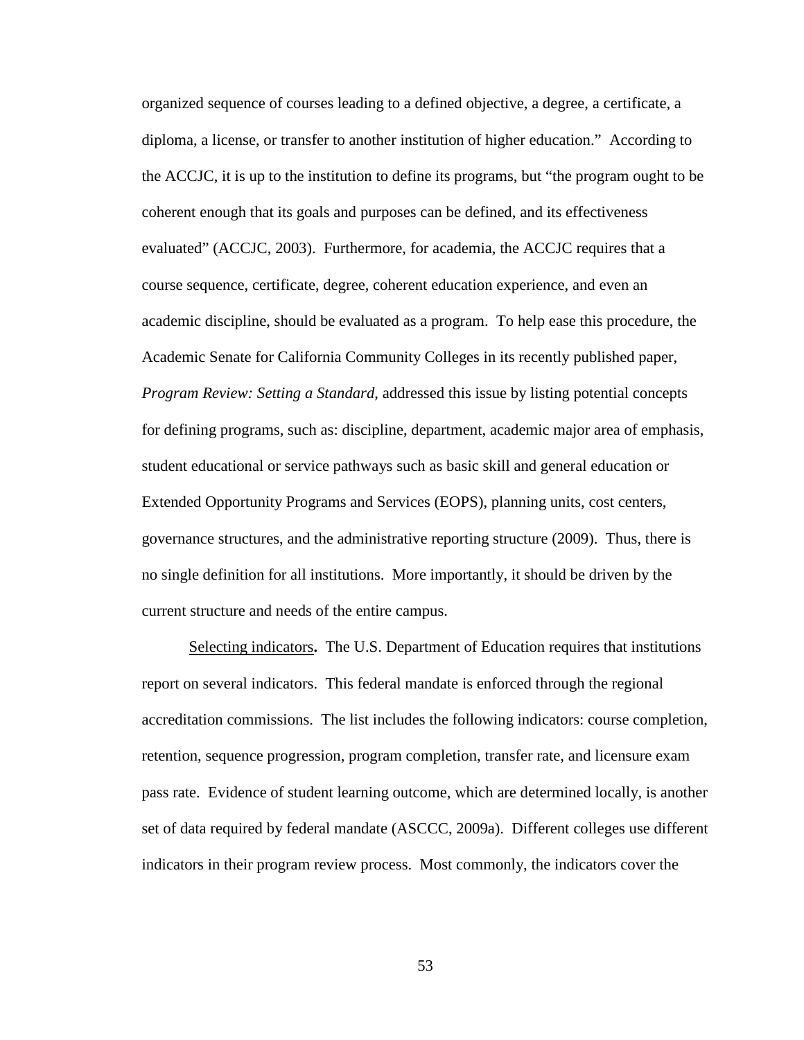organized sequence of courses leading to a defined objective, a degree, a certificate, a diploma, a license, or transfer to another institution of higher education." According to the ACCJC, it is up to the institution to define its programs, but "the program ought to be coherent enough that its goals and purposes can be defined, and its effectiveness evaluated" (ACCJC, 2003). Furthermore, for academia, the ACCJC requires that a course sequence, certificate, degree, coherent education experience, and even an academic discipline, should be evaluated as a program. To help ease this procedure, the Academic Senate for California Community Colleges in its recently published paper, *Program Review: Setting a Standard*, addressed this issue by listing potential concepts for defining programs, such as: discipline, department, academic major area of emphasis, student educational or service pathways such as basic skill and general education or Extended Opportunity Programs and Services (EOPS), planning units, cost centers, governance structures, and the administrative reporting structure (2009). Thus, there is no single definition for all institutions. More importantly, it should be driven by the current structure and needs of the entire campus.

<u>Selecting indicators</u>**.** The U.S. Department of Education requires that institutions report on several indicators. This federal mandate is enforced through the regional accreditation commissions. The list includes the following indicators: course completion, retention, sequence progression, program completion, transfer rate, and licensure exam pass rate. Evidence of student learning outcome, which are determined locally, is another set of data required by federal mandate (ASCCC, 2009a). Different colleges use different indicators in their program review process. Most commonly, the indicators cover the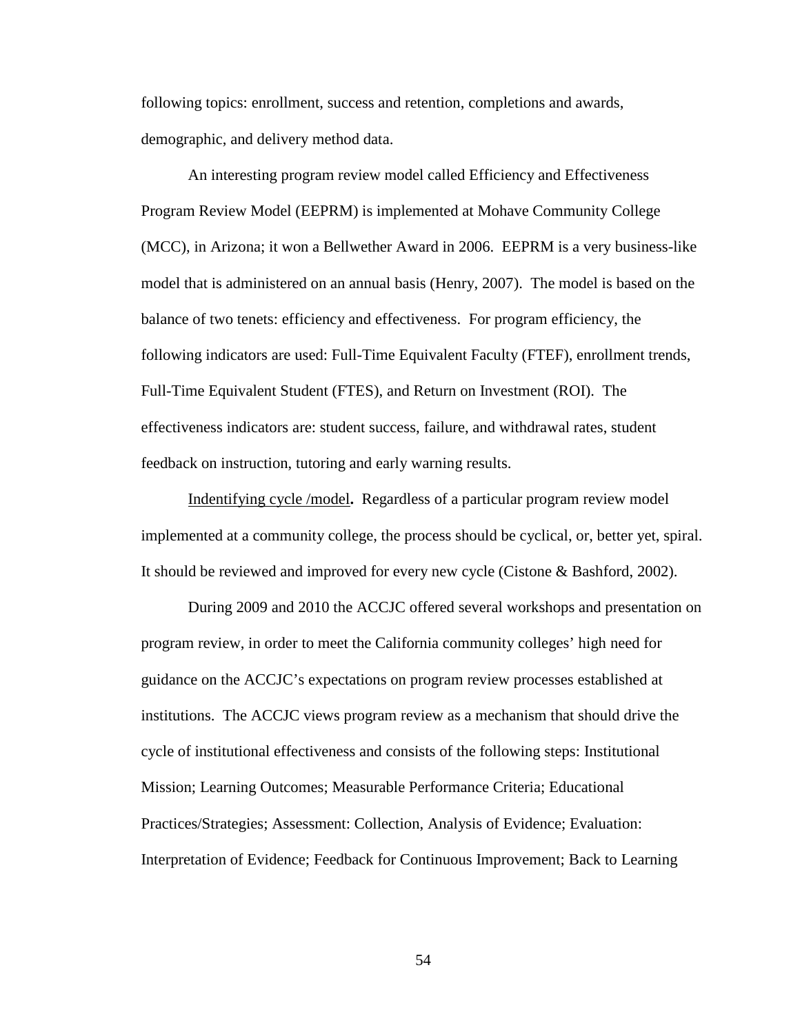following topics: enrollment, success and retention, completions and awards, demographic, and delivery method data.

An interesting program review model called Efficiency and Effectiveness Program Review Model (EEPRM) is implemented at Mohave Community College (MCC), in Arizona; it won a Bellwether Award in 2006. EEPRM is a very business-like model that is administered on an annual basis (Henry, 2007). The model is based on the balance of two tenets: efficiency and effectiveness. For program efficiency, the following indicators are used: Full-Time Equivalent Faculty (FTEF), enrollment trends, Full-Time Equivalent Student (FTES), and Return on Investment (ROI). The effectiveness indicators are: student success, failure, and withdrawal rates, student feedback on instruction, tutoring and early warning results.

<u>Indentifying cycle /model</u>**.** Regardless of a particular program review model implemented at a community college, the process should be cyclical, or, better yet, spiral. It should be reviewed and improved for every new cycle (Cistone & Bashford, 2002).

During 2009 and 2010 the ACCJC offered several workshops and presentation on program review, in order to meet the California community colleges' high need for guidance on the ACCJC's expectations on program review processes established at institutions. The ACCJC views program review as a mechanism that should drive the cycle of institutional effectiveness and consists of the following steps: Institutional Mission; Learning Outcomes; Measurable Performance Criteria; Educational Practices/Strategies; Assessment: Collection, Analysis of Evidence; Evaluation: Interpretation of Evidence; Feedback for Continuous Improvement; Back to Learning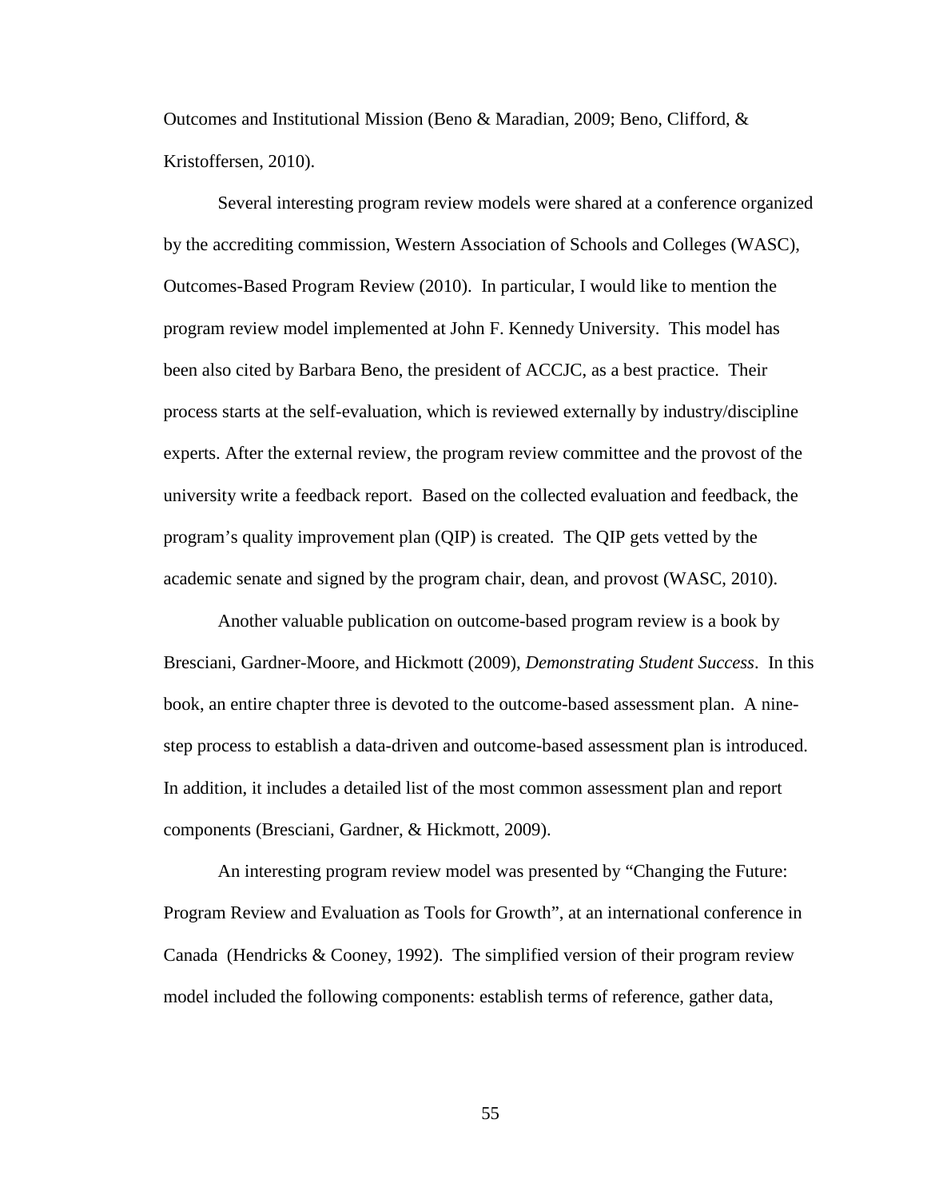Outcomes and Institutional Mission (Beno & Maradian, 2009; Beno, Clifford, & Kristoffersen, 2010).

Several interesting program review models were shared at a conference organized by the accrediting commission, Western Association of Schools and Colleges (WASC), Outcomes-Based Program Review (2010). In particular, I would like to mention the program review model implemented at John F. Kennedy University. This model has been also cited by Barbara Beno, the president of ACCJC, as a best practice. Their process starts at the self-evaluation, which is reviewed externally by industry/discipline experts. After the external review, the program review committee and the provost of the university write a feedback report. Based on the collected evaluation and feedback, the program's quality improvement plan (QIP) is created. The QIP gets vetted by the academic senate and signed by the program chair, dean, and provost (WASC, 2010).

Another valuable publication on outcome-based program review is a book by Bresciani, Gardner-Moore, and Hickmott (2009), *Demonstrating Student Success*. In this book, an entire chapter three is devoted to the outcome-based assessment plan. A nine-step process to establish a data-driven and outcome-based assessment plan is introduced. In addition, it includes a detailed list of the most common assessment plan and report components (Bresciani, Gardner, & Hickmott, 2009).

An interesting program review model was presented by "Changing the Future: Program Review and Evaluation as Tools for Growth", at an international conference in Canada (Hendricks & Cooney, 1992). The simplified version of their program review model included the following components: establish terms of reference, gather data,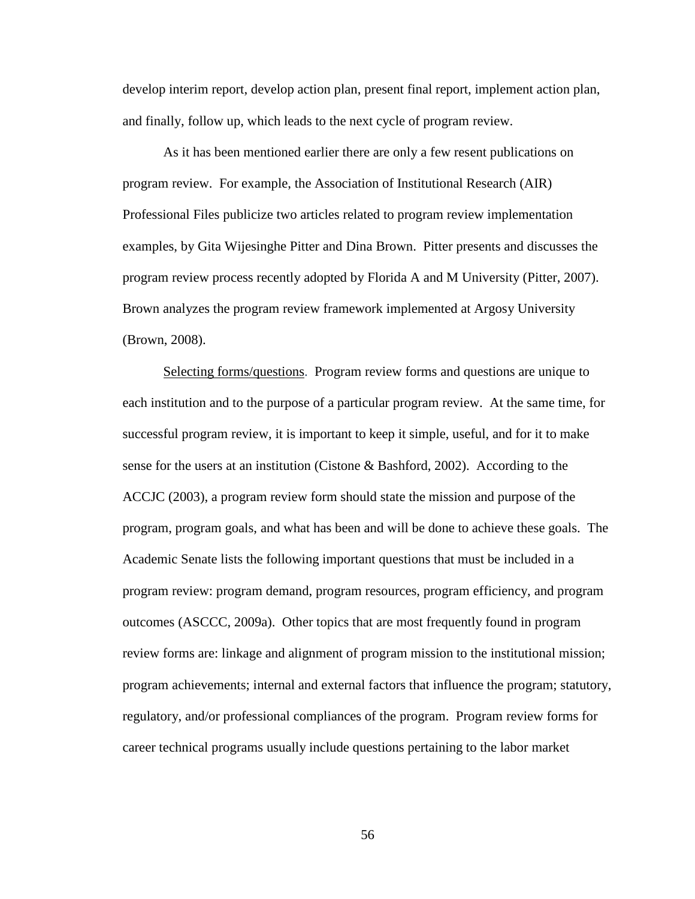develop interim report, develop action plan, present final report, implement action plan, and finally, follow up, which leads to the next cycle of program review.

As it has been mentioned earlier there are only a few resent publications on program review. For example, the Association of Institutional Research (AIR) Professional Files publicize two articles related to program review implementation examples, by Gita Wijesinghe Pitter and Dina Brown. Pitter presents and discusses the program review process recently adopted by Florida A and M University (Pitter, 2007). Brown analyzes the program review framework implemented at Argosy University (Brown, 2008).

<u>Selecting forms/questions</u>. Program review forms and questions are unique to each institution and to the purpose of a particular program review. At the same time, for successful program review, it is important to keep it simple, useful, and for it to make sense for the users at an institution (Cistone & Bashford, 2002). According to the ACCJC (2003), a program review form should state the mission and purpose of the program, program goals, and what has been and will be done to achieve these goals. The Academic Senate lists the following important questions that must be included in a program review: program demand, program resources, program efficiency, and program outcomes (ASCCC, 2009a). Other topics that are most frequently found in program review forms are: linkage and alignment of program mission to the institutional mission; program achievements; internal and external factors that influence the program; statutory, regulatory, and/or professional compliances of the program. Program review forms for career technical programs usually include questions pertaining to the labor market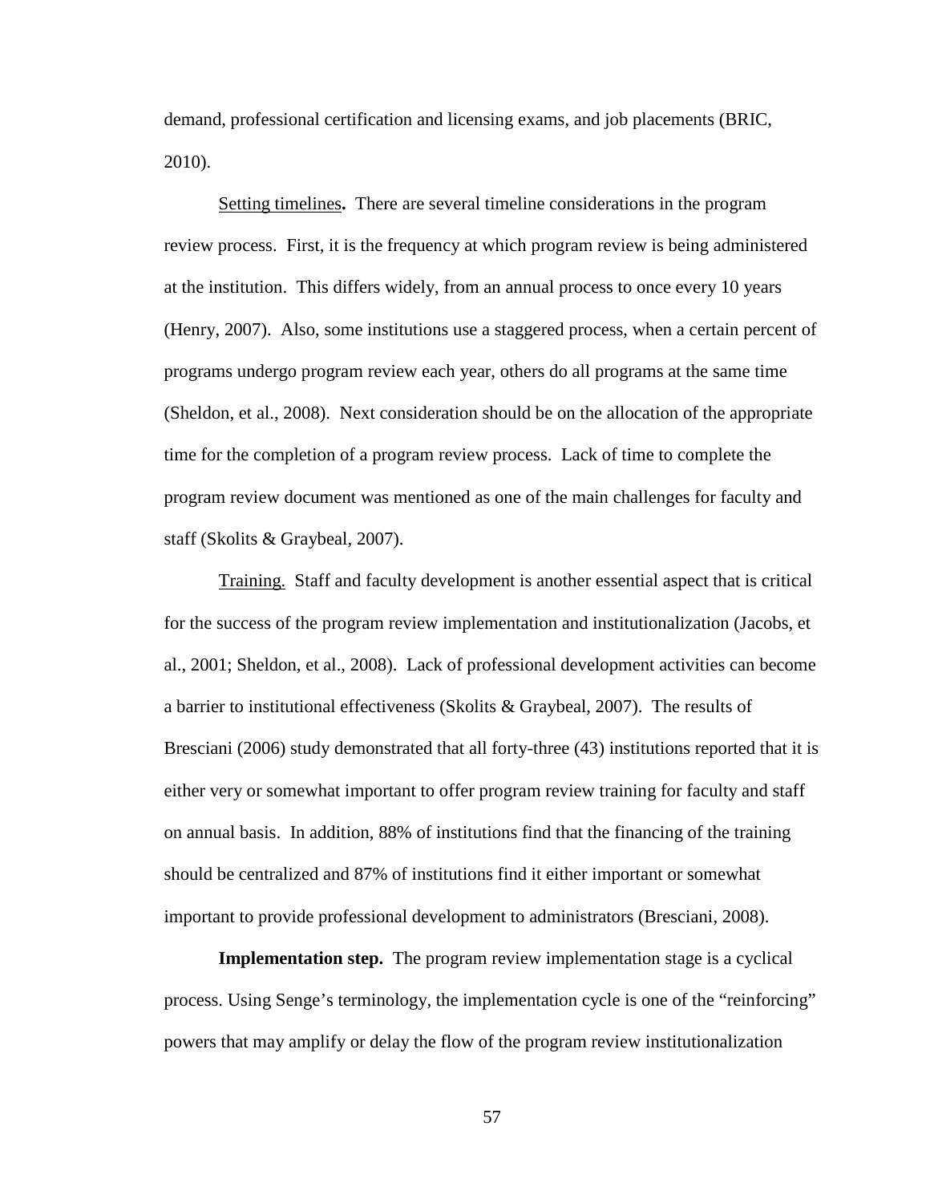demand, professional certification and licensing exams, and job placements (BRIC, 2010).

Setting timelines**.** There are several timeline considerations in the program review process. First, it is the frequency at which program review is being administered at the institution. This differs widely, from an annual process to once every 10 years (Henry, 2007). Also, some institutions use a staggered process, when a certain percent of programs undergo program review each year, others do all programs at the same time (Sheldon, et al., 2008). Next consideration should be on the allocation of the appropriate time for the completion of a program review process. Lack of time to complete the program review document was mentioned as one of the main challenges for faculty and staff (Skolits & Graybeal, 2007).

Training. Staff and faculty development is another essential aspect that is critical for the success of the program review implementation and institutionalization (Jacobs, et al., 2001; Sheldon, et al., 2008). Lack of professional development activities can become a barrier to institutional effectiveness (Skolits & Graybeal, 2007). The results of Bresciani (2006) study demonstrated that all forty-three (43) institutions reported that it is either very or somewhat important to offer program review training for faculty and staff on annual basis. In addition, 88% of institutions find that the financing of the training should be centralized and 87% of institutions find it either important or somewhat important to provide professional development to administrators (Bresciani, 2008).

**Implementation step.** The program review implementation stage is a cyclical process. Using Senge's terminology, the implementation cycle is one of the "reinforcing" powers that may amplify or delay the flow of the program review institutionalization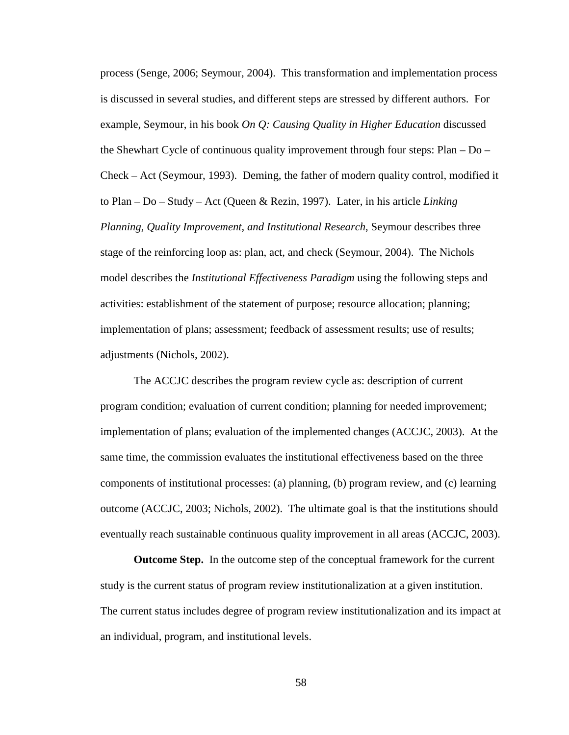process (Senge, 2006; Seymour, 2004). This transformation and implementation process is discussed in several studies, and different steps are stressed by different authors. For example, Seymour, in his book *On Q: Causing Quality in Higher Education* discussed the Shewhart Cycle of continuous quality improvement through four steps: Plan – Do – Check – Act (Seymour, 1993). Deming, the father of modern quality control, modified it to Plan – Do – Study – Act (Queen & Rezin, 1997). Later, in his article *Linking Planning, Quality Improvement, and Institutional Research*, Seymour describes three stage of the reinforcing loop as: plan, act, and check (Seymour, 2004). The Nichols model describes the *Institutional Effectiveness Paradigm* using the following steps and activities: establishment of the statement of purpose; resource allocation; planning; implementation of plans; assessment; feedback of assessment results; use of results; adjustments (Nichols, 2002).

The ACCJC describes the program review cycle as: description of current program condition; evaluation of current condition; planning for needed improvement; implementation of plans; evaluation of the implemented changes (ACCJC, 2003). At the same time, the commission evaluates the institutional effectiveness based on the three components of institutional processes: (a) planning, (b) program review, and (c) learning outcome (ACCJC, 2003; Nichols, 2002). The ultimate goal is that the institutions should eventually reach sustainable continuous quality improvement in all areas (ACCJC, 2003).

**Outcome Step.** In the outcome step of the conceptual framework for the current study is the current status of program review institutionalization at a given institution. The current status includes degree of program review institutionalization and its impact at an individual, program, and institutional levels.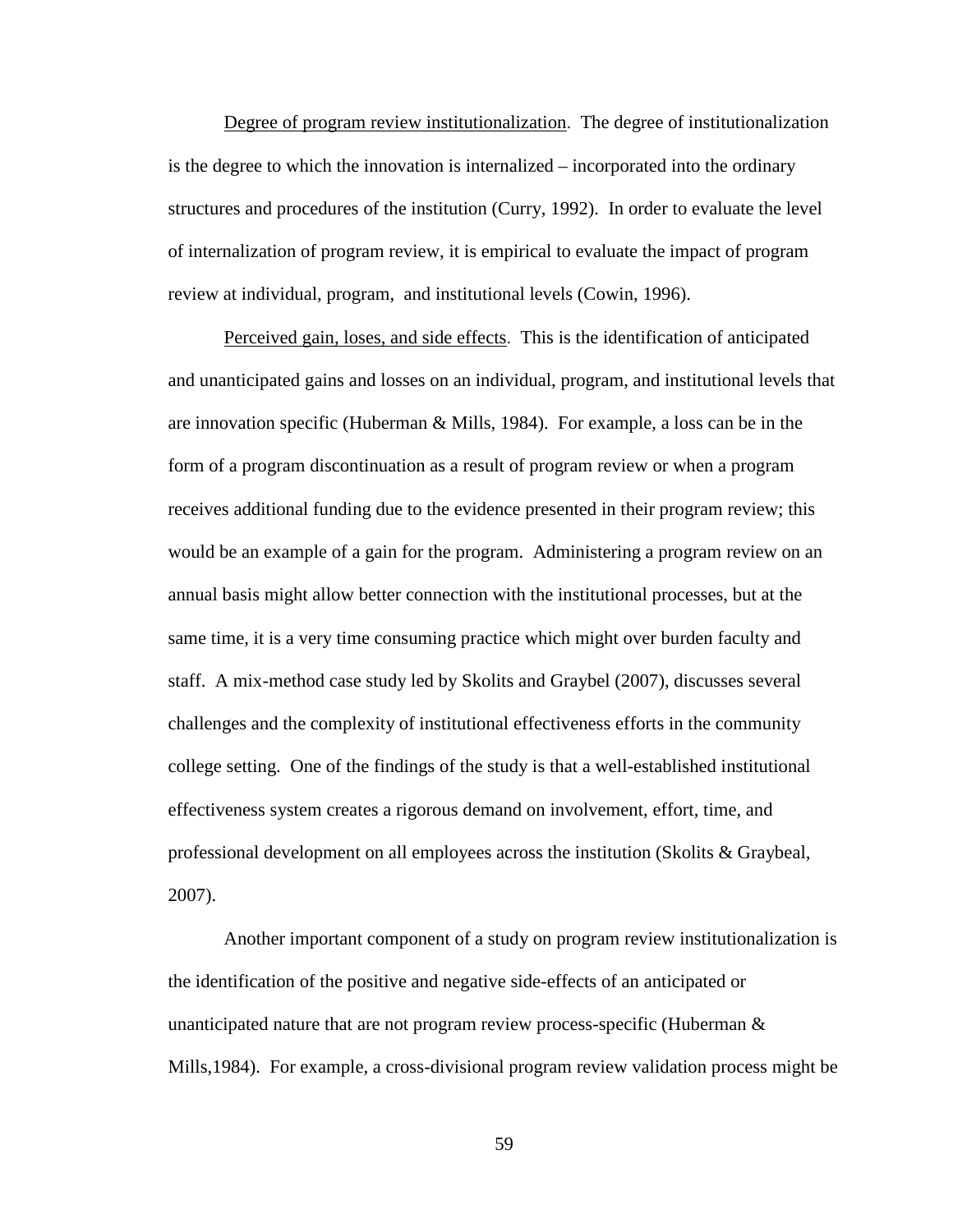Degree of program review institutionalization. The degree of institutionalization is the degree to which the innovation is internalized – incorporated into the ordinary structures and procedures of the institution (Curry, 1992). In order to evaluate the level of internalization of program review, it is empirical to evaluate the impact of program review at individual, program, and institutional levels (Cowin, 1996).

Perceived gain, loses, and side effects. This is the identification of anticipated and unanticipated gains and losses on an individual, program, and institutional levels that are innovation specific (Huberman & Mills, 1984). For example, a loss can be in the form of a program discontinuation as a result of program review or when a program receives additional funding due to the evidence presented in their program review; this would be an example of a gain for the program. Administering a program review on an annual basis might allow better connection with the institutional processes, but at the same time, it is a very time consuming practice which might over burden faculty and staff. A mix-method case study led by Skolits and Graybel (2007), discusses several challenges and the complexity of institutional effectiveness efforts in the community college setting. One of the findings of the study is that a well-established institutional effectiveness system creates a rigorous demand on involvement, effort, time, and professional development on all employees across the institution (Skolits & Graybeal, 2007).

Another important component of a study on program review institutionalization is the identification of the positive and negative side-effects of an anticipated or unanticipated nature that are not program review process-specific (Huberman & Mills,1984). For example, a cross-divisional program review validation process might be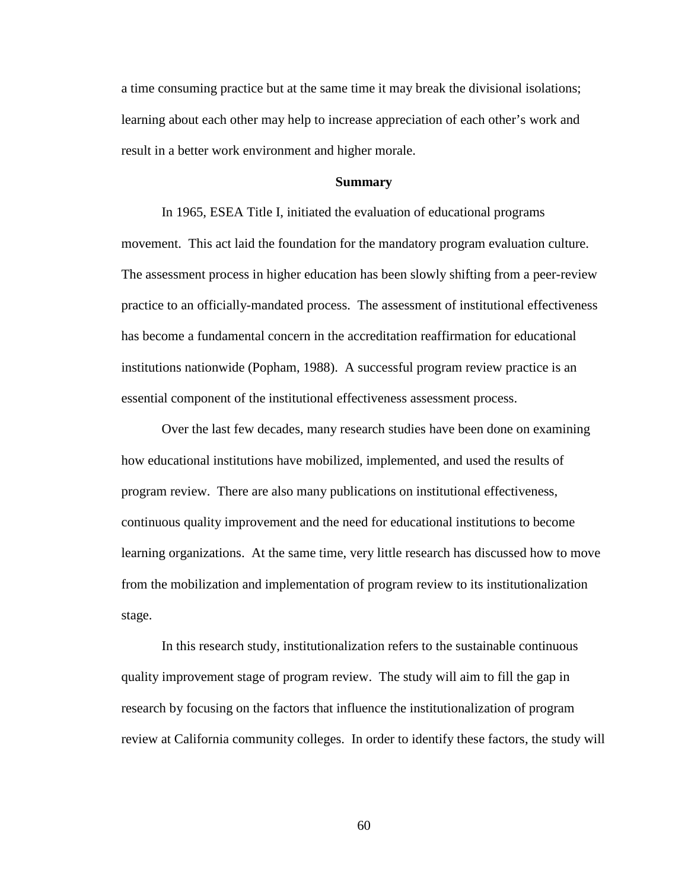a time consuming practice but at the same time it may break the divisional isolations; learning about each other may help to increase appreciation of each other's work and result in a better work environment and higher morale.

## Summary

In 1965, ESEA Title I, initiated the evaluation of educational programs movement. This act laid the foundation for the mandatory program evaluation culture. The assessment process in higher education has been slowly shifting from a peer-review practice to an officially-mandated process. The assessment of institutional effectiveness has become a fundamental concern in the accreditation reaffirmation for educational institutions nationwide (Popham, 1988). A successful program review practice is an essential component of the institutional effectiveness assessment process.

Over the last few decades, many research studies have been done on examining how educational institutions have mobilized, implemented, and used the results of program review. There are also many publications on institutional effectiveness, continuous quality improvement and the need for educational institutions to become learning organizations. At the same time, very little research has discussed how to move from the mobilization and implementation of program review to its institutionalization stage.

In this research study, institutionalization refers to the sustainable continuous quality improvement stage of program review. The study will aim to fill the gap in research by focusing on the factors that influence the institutionalization of program review at California community colleges. In order to identify these factors, the study will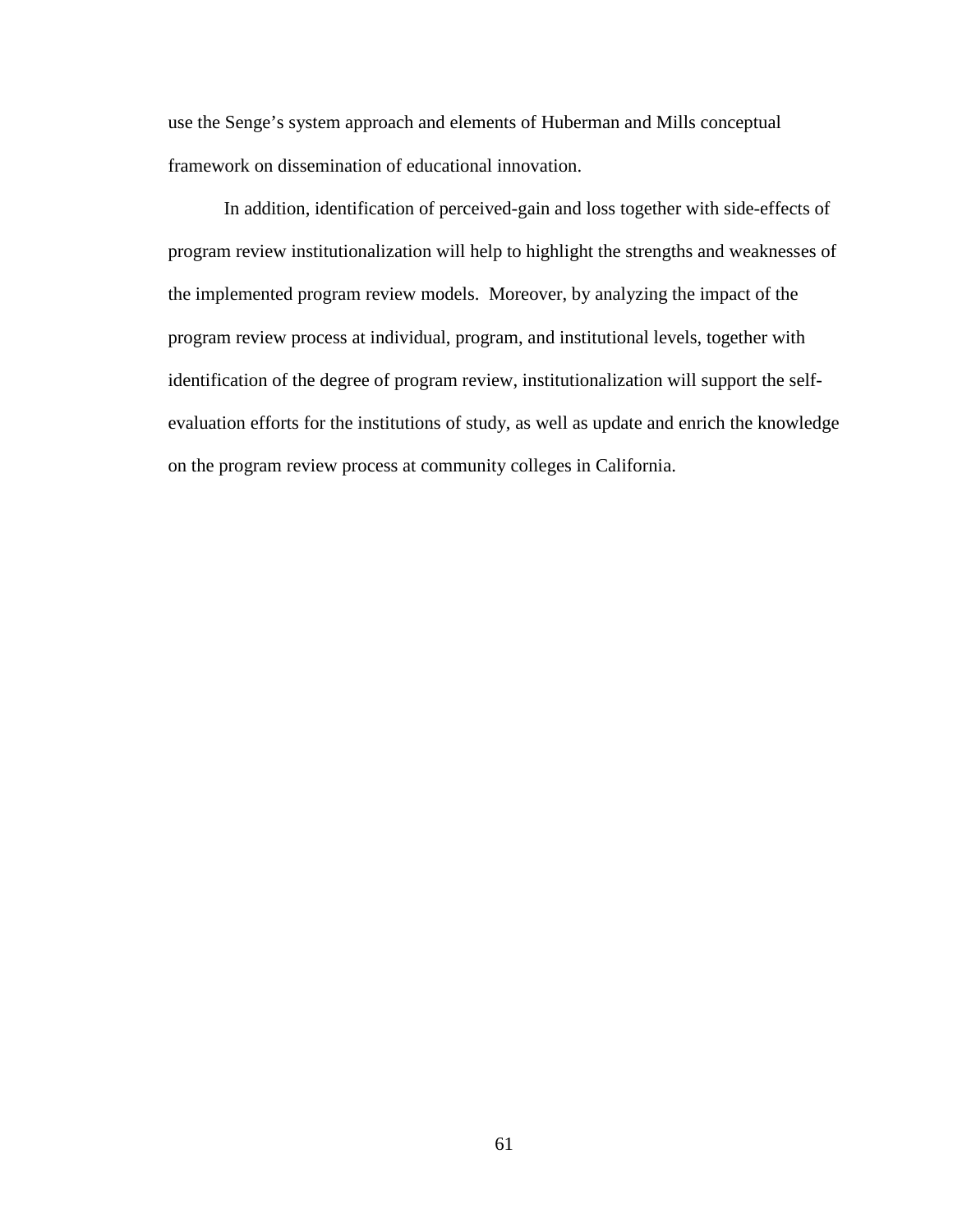use the Senge's system approach and elements of Huberman and Mills conceptual framework on dissemination of educational innovation.

In addition, identification of perceived-gain and loss together with side-effects of program review institutionalization will help to highlight the strengths and weaknesses of the implemented program review models. Moreover, by analyzing the impact of the program review process at individual, program, and institutional levels, together with identification of the degree of program review, institutionalization will support the self-evaluation efforts for the institutions of study, as well as update and enrich the knowledge on the program review process at community colleges in California.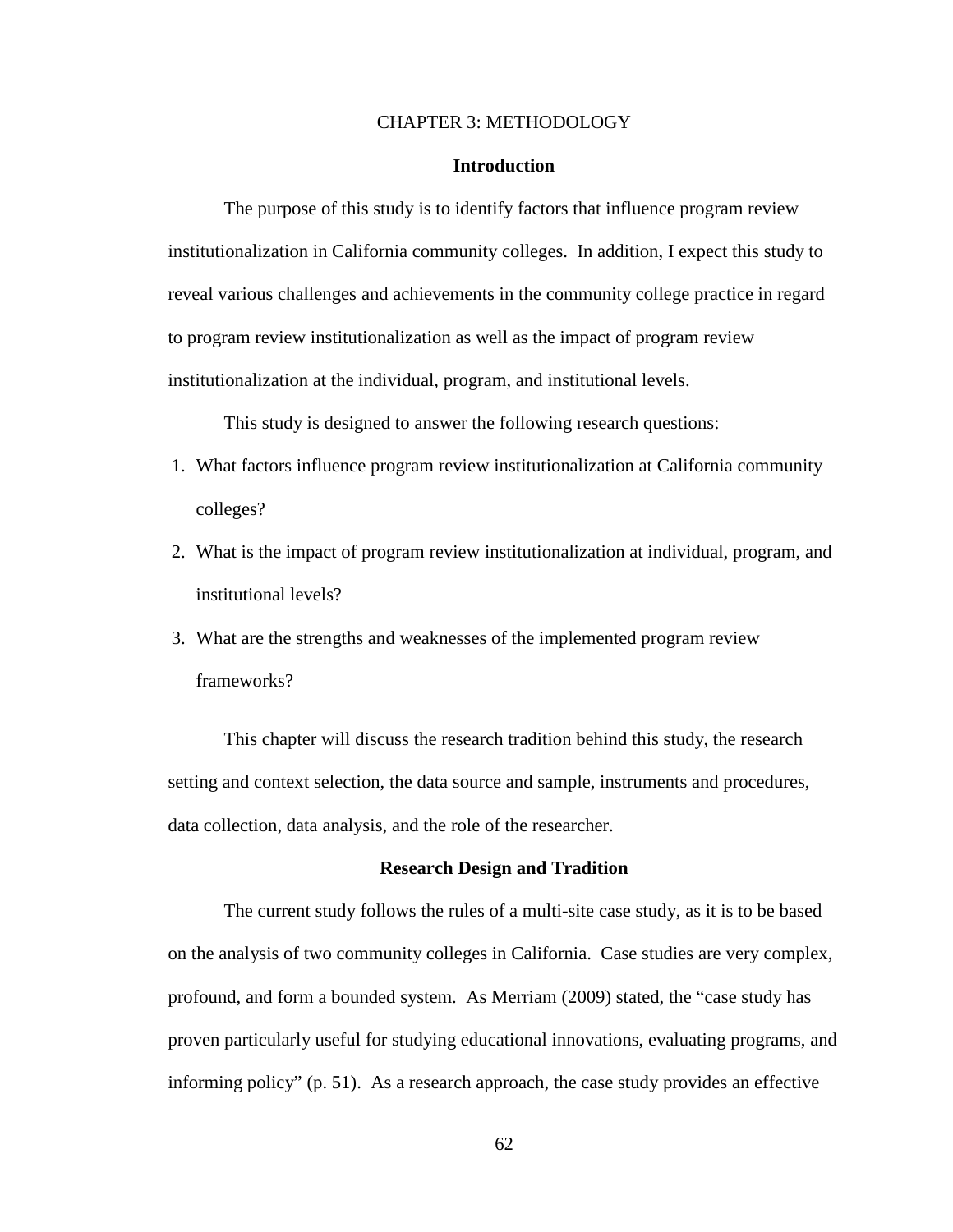# CHAPTER 3: METHODOLOGY

## Introduction

The purpose of this study is to identify factors that influence program review institutionalization in California community colleges. In addition, I expect this study to reveal various challenges and achievements in the community college practice in regard to program review institutionalization as well as the impact of program review institutionalization at the individual, program, and institutional levels.

This study is designed to answer the following research questions:

1. What factors influence program review institutionalization at California community colleges?
2. What is the impact of program review institutionalization at individual, program, and institutional levels?
3. What are the strengths and weaknesses of the implemented program review frameworks?

This chapter will discuss the research tradition behind this study, the research setting and context selection, the data source and sample, instruments and procedures, data collection, data analysis, and the role of the researcher.

## Research Design and Tradition

The current study follows the rules of a multi-site case study, as it is to be based on the analysis of two community colleges in California. Case studies are very complex, profound, and form a bounded system. As Merriam (2009) stated, the "case study has proven particularly useful for studying educational innovations, evaluating programs, and informing policy" (p. 51). As a research approach, the case study provides an effective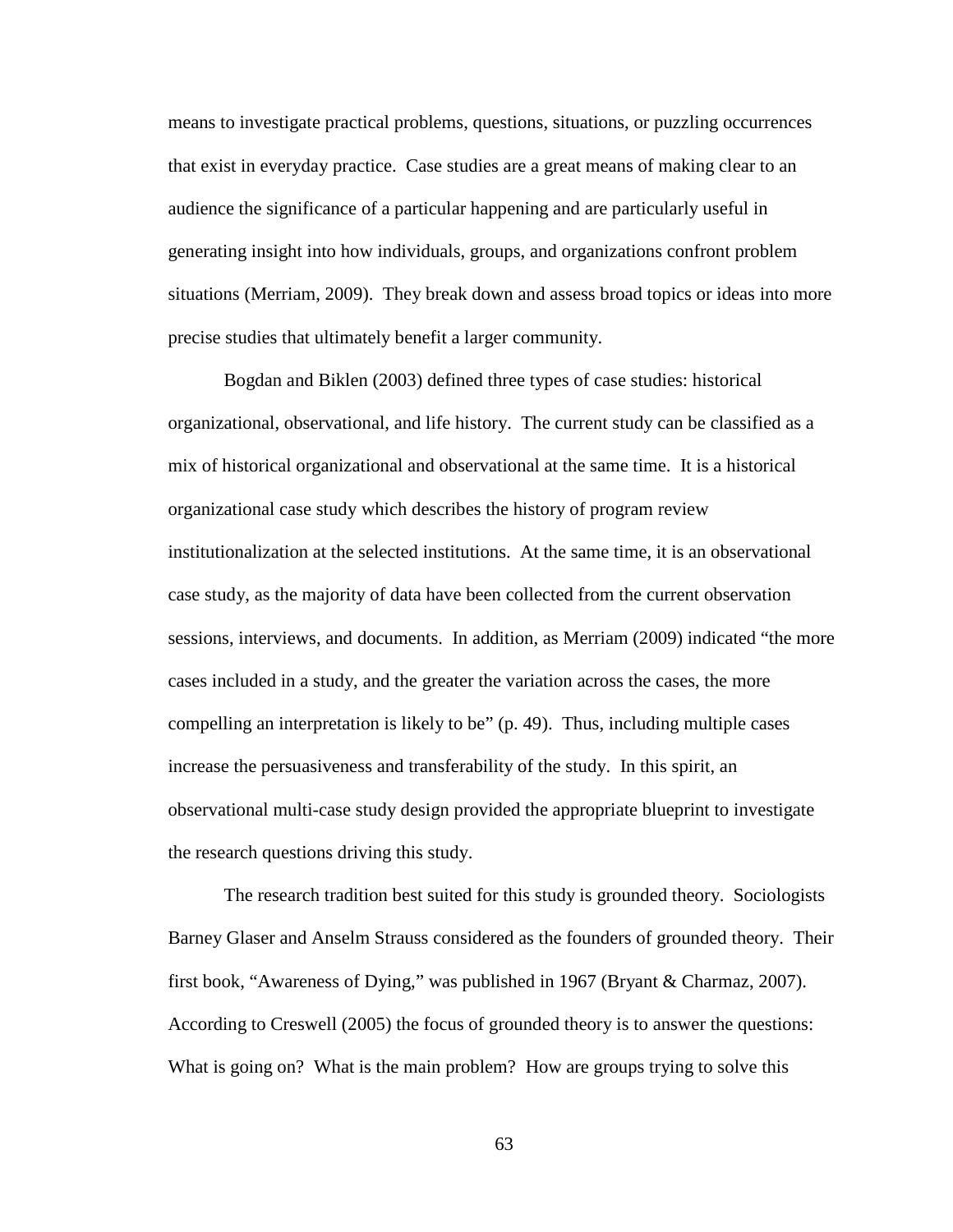means to investigate practical problems, questions, situations, or puzzling occurrences that exist in everyday practice. Case studies are a great means of making clear to an audience the significance of a particular happening and are particularly useful in generating insight into how individuals, groups, and organizations confront problem situations (Merriam, 2009). They break down and assess broad topics or ideas into more precise studies that ultimately benefit a larger community.

Bogdan and Biklen (2003) defined three types of case studies: historical organizational, observational, and life history. The current study can be classified as a mix of historical organizational and observational at the same time. It is a historical organizational case study which describes the history of program review institutionalization at the selected institutions. At the same time, it is an observational case study, as the majority of data have been collected from the current observation sessions, interviews, and documents. In addition, as Merriam (2009) indicated "the more cases included in a study, and the greater the variation across the cases, the more compelling an interpretation is likely to be" (p. 49). Thus, including multiple cases increase the persuasiveness and transferability of the study. In this spirit, an observational multi-case study design provided the appropriate blueprint to investigate the research questions driving this study.

The research tradition best suited for this study is grounded theory. Sociologists Barney Glaser and Anselm Strauss considered as the founders of grounded theory. Their first book, "Awareness of Dying," was published in 1967 (Bryant & Charmaz, 2007). According to Creswell (2005) the focus of grounded theory is to answer the questions: What is going on? What is the main problem? How are groups trying to solve this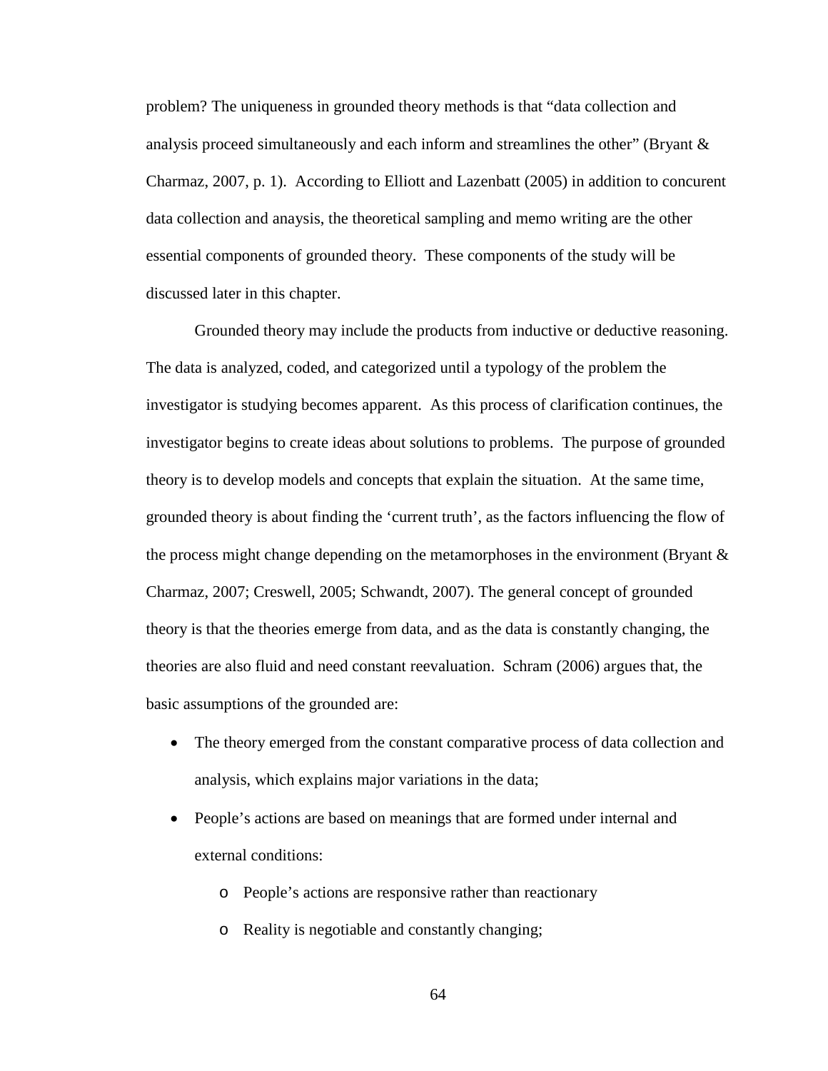problem? The uniqueness in grounded theory methods is that "data collection and analysis proceed simultaneously and each inform and streamlines the other" (Bryant & Charmaz, 2007, p. 1). According to Elliott and Lazenbatt (2005) in addition to concurent data collection and anaysis, the theoretical sampling and memo writing are the other essential components of grounded theory. These components of the study will be discussed later in this chapter.

Grounded theory may include the products from inductive or deductive reasoning. The data is analyzed, coded, and categorized until a typology of the problem the investigator is studying becomes apparent. As this process of clarification continues, the investigator begins to create ideas about solutions to problems. The purpose of grounded theory is to develop models and concepts that explain the situation. At the same time, grounded theory is about finding the 'current truth', as the factors influencing the flow of the process might change depending on the metamorphoses in the environment (Bryant & Charmaz, 2007; Creswell, 2005; Schwandt, 2007). The general concept of grounded theory is that the theories emerge from data, and as the data is constantly changing, the theories are also fluid and need constant reevaluation. Schram (2006) argues that, the basic assumptions of the grounded are:

- The theory emerged from the constant comparative process of data collection and analysis, which explains major variations in the data;
- People's actions are based on meanings that are formed under internal and external conditions:
    - People's actions are responsive rather than reactionary
    - Reality is negotiable and constantly changing;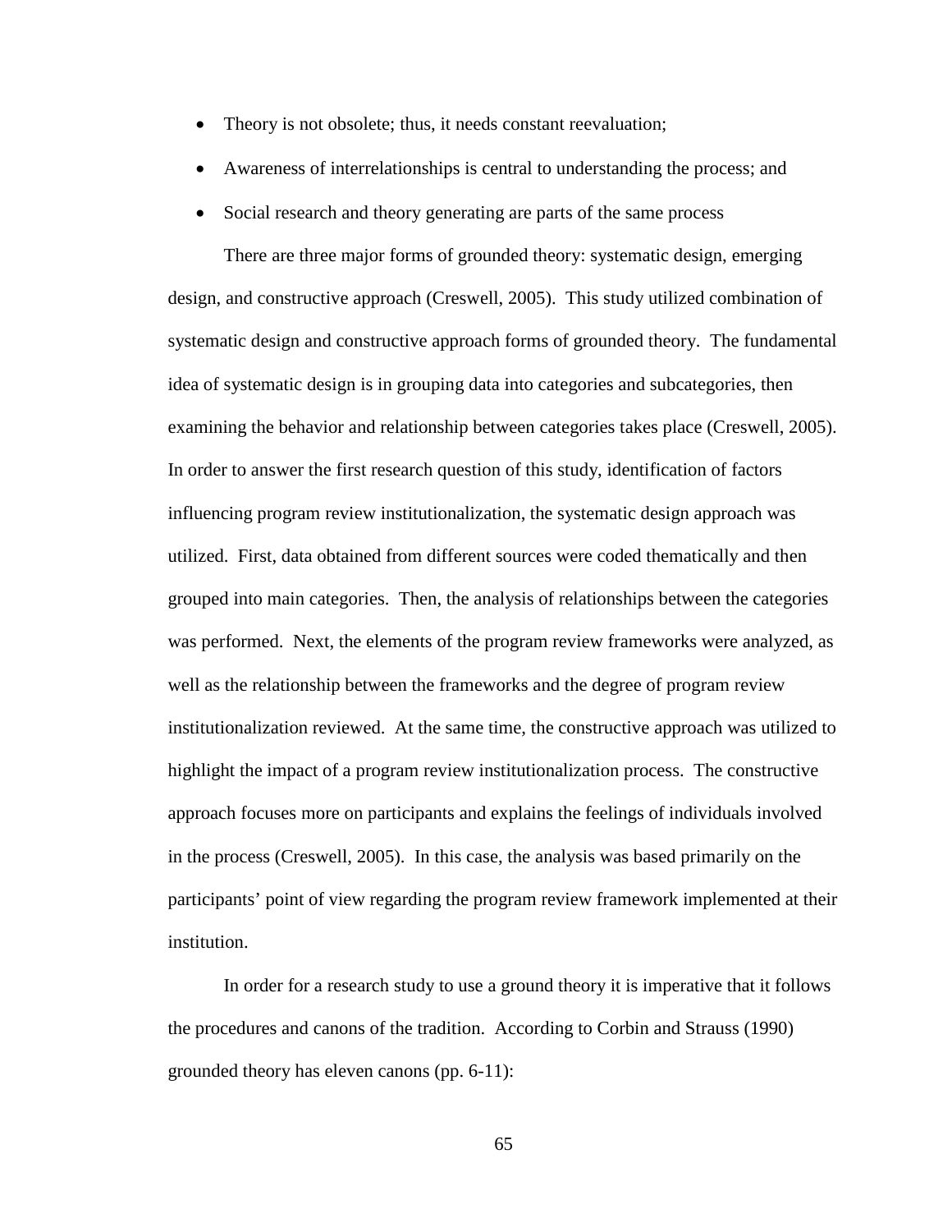- Theory is not obsolete; thus, it needs constant reevaluation;
- Awareness of interrelationships is central to understanding the process; and
- Social research and theory generating are parts of the same process

There are three major forms of grounded theory: systematic design, emerging design, and constructive approach (Creswell, 2005). This study utilized combination of systematic design and constructive approach forms of grounded theory. The fundamental idea of systematic design is in grouping data into categories and subcategories, then examining the behavior and relationship between categories takes place (Creswell, 2005). In order to answer the first research question of this study, identification of factors influencing program review institutionalization, the systematic design approach was utilized. First, data obtained from different sources were coded thematically and then grouped into main categories. Then, the analysis of relationships between the categories was performed. Next, the elements of the program review frameworks were analyzed, as well as the relationship between the frameworks and the degree of program review institutionalization reviewed. At the same time, the constructive approach was utilized to highlight the impact of a program review institutionalization process. The constructive approach focuses more on participants and explains the feelings of individuals involved in the process (Creswell, 2005). In this case, the analysis was based primarily on the participants' point of view regarding the program review framework implemented at their institution.

In order for a research study to use a ground theory it is imperative that it follows the procedures and canons of the tradition. According to Corbin and Strauss (1990) grounded theory has eleven canons (pp. 6-11):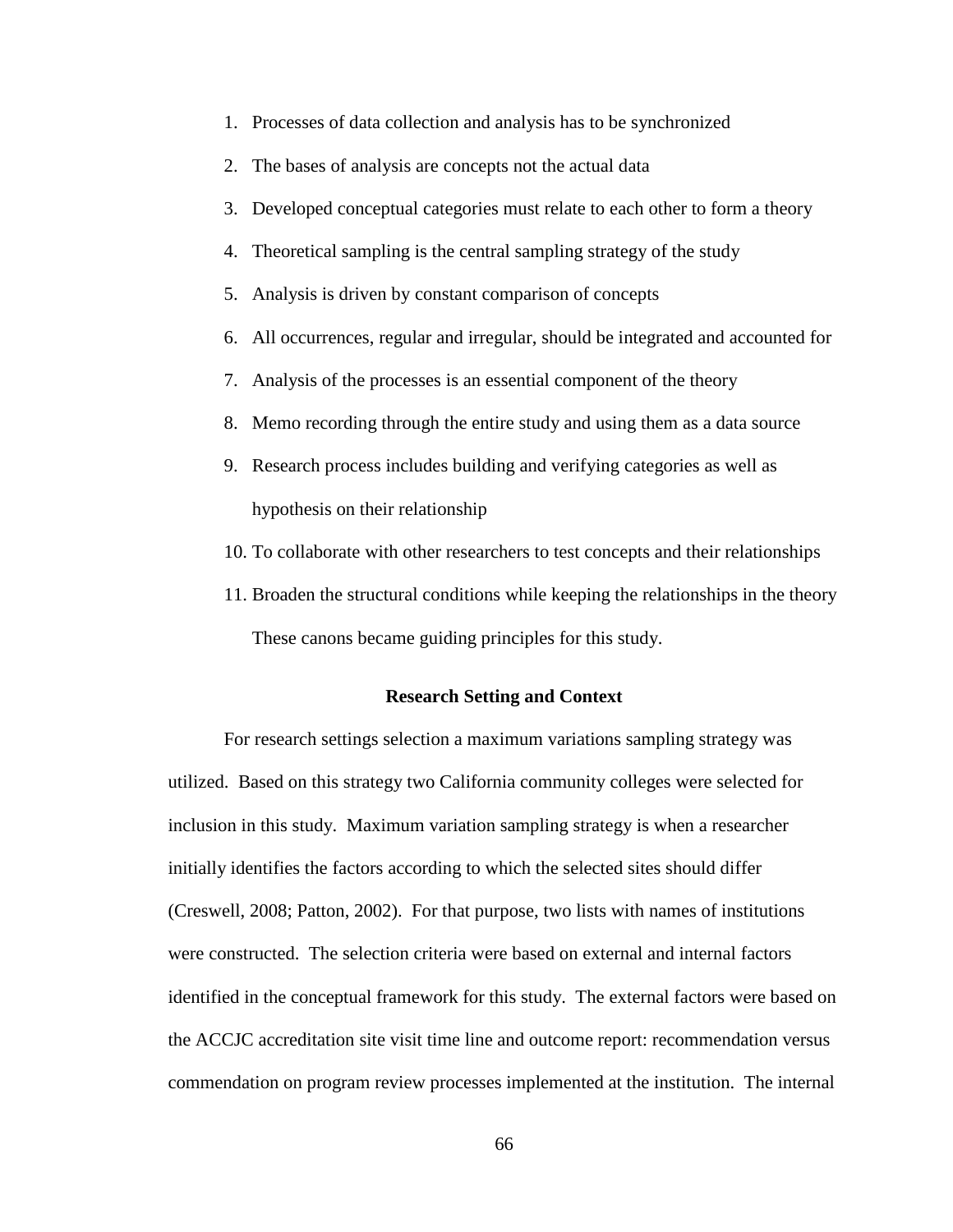1. Processes of data collection and analysis has to be synchronized
2. The bases of analysis are concepts not the actual data
3. Developed conceptual categories must relate to each other to form a theory
4. Theoretical sampling is the central sampling strategy of the study
5. Analysis is driven by constant comparison of concepts
6. All occurrences, regular and irregular, should be integrated and accounted for
7. Analysis of the processes is an essential component of the theory
8. Memo recording through the entire study and using them as a data source
9. Research process includes building and verifying categories as well as hypothesis on their relationship
10. To collaborate with other researchers to test concepts and their relationships
11. Broaden the structural conditions while keeping the relationships in the theory

These canons became guiding principles for this study.

## Research Setting and Context

For research settings selection a maximum variations sampling strategy was utilized. Based on this strategy two California community colleges were selected for inclusion in this study. Maximum variation sampling strategy is when a researcher initially identifies the factors according to which the selected sites should differ (Creswell, 2008; Patton, 2002). For that purpose, two lists with names of institutions were constructed. The selection criteria were based on external and internal factors identified in the conceptual framework for this study. The external factors were based on the ACCJC accreditation site visit time line and outcome report: recommendation versus commendation on program review processes implemented at the institution. The internal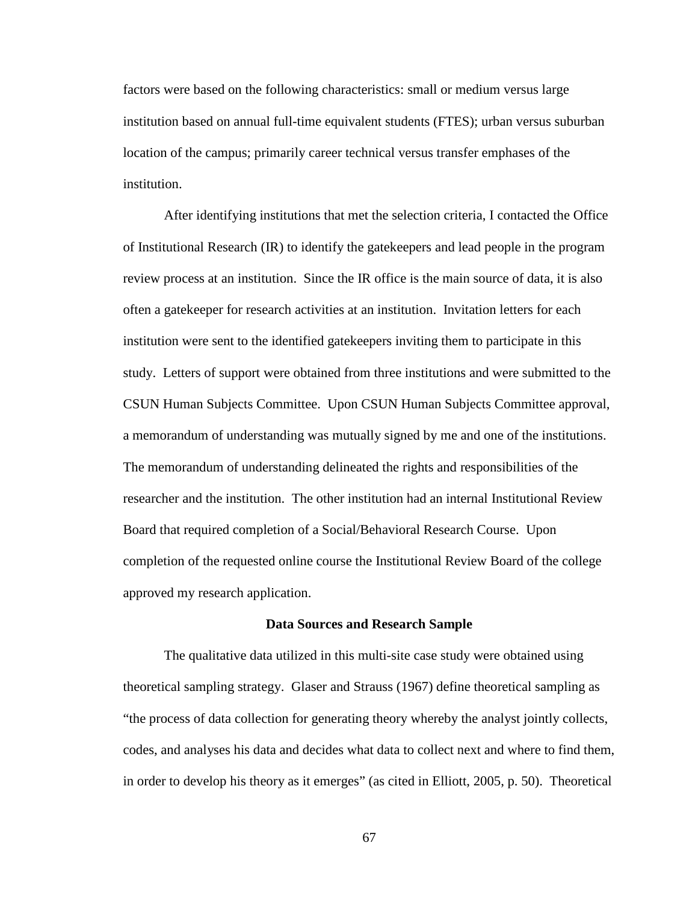factors were based on the following characteristics: small or medium versus large institution based on annual full-time equivalent students (FTES); urban versus suburban location of the campus; primarily career technical versus transfer emphases of the institution.

After identifying institutions that met the selection criteria, I contacted the Office of Institutional Research (IR) to identify the gatekeepers and lead people in the program review process at an institution. Since the IR office is the main source of data, it is also often a gatekeeper for research activities at an institution. Invitation letters for each institution were sent to the identified gatekeepers inviting them to participate in this study. Letters of support were obtained from three institutions and were submitted to the CSUN Human Subjects Committee. Upon CSUN Human Subjects Committee approval, a memorandum of understanding was mutually signed by me and one of the institutions. The memorandum of understanding delineated the rights and responsibilities of the researcher and the institution. The other institution had an internal Institutional Review Board that required completion of a Social/Behavioral Research Course. Upon completion of the requested online course the Institutional Review Board of the college approved my research application.

**Data Sources and Research Sample**

The qualitative data utilized in this multi-site case study were obtained using theoretical sampling strategy. Glaser and Strauss (1967) define theoretical sampling as "the process of data collection for generating theory whereby the analyst jointly collects, codes, and analyses his data and decides what data to collect next and where to find them, in order to develop his theory as it emerges" (as cited in Elliott, 2005, p. 50). Theoretical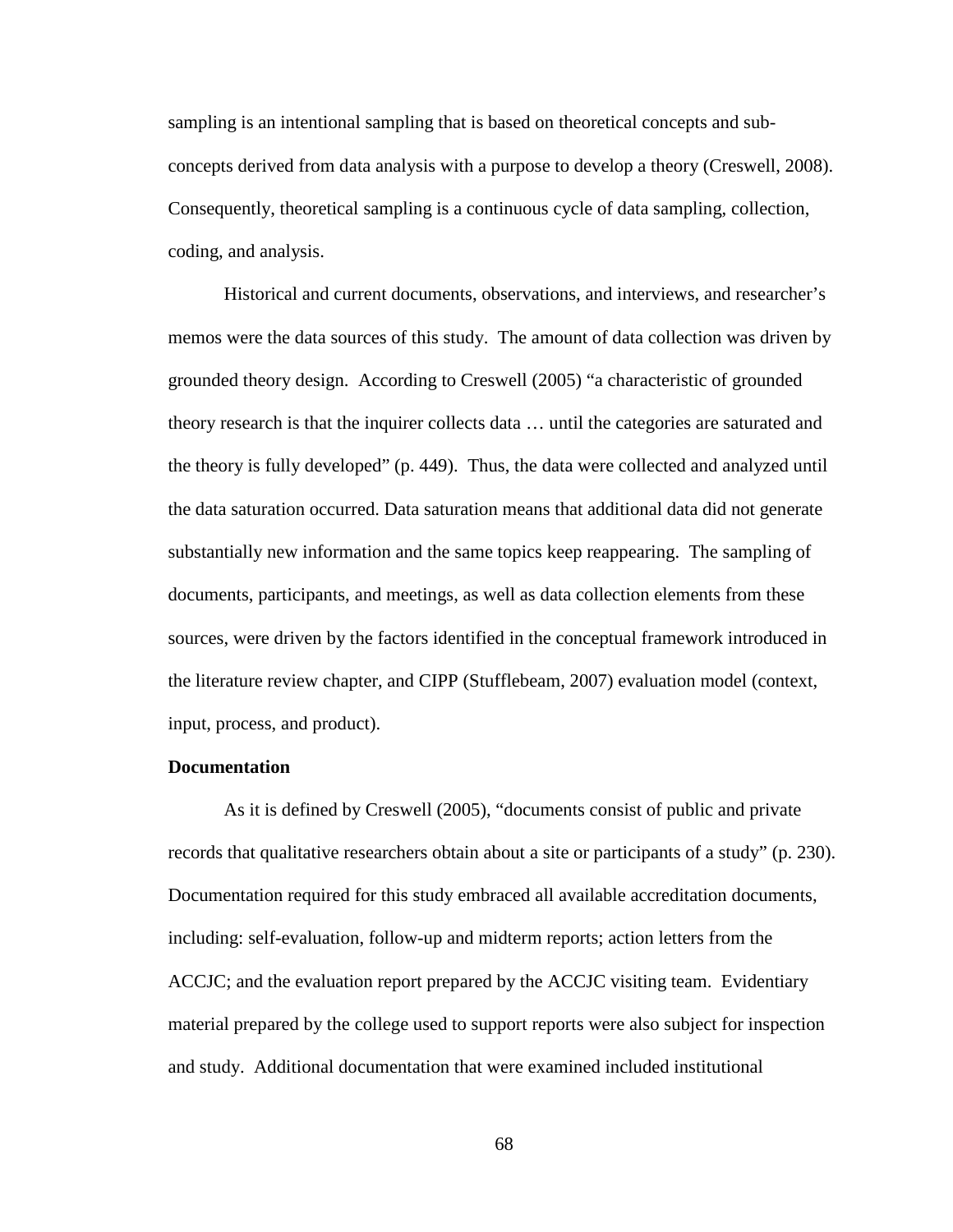sampling is an intentional sampling that is based on theoretical concepts and sub-concepts derived from data analysis with a purpose to develop a theory (Creswell, 2008). Consequently, theoretical sampling is a continuous cycle of data sampling, collection, coding, and analysis.

Historical and current documents, observations, and interviews, and researcher's memos were the data sources of this study. The amount of data collection was driven by grounded theory design. According to Creswell (2005) "a characteristic of grounded theory research is that the inquirer collects data … until the categories are saturated and the theory is fully developed" (p. 449). Thus, the data were collected and analyzed until the data saturation occurred. Data saturation means that additional data did not generate substantially new information and the same topics keep reappearing. The sampling of documents, participants, and meetings, as well as data collection elements from these sources, were driven by the factors identified in the conceptual framework introduced in the literature review chapter, and CIPP (Stufflebeam, 2007) evaluation model (context, input, process, and product).

**Documentation**

As it is defined by Creswell (2005), "documents consist of public and private records that qualitative researchers obtain about a site or participants of a study" (p. 230). Documentation required for this study embraced all available accreditation documents, including: self-evaluation, follow-up and midterm reports; action letters from the ACCJC; and the evaluation report prepared by the ACCJC visiting team. Evidentiary material prepared by the college used to support reports were also subject for inspection and study. Additional documentation that were examined included institutional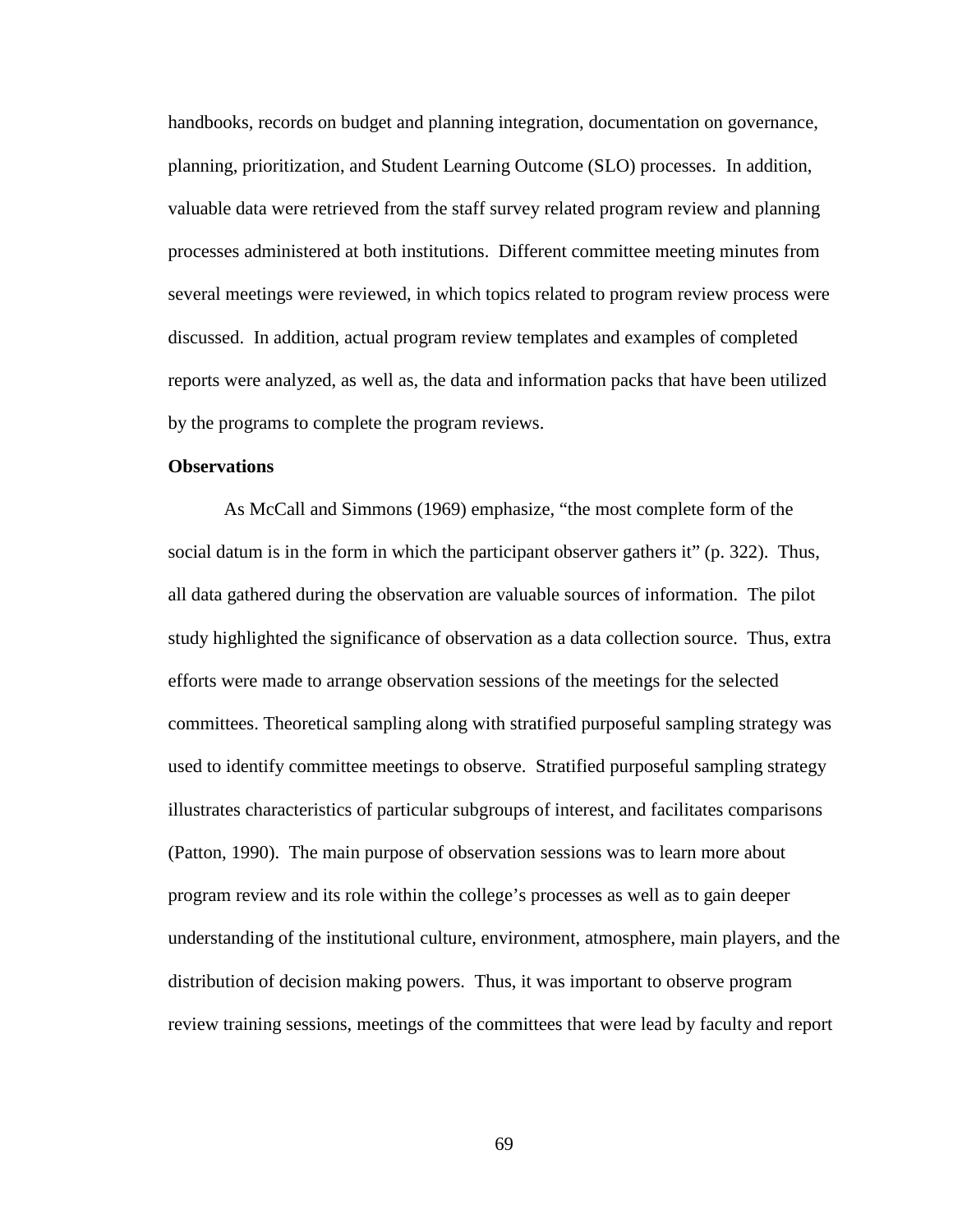handbooks, records on budget and planning integration, documentation on governance, planning, prioritization, and Student Learning Outcome (SLO) processes. In addition, valuable data were retrieved from the staff survey related program review and planning processes administered at both institutions. Different committee meeting minutes from several meetings were reviewed, in which topics related to program review process were discussed. In addition, actual program review templates and examples of completed reports were analyzed, as well as, the data and information packs that have been utilized by the programs to complete the program reviews.

**Observations**

As McCall and Simmons (1969) emphasize, "the most complete form of the social datum is in the form in which the participant observer gathers it" (p. 322). Thus, all data gathered during the observation are valuable sources of information. The pilot study highlighted the significance of observation as a data collection source. Thus, extra efforts were made to arrange observation sessions of the meetings for the selected committees. Theoretical sampling along with stratified purposeful sampling strategy was used to identify committee meetings to observe. Stratified purposeful sampling strategy illustrates characteristics of particular subgroups of interest, and facilitates comparisons (Patton, 1990). The main purpose of observation sessions was to learn more about program review and its role within the college's processes as well as to gain deeper understanding of the institutional culture, environment, atmosphere, main players, and the distribution of decision making powers. Thus, it was important to observe program review training sessions, meetings of the committees that were lead by faculty and report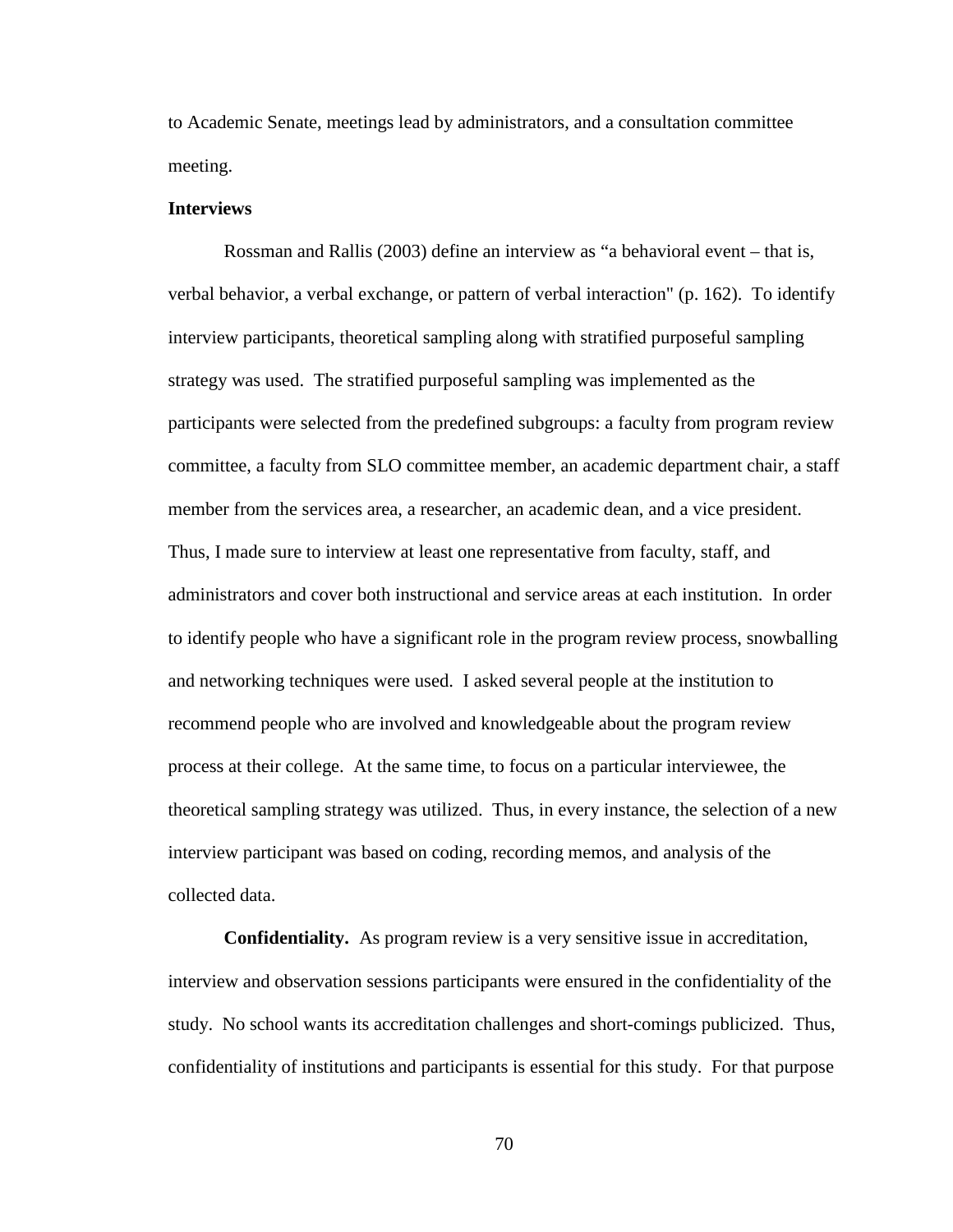to Academic Senate, meetings lead by administrators, and a consultation committee meeting.

**Interviews**

Rossman and Rallis (2003) define an interview as "a behavioral event – that is, verbal behavior, a verbal exchange, or pattern of verbal interaction" (p. 162). To identify interview participants, theoretical sampling along with stratified purposeful sampling strategy was used. The stratified purposeful sampling was implemented as the participants were selected from the predefined subgroups: a faculty from program review committee, a faculty from SLO committee member, an academic department chair, a staff member from the services area, a researcher, an academic dean, and a vice president. Thus, I made sure to interview at least one representative from faculty, staff, and administrators and cover both instructional and service areas at each institution. In order to identify people who have a significant role in the program review process, snowballing and networking techniques were used. I asked several people at the institution to recommend people who are involved and knowledgeable about the program review process at their college. At the same time, to focus on a particular interviewee, the theoretical sampling strategy was utilized. Thus, in every instance, the selection of a new interview participant was based on coding, recording memos, and analysis of the collected data.

**Confidentiality.** As program review is a very sensitive issue in accreditation, interview and observation sessions participants were ensured in the confidentiality of the study. No school wants its accreditation challenges and short-comings publicized. Thus, confidentiality of institutions and participants is essential for this study. For that purpose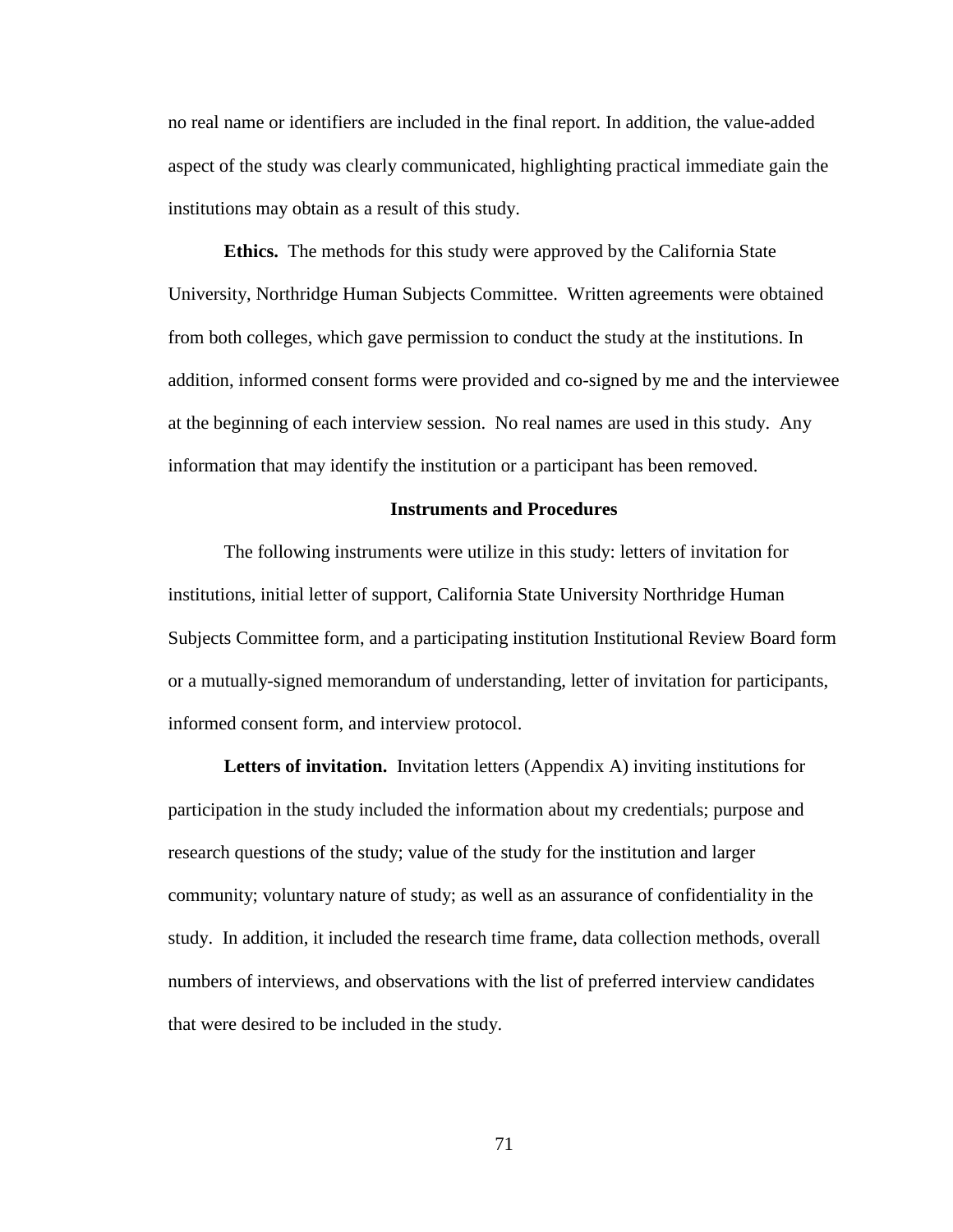no real name or identifiers are included in the final report. In addition, the value-added aspect of the study was clearly communicated, highlighting practical immediate gain the institutions may obtain as a result of this study.

**Ethics.** The methods for this study were approved by the California State University, Northridge Human Subjects Committee. Written agreements were obtained from both colleges, which gave permission to conduct the study at the institutions. In addition, informed consent forms were provided and co-signed by me and the interviewee at the beginning of each interview session. No real names are used in this study. Any information that may identify the institution or a participant has been removed.

## Instruments and Procedures

The following instruments were utilize in this study: letters of invitation for institutions, initial letter of support, California State University Northridge Human Subjects Committee form, and a participating institution Institutional Review Board form or a mutually-signed memorandum of understanding, letter of invitation for participants, informed consent form, and interview protocol.

**Letters of invitation.** Invitation letters (Appendix A) inviting institutions for participation in the study included the information about my credentials; purpose and research questions of the study; value of the study for the institution and larger community; voluntary nature of study; as well as an assurance of confidentiality in the study. In addition, it included the research time frame, data collection methods, overall numbers of interviews, and observations with the list of preferred interview candidates that were desired to be included in the study.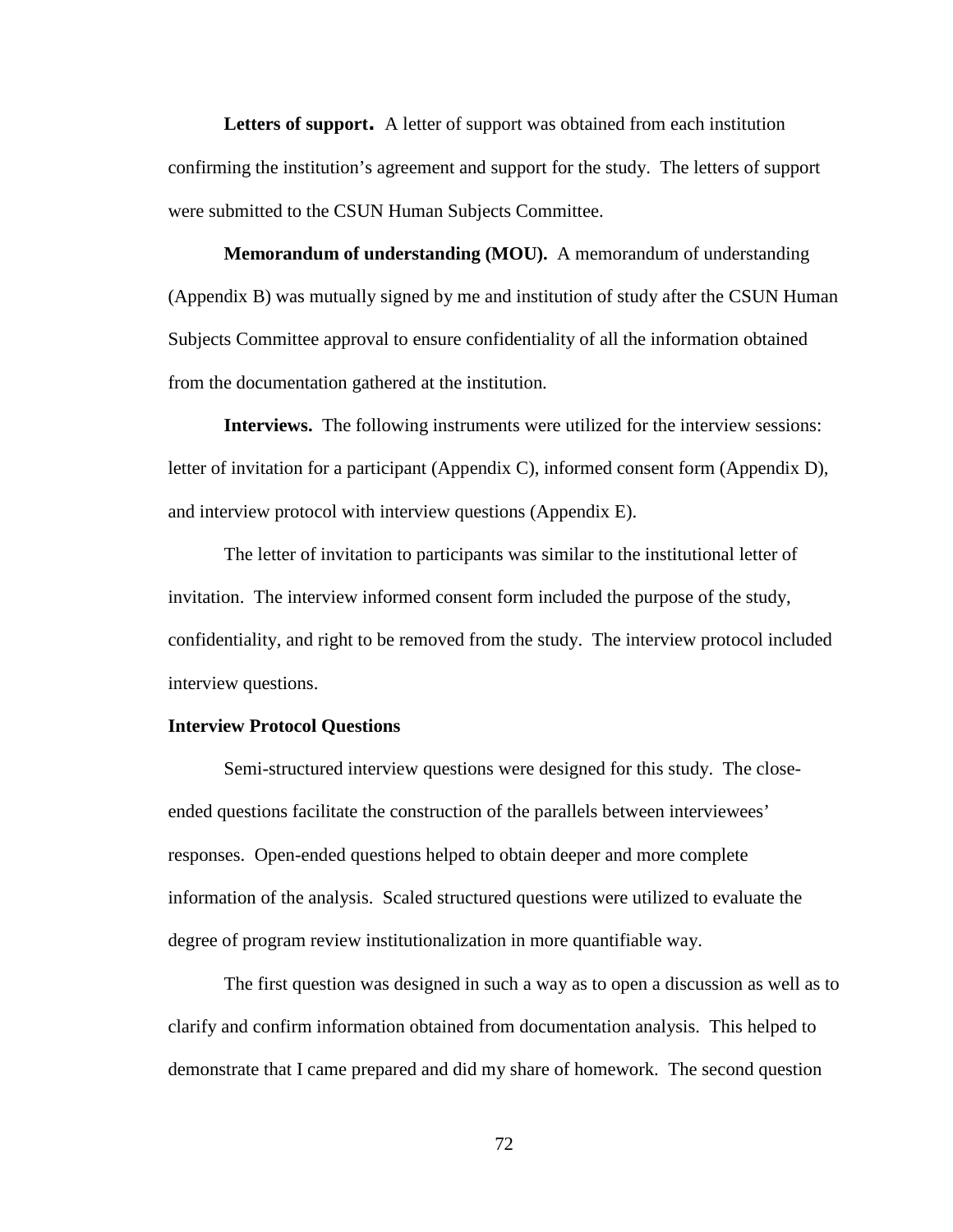**Letters of support.** A letter of support was obtained from each institution confirming the institution's agreement and support for the study. The letters of support were submitted to the CSUN Human Subjects Committee.

**Memorandum of understanding (MOU).** A memorandum of understanding (Appendix B) was mutually signed by me and institution of study after the CSUN Human Subjects Committee approval to ensure confidentiality of all the information obtained from the documentation gathered at the institution.

**Interviews.** The following instruments were utilized for the interview sessions: letter of invitation for a participant (Appendix C), informed consent form (Appendix D), and interview protocol with interview questions (Appendix E).

The letter of invitation to participants was similar to the institutional letter of invitation. The interview informed consent form included the purpose of the study, confidentiality, and right to be removed from the study. The interview protocol included interview questions.

### Interview Protocol Questions

Semi-structured interview questions were designed for this study. The close-ended questions facilitate the construction of the parallels between interviewees' responses. Open-ended questions helped to obtain deeper and more complete information of the analysis. Scaled structured questions were utilized to evaluate the degree of program review institutionalization in more quantifiable way.

The first question was designed in such a way as to open a discussion as well as to clarify and confirm information obtained from documentation analysis. This helped to demonstrate that I came prepared and did my share of homework. The second question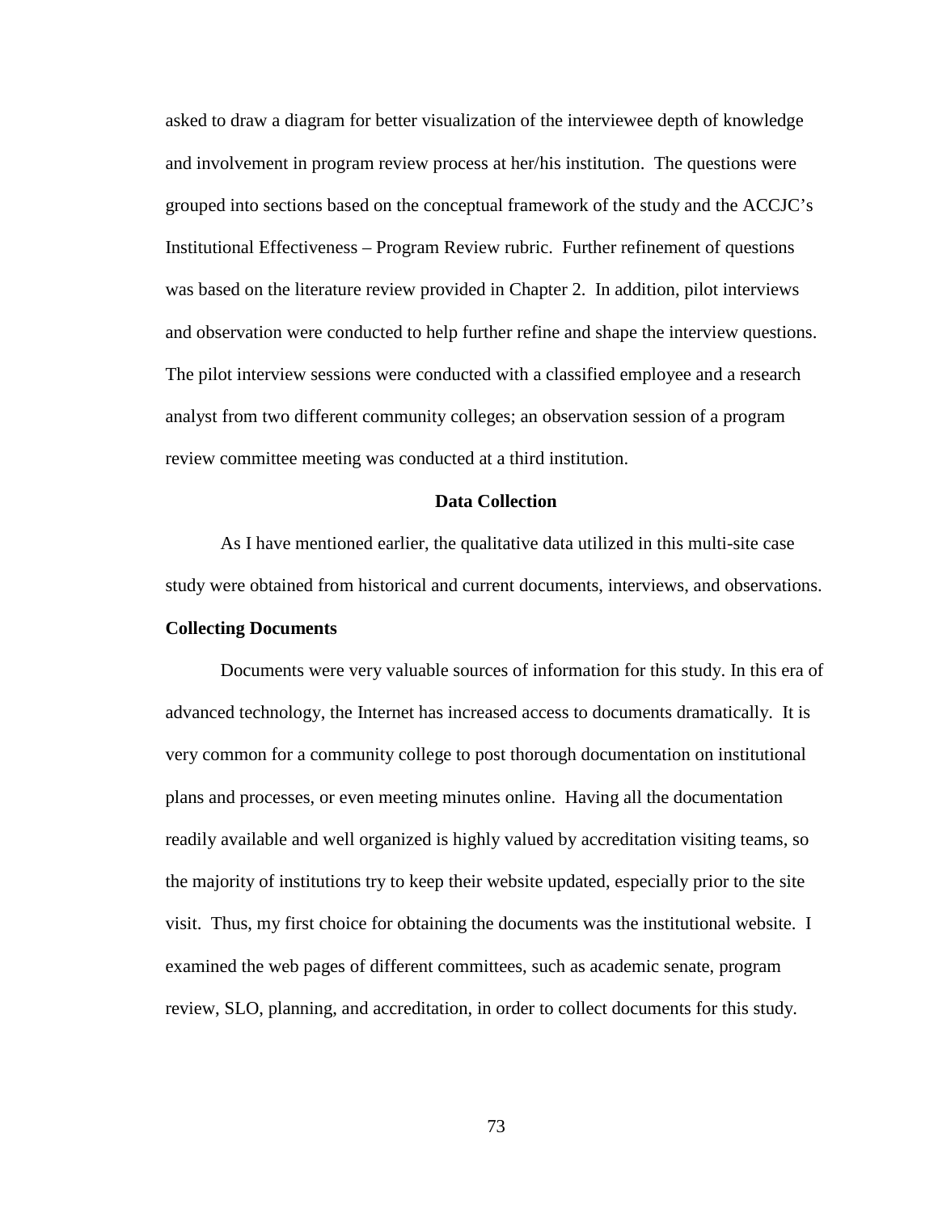asked to draw a diagram for better visualization of the interviewee depth of knowledge and involvement in program review process at her/his institution. The questions were grouped into sections based on the conceptual framework of the study and the ACCJC's Institutional Effectiveness – Program Review rubric. Further refinement of questions was based on the literature review provided in Chapter 2. In addition, pilot interviews and observation were conducted to help further refine and shape the interview questions. The pilot interview sessions were conducted with a classified employee and a research analyst from two different community colleges; an observation session of a program review committee meeting was conducted at a third institution.

## Data Collection

As I have mentioned earlier, the qualitative data utilized in this multi-site case study were obtained from historical and current documents, interviews, and observations.

### Collecting Documents

Documents were very valuable sources of information for this study. In this era of advanced technology, the Internet has increased access to documents dramatically. It is very common for a community college to post thorough documentation on institutional plans and processes, or even meeting minutes online. Having all the documentation readily available and well organized is highly valued by accreditation visiting teams, so the majority of institutions try to keep their website updated, especially prior to the site visit. Thus, my first choice for obtaining the documents was the institutional website. I examined the web pages of different committees, such as academic senate, program review, SLO, planning, and accreditation, in order to collect documents for this study.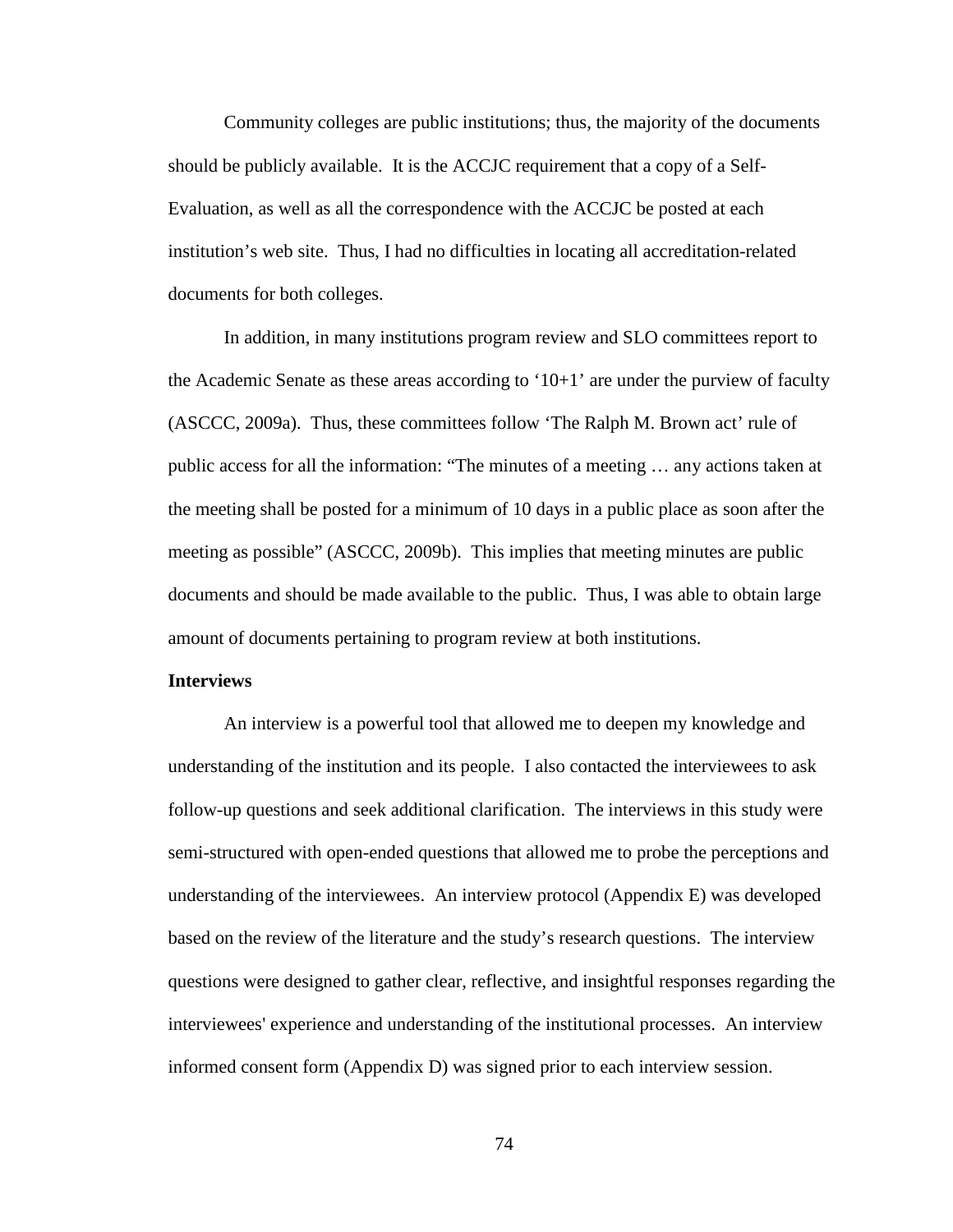Community colleges are public institutions; thus, the majority of the documents should be publicly available. It is the ACCJC requirement that a copy of a Self-Evaluation, as well as all the correspondence with the ACCJC be posted at each institution's web site. Thus, I had no difficulties in locating all accreditation-related documents for both colleges.

In addition, in many institutions program review and SLO committees report to the Academic Senate as these areas according to '10+1' are under the purview of faculty (ASCCC, 2009a). Thus, these committees follow 'The Ralph M. Brown act' rule of public access for all the information: "The minutes of a meeting … any actions taken at the meeting shall be posted for a minimum of 10 days in a public place as soon after the meeting as possible" (ASCCC, 2009b). This implies that meeting minutes are public documents and should be made available to the public. Thus, I was able to obtain large amount of documents pertaining to program review at both institutions.

**Interviews**

An interview is a powerful tool that allowed me to deepen my knowledge and understanding of the institution and its people. I also contacted the interviewees to ask follow-up questions and seek additional clarification. The interviews in this study were semi-structured with open-ended questions that allowed me to probe the perceptions and understanding of the interviewees. An interview protocol (Appendix E) was developed based on the review of the literature and the study's research questions. The interview questions were designed to gather clear, reflective, and insightful responses regarding the interviewees' experience and understanding of the institutional processes. An interview informed consent form (Appendix D) was signed prior to each interview session.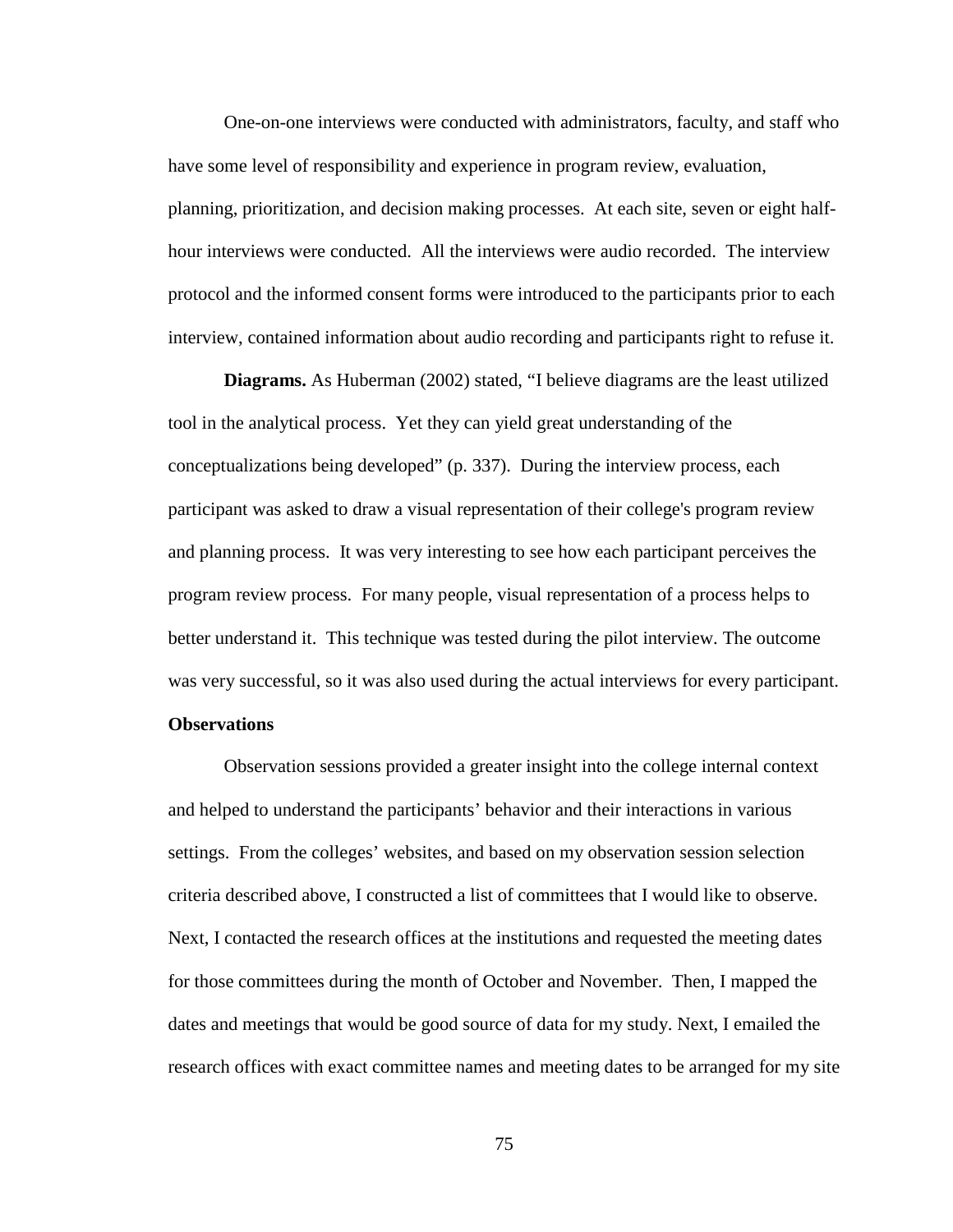One-on-one interviews were conducted with administrators, faculty, and staff who have some level of responsibility and experience in program review, evaluation, planning, prioritization, and decision making processes. At each site, seven or eight half-hour interviews were conducted. All the interviews were audio recorded. The interview protocol and the informed consent forms were introduced to the participants prior to each interview, contained information about audio recording and participants right to refuse it.

**Diagrams.** As Huberman (2002) stated, "I believe diagrams are the least utilized tool in the analytical process. Yet they can yield great understanding of the conceptualizations being developed" (p. 337). During the interview process, each participant was asked to draw a visual representation of their college's program review and planning process. It was very interesting to see how each participant perceives the program review process. For many people, visual representation of a process helps to better understand it. This technique was tested during the pilot interview. The outcome was very successful, so it was also used during the actual interviews for every participant.

**Observations**

Observation sessions provided a greater insight into the college internal context and helped to understand the participants' behavior and their interactions in various settings. From the colleges' websites, and based on my observation session selection criteria described above, I constructed a list of committees that I would like to observe. Next, I contacted the research offices at the institutions and requested the meeting dates for those committees during the month of October and November. Then, I mapped the dates and meetings that would be good source of data for my study. Next, I emailed the research offices with exact committee names and meeting dates to be arranged for my site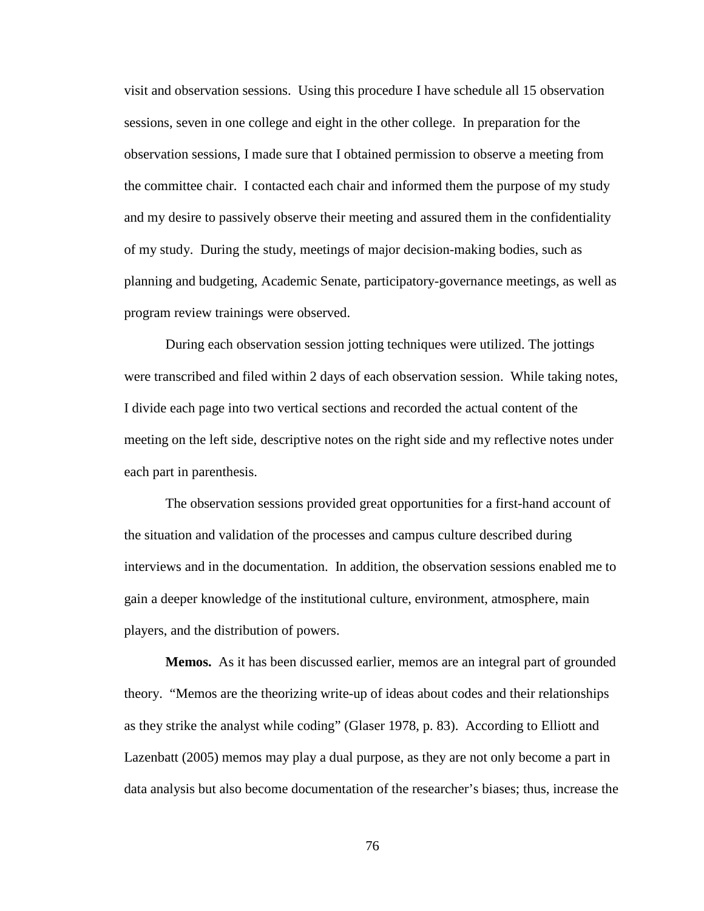visit and observation sessions. Using this procedure I have schedule all 15 observation sessions, seven in one college and eight in the other college. In preparation for the observation sessions, I made sure that I obtained permission to observe a meeting from the committee chair. I contacted each chair and informed them the purpose of my study and my desire to passively observe their meeting and assured them in the confidentiality of my study. During the study, meetings of major decision-making bodies, such as planning and budgeting, Academic Senate, participatory-governance meetings, as well as program review trainings were observed.

During each observation session jotting techniques were utilized. The jottings were transcribed and filed within 2 days of each observation session. While taking notes, I divide each page into two vertical sections and recorded the actual content of the meeting on the left side, descriptive notes on the right side and my reflective notes under each part in parenthesis.

The observation sessions provided great opportunities for a first-hand account of the situation and validation of the processes and campus culture described during interviews and in the documentation. In addition, the observation sessions enabled me to gain a deeper knowledge of the institutional culture, environment, atmosphere, main players, and the distribution of powers.

**Memos.** As it has been discussed earlier, memos are an integral part of grounded theory. "Memos are the theorizing write-up of ideas about codes and their relationships as they strike the analyst while coding" (Glaser 1978, p. 83). According to Elliott and Lazenbatt (2005) memos may play a dual purpose, as they are not only become a part in data analysis but also become documentation of the researcher's biases; thus, increase the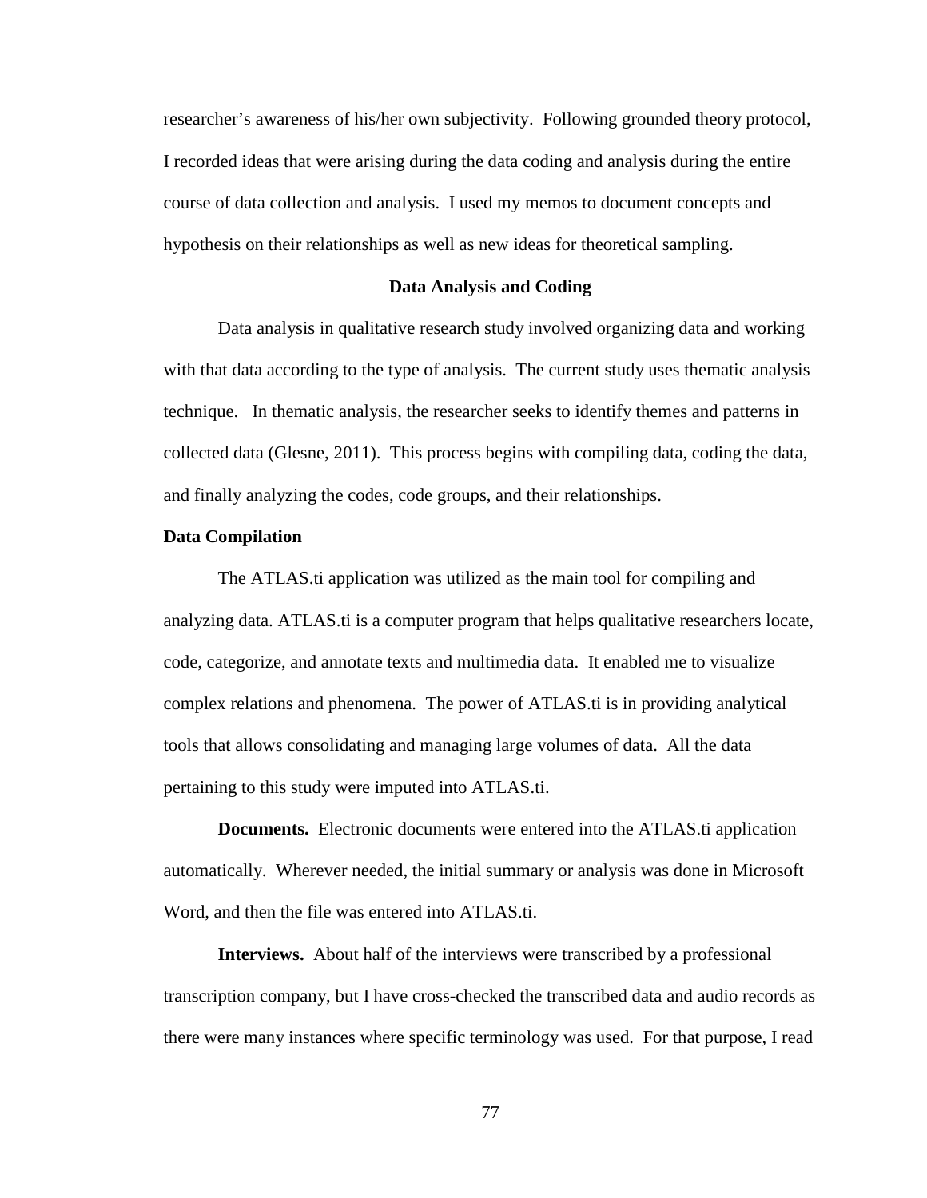researcher's awareness of his/her own subjectivity. Following grounded theory protocol, I recorded ideas that were arising during the data coding and analysis during the entire course of data collection and analysis. I used my memos to document concepts and hypothesis on their relationships as well as new ideas for theoretical sampling.

## Data Analysis and Coding

Data analysis in qualitative research study involved organizing data and working with that data according to the type of analysis. The current study uses thematic analysis technique. In thematic analysis, the researcher seeks to identify themes and patterns in collected data (Glesne, 2011). This process begins with compiling data, coding the data, and finally analyzing the codes, code groups, and their relationships.

### Data Compilation

The ATLAS.ti application was utilized as the main tool for compiling and analyzing data. ATLAS.ti is a computer program that helps qualitative researchers locate, code, categorize, and annotate texts and multimedia data. It enabled me to visualize complex relations and phenomena. The power of ATLAS.ti is in providing analytical tools that allows consolidating and managing large volumes of data. All the data pertaining to this study were imputed into ATLAS.ti.

**Documents.** Electronic documents were entered into the ATLAS.ti application automatically. Wherever needed, the initial summary or analysis was done in Microsoft Word, and then the file was entered into ATLAS.ti.

**Interviews.** About half of the interviews were transcribed by a professional transcription company, but I have cross-checked the transcribed data and audio records as there were many instances where specific terminology was used. For that purpose, I read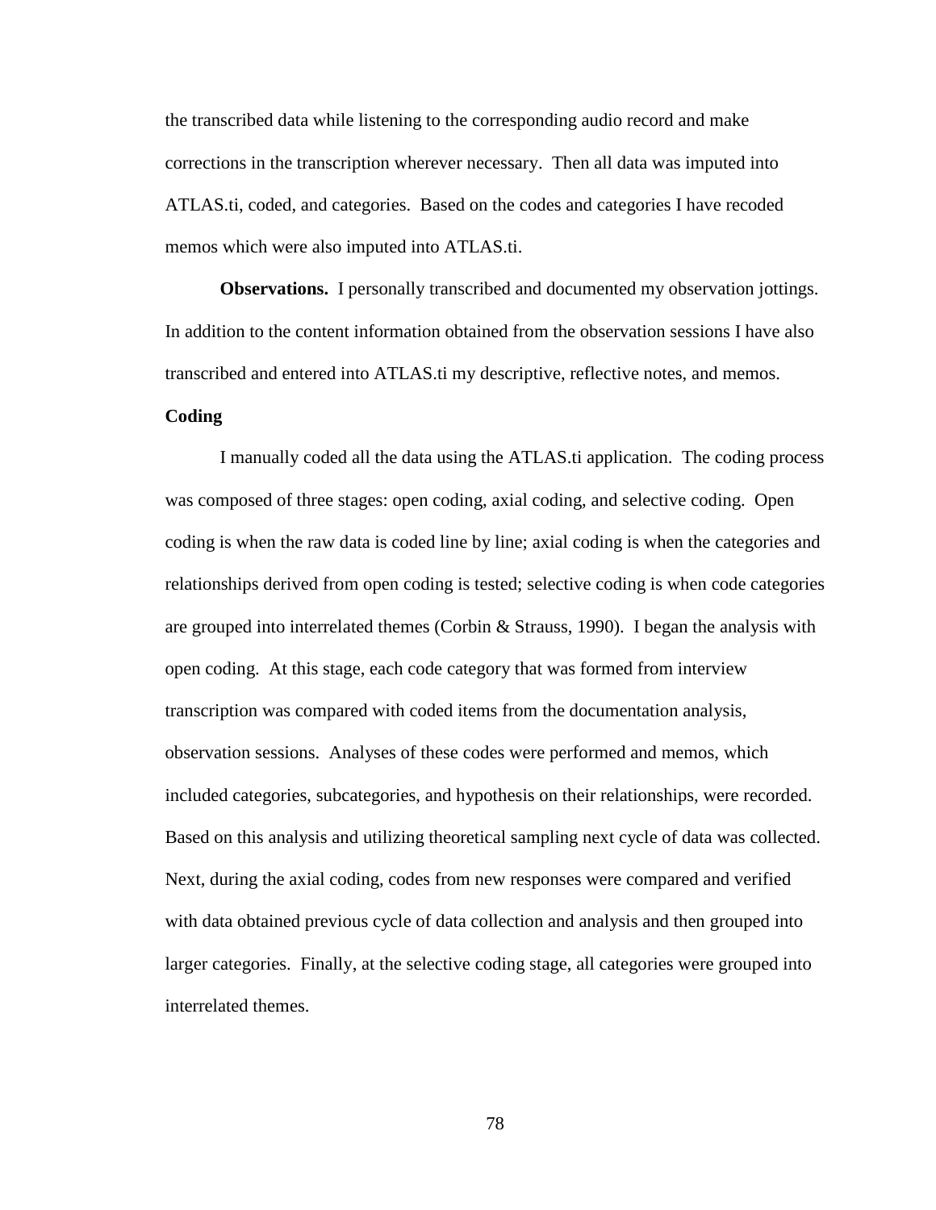the transcribed data while listening to the corresponding audio record and make corrections in the transcription wherever necessary. Then all data was imputed into ATLAS.ti, coded, and categories. Based on the codes and categories I have recoded memos which were also imputed into ATLAS.ti.

**Observations.** I personally transcribed and documented my observation jottings. In addition to the content information obtained from the observation sessions I have also transcribed and entered into ATLAS.ti my descriptive, reflective notes, and memos.

### Coding

I manually coded all the data using the ATLAS.ti application. The coding process was composed of three stages: open coding, axial coding, and selective coding. Open coding is when the raw data is coded line by line; axial coding is when the categories and relationships derived from open coding is tested; selective coding is when code categories are grouped into interrelated themes (Corbin & Strauss, 1990). I began the analysis with open coding. At this stage, each code category that was formed from interview transcription was compared with coded items from the documentation analysis, observation sessions. Analyses of these codes were performed and memos, which included categories, subcategories, and hypothesis on their relationships, were recorded. Based on this analysis and utilizing theoretical sampling next cycle of data was collected. Next, during the axial coding, codes from new responses were compared and verified with data obtained previous cycle of data collection and analysis and then grouped into larger categories. Finally, at the selective coding stage, all categories were grouped into interrelated themes.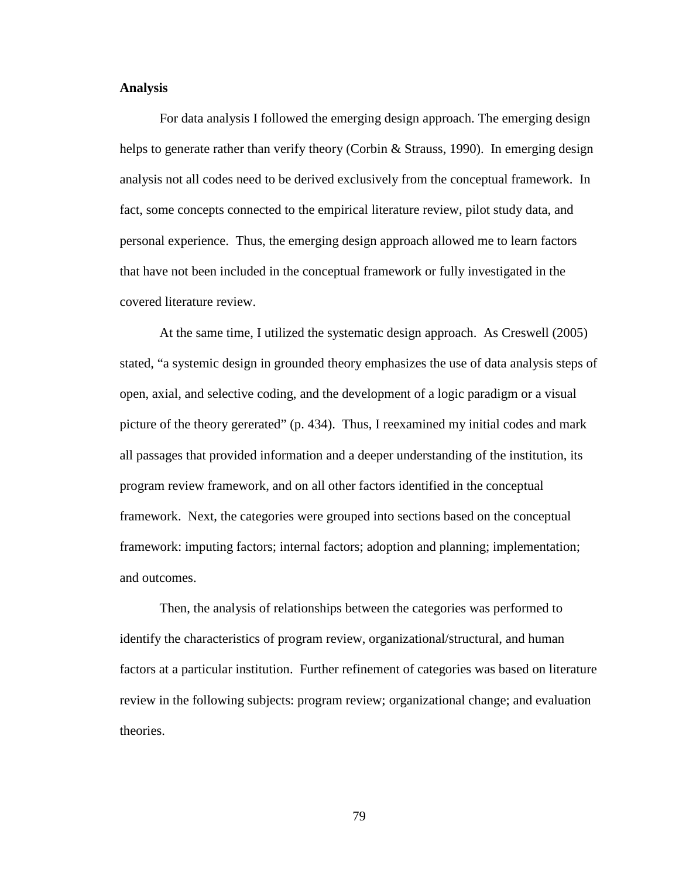**Analysis**

For data analysis I followed the emerging design approach. The emerging design helps to generate rather than verify theory (Corbin & Strauss, 1990). In emerging design analysis not all codes need to be derived exclusively from the conceptual framework. In fact, some concepts connected to the empirical literature review, pilot study data, and personal experience. Thus, the emerging design approach allowed me to learn factors that have not been included in the conceptual framework or fully investigated in the covered literature review.

At the same time, I utilized the systematic design approach. As Creswell (2005) stated, "a systemic design in grounded theory emphasizes the use of data analysis steps of open, axial, and selective coding, and the development of a logic paradigm or a visual picture of the theory gererated" (p. 434). Thus, I reexamined my initial codes and mark all passages that provided information and a deeper understanding of the institution, its program review framework, and on all other factors identified in the conceptual framework. Next, the categories were grouped into sections based on the conceptual framework: imputing factors; internal factors; adoption and planning; implementation; and outcomes.

Then, the analysis of relationships between the categories was performed to identify the characteristics of program review, organizational/structural, and human factors at a particular institution. Further refinement of categories was based on literature review in the following subjects: program review; organizational change; and evaluation theories.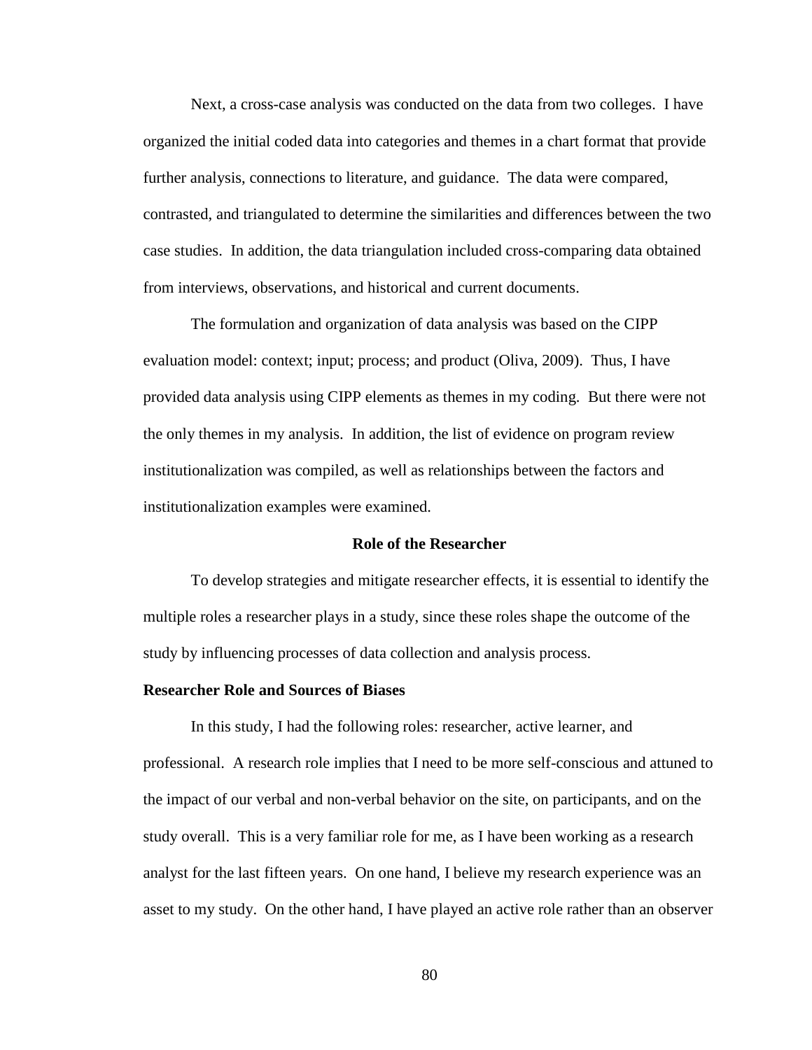Next, a cross-case analysis was conducted on the data from two colleges. I have organized the initial coded data into categories and themes in a chart format that provide further analysis, connections to literature, and guidance. The data were compared, contrasted, and triangulated to determine the similarities and differences between the two case studies. In addition, the data triangulation included cross-comparing data obtained from interviews, observations, and historical and current documents.

The formulation and organization of data analysis was based on the CIPP evaluation model: context; input; process; and product (Oliva, 2009). Thus, I have provided data analysis using CIPP elements as themes in my coding. But there were not the only themes in my analysis. In addition, the list of evidence on program review institutionalization was compiled, as well as relationships between the factors and institutionalization examples were examined.

## Role of the Researcher

To develop strategies and mitigate researcher effects, it is essential to identify the multiple roles a researcher plays in a study, since these roles shape the outcome of the study by influencing processes of data collection and analysis process.

### Researcher Role and Sources of Biases

In this study, I had the following roles: researcher, active learner, and professional. A research role implies that I need to be more self-conscious and attuned to the impact of our verbal and non-verbal behavior on the site, on participants, and on the study overall. This is a very familiar role for me, as I have been working as a research analyst for the last fifteen years. On one hand, I believe my research experience was an asset to my study. On the other hand, I have played an active role rather than an observer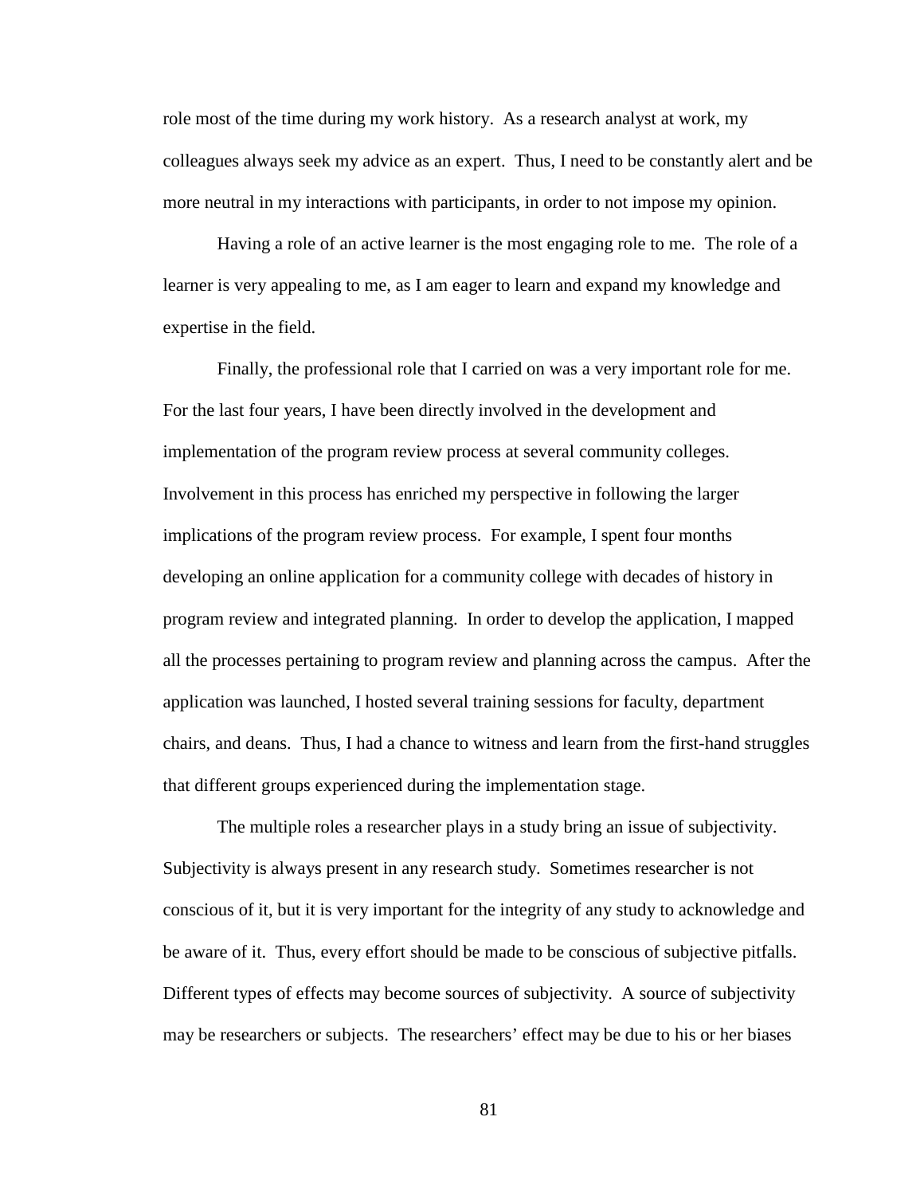role most of the time during my work history. As a research analyst at work, my colleagues always seek my advice as an expert. Thus, I need to be constantly alert and be more neutral in my interactions with participants, in order to not impose my opinion.

Having a role of an active learner is the most engaging role to me. The role of a learner is very appealing to me, as I am eager to learn and expand my knowledge and expertise in the field.

Finally, the professional role that I carried on was a very important role for me. For the last four years, I have been directly involved in the development and implementation of the program review process at several community colleges. Involvement in this process has enriched my perspective in following the larger implications of the program review process. For example, I spent four months developing an online application for a community college with decades of history in program review and integrated planning. In order to develop the application, I mapped all the processes pertaining to program review and planning across the campus. After the application was launched, I hosted several training sessions for faculty, department chairs, and deans. Thus, I had a chance to witness and learn from the first-hand struggles that different groups experienced during the implementation stage.

The multiple roles a researcher plays in a study bring an issue of subjectivity. Subjectivity is always present in any research study. Sometimes researcher is not conscious of it, but it is very important for the integrity of any study to acknowledge and be aware of it. Thus, every effort should be made to be conscious of subjective pitfalls. Different types of effects may become sources of subjectivity. A source of subjectivity may be researchers or subjects. The researchers' effect may be due to his or her biases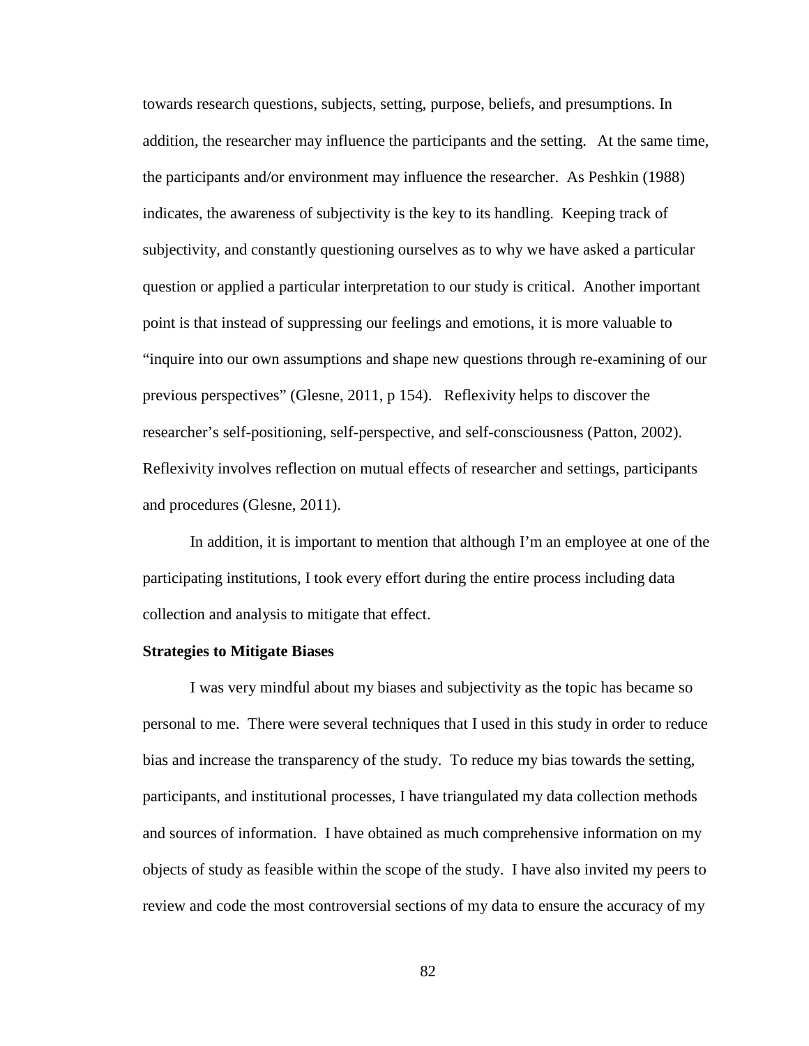towards research questions, subjects, setting, purpose, beliefs, and presumptions. In addition, the researcher may influence the participants and the setting. At the same time, the participants and/or environment may influence the researcher. As Peshkin (1988) indicates, the awareness of subjectivity is the key to its handling. Keeping track of subjectivity, and constantly questioning ourselves as to why we have asked a particular question or applied a particular interpretation to our study is critical. Another important point is that instead of suppressing our feelings and emotions, it is more valuable to "inquire into our own assumptions and shape new questions through re-examining of our previous perspectives" (Glesne, 2011, p 154). Reflexivity helps to discover the researcher's self-positioning, self-perspective, and self-consciousness (Patton, 2002). Reflexivity involves reflection on mutual effects of researcher and settings, participants and procedures (Glesne, 2011).

In addition, it is important to mention that although I'm an employee at one of the participating institutions, I took every effort during the entire process including data collection and analysis to mitigate that effect.

**Strategies to Mitigate Biases**

I was very mindful about my biases and subjectivity as the topic has became so personal to me. There were several techniques that I used in this study in order to reduce bias and increase the transparency of the study. To reduce my bias towards the setting, participants, and institutional processes, I have triangulated my data collection methods and sources of information. I have obtained as much comprehensive information on my objects of study as feasible within the scope of the study. I have also invited my peers to review and code the most controversial sections of my data to ensure the accuracy of my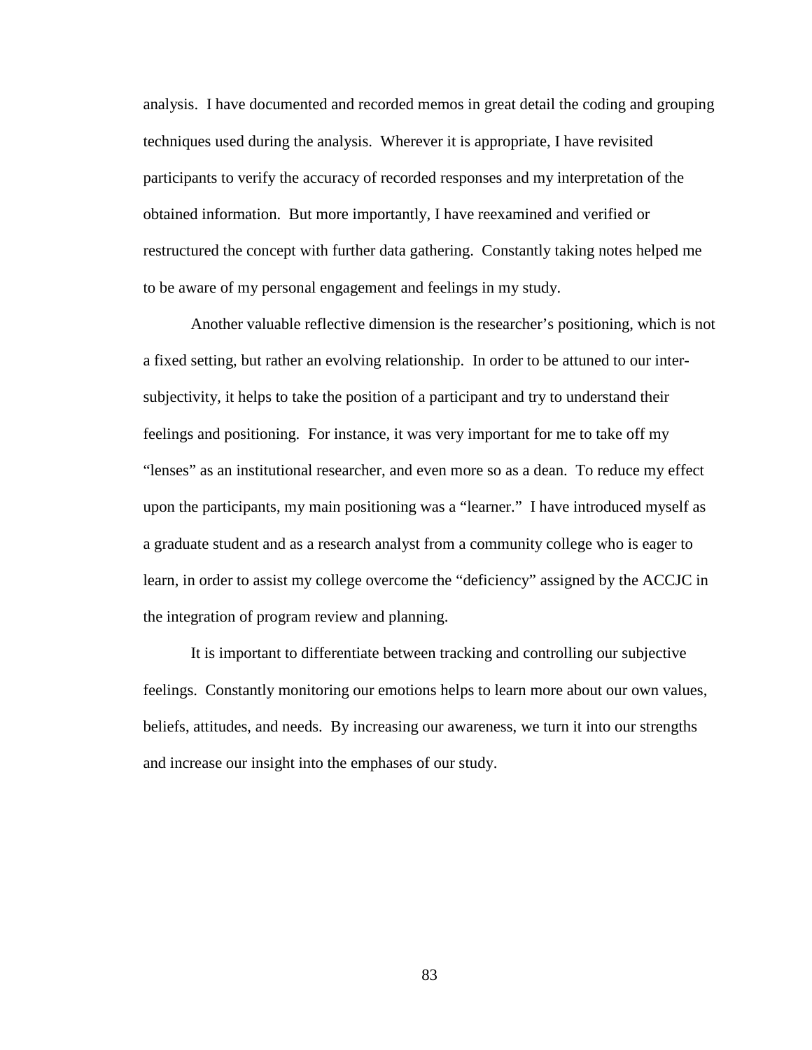analysis. I have documented and recorded memos in great detail the coding and grouping techniques used during the analysis. Wherever it is appropriate, I have revisited participants to verify the accuracy of recorded responses and my interpretation of the obtained information. But more importantly, I have reexamined and verified or restructured the concept with further data gathering. Constantly taking notes helped me to be aware of my personal engagement and feelings in my study.

Another valuable reflective dimension is the researcher's positioning, which is not a fixed setting, but rather an evolving relationship. In order to be attuned to our inter-subjectivity, it helps to take the position of a participant and try to understand their feelings and positioning. For instance, it was very important for me to take off my "lenses" as an institutional researcher, and even more so as a dean. To reduce my effect upon the participants, my main positioning was a "learner." I have introduced myself as a graduate student and as a research analyst from a community college who is eager to learn, in order to assist my college overcome the "deficiency" assigned by the ACCJC in the integration of program review and planning.

It is important to differentiate between tracking and controlling our subjective feelings. Constantly monitoring our emotions helps to learn more about our own values, beliefs, attitudes, and needs. By increasing our awareness, we turn it into our strengths and increase our insight into the emphases of our study.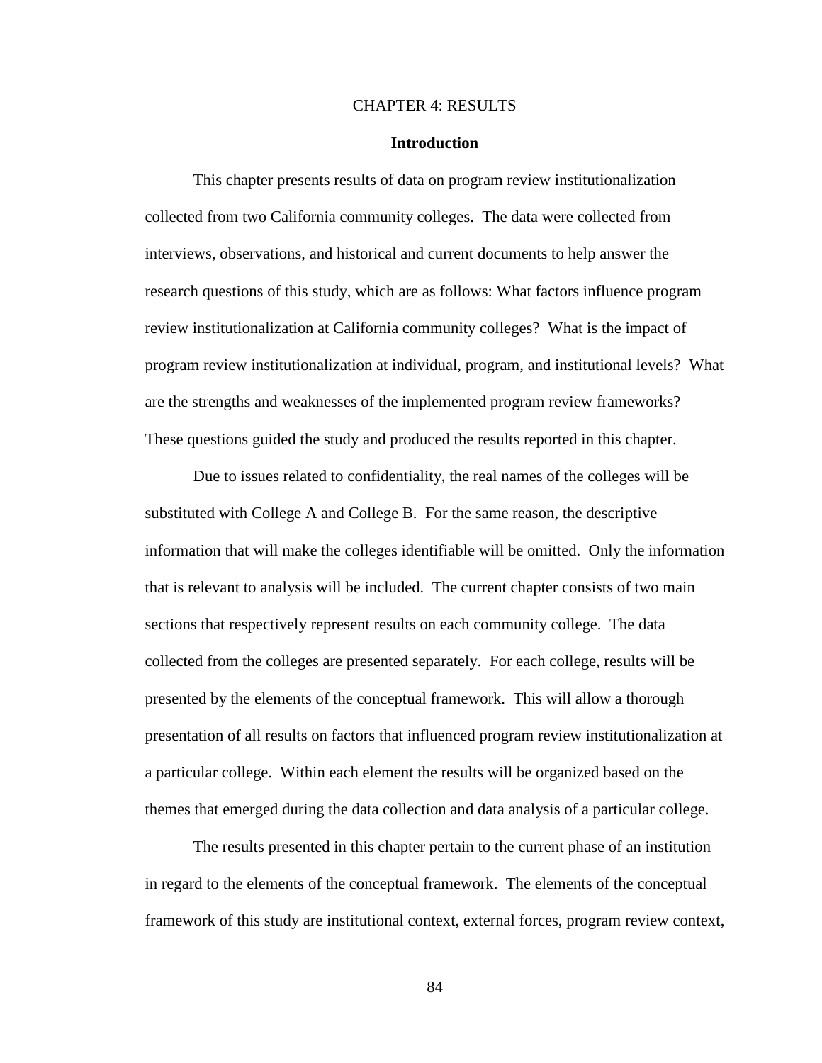# CHAPTER 4: RESULTS

## Introduction

This chapter presents results of data on program review institutionalization collected from two California community colleges. The data were collected from interviews, observations, and historical and current documents to help answer the research questions of this study, which are as follows: What factors influence program review institutionalization at California community colleges? What is the impact of program review institutionalization at individual, program, and institutional levels? What are the strengths and weaknesses of the implemented program review frameworks? These questions guided the study and produced the results reported in this chapter.

Due to issues related to confidentiality, the real names of the colleges will be substituted with College A and College B. For the same reason, the descriptive information that will make the colleges identifiable will be omitted. Only the information that is relevant to analysis will be included. The current chapter consists of two main sections that respectively represent results on each community college. The data collected from the colleges are presented separately. For each college, results will be presented by the elements of the conceptual framework. This will allow a thorough presentation of all results on factors that influenced program review institutionalization at a particular college. Within each element the results will be organized based on the themes that emerged during the data collection and data analysis of a particular college.

The results presented in this chapter pertain to the current phase of an institution in regard to the elements of the conceptual framework. The elements of the conceptual framework of this study are institutional context, external forces, program review context,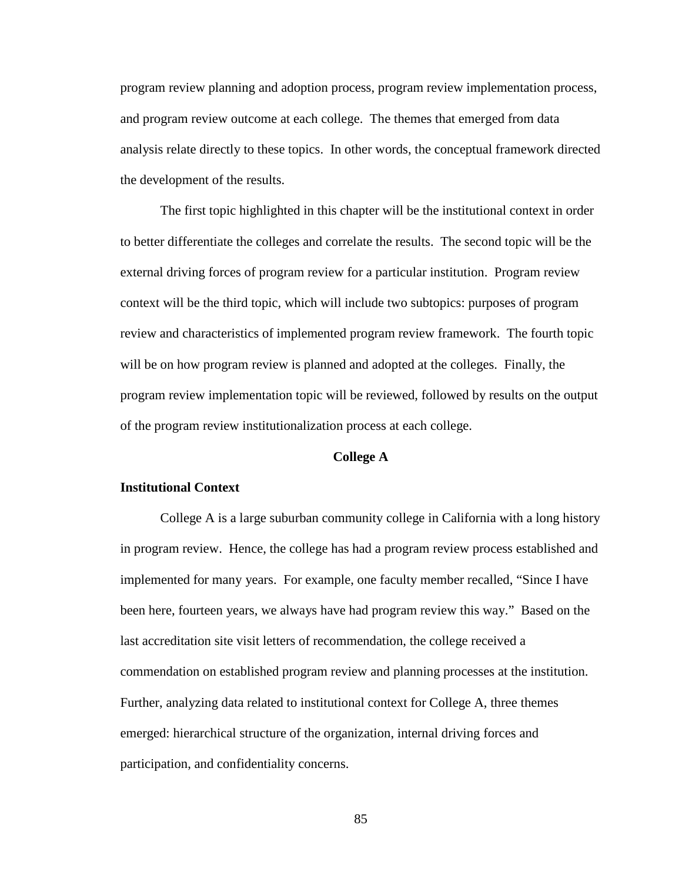program review planning and adoption process, program review implementation process, and program review outcome at each college. The themes that emerged from data analysis relate directly to these topics. In other words, the conceptual framework directed the development of the results.

The first topic highlighted in this chapter will be the institutional context in order to better differentiate the colleges and correlate the results. The second topic will be the external driving forces of program review for a particular institution. Program review context will be the third topic, which will include two subtopics: purposes of program review and characteristics of implemented program review framework. The fourth topic will be on how program review is planned and adopted at the colleges. Finally, the program review implementation topic will be reviewed, followed by results on the output of the program review institutionalization process at each college.

## College A

### Institutional Context

College A is a large suburban community college in California with a long history in program review. Hence, the college has had a program review process established and implemented for many years. For example, one faculty member recalled, "Since I have been here, fourteen years, we always have had program review this way." Based on the last accreditation site visit letters of recommendation, the college received a commendation on established program review and planning processes at the institution. Further, analyzing data related to institutional context for College A, three themes emerged: hierarchical structure of the organization, internal driving forces and participation, and confidentiality concerns.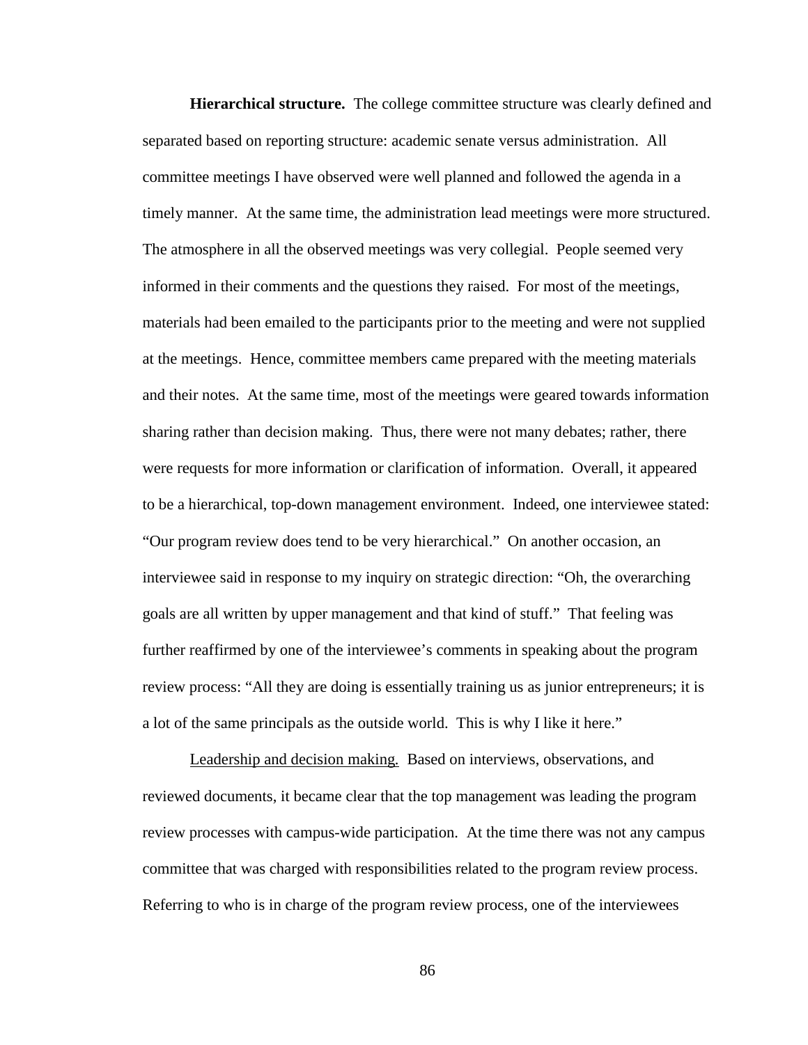**Hierarchical structure.** The college committee structure was clearly defined and separated based on reporting structure: academic senate versus administration. All committee meetings I have observed were well planned and followed the agenda in a timely manner. At the same time, the administration lead meetings were more structured. The atmosphere in all the observed meetings was very collegial. People seemed very informed in their comments and the questions they raised. For most of the meetings, materials had been emailed to the participants prior to the meeting and were not supplied at the meetings. Hence, committee members came prepared with the meeting materials and their notes. At the same time, most of the meetings were geared towards information sharing rather than decision making. Thus, there were not many debates; rather, there were requests for more information or clarification of information. Overall, it appeared to be a hierarchical, top-down management environment. Indeed, one interviewee stated: "Our program review does tend to be very hierarchical." On another occasion, an interviewee said in response to my inquiry on strategic direction: "Oh, the overarching goals are all written by upper management and that kind of stuff." That feeling was further reaffirmed by one of the interviewee's comments in speaking about the program review process: "All they are doing is essentially training us as junior entrepreneurs; it is a lot of the same principals as the outside world. This is why I like it here."

<u>Leadership and decision making.</u> Based on interviews, observations, and reviewed documents, it became clear that the top management was leading the program review processes with campus-wide participation. At the time there was not any campus committee that was charged with responsibilities related to the program review process. Referring to who is in charge of the program review process, one of the interviewees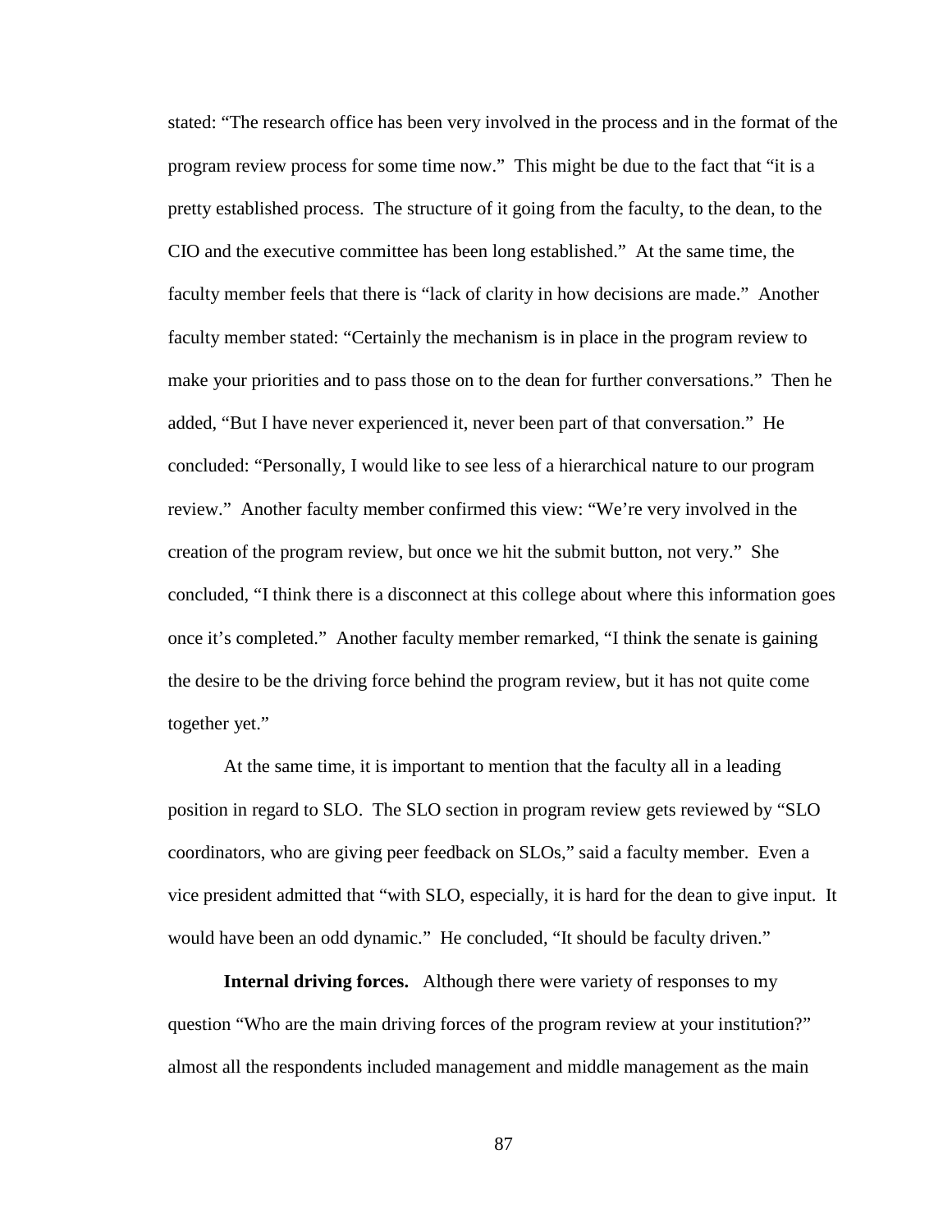stated: "The research office has been very involved in the process and in the format of the program review process for some time now." This might be due to the fact that "it is a pretty established process. The structure of it going from the faculty, to the dean, to the CIO and the executive committee has been long established." At the same time, the faculty member feels that there is "lack of clarity in how decisions are made." Another faculty member stated: "Certainly the mechanism is in place in the program review to make your priorities and to pass those on to the dean for further conversations." Then he added, "But I have never experienced it, never been part of that conversation." He concluded: "Personally, I would like to see less of a hierarchical nature to our program review." Another faculty member confirmed this view: "We're very involved in the creation of the program review, but once we hit the submit button, not very." She concluded, "I think there is a disconnect at this college about where this information goes once it's completed." Another faculty member remarked, "I think the senate is gaining the desire to be the driving force behind the program review, but it has not quite come together yet."

At the same time, it is important to mention that the faculty all in a leading position in regard to SLO. The SLO section in program review gets reviewed by "SLO coordinators, who are giving peer feedback on SLOs," said a faculty member. Even a vice president admitted that "with SLO, especially, it is hard for the dean to give input. It would have been an odd dynamic." He concluded, "It should be faculty driven."

**Internal driving forces.** Although there were variety of responses to my question "Who are the main driving forces of the program review at your institution?" almost all the respondents included management and middle management as the main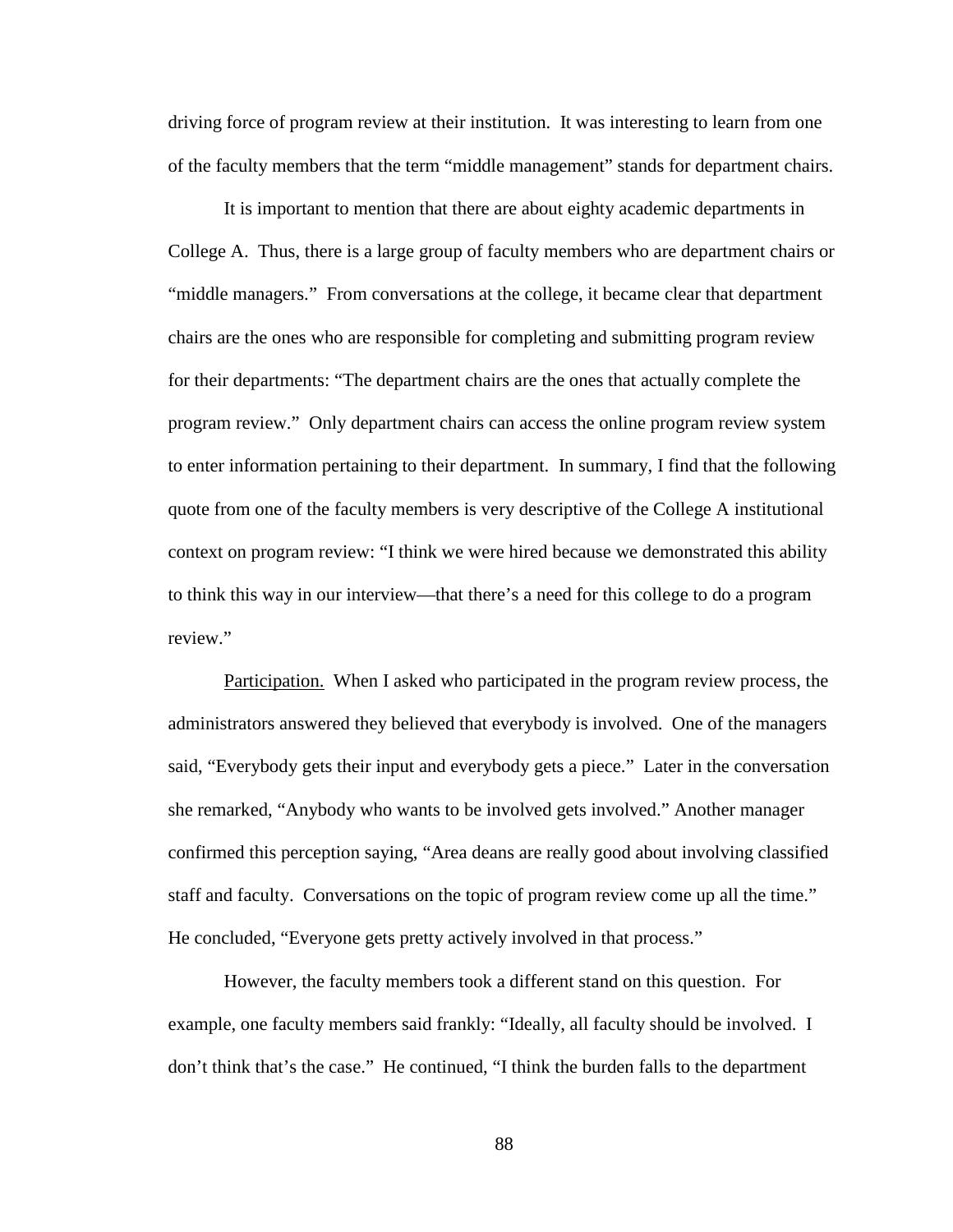driving force of program review at their institution. It was interesting to learn from one of the faculty members that the term "middle management" stands for department chairs.

It is important to mention that there are about eighty academic departments in College A. Thus, there is a large group of faculty members who are department chairs or "middle managers." From conversations at the college, it became clear that department chairs are the ones who are responsible for completing and submitting program review for their departments: "The department chairs are the ones that actually complete the program review." Only department chairs can access the online program review system to enter information pertaining to their department. In summary, I find that the following quote from one of the faculty members is very descriptive of the College A institutional context on program review: "I think we were hired because we demonstrated this ability to think this way in our interview—that there's a need for this college to do a program review."

<u>Participation.</u> When I asked who participated in the program review process, the administrators answered they believed that everybody is involved. One of the managers said, "Everybody gets their input and everybody gets a piece." Later in the conversation she remarked, "Anybody who wants to be involved gets involved." Another manager confirmed this perception saying, "Area deans are really good about involving classified staff and faculty. Conversations on the topic of program review come up all the time." He concluded, "Everyone gets pretty actively involved in that process."

However, the faculty members took a different stand on this question. For example, one faculty members said frankly: "Ideally, all faculty should be involved. I don't think that's the case." He continued, "I think the burden falls to the department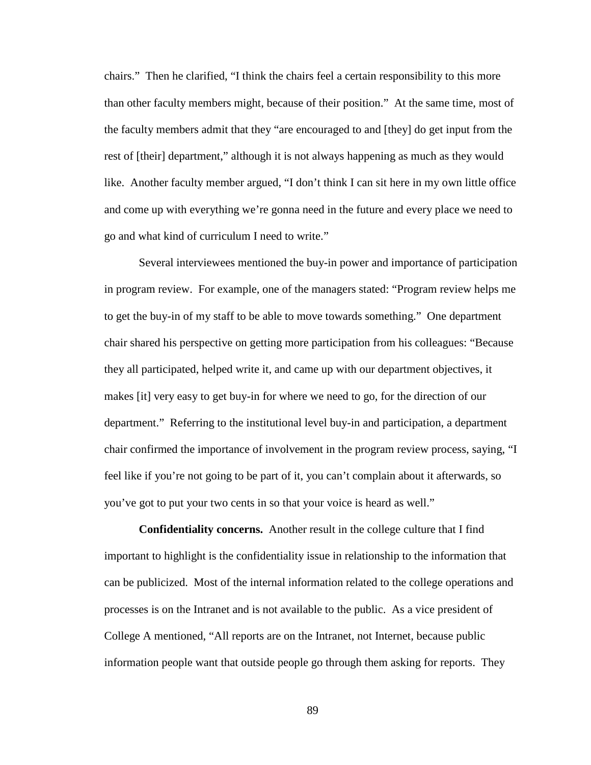chairs." Then he clarified, "I think the chairs feel a certain responsibility to this more than other faculty members might, because of their position." At the same time, most of the faculty members admit that they "are encouraged to and [they] do get input from the rest of [their] department," although it is not always happening as much as they would like. Another faculty member argued, "I don't think I can sit here in my own little office and come up with everything we're gonna need in the future and every place we need to go and what kind of curriculum I need to write."

Several interviewees mentioned the buy-in power and importance of participation in program review. For example, one of the managers stated: "Program review helps me to get the buy-in of my staff to be able to move towards something." One department chair shared his perspective on getting more participation from his colleagues: "Because they all participated, helped write it, and came up with our department objectives, it makes [it] very easy to get buy-in for where we need to go, for the direction of our department." Referring to the institutional level buy-in and participation, a department chair confirmed the importance of involvement in the program review process, saying, "I feel like if you're not going to be part of it, you can't complain about it afterwards, so you've got to put your two cents in so that your voice is heard as well."

**Confidentiality concerns.** Another result in the college culture that I find important to highlight is the confidentiality issue in relationship to the information that can be publicized. Most of the internal information related to the college operations and processes is on the Intranet and is not available to the public. As a vice president of College A mentioned, "All reports are on the Intranet, not Internet, because public information people want that outside people go through them asking for reports. They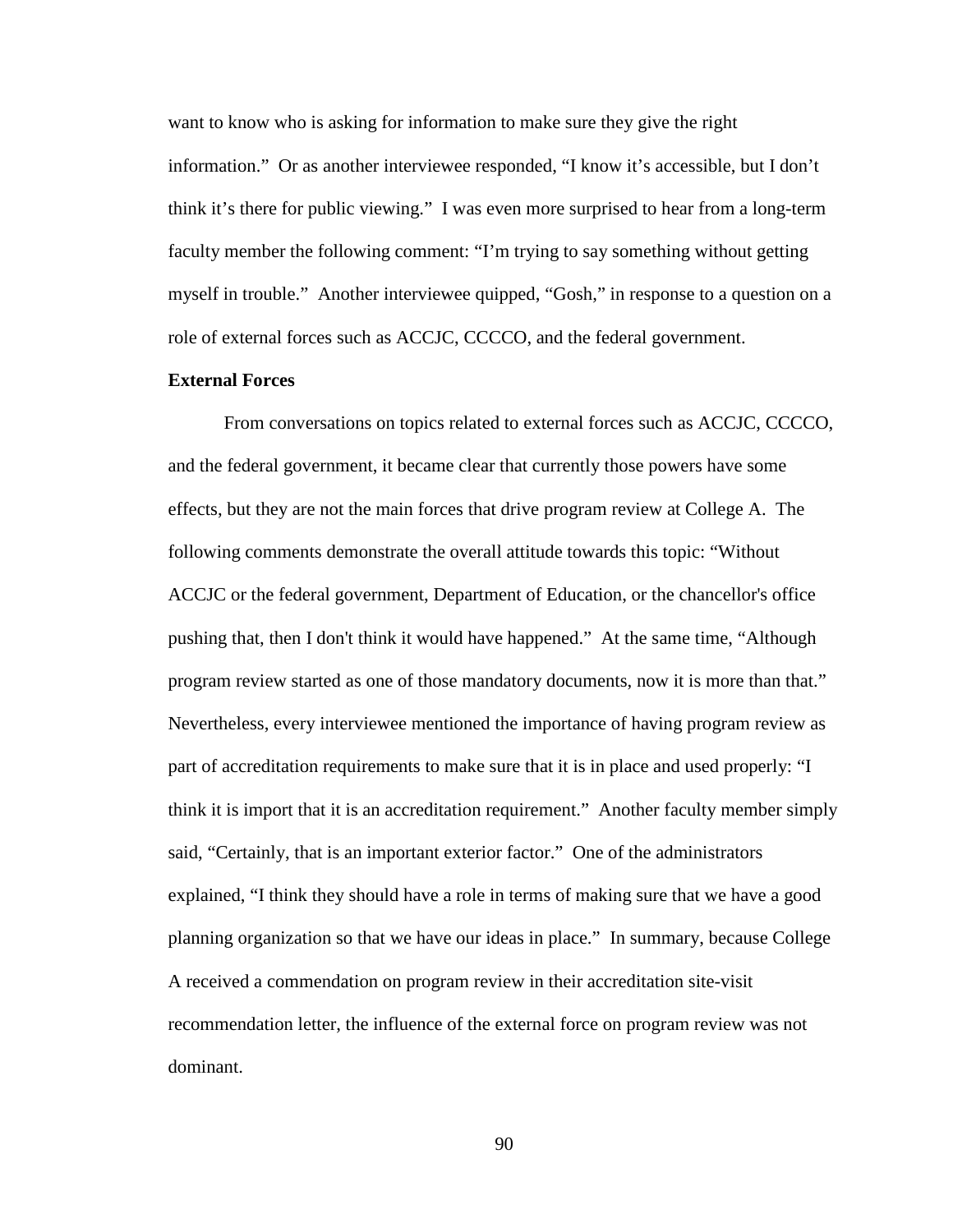want to know who is asking for information to make sure they give the right information." Or as another interviewee responded, "I know it's accessible, but I don't think it's there for public viewing." I was even more surprised to hear from a long-term faculty member the following comment: "I'm trying to say something without getting myself in trouble." Another interviewee quipped, "Gosh," in response to a question on a role of external forces such as ACCJC, CCCCO, and the federal government.

**External Forces**

From conversations on topics related to external forces such as ACCJC, CCCCO, and the federal government, it became clear that currently those powers have some effects, but they are not the main forces that drive program review at College A. The following comments demonstrate the overall attitude towards this topic: "Without ACCJC or the federal government, Department of Education, or the chancellor's office pushing that, then I don't think it would have happened." At the same time, "Although program review started as one of those mandatory documents, now it is more than that." Nevertheless, every interviewee mentioned the importance of having program review as part of accreditation requirements to make sure that it is in place and used properly: "I think it is import that it is an accreditation requirement." Another faculty member simply said, "Certainly, that is an important exterior factor." One of the administrators explained, "I think they should have a role in terms of making sure that we have a good planning organization so that we have our ideas in place." In summary, because College A received a commendation on program review in their accreditation site-visit recommendation letter, the influence of the external force on program review was not dominant.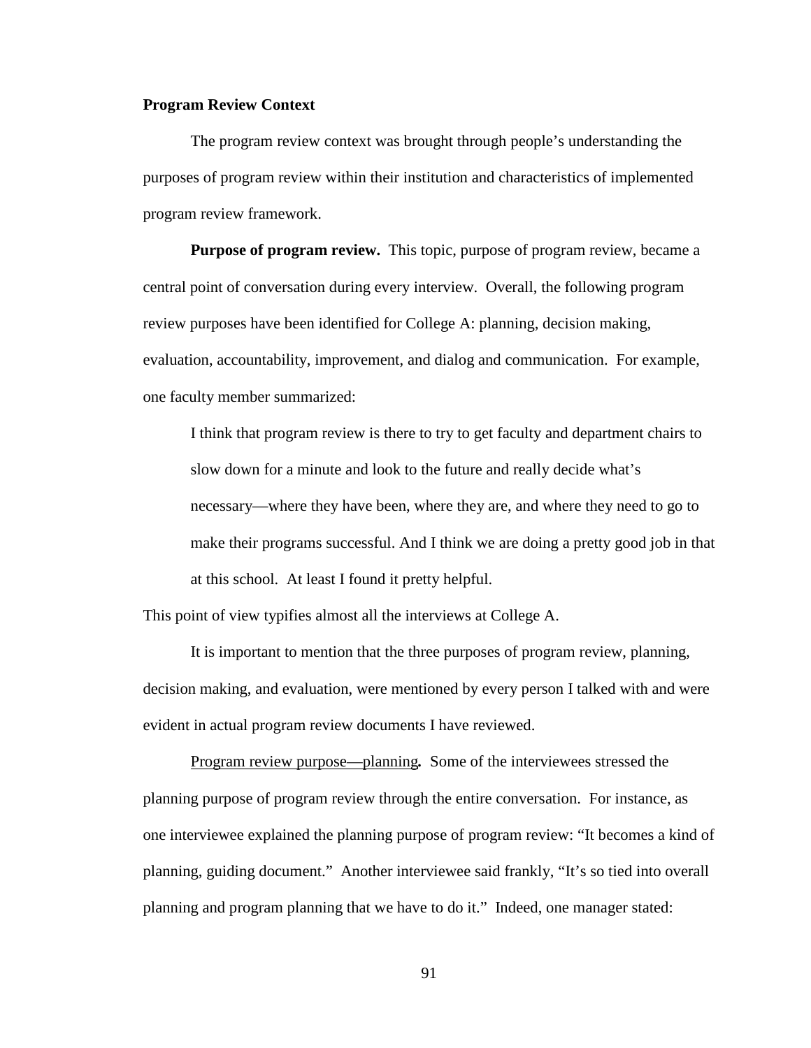### Program Review Context

The program review context was brought through people's understanding the purposes of program review within their institution and characteristics of implemented program review framework.

**Purpose of program review.** This topic, purpose of program review, became a central point of conversation during every interview. Overall, the following program review purposes have been identified for College A: planning, decision making, evaluation, accountability, improvement, and dialog and communication. For example, one faculty member summarized:

> I think that program review is there to try to get faculty and department chairs to slow down for a minute and look to the future and really decide what's necessary—where they have been, where they are, and where they need to go to make their programs successful. And I think we are doing a pretty good job in that at this school. At least I found it pretty helpful.

This point of view typifies almost all the interviews at College A.

It is important to mention that the three purposes of program review, planning, decision making, and evaluation, were mentioned by every person I talked with and were evident in actual program review documents I have reviewed.

<u>Program review purpose—planning</u>**.** Some of the interviewees stressed the planning purpose of program review through the entire conversation. For instance, as one interviewee explained the planning purpose of program review: "It becomes a kind of planning, guiding document." Another interviewee said frankly, "It's so tied into overall planning and program planning that we have to do it." Indeed, one manager stated: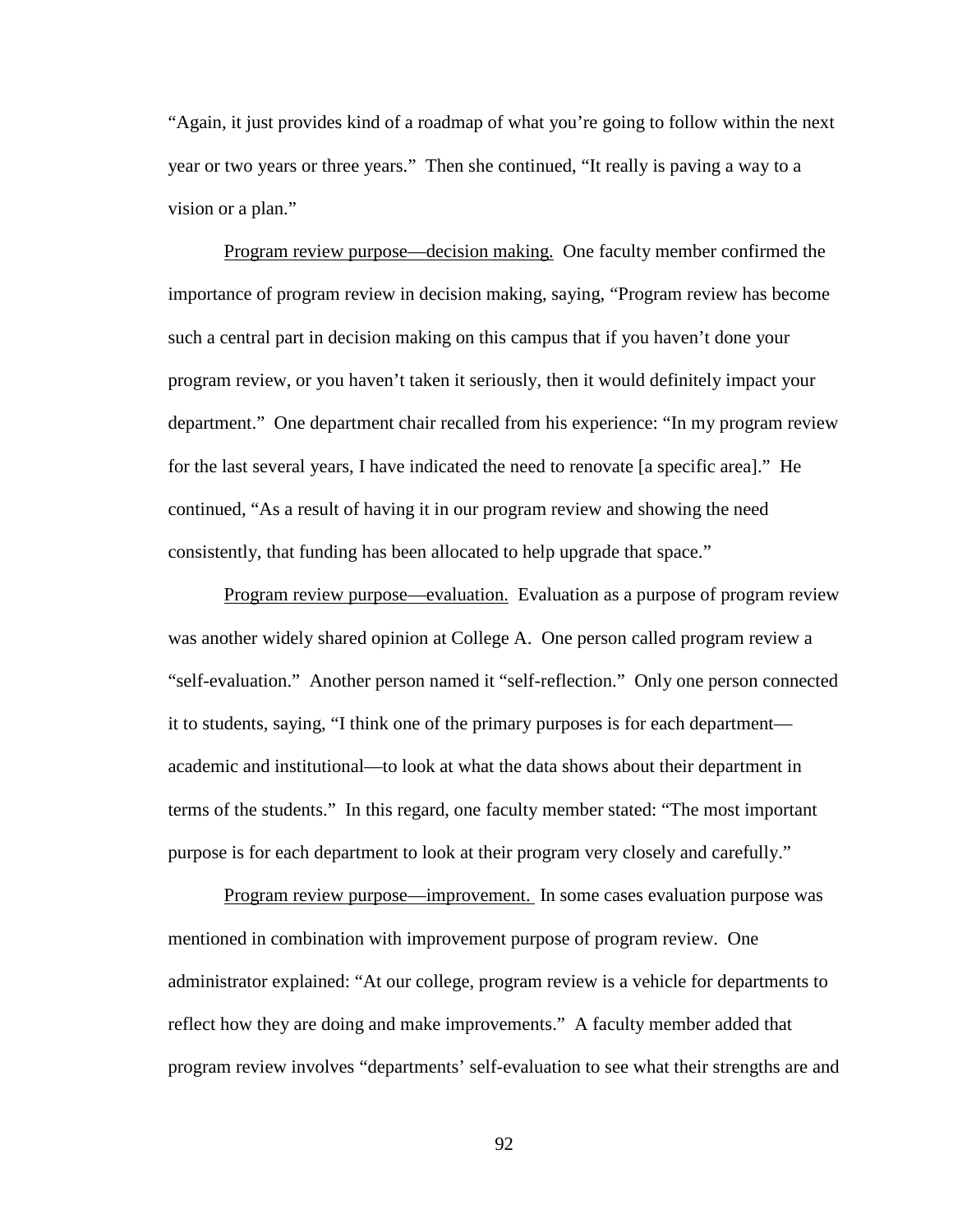"Again, it just provides kind of a roadmap of what you're going to follow within the next year or two years or three years." Then she continued, "It really is paving a way to a vision or a plan."

<u>Program review purpose—decision making.</u> One faculty member confirmed the importance of program review in decision making, saying, "Program review has become such a central part in decision making on this campus that if you haven't done your program review, or you haven't taken it seriously, then it would definitely impact your department." One department chair recalled from his experience: "In my program review for the last several years, I have indicated the need to renovate [a specific area]." He continued, "As a result of having it in our program review and showing the need consistently, that funding has been allocated to help upgrade that space."

<u>Program review purpose—evaluation.</u> Evaluation as a purpose of program review was another widely shared opinion at College A. One person called program review a "self-evaluation." Another person named it "self-reflection." Only one person connected it to students, saying, "I think one of the primary purposes is for each department—academic and institutional—to look at what the data shows about their department in terms of the students." In this regard, one faculty member stated: "The most important purpose is for each department to look at their program very closely and carefully."

<u>Program review purpose—improvement.</u> In some cases evaluation purpose was mentioned in combination with improvement purpose of program review. One administrator explained: "At our college, program review is a vehicle for departments to reflect how they are doing and make improvements." A faculty member added that program review involves "departments' self-evaluation to see what their strengths are and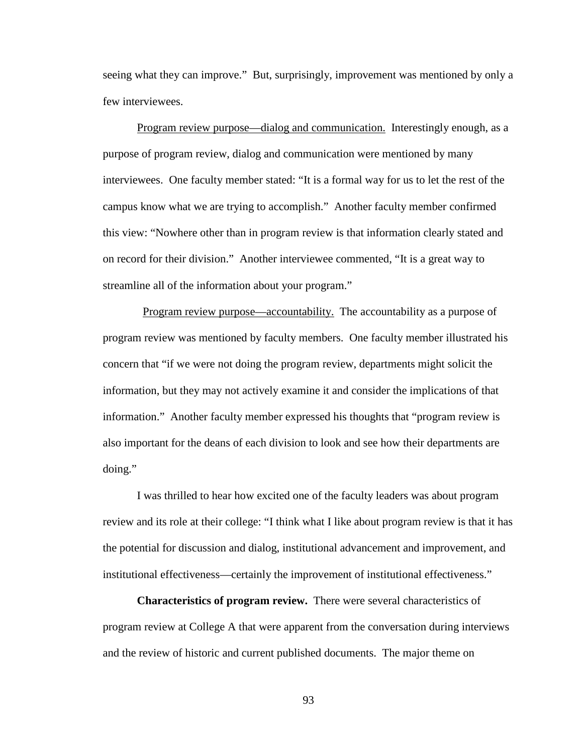seeing what they can improve." But, surprisingly, improvement was mentioned by only a few interviewees.

Program review purpose—dialog and communication. Interestingly enough, as a purpose of program review, dialog and communication were mentioned by many interviewees. One faculty member stated: "It is a formal way for us to let the rest of the campus know what we are trying to accomplish." Another faculty member confirmed this view: "Nowhere other than in program review is that information clearly stated and on record for their division." Another interviewee commented, "It is a great way to streamline all of the information about your program."

Program review purpose—accountability. The accountability as a purpose of program review was mentioned by faculty members. One faculty member illustrated his concern that "if we were not doing the program review, departments might solicit the information, but they may not actively examine it and consider the implications of that information." Another faculty member expressed his thoughts that "program review is also important for the deans of each division to look and see how their departments are doing."

I was thrilled to hear how excited one of the faculty leaders was about program review and its role at their college: "I think what I like about program review is that it has the potential for discussion and dialog, institutional advancement and improvement, and institutional effectiveness—certainly the improvement of institutional effectiveness."

**Characteristics of program review.** There were several characteristics of program review at College A that were apparent from the conversation during interviews and the review of historic and current published documents. The major theme on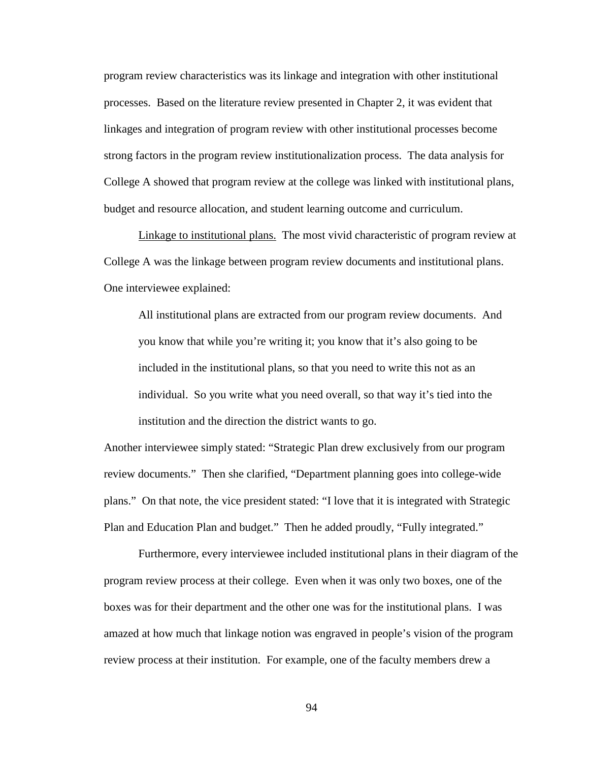program review characteristics was its linkage and integration with other institutional processes. Based on the literature review presented in Chapter 2, it was evident that linkages and integration of program review with other institutional processes become strong factors in the program review institutionalization process. The data analysis for College A showed that program review at the college was linked with institutional plans, budget and resource allocation, and student learning outcome and curriculum.

Linkage to institutional plans. The most vivid characteristic of program review at College A was the linkage between program review documents and institutional plans. One interviewee explained:

> All institutional plans are extracted from our program review documents. And you know that while you're writing it; you know that it's also going to be included in the institutional plans, so that you need to write this not as an individual. So you write what you need overall, so that way it's tied into the institution and the direction the district wants to go.

Another interviewee simply stated: "Strategic Plan drew exclusively from our program review documents." Then she clarified, "Department planning goes into college-wide plans." On that note, the vice president stated: "I love that it is integrated with Strategic Plan and Education Plan and budget." Then he added proudly, "Fully integrated."

Furthermore, every interviewee included institutional plans in their diagram of the program review process at their college. Even when it was only two boxes, one of the boxes was for their department and the other one was for the institutional plans. I was amazed at how much that linkage notion was engraved in people's vision of the program review process at their institution. For example, one of the faculty members drew a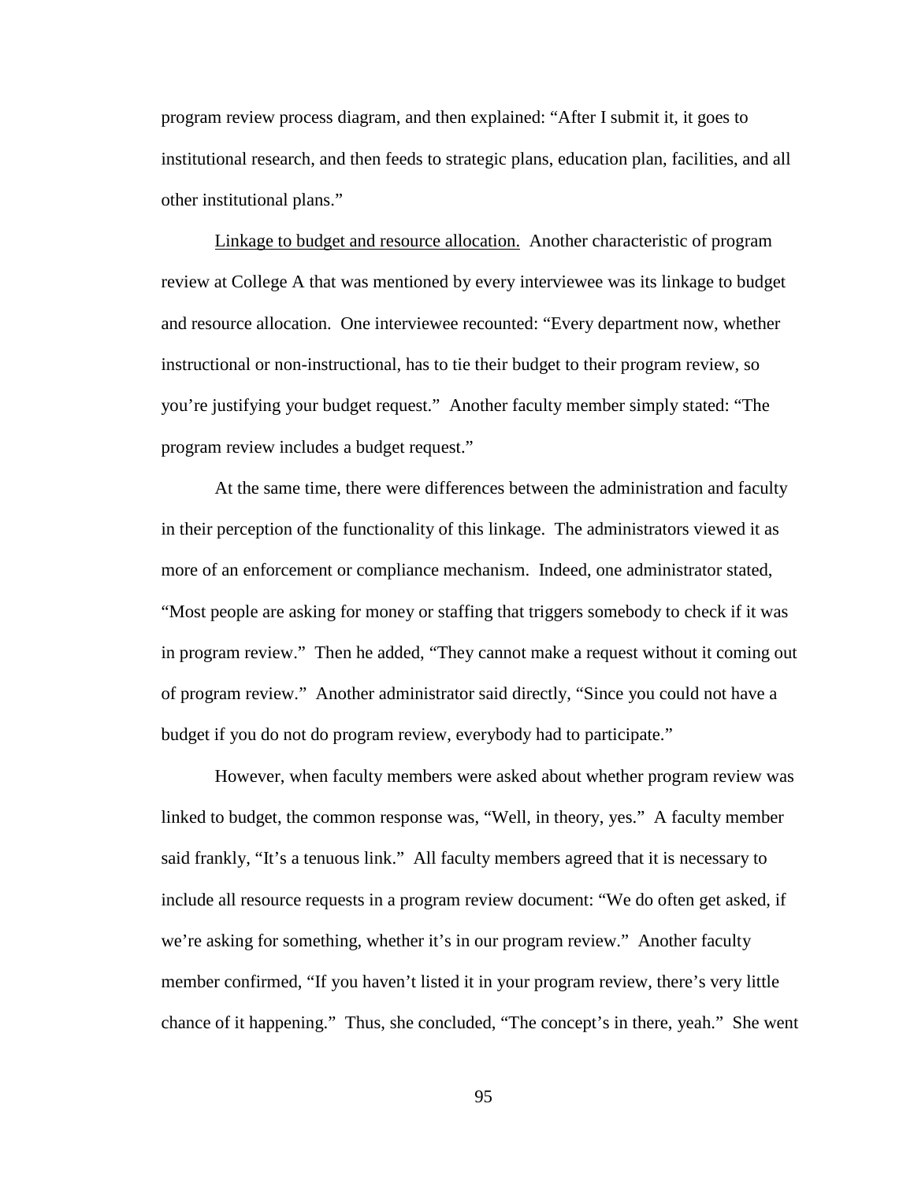program review process diagram, and then explained: "After I submit it, it goes to institutional research, and then feeds to strategic plans, education plan, facilities, and all other institutional plans."

Linkage to budget and resource allocation. Another characteristic of program review at College A that was mentioned by every interviewee was its linkage to budget and resource allocation. One interviewee recounted: "Every department now, whether instructional or non-instructional, has to tie their budget to their program review, so you're justifying your budget request." Another faculty member simply stated: "The program review includes a budget request."

At the same time, there were differences between the administration and faculty in their perception of the functionality of this linkage. The administrators viewed it as more of an enforcement or compliance mechanism. Indeed, one administrator stated, "Most people are asking for money or staffing that triggers somebody to check if it was in program review." Then he added, "They cannot make a request without it coming out of program review." Another administrator said directly, "Since you could not have a budget if you do not do program review, everybody had to participate."

However, when faculty members were asked about whether program review was linked to budget, the common response was, "Well, in theory, yes." A faculty member said frankly, "It's a tenuous link." All faculty members agreed that it is necessary to include all resource requests in a program review document: "We do often get asked, if we're asking for something, whether it's in our program review." Another faculty member confirmed, "If you haven't listed it in your program review, there's very little chance of it happening." Thus, she concluded, "The concept's in there, yeah." She went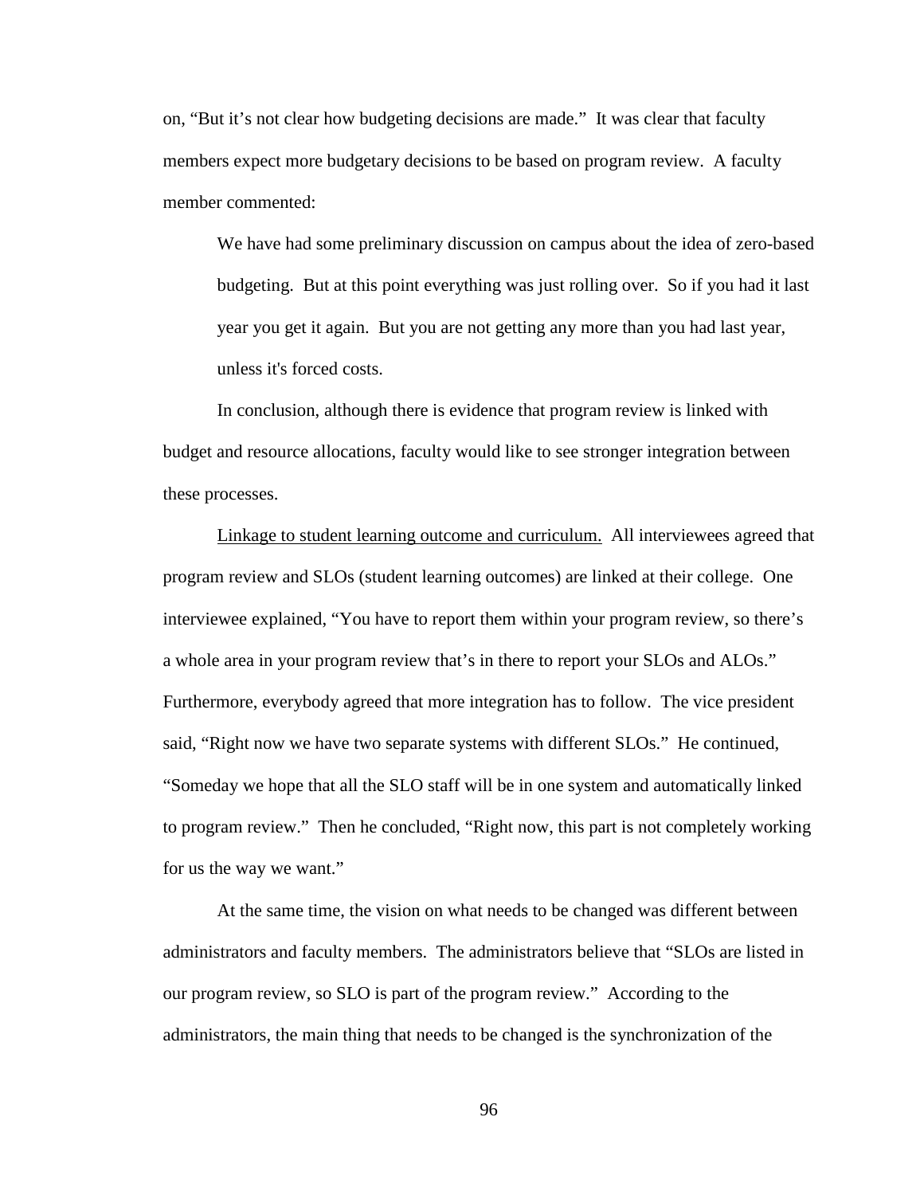on, “But it’s not clear how budgeting decisions are made.” It was clear that faculty members expect more budgetary decisions to be based on program review. A faculty member commented:

> We have had some preliminary discussion on campus about the idea of zero-based budgeting. But at this point everything was just rolling over. So if you had it last year you get it again. But you are not getting any more than you had last year, unless it's forced costs.

In conclusion, although there is evidence that program review is linked with budget and resource allocations, faculty would like to see stronger integration between these processes.

<u>Linkage to student learning outcome and curriculum.</u> All interviewees agreed that program review and SLOs (student learning outcomes) are linked at their college. One interviewee explained, “You have to report them within your program review, so there’s a whole area in your program review that’s in there to report your SLOs and ALOs.” Furthermore, everybody agreed that more integration has to follow. The vice president said, “Right now we have two separate systems with different SLOs.” He continued, “Someday we hope that all the SLO staff will be in one system and automatically linked to program review.” Then he concluded, “Right now, this part is not completely working for us the way we want.”

At the same time, the vision on what needs to be changed was different between administrators and faculty members. The administrators believe that “SLOs are listed in our program review, so SLO is part of the program review.” According to the administrators, the main thing that needs to be changed is the synchronization of the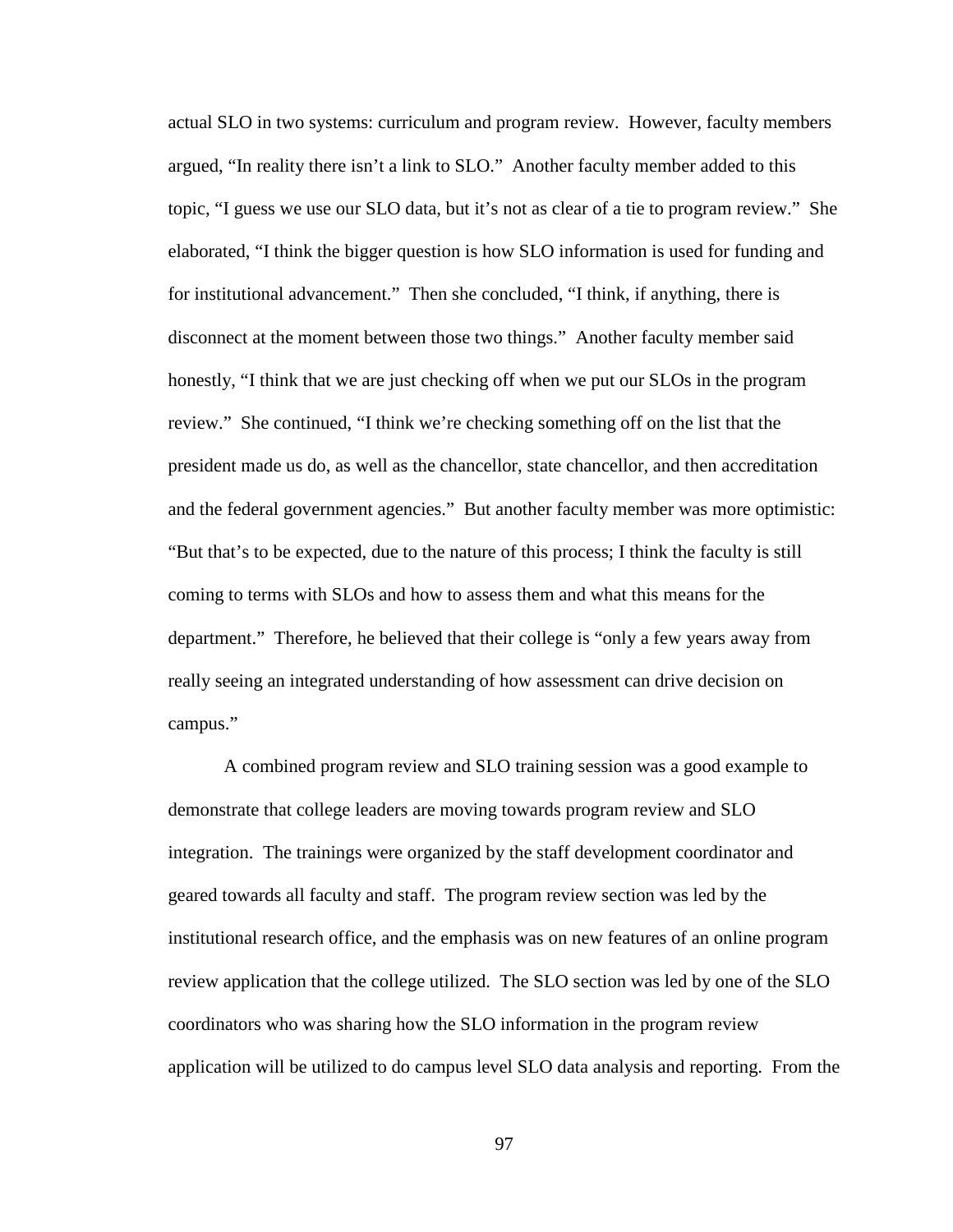actual SLO in two systems: curriculum and program review. However, faculty members argued, "In reality there isn't a link to SLO." Another faculty member added to this topic, "I guess we use our SLO data, but it's not as clear of a tie to program review." She elaborated, "I think the bigger question is how SLO information is used for funding and for institutional advancement." Then she concluded, "I think, if anything, there is disconnect at the moment between those two things." Another faculty member said honestly, "I think that we are just checking off when we put our SLOs in the program review." She continued, "I think we're checking something off on the list that the president made us do, as well as the chancellor, state chancellor, and then accreditation and the federal government agencies." But another faculty member was more optimistic: "But that's to be expected, due to the nature of this process; I think the faculty is still coming to terms with SLOs and how to assess them and what this means for the department." Therefore, he believed that their college is "only a few years away from really seeing an integrated understanding of how assessment can drive decision on campus."

A combined program review and SLO training session was a good example to demonstrate that college leaders are moving towards program review and SLO integration. The trainings were organized by the staff development coordinator and geared towards all faculty and staff. The program review section was led by the institutional research office, and the emphasis was on new features of an online program review application that the college utilized. The SLO section was led by one of the SLO coordinators who was sharing how the SLO information in the program review application will be utilized to do campus level SLO data analysis and reporting. From the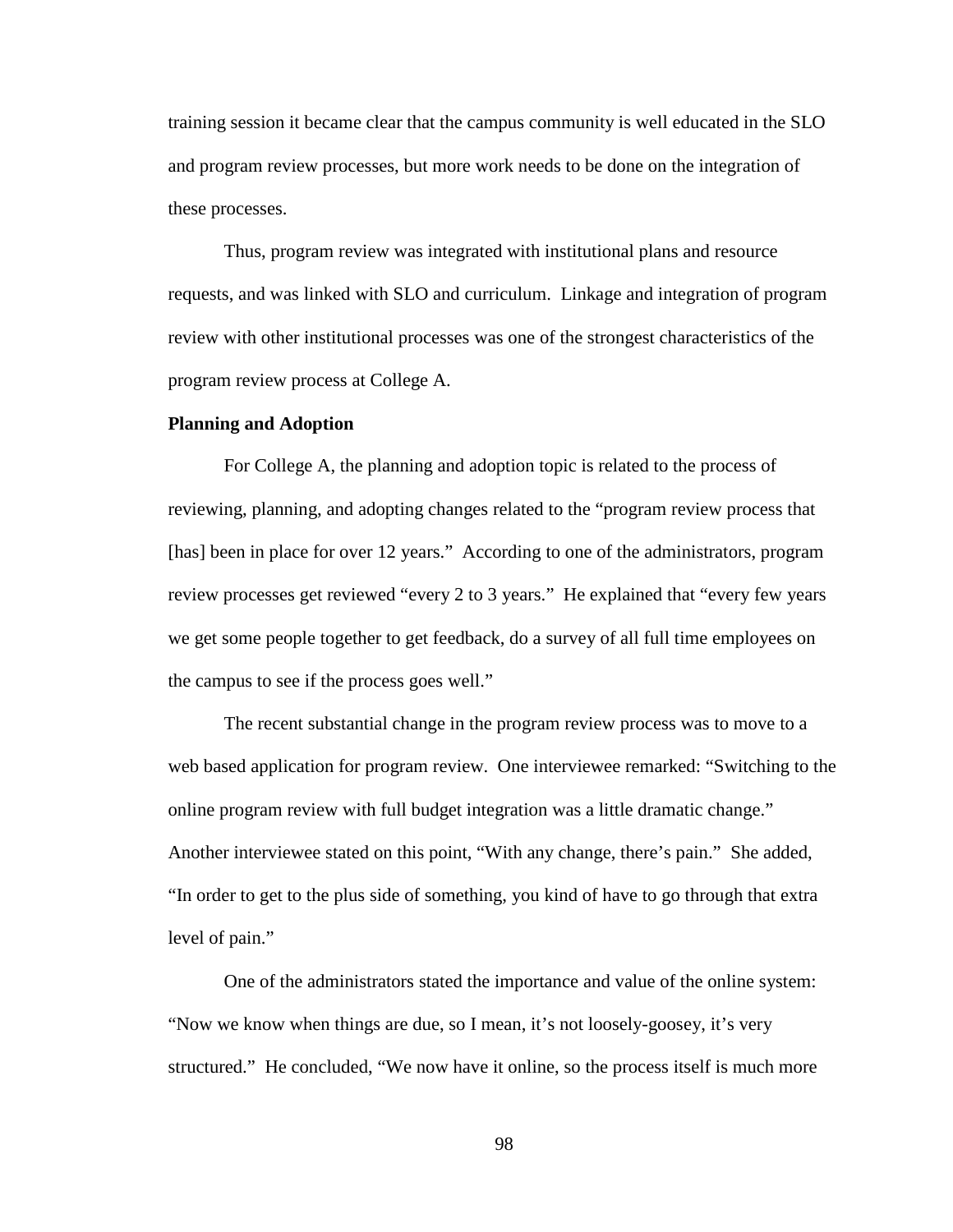training session it became clear that the campus community is well educated in the SLO and program review processes, but more work needs to be done on the integration of these processes.

Thus, program review was integrated with institutional plans and resource requests, and was linked with SLO and curriculum. Linkage and integration of program review with other institutional processes was one of the strongest characteristics of the program review process at College A.

**Planning and Adoption**

For College A, the planning and adoption topic is related to the process of reviewing, planning, and adopting changes related to the "program review process that [has] been in place for over 12 years." According to one of the administrators, program review processes get reviewed "every 2 to 3 years." He explained that "every few years we get some people together to get feedback, do a survey of all full time employees on the campus to see if the process goes well."

The recent substantial change in the program review process was to move to a web based application for program review. One interviewee remarked: "Switching to the online program review with full budget integration was a little dramatic change." Another interviewee stated on this point, "With any change, there's pain." She added, "In order to get to the plus side of something, you kind of have to go through that extra level of pain."

One of the administrators stated the importance and value of the online system: "Now we know when things are due, so I mean, it's not loosely-goosey, it's very structured." He concluded, "We now have it online, so the process itself is much more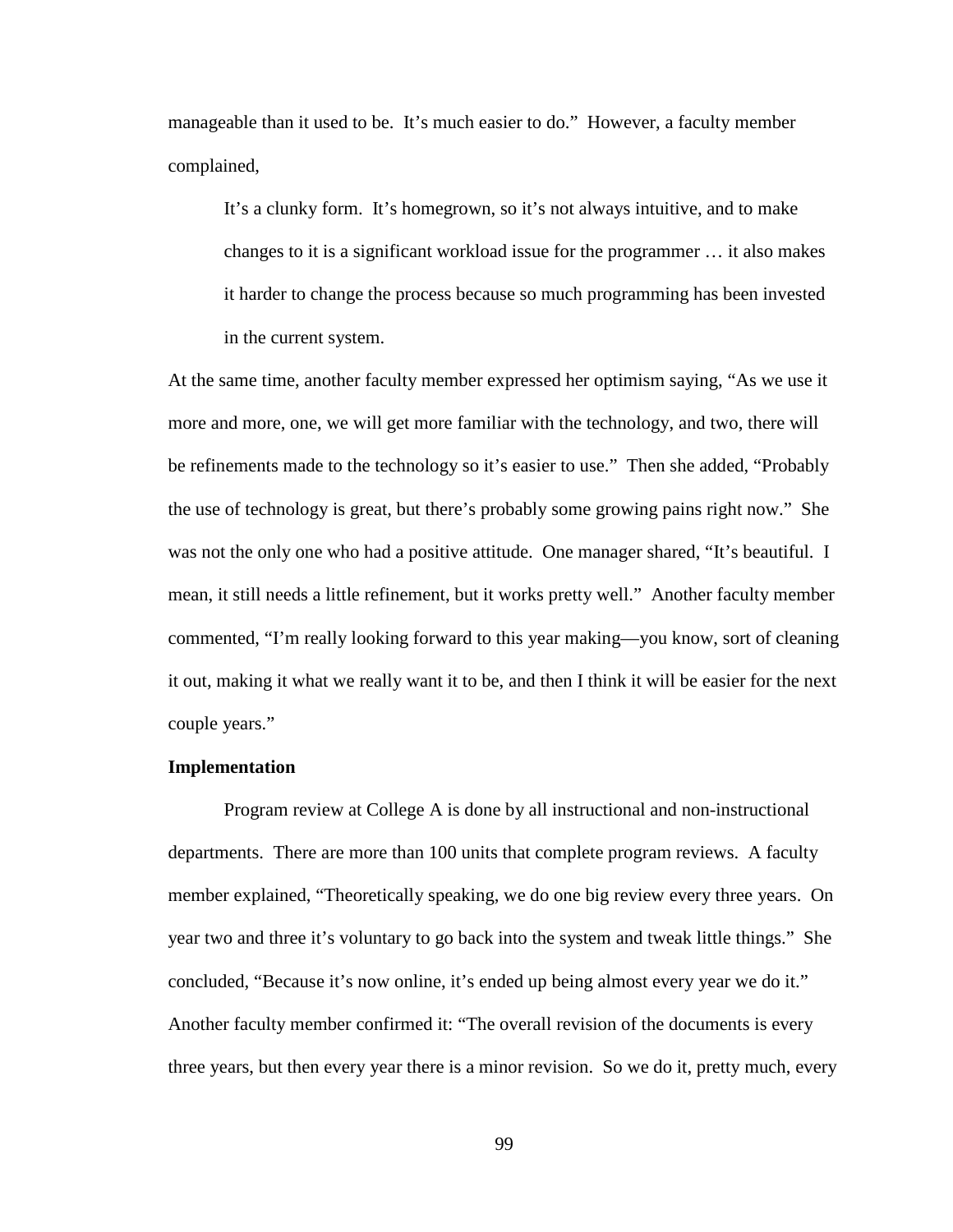manageable than it used to be.  It's much easier to do."  However, a faculty member complained,

> It's a clunky form.  It's homegrown, so it's not always intuitive, and to make changes to it is a significant workload issue for the programmer … it also makes it harder to change the process because so much programming has been invested in the current system.

At the same time, another faculty member expressed her optimism saying, "As we use it more and more, one, we will get more familiar with the technology, and two, there will be refinements made to the technology so it's easier to use."  Then she added, "Probably the use of technology is great, but there's probably some growing pains right now."  She was not the only one who had a positive attitude.  One manager shared, "It's beautiful.  I mean, it still needs a little refinement, but it works pretty well."  Another faculty member commented, "I'm really looking forward to this year making—you know, sort of cleaning it out, making it what we really want it to be, and then I think it will be easier for the next couple years."

**Implementation**

Program review at College A is done by all instructional and non-instructional departments.  There are more than 100 units that complete program reviews.  A faculty member explained, "Theoretically speaking, we do one big review every three years.  On year two and three it's voluntary to go back into the system and tweak little things."  She concluded, "Because it's now online, it's ended up being almost every year we do it."  Another faculty member confirmed it: "The overall revision of the documents is every three years, but then every year there is a minor revision.  So we do it, pretty much, every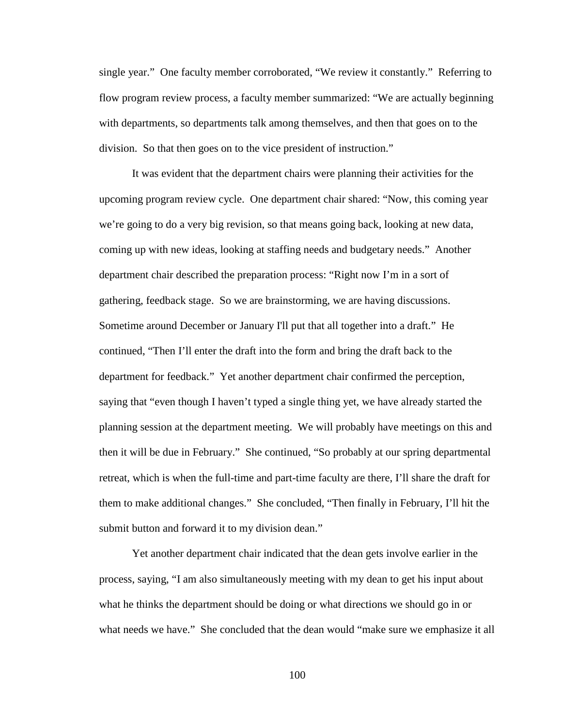single year." One faculty member corroborated, "We review it constantly." Referring to flow program review process, a faculty member summarized: "We are actually beginning with departments, so departments talk among themselves, and then that goes on to the division. So that then goes on to the vice president of instruction."

It was evident that the department chairs were planning their activities for the upcoming program review cycle. One department chair shared: "Now, this coming year we're going to do a very big revision, so that means going back, looking at new data, coming up with new ideas, looking at staffing needs and budgetary needs." Another department chair described the preparation process: "Right now I'm in a sort of gathering, feedback stage. So we are brainstorming, we are having discussions. Sometime around December or January I'll put that all together into a draft." He continued, "Then I'll enter the draft into the form and bring the draft back to the department for feedback." Yet another department chair confirmed the perception, saying that "even though I haven't typed a single thing yet, we have already started the planning session at the department meeting. We will probably have meetings on this and then it will be due in February." She continued, "So probably at our spring departmental retreat, which is when the full-time and part-time faculty are there, I'll share the draft for them to make additional changes." She concluded, "Then finally in February, I'll hit the submit button and forward it to my division dean."

Yet another department chair indicated that the dean gets involve earlier in the process, saying, "I am also simultaneously meeting with my dean to get his input about what he thinks the department should be doing or what directions we should go in or what needs we have." She concluded that the dean would "make sure we emphasize it all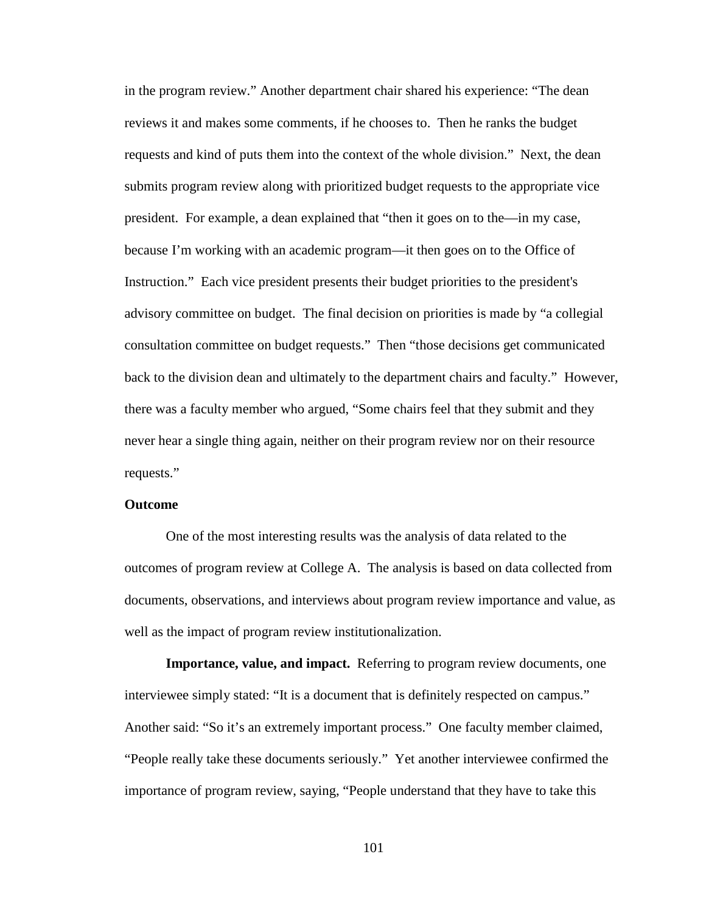in the program review." Another department chair shared his experience: "The dean reviews it and makes some comments, if he chooses to. Then he ranks the budget requests and kind of puts them into the context of the whole division." Next, the dean submits program review along with prioritized budget requests to the appropriate vice president. For example, a dean explained that "then it goes on to the—in my case, because I'm working with an academic program—it then goes on to the Office of Instruction." Each vice president presents their budget priorities to the president's advisory committee on budget. The final decision on priorities is made by "a collegial consultation committee on budget requests." Then "those decisions get communicated back to the division dean and ultimately to the department chairs and faculty." However, there was a faculty member who argued, "Some chairs feel that they submit and they never hear a single thing again, neither on their program review nor on their resource requests."

### Outcome

One of the most interesting results was the analysis of data related to the outcomes of program review at College A. The analysis is based on data collected from documents, observations, and interviews about program review importance and value, as well as the impact of program review institutionalization.

**Importance, value, and impact.** Referring to program review documents, one interviewee simply stated: "It is a document that is definitely respected on campus." Another said: "So it's an extremely important process." One faculty member claimed, "People really take these documents seriously." Yet another interviewee confirmed the importance of program review, saying, "People understand that they have to take this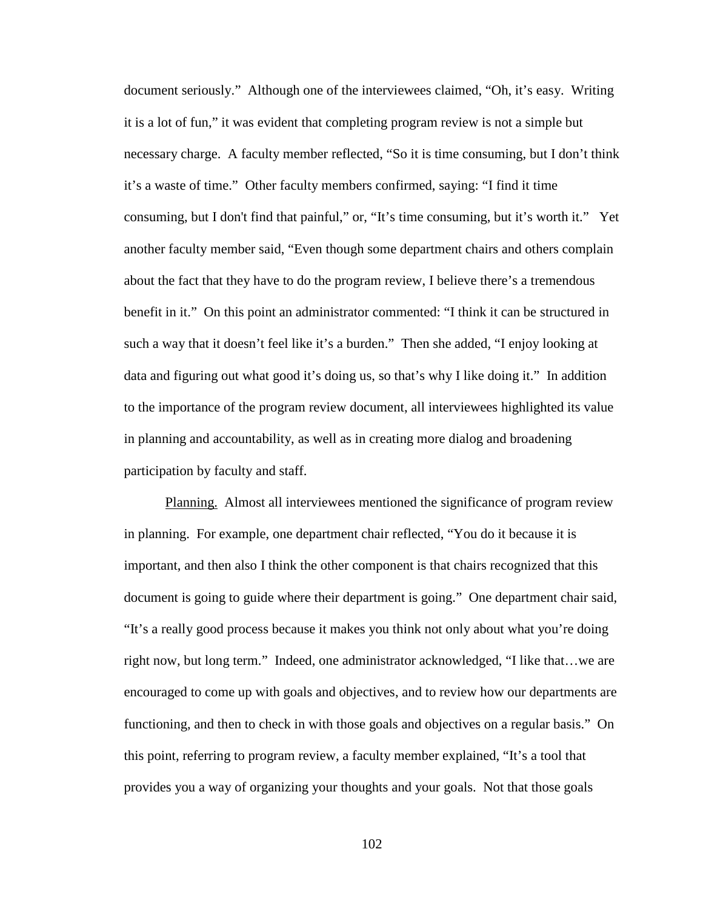document seriously." Although one of the interviewees claimed, "Oh, it's easy. Writing it is a lot of fun," it was evident that completing program review is not a simple but necessary charge. A faculty member reflected, "So it is time consuming, but I don't think it's a waste of time." Other faculty members confirmed, saying: "I find it time consuming, but I don't find that painful," or, "It's time consuming, but it's worth it." Yet another faculty member said, "Even though some department chairs and others complain about the fact that they have to do the program review, I believe there's a tremendous benefit in it." On this point an administrator commented: "I think it can be structured in such a way that it doesn't feel like it's a burden." Then she added, "I enjoy looking at data and figuring out what good it's doing us, so that's why I like doing it." In addition to the importance of the program review document, all interviewees highlighted its value in planning and accountability, as well as in creating more dialog and broadening participation by faculty and staff.

Planning. Almost all interviewees mentioned the significance of program review in planning. For example, one department chair reflected, "You do it because it is important, and then also I think the other component is that chairs recognized that this document is going to guide where their department is going." One department chair said, "It's a really good process because it makes you think not only about what you're doing right now, but long term." Indeed, one administrator acknowledged, "I like that…we are encouraged to come up with goals and objectives, and to review how our departments are functioning, and then to check in with those goals and objectives on a regular basis." On this point, referring to program review, a faculty member explained, "It's a tool that provides you a way of organizing your thoughts and your goals. Not that those goals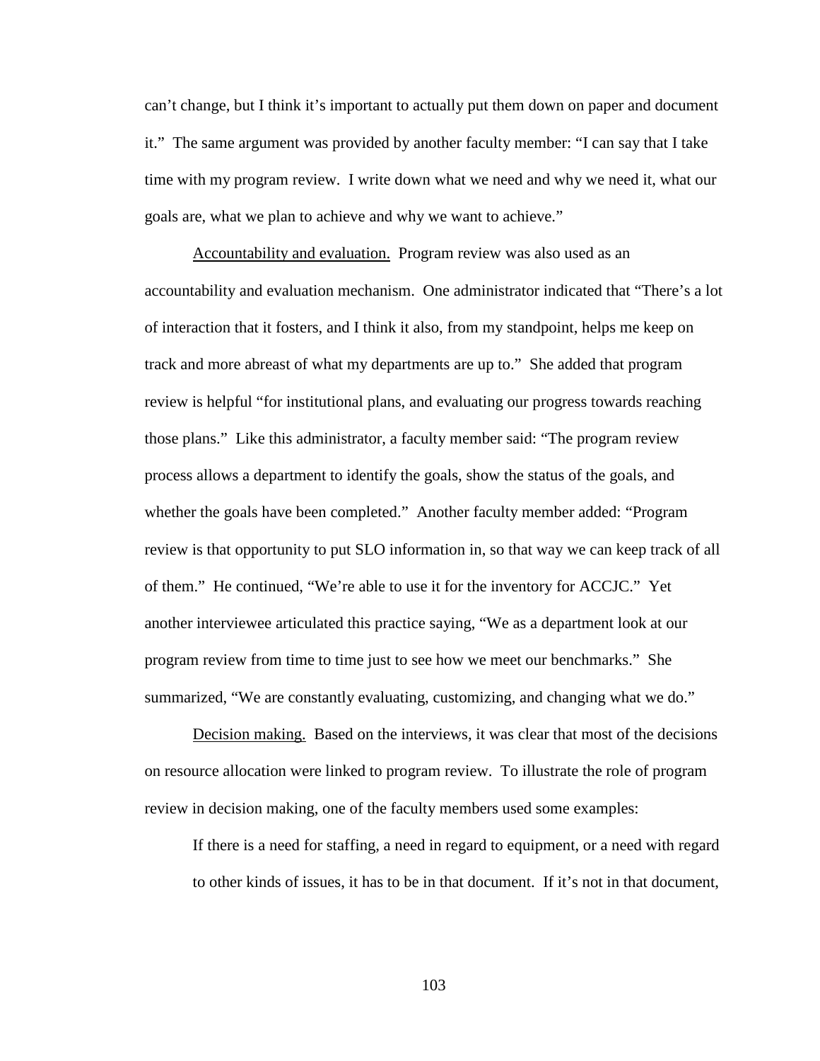can't change, but I think it's important to actually put them down on paper and document it." The same argument was provided by another faculty member: "I can say that I take time with my program review. I write down what we need and why we need it, what our goals are, what we plan to achieve and why we want to achieve."

Accountability and evaluation. Program review was also used as an accountability and evaluation mechanism. One administrator indicated that "There's a lot of interaction that it fosters, and I think it also, from my standpoint, helps me keep on track and more abreast of what my departments are up to." She added that program review is helpful "for institutional plans, and evaluating our progress towards reaching those plans." Like this administrator, a faculty member said: "The program review process allows a department to identify the goals, show the status of the goals, and whether the goals have been completed." Another faculty member added: "Program review is that opportunity to put SLO information in, so that way we can keep track of all of them." He continued, "We're able to use it for the inventory for ACCJC." Yet another interviewee articulated this practice saying, "We as a department look at our program review from time to time just to see how we meet our benchmarks." She summarized, "We are constantly evaluating, customizing, and changing what we do."

Decision making. Based on the interviews, it was clear that most of the decisions on resource allocation were linked to program review. To illustrate the role of program review in decision making, one of the faculty members used some examples:

> If there is a need for staffing, a need in regard to equipment, or a need with regard to other kinds of issues, it has to be in that document. If it's not in that document,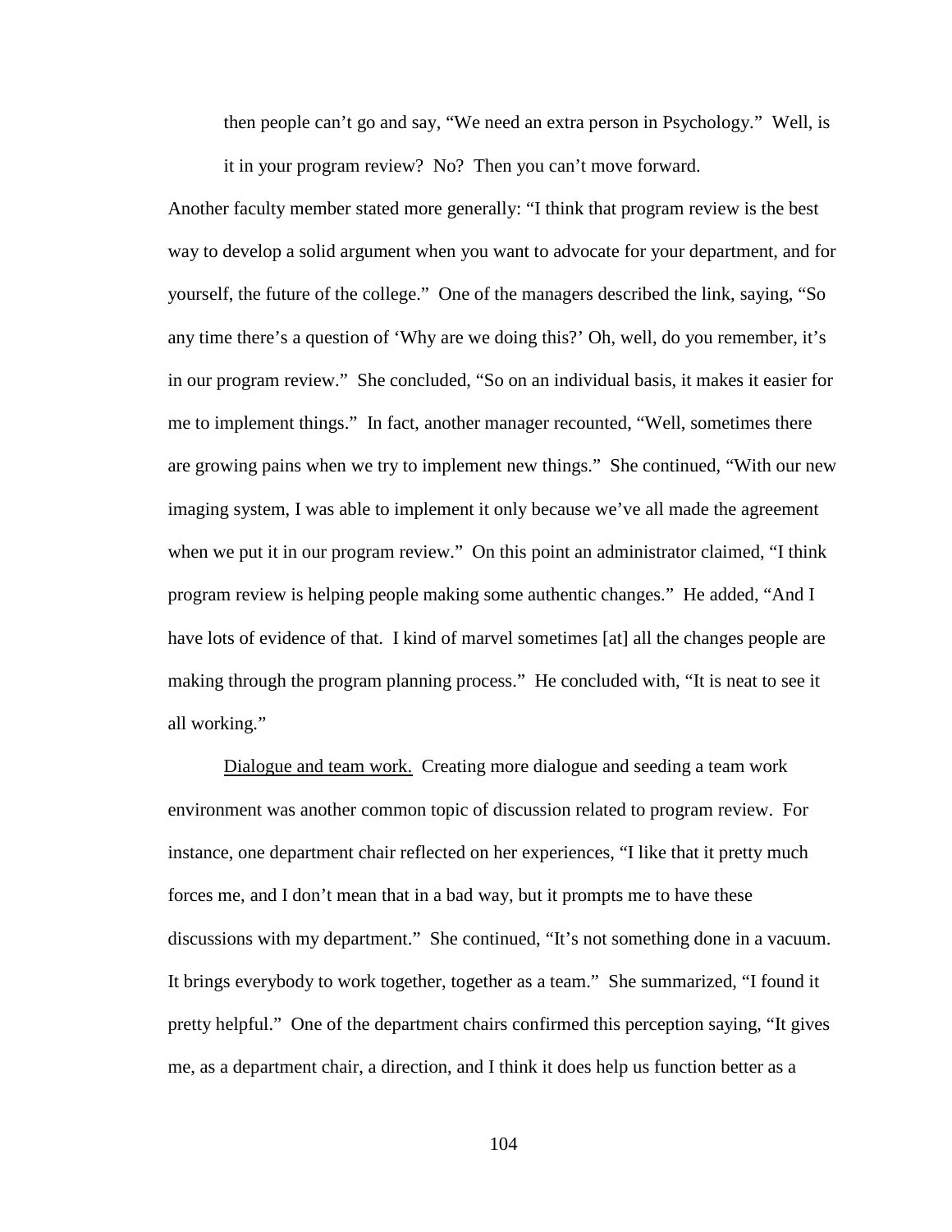then people can't go and say, "We need an extra person in Psychology." Well, is it in your program review? No? Then you can't move forward.

Another faculty member stated more generally: "I think that program review is the best way to develop a solid argument when you want to advocate for your department, and for yourself, the future of the college." One of the managers described the link, saying, "So any time there's a question of 'Why are we doing this?' Oh, well, do you remember, it's in our program review." She concluded, "So on an individual basis, it makes it easier for me to implement things." In fact, another manager recounted, "Well, sometimes there are growing pains when we try to implement new things." She continued, "With our new imaging system, I was able to implement it only because we've all made the agreement when we put it in our program review." On this point an administrator claimed, "I think program review is helping people making some authentic changes." He added, "And I have lots of evidence of that. I kind of marvel sometimes [at] all the changes people are making through the program planning process." He concluded with, "It is neat to see it all working."

Dialogue and team work. Creating more dialogue and seeding a team work environment was another common topic of discussion related to program review. For instance, one department chair reflected on her experiences, "I like that it pretty much forces me, and I don't mean that in a bad way, but it prompts me to have these discussions with my department." She continued, "It's not something done in a vacuum. It brings everybody to work together, together as a team." She summarized, "I found it pretty helpful." One of the department chairs confirmed this perception saying, "It gives me, as a department chair, a direction, and I think it does help us function better as a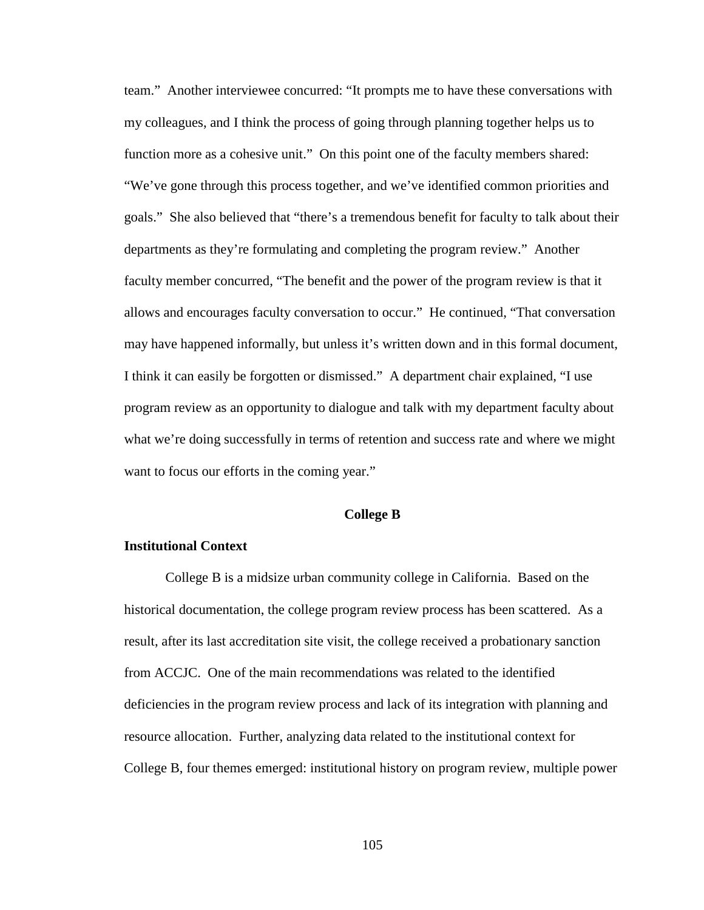team." Another interviewee concurred: "It prompts me to have these conversations with my colleagues, and I think the process of going through planning together helps us to function more as a cohesive unit." On this point one of the faculty members shared: "We've gone through this process together, and we've identified common priorities and goals." She also believed that "there's a tremendous benefit for faculty to talk about their departments as they're formulating and completing the program review." Another faculty member concurred, "The benefit and the power of the program review is that it allows and encourages faculty conversation to occur." He continued, "That conversation may have happened informally, but unless it's written down and in this formal document, I think it can easily be forgotten or dismissed." A department chair explained, "I use program review as an opportunity to dialogue and talk with my department faculty about what we're doing successfully in terms of retention and success rate and where we might want to focus our efforts in the coming year."

## College B

### Institutional Context

College B is a midsize urban community college in California. Based on the historical documentation, the college program review process has been scattered. As a result, after its last accreditation site visit, the college received a probationary sanction from ACCJC. One of the main recommendations was related to the identified deficiencies in the program review process and lack of its integration with planning and resource allocation. Further, analyzing data related to the institutional context for College B, four themes emerged: institutional history on program review, multiple power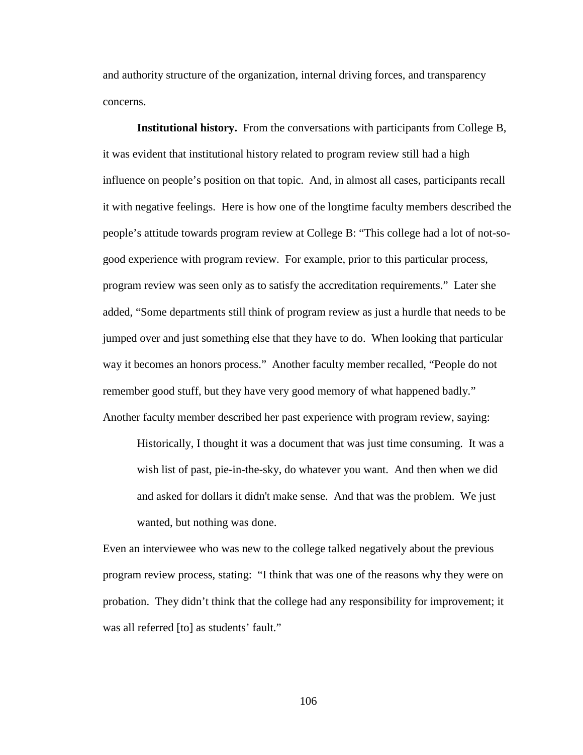and authority structure of the organization, internal driving forces, and transparency concerns.

**Institutional history.** From the conversations with participants from College B, it was evident that institutional history related to program review still had a high influence on people's position on that topic. And, in almost all cases, participants recall it with negative feelings. Here is how one of the longtime faculty members described the people's attitude towards program review at College B: "This college had a lot of not-so-good experience with program review. For example, prior to this particular process, program review was seen only as to satisfy the accreditation requirements." Later she added, "Some departments still think of program review as just a hurdle that needs to be jumped over and just something else that they have to do. When looking that particular way it becomes an honors process." Another faculty member recalled, "People do not remember good stuff, but they have very good memory of what happened badly." Another faculty member described her past experience with program review, saying:

> Historically, I thought it was a document that was just time consuming. It was a wish list of past, pie-in-the-sky, do whatever you want. And then when we did and asked for dollars it didn't make sense. And that was the problem. We just wanted, but nothing was done.

Even an interviewee who was new to the college talked negatively about the previous program review process, stating: "I think that was one of the reasons why they were on probation. They didn't think that the college had any responsibility for improvement; it was all referred [to] as students' fault."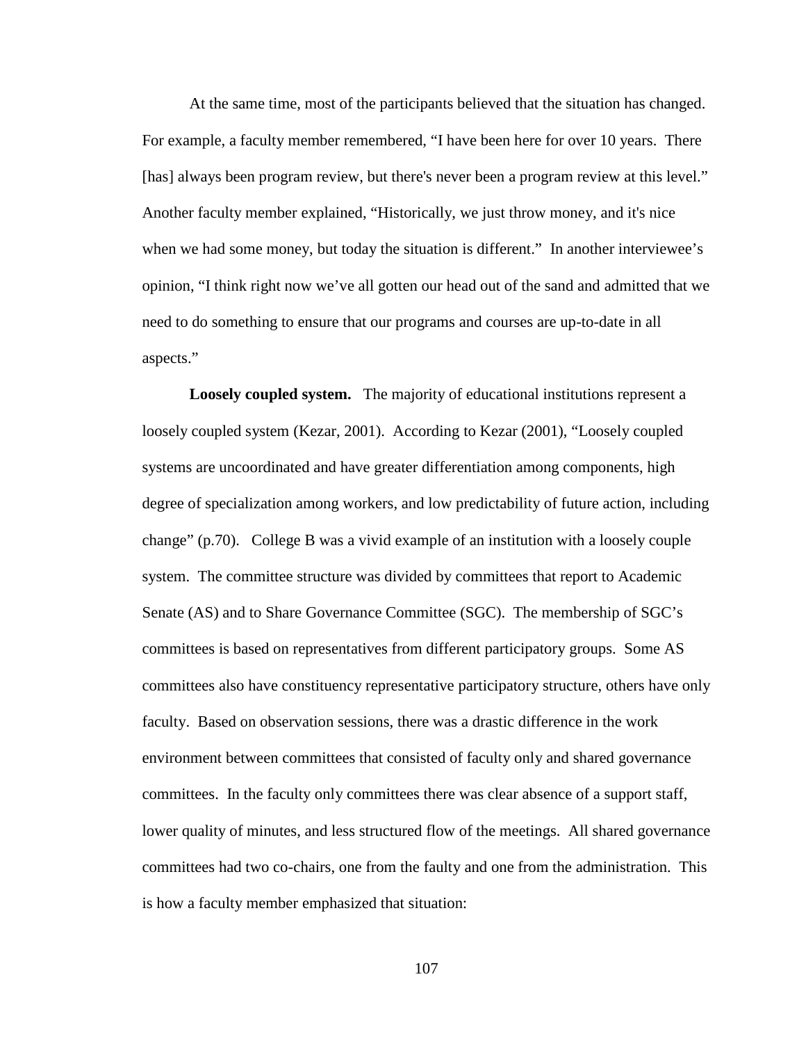At the same time, most of the participants believed that the situation has changed. For example, a faculty member remembered, “I have been here for over 10 years. There [has] always been program review, but there's never been a program review at this level.” Another faculty member explained, “Historically, we just throw money, and it's nice when we had some money, but today the situation is different.” In another interviewee’s opinion, “I think right now we’ve all gotten our head out of the sand and admitted that we need to do something to ensure that our programs and courses are up-to-date in all aspects.”

**Loosely coupled system.** The majority of educational institutions represent a loosely coupled system (Kezar, 2001). According to Kezar (2001), “Loosely coupled systems are uncoordinated and have greater differentiation among components, high degree of specialization among workers, and low predictability of future action, including change” (p.70). College B was a vivid example of an institution with a loosely couple system. The committee structure was divided by committees that report to Academic Senate (AS) and to Share Governance Committee (SGC). The membership of SGC’s committees is based on representatives from different participatory groups. Some AS committees also have constituency representative participatory structure, others have only faculty. Based on observation sessions, there was a drastic difference in the work environment between committees that consisted of faculty only and shared governance committees. In the faculty only committees there was clear absence of a support staff, lower quality of minutes, and less structured flow of the meetings. All shared governance committees had two co-chairs, one from the faulty and one from the administration. This is how a faculty member emphasized that situation: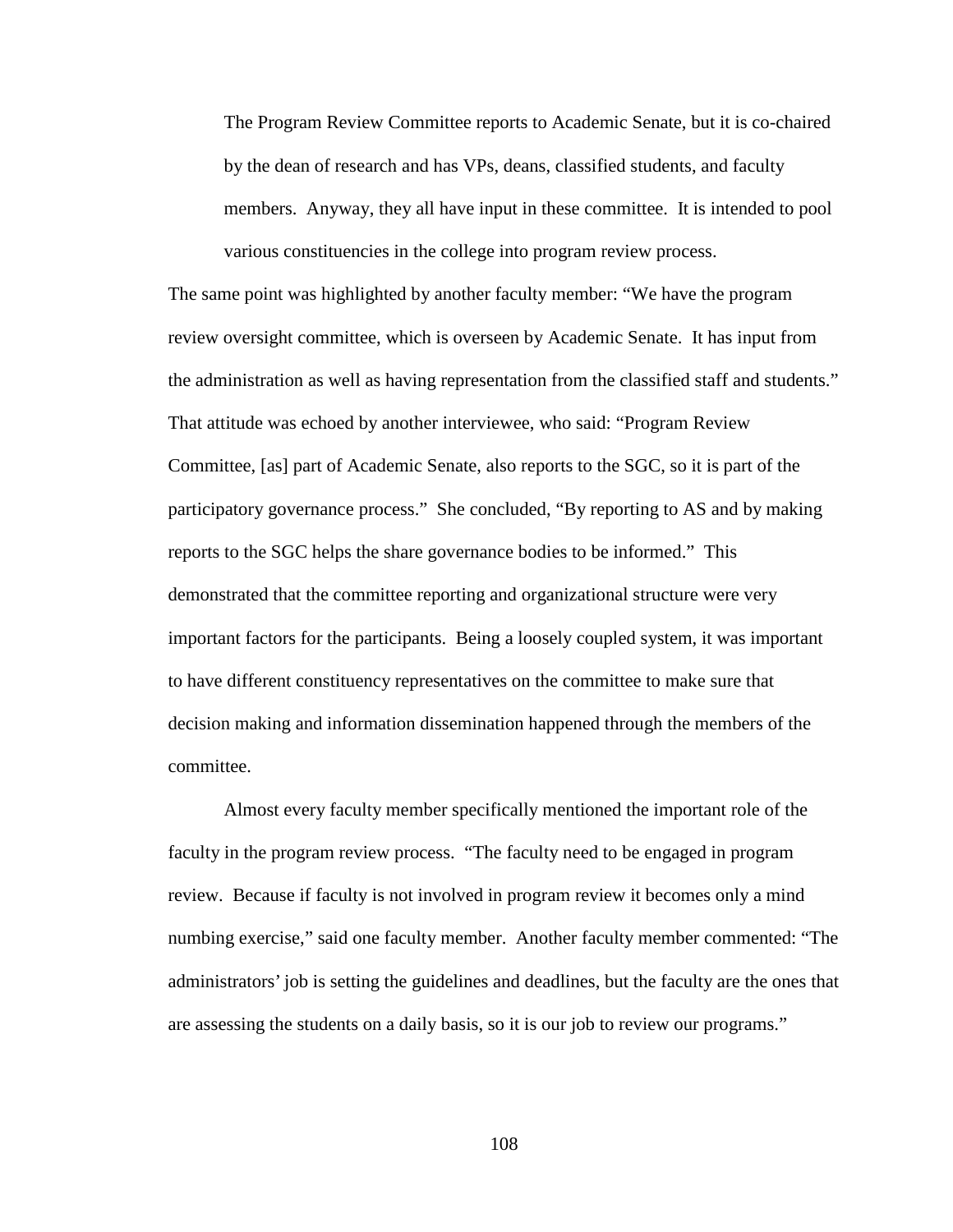> The Program Review Committee reports to Academic Senate, but it is co-chaired by the dean of research and has VPs, deans, classified students, and faculty members. Anyway, they all have input in these committee. It is intended to pool various constituencies in the college into program review process.

The same point was highlighted by another faculty member: "We have the program review oversight committee, which is overseen by Academic Senate. It has input from the administration as well as having representation from the classified staff and students." That attitude was echoed by another interviewee, who said: "Program Review Committee, [as] part of Academic Senate, also reports to the SGC, so it is part of the participatory governance process." She concluded, "By reporting to AS and by making reports to the SGC helps the share governance bodies to be informed." This demonstrated that the committee reporting and organizational structure were very important factors for the participants. Being a loosely coupled system, it was important to have different constituency representatives on the committee to make sure that decision making and information dissemination happened through the members of the committee.

Almost every faculty member specifically mentioned the important role of the faculty in the program review process. "The faculty need to be engaged in program review. Because if faculty is not involved in program review it becomes only a mind numbing exercise," said one faculty member. Another faculty member commented: "The administrators' job is setting the guidelines and deadlines, but the faculty are the ones that are assessing the students on a daily basis, so it is our job to review our programs."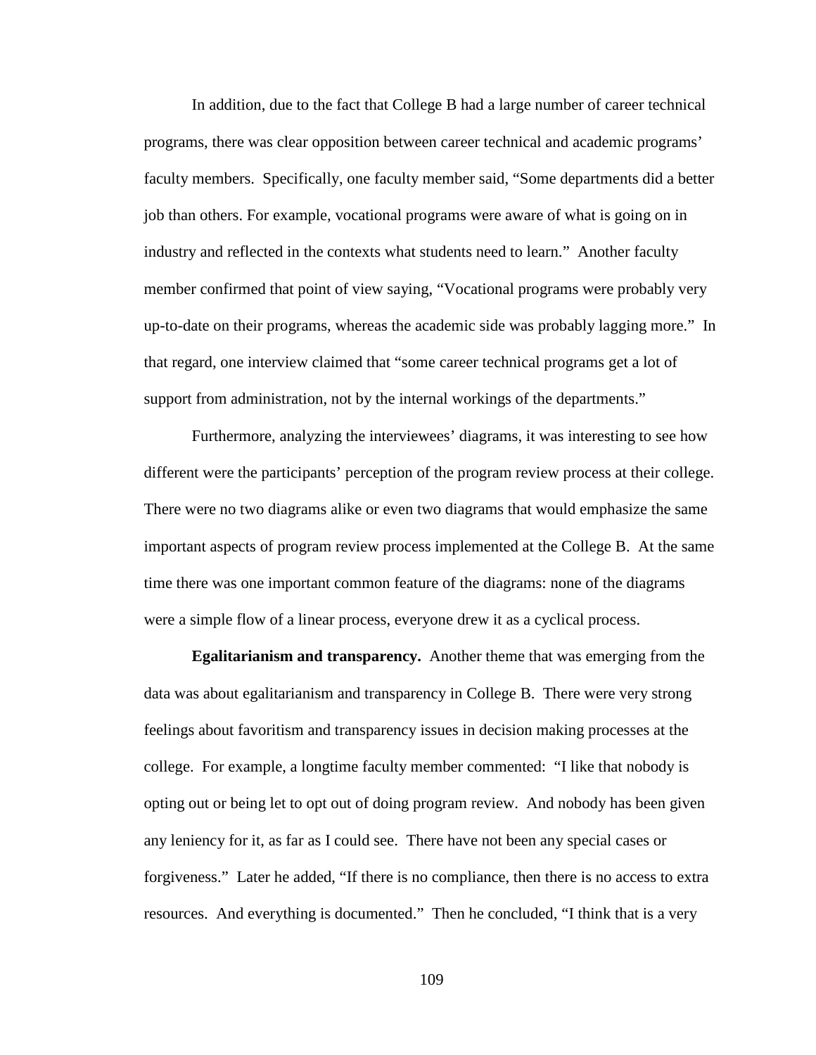In addition, due to the fact that College B had a large number of career technical programs, there was clear opposition between career technical and academic programs' faculty members. Specifically, one faculty member said, "Some departments did a better job than others. For example, vocational programs were aware of what is going on in industry and reflected in the contexts what students need to learn." Another faculty member confirmed that point of view saying, "Vocational programs were probably very up-to-date on their programs, whereas the academic side was probably lagging more." In that regard, one interview claimed that "some career technical programs get a lot of support from administration, not by the internal workings of the departments."

Furthermore, analyzing the interviewees' diagrams, it was interesting to see how different were the participants' perception of the program review process at their college. There were no two diagrams alike or even two diagrams that would emphasize the same important aspects of program review process implemented at the College B. At the same time there was one important common feature of the diagrams: none of the diagrams were a simple flow of a linear process, everyone drew it as a cyclical process.

**Egalitarianism and transparency.** Another theme that was emerging from the data was about egalitarianism and transparency in College B. There were very strong feelings about favoritism and transparency issues in decision making processes at the college. For example, a longtime faculty member commented: "I like that nobody is opting out or being let to opt out of doing program review. And nobody has been given any leniency for it, as far as I could see. There have not been any special cases or forgiveness." Later he added, "If there is no compliance, then there is no access to extra resources. And everything is documented." Then he concluded, "I think that is a very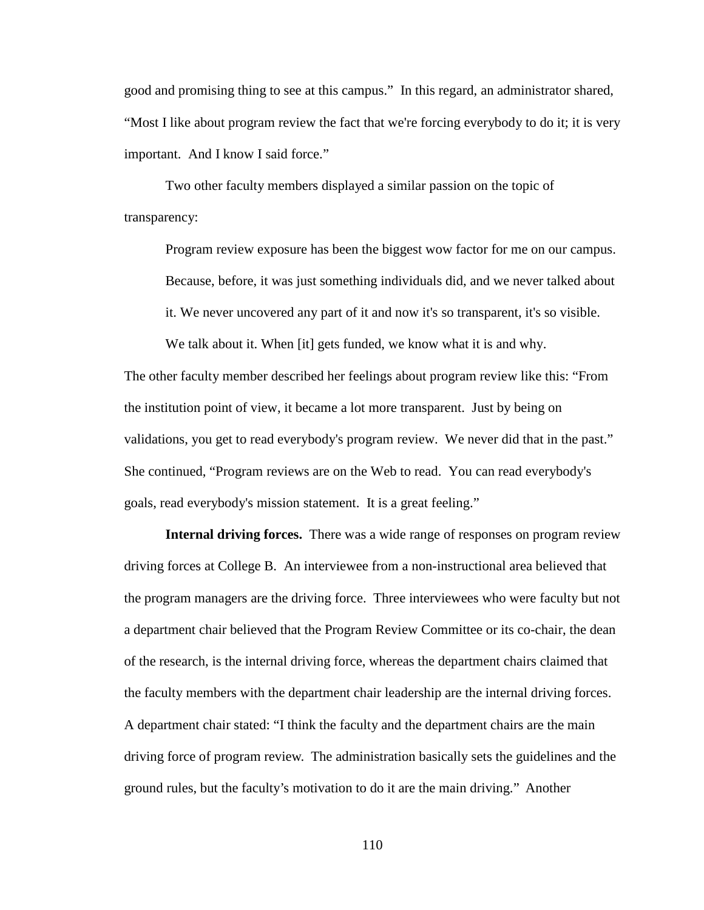good and promising thing to see at this campus." In this regard, an administrator shared, "Most I like about program review the fact that we're forcing everybody to do it; it is very important. And I know I said force."

Two other faculty members displayed a similar passion on the topic of transparency:

> Program review exposure has been the biggest wow factor for me on our campus. Because, before, it was just something individuals did, and we never talked about it. We never uncovered any part of it and now it's so transparent, it's so visible. We talk about it. When [it] gets funded, we know what it is and why.

The other faculty member described her feelings about program review like this: "From the institution point of view, it became a lot more transparent. Just by being on validations, you get to read everybody's program review. We never did that in the past." She continued, "Program reviews are on the Web to read. You can read everybody's goals, read everybody's mission statement. It is a great feeling."

**Internal driving forces.** There was a wide range of responses on program review driving forces at College B. An interviewee from a non-instructional area believed that the program managers are the driving force. Three interviewees who were faculty but not a department chair believed that the Program Review Committee or its co-chair, the dean of the research, is the internal driving force, whereas the department chairs claimed that the faculty members with the department chair leadership are the internal driving forces. A department chair stated: "I think the faculty and the department chairs are the main driving force of program review. The administration basically sets the guidelines and the ground rules, but the faculty's motivation to do it are the main driving." Another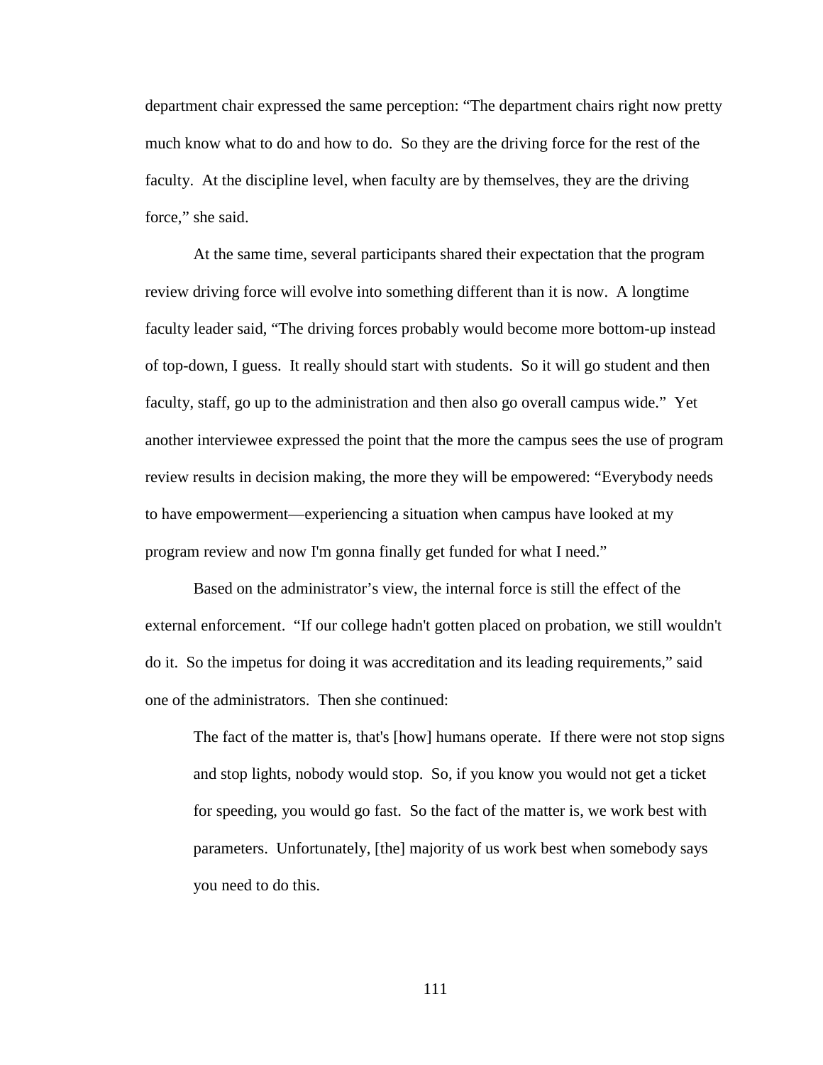department chair expressed the same perception: “The department chairs right now pretty much know what to do and how to do. So they are the driving force for the rest of the faculty. At the discipline level, when faculty are by themselves, they are the driving force,” she said.

At the same time, several participants shared their expectation that the program review driving force will evolve into something different than it is now. A longtime faculty leader said, “The driving forces probably would become more bottom-up instead of top-down, I guess. It really should start with students. So it will go student and then faculty, staff, go up to the administration and then also go overall campus wide.” Yet another interviewee expressed the point that the more the campus sees the use of program review results in decision making, the more they will be empowered: “Everybody needs to have empowerment—experiencing a situation when campus have looked at my program review and now I'm gonna finally get funded for what I need.”

Based on the administrator’s view, the internal force is still the effect of the external enforcement. “If our college hadn't gotten placed on probation, we still wouldn't do it. So the impetus for doing it was accreditation and its leading requirements,” said one of the administrators. Then she continued:

> The fact of the matter is, that's [how] humans operate. If there were not stop signs and stop lights, nobody would stop. So, if you know you would not get a ticket for speeding, you would go fast. So the fact of the matter is, we work best with parameters. Unfortunately, [the] majority of us work best when somebody says you need to do this.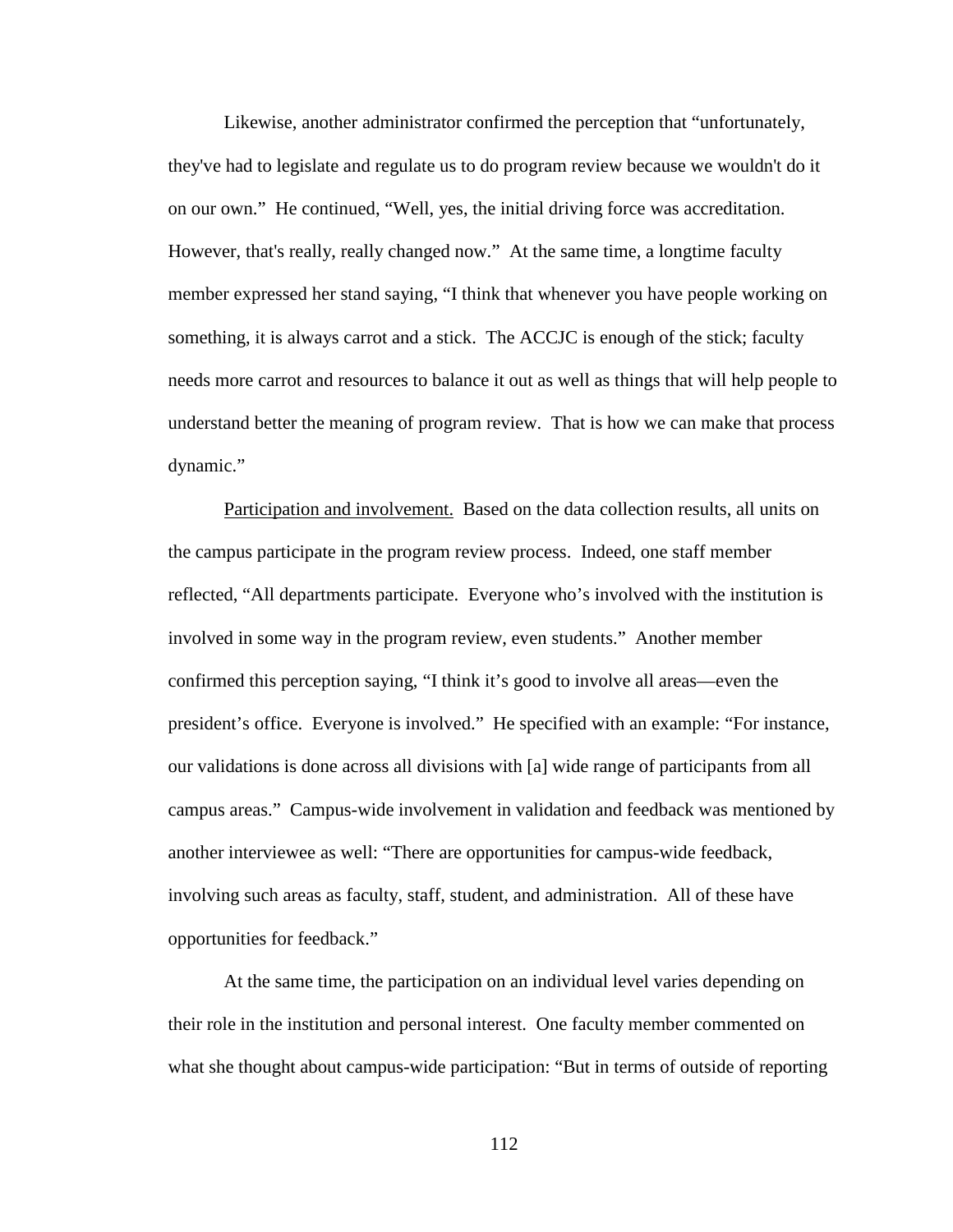Likewise, another administrator confirmed the perception that "unfortunately, they've had to legislate and regulate us to do program review because we wouldn't do it on our own." He continued, "Well, yes, the initial driving force was accreditation. However, that's really, really changed now." At the same time, a longtime faculty member expressed her stand saying, "I think that whenever you have people working on something, it is always carrot and a stick. The ACCJC is enough of the stick; faculty needs more carrot and resources to balance it out as well as things that will help people to understand better the meaning of program review. That is how we can make that process dynamic."

<u>Participation and involvement.</u> Based on the data collection results, all units on the campus participate in the program review process. Indeed, one staff member reflected, "All departments participate. Everyone who's involved with the institution is involved in some way in the program review, even students." Another member confirmed this perception saying, "I think it's good to involve all areas—even the president's office. Everyone is involved." He specified with an example: "For instance, our validations is done across all divisions with [a] wide range of participants from all campus areas." Campus-wide involvement in validation and feedback was mentioned by another interviewee as well: "There are opportunities for campus-wide feedback, involving such areas as faculty, staff, student, and administration. All of these have opportunities for feedback."

At the same time, the participation on an individual level varies depending on their role in the institution and personal interest. One faculty member commented on what she thought about campus-wide participation: "But in terms of outside of reporting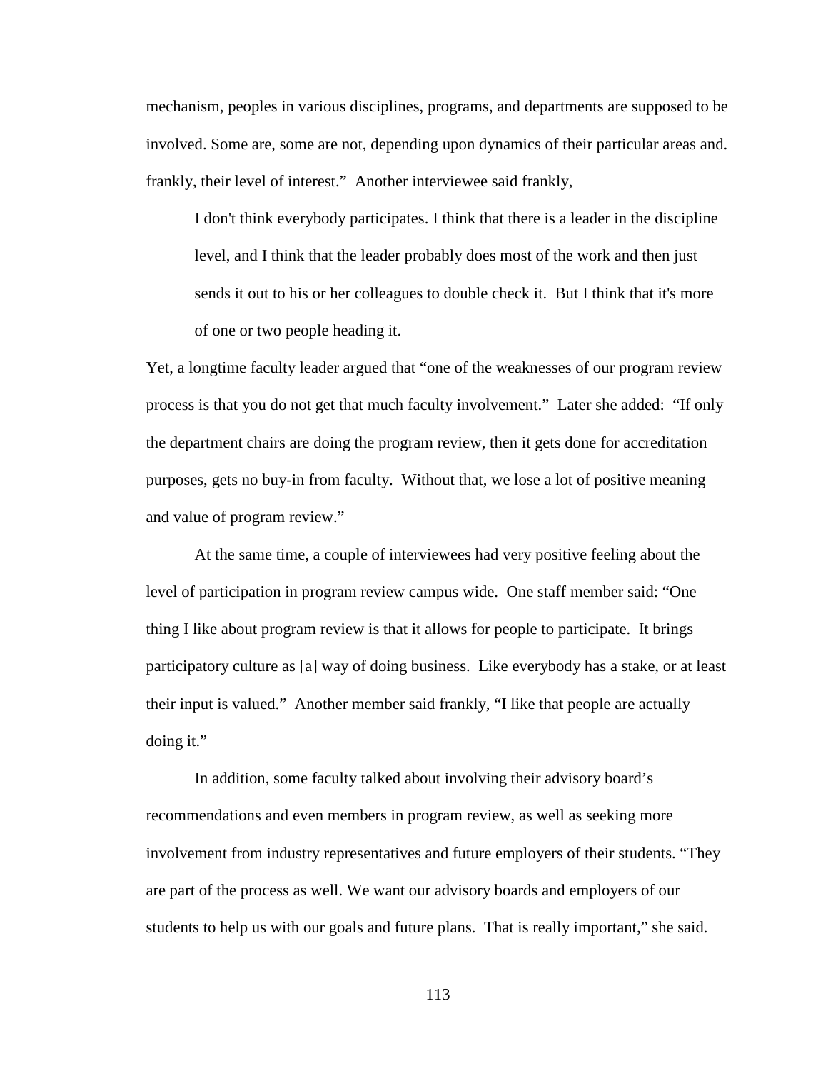mechanism, peoples in various disciplines, programs, and departments are supposed to be involved. Some are, some are not, depending upon dynamics of their particular areas and. frankly, their level of interest." Another interviewee said frankly,

> I don't think everybody participates. I think that there is a leader in the discipline level, and I think that the leader probably does most of the work and then just sends it out to his or her colleagues to double check it. But I think that it's more of one or two people heading it.

Yet, a longtime faculty leader argued that "one of the weaknesses of our program review process is that you do not get that much faculty involvement." Later she added: "If only the department chairs are doing the program review, then it gets done for accreditation purposes, gets no buy-in from faculty. Without that, we lose a lot of positive meaning and value of program review."

At the same time, a couple of interviewees had very positive feeling about the level of participation in program review campus wide. One staff member said: "One thing I like about program review is that it allows for people to participate. It brings participatory culture as [a] way of doing business. Like everybody has a stake, or at least their input is valued." Another member said frankly, "I like that people are actually doing it."

In addition, some faculty talked about involving their advisory board's recommendations and even members in program review, as well as seeking more involvement from industry representatives and future employers of their students. "They are part of the process as well. We want our advisory boards and employers of our students to help us with our goals and future plans. That is really important," she said.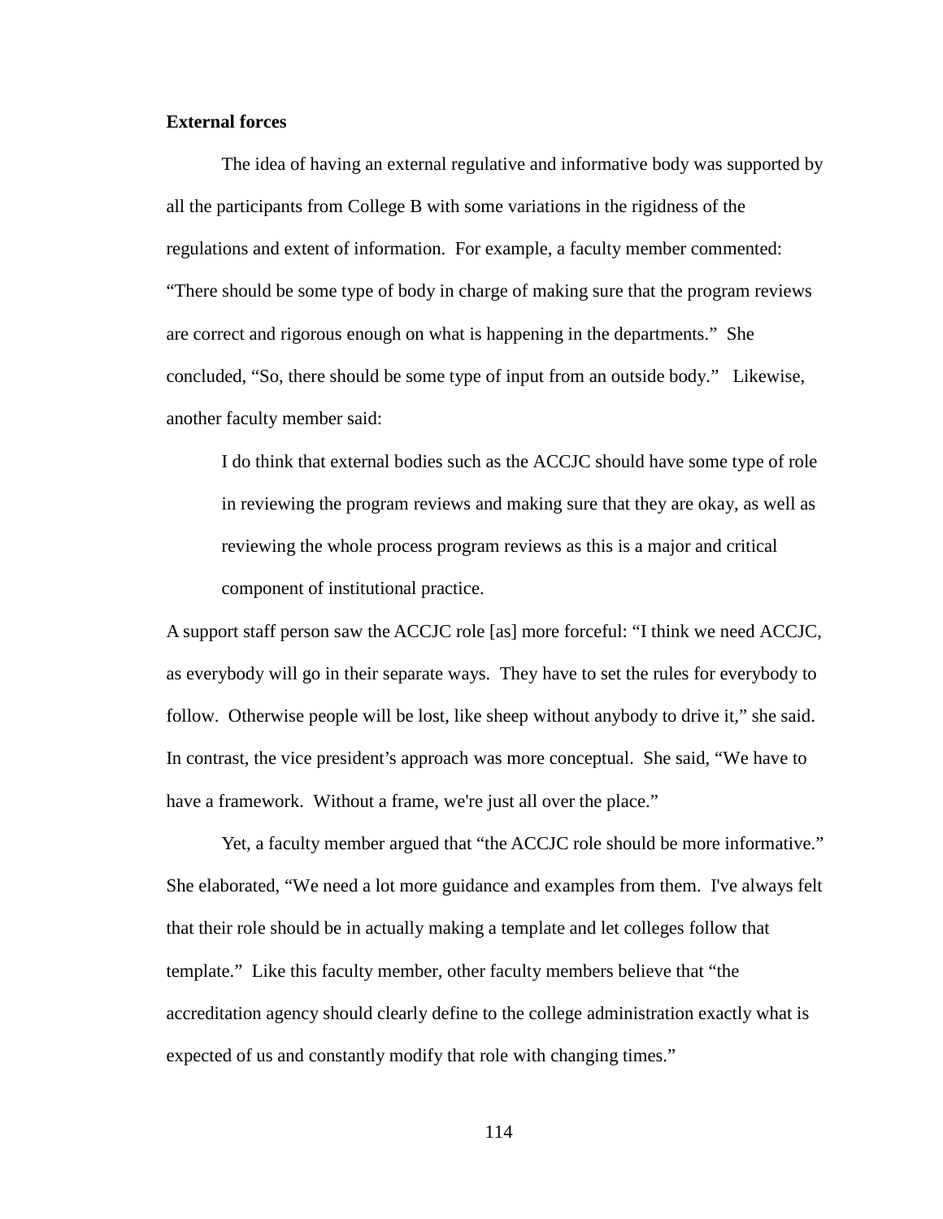**External forces**

The idea of having an external regulative and informative body was supported by all the participants from College B with some variations in the rigidness of the regulations and extent of information. For example, a faculty member commented: "There should be some type of body in charge of making sure that the program reviews are correct and rigorous enough on what is happening in the departments." She concluded, "So, there should be some type of input from an outside body." Likewise, another faculty member said:

> I do think that external bodies such as the ACCJC should have some type of role in reviewing the program reviews and making sure that they are okay, as well as reviewing the whole process program reviews as this is a major and critical component of institutional practice.

A support staff person saw the ACCJC role [as] more forceful: "I think we need ACCJC, as everybody will go in their separate ways. They have to set the rules for everybody to follow. Otherwise people will be lost, like sheep without anybody to drive it," she said. In contrast, the vice president's approach was more conceptual. She said, "We have to have a framework. Without a frame, we're just all over the place."

Yet, a faculty member argued that "the ACCJC role should be more informative." She elaborated, "We need a lot more guidance and examples from them. I've always felt that their role should be in actually making a template and let colleges follow that template." Like this faculty member, other faculty members believe that "the accreditation agency should clearly define to the college administration exactly what is expected of us and constantly modify that role with changing times."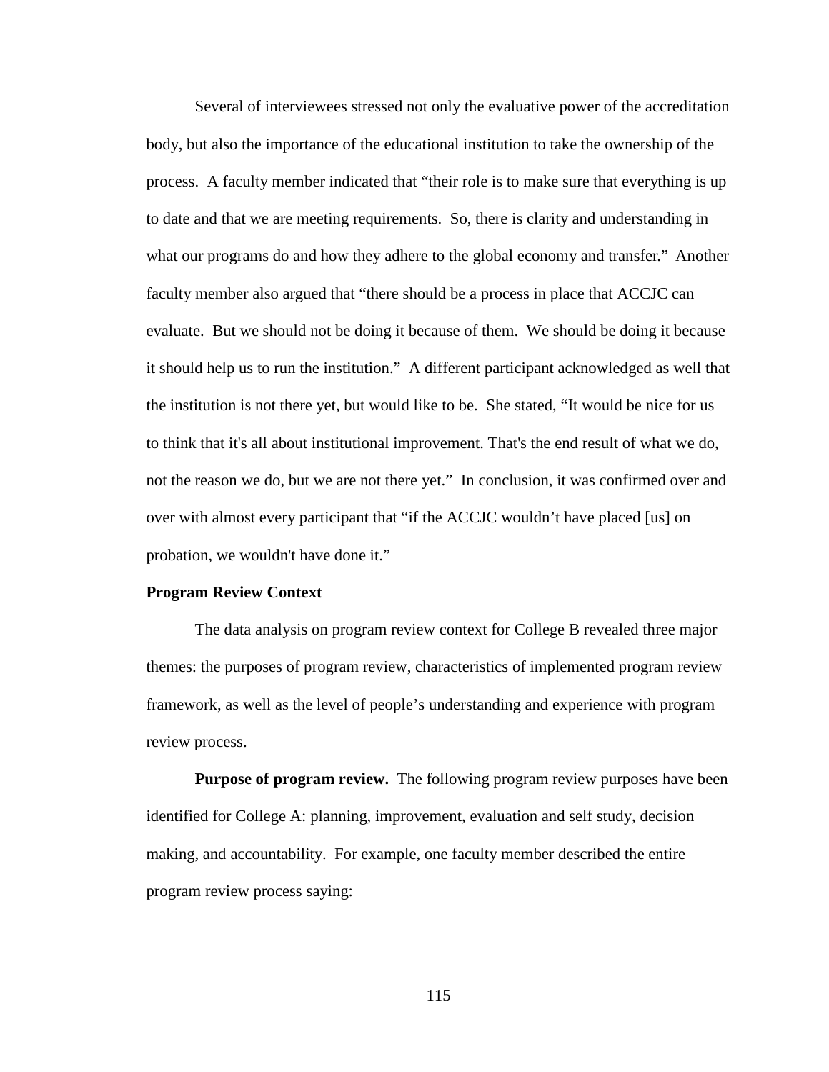Several of interviewees stressed not only the evaluative power of the accreditation body, but also the importance of the educational institution to take the ownership of the process. A faculty member indicated that "their role is to make sure that everything is up to date and that we are meeting requirements. So, there is clarity and understanding in what our programs do and how they adhere to the global economy and transfer." Another faculty member also argued that "there should be a process in place that ACCJC can evaluate. But we should not be doing it because of them. We should be doing it because it should help us to run the institution." A different participant acknowledged as well that the institution is not there yet, but would like to be. She stated, "It would be nice for us to think that it's all about institutional improvement. That's the end result of what we do, not the reason we do, but we are not there yet." In conclusion, it was confirmed over and over with almost every participant that "if the ACCJC wouldn't have placed [us] on probation, we wouldn't have done it."

### Program Review Context

The data analysis on program review context for College B revealed three major themes: the purposes of program review, characteristics of implemented program review framework, as well as the level of people's understanding and experience with program review process.

**Purpose of program review.** The following program review purposes have been identified for College A: planning, improvement, evaluation and self study, decision making, and accountability. For example, one faculty member described the entire program review process saying: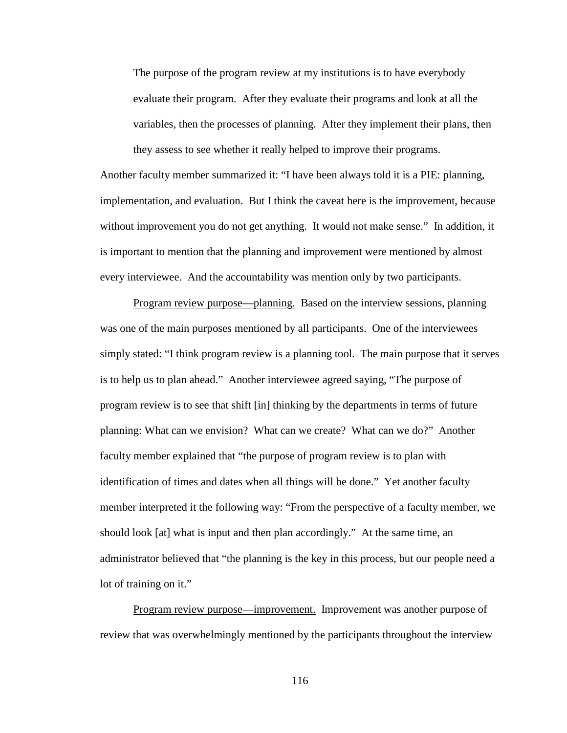> The purpose of the program review at my institutions is to have everybody evaluate their program. After they evaluate their programs and look at all the variables, then the processes of planning. After they implement their plans, then they assess to see whether it really helped to improve their programs.

Another faculty member summarized it: "I have been always told it is a PIE: planning, implementation, and evaluation. But I think the caveat here is the improvement, because without improvement you do not get anything. It would not make sense." In addition, it is important to mention that the planning and improvement were mentioned by almost every interviewee. And the accountability was mention only by two participants.

Program review purpose—planning. Based on the interview sessions, planning was one of the main purposes mentioned by all participants. One of the interviewees simply stated: "I think program review is a planning tool. The main purpose that it serves is to help us to plan ahead." Another interviewee agreed saying, "The purpose of program review is to see that shift [in] thinking by the departments in terms of future planning: What can we envision? What can we create? What can we do?" Another faculty member explained that "the purpose of program review is to plan with identification of times and dates when all things will be done." Yet another faculty member interpreted it the following way: "From the perspective of a faculty member, we should look [at] what is input and then plan accordingly." At the same time, an administrator believed that "the planning is the key in this process, but our people need a lot of training on it."

Program review purpose—improvement. Improvement was another purpose of review that was overwhelmingly mentioned by the participants throughout the interview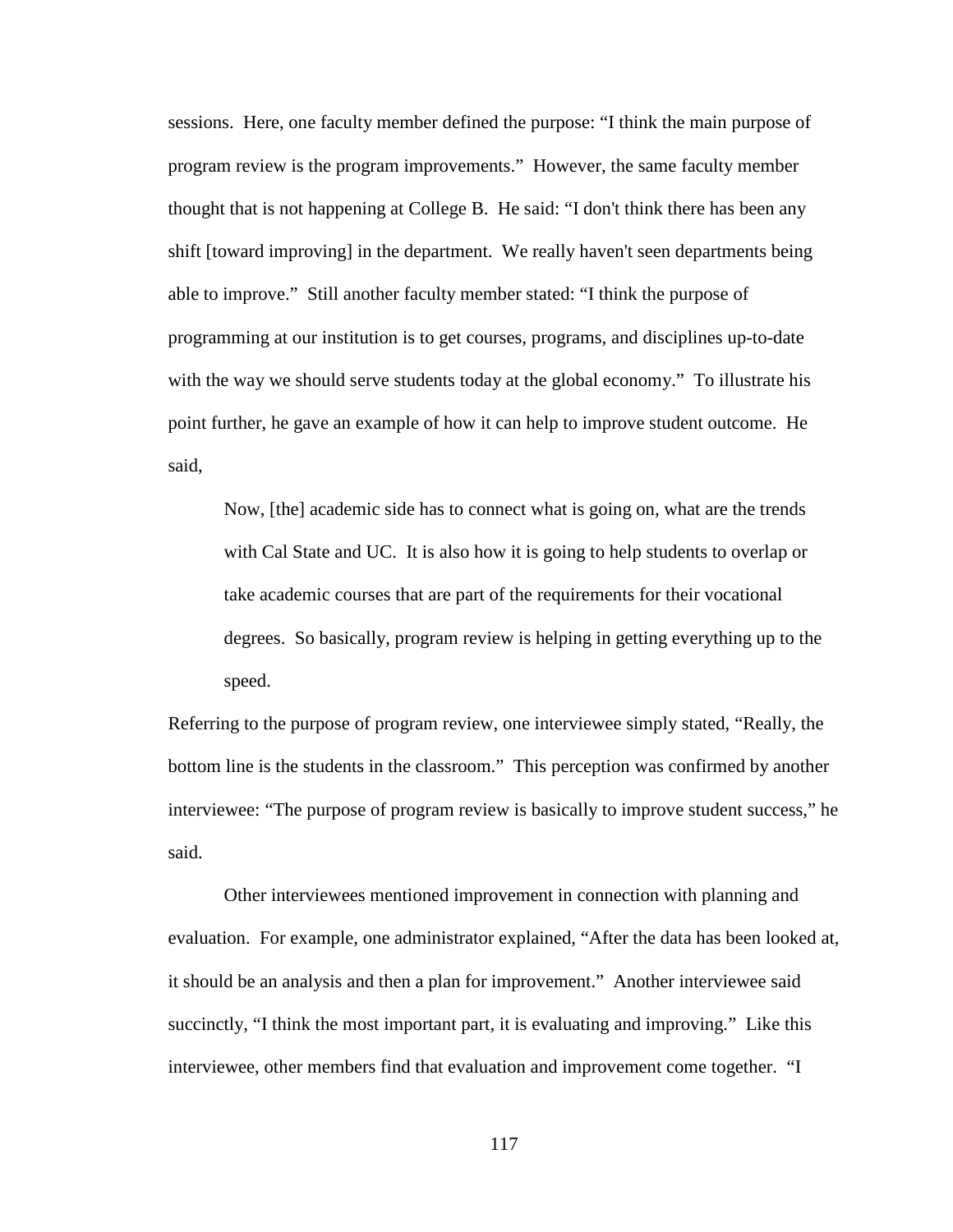sessions. Here, one faculty member defined the purpose: "I think the main purpose of program review is the program improvements." However, the same faculty member thought that is not happening at College B. He said: "I don't think there has been any shift [toward improving] in the department. We really haven't seen departments being able to improve." Still another faculty member stated: "I think the purpose of programming at our institution is to get courses, programs, and disciplines up-to-date with the way we should serve students today at the global economy." To illustrate his point further, he gave an example of how it can help to improve student outcome. He said,

> Now, [the] academic side has to connect what is going on, what are the trends with Cal State and UC. It is also how it is going to help students to overlap or take academic courses that are part of the requirements for their vocational degrees. So basically, program review is helping in getting everything up to the speed.

Referring to the purpose of program review, one interviewee simply stated, "Really, the bottom line is the students in the classroom." This perception was confirmed by another interviewee: "The purpose of program review is basically to improve student success," he said.

Other interviewees mentioned improvement in connection with planning and evaluation. For example, one administrator explained, "After the data has been looked at, it should be an analysis and then a plan for improvement." Another interviewee said succinctly, "I think the most important part, it is evaluating and improving." Like this interviewee, other members find that evaluation and improvement come together. "I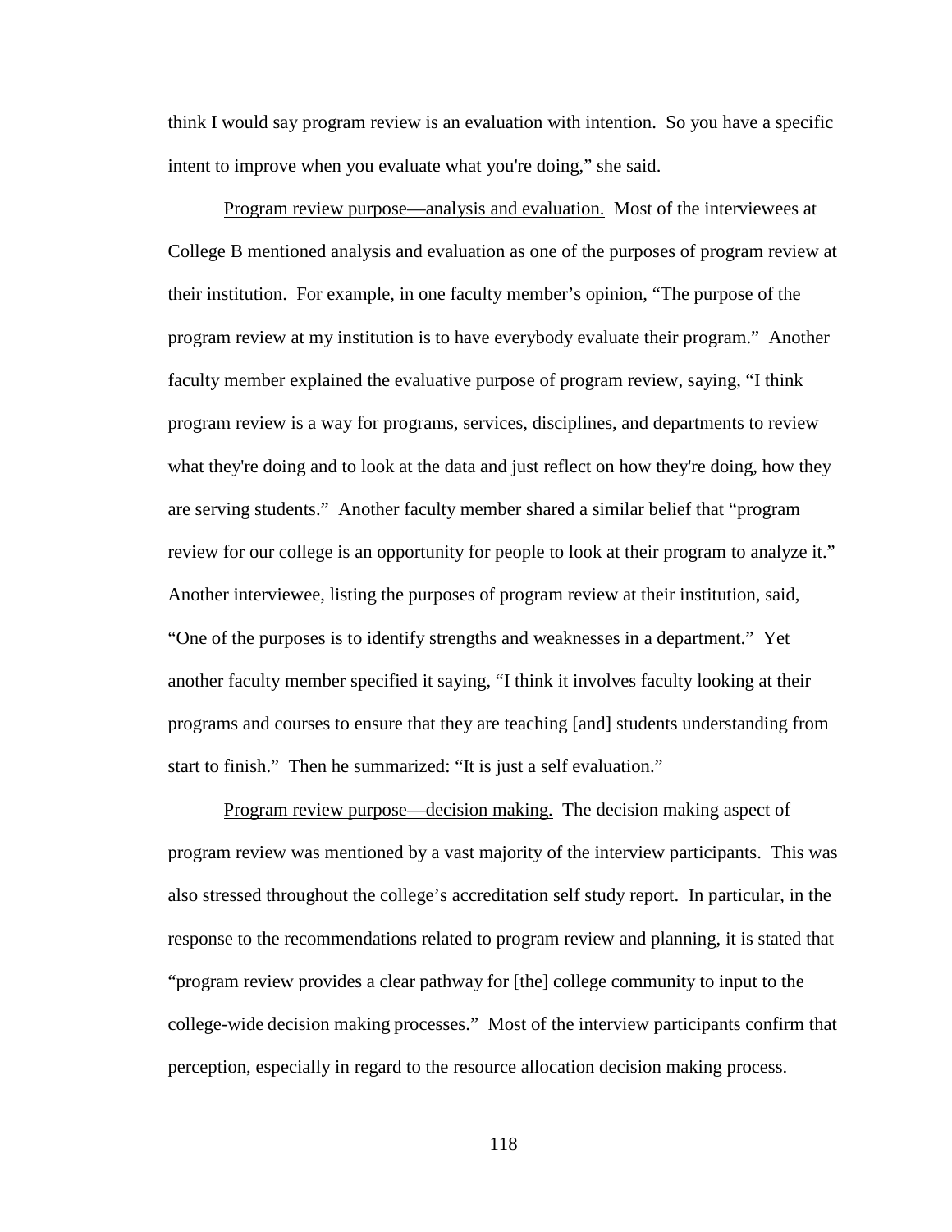think I would say program review is an evaluation with intention. So you have a specific intent to improve when you evaluate what you're doing," she said.

<u>Program review purpose—analysis and evaluation.</u> Most of the interviewees at College B mentioned analysis and evaluation as one of the purposes of program review at their institution. For example, in one faculty member's opinion, "The purpose of the program review at my institution is to have everybody evaluate their program." Another faculty member explained the evaluative purpose of program review, saying, "I think program review is a way for programs, services, disciplines, and departments to review what they're doing and to look at the data and just reflect on how they're doing, how they are serving students." Another faculty member shared a similar belief that "program review for our college is an opportunity for people to look at their program to analyze it." Another interviewee, listing the purposes of program review at their institution, said, "One of the purposes is to identify strengths and weaknesses in a department." Yet another faculty member specified it saying, "I think it involves faculty looking at their programs and courses to ensure that they are teaching [and] students understanding from start to finish." Then he summarized: "It is just a self evaluation."

<u>Program review purpose—decision making.</u> The decision making aspect of program review was mentioned by a vast majority of the interview participants. This was also stressed throughout the college's accreditation self study report. In particular, in the response to the recommendations related to program review and planning, it is stated that "program review provides a clear pathway for [the] college community to input to the college-wide decision making processes." Most of the interview participants confirm that perception, especially in regard to the resource allocation decision making process.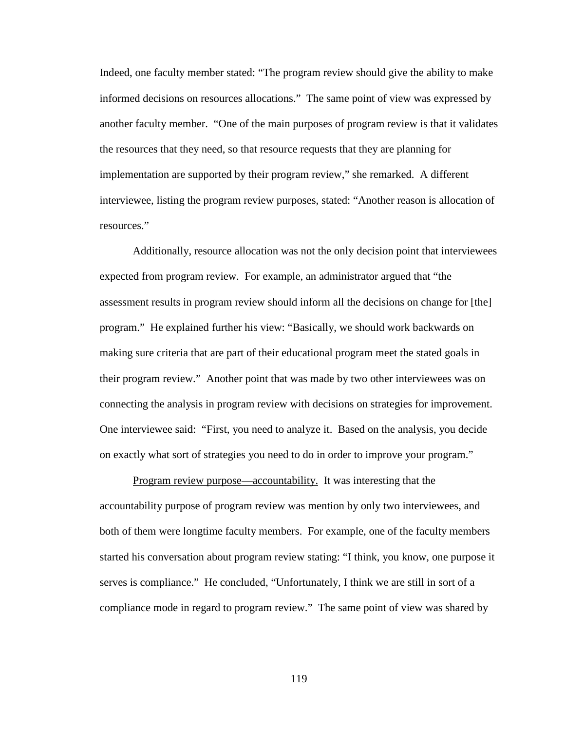Indeed, one faculty member stated: "The program review should give the ability to make informed decisions on resources allocations." The same point of view was expressed by another faculty member. "One of the main purposes of program review is that it validates the resources that they need, so that resource requests that they are planning for implementation are supported by their program review," she remarked. A different interviewee, listing the program review purposes, stated: "Another reason is allocation of resources."

Additionally, resource allocation was not the only decision point that interviewees expected from program review. For example, an administrator argued that "the assessment results in program review should inform all the decisions on change for [the] program." He explained further his view: "Basically, we should work backwards on making sure criteria that are part of their educational program meet the stated goals in their program review." Another point that was made by two other interviewees was on connecting the analysis in program review with decisions on strategies for improvement. One interviewee said: "First, you need to analyze it. Based on the analysis, you decide on exactly what sort of strategies you need to do in order to improve your program."

<u>Program review purpose—accountability.</u> It was interesting that the accountability purpose of program review was mention by only two interviewees, and both of them were longtime faculty members. For example, one of the faculty members started his conversation about program review stating: "I think, you know, one purpose it serves is compliance." He concluded, "Unfortunately, I think we are still in sort of a compliance mode in regard to program review." The same point of view was shared by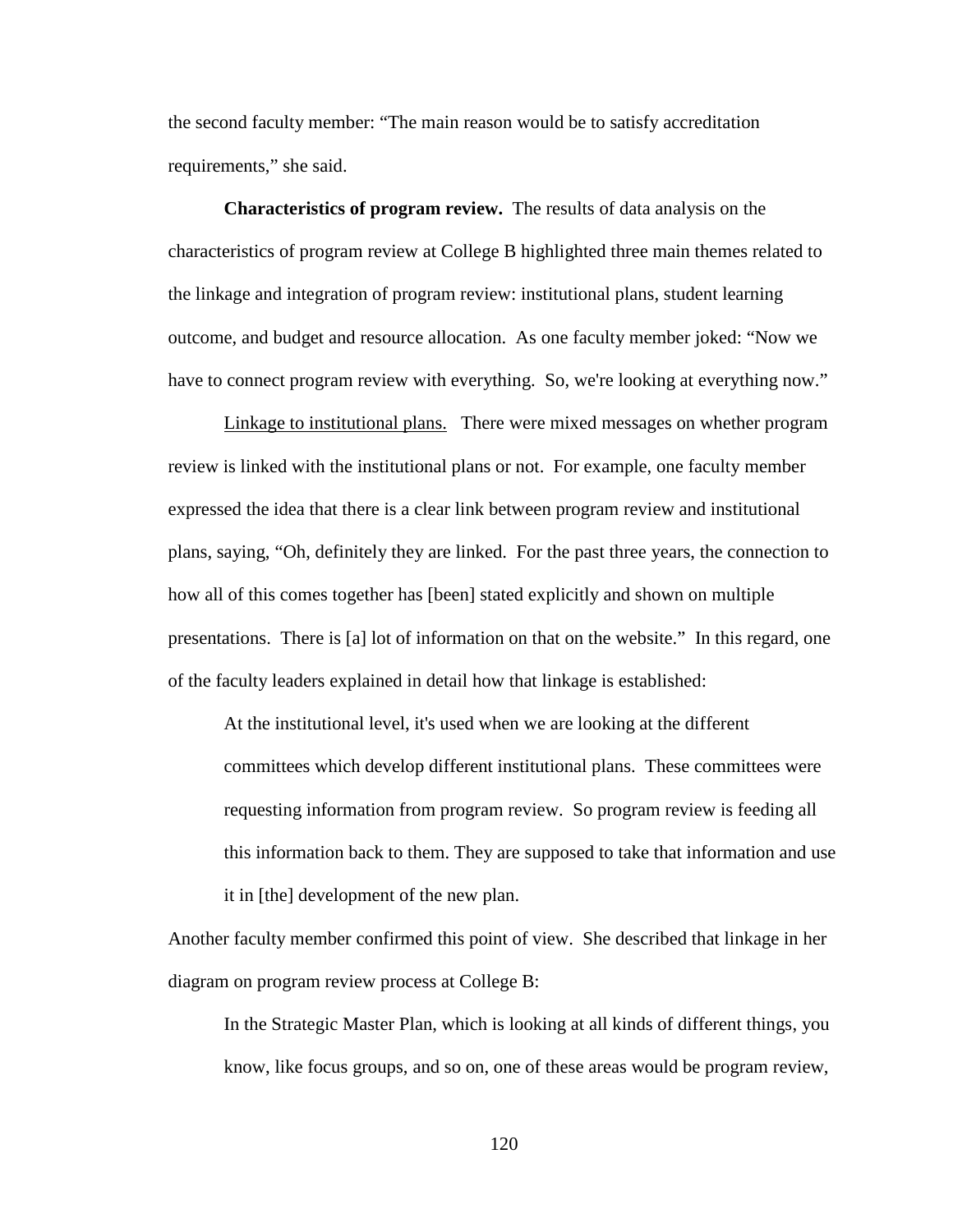the second faculty member: "The main reason would be to satisfy accreditation requirements," she said.

**Characteristics of program review.** The results of data analysis on the characteristics of program review at College B highlighted three main themes related to the linkage and integration of program review: institutional plans, student learning outcome, and budget and resource allocation. As one faculty member joked: "Now we have to connect program review with everything. So, we're looking at everything now."

Linkage to institutional plans. There were mixed messages on whether program review is linked with the institutional plans or not. For example, one faculty member expressed the idea that there is a clear link between program review and institutional plans, saying, "Oh, definitely they are linked. For the past three years, the connection to how all of this comes together has [been] stated explicitly and shown on multiple presentations. There is [a] lot of information on that on the website." In this regard, one of the faculty leaders explained in detail how that linkage is established:

> At the institutional level, it's used when we are looking at the different committees which develop different institutional plans. These committees were requesting information from program review. So program review is feeding all this information back to them. They are supposed to take that information and use it in [the] development of the new plan.

Another faculty member confirmed this point of view. She described that linkage in her diagram on program review process at College B:

> In the Strategic Master Plan, which is looking at all kinds of different things, you know, like focus groups, and so on, one of these areas would be program review,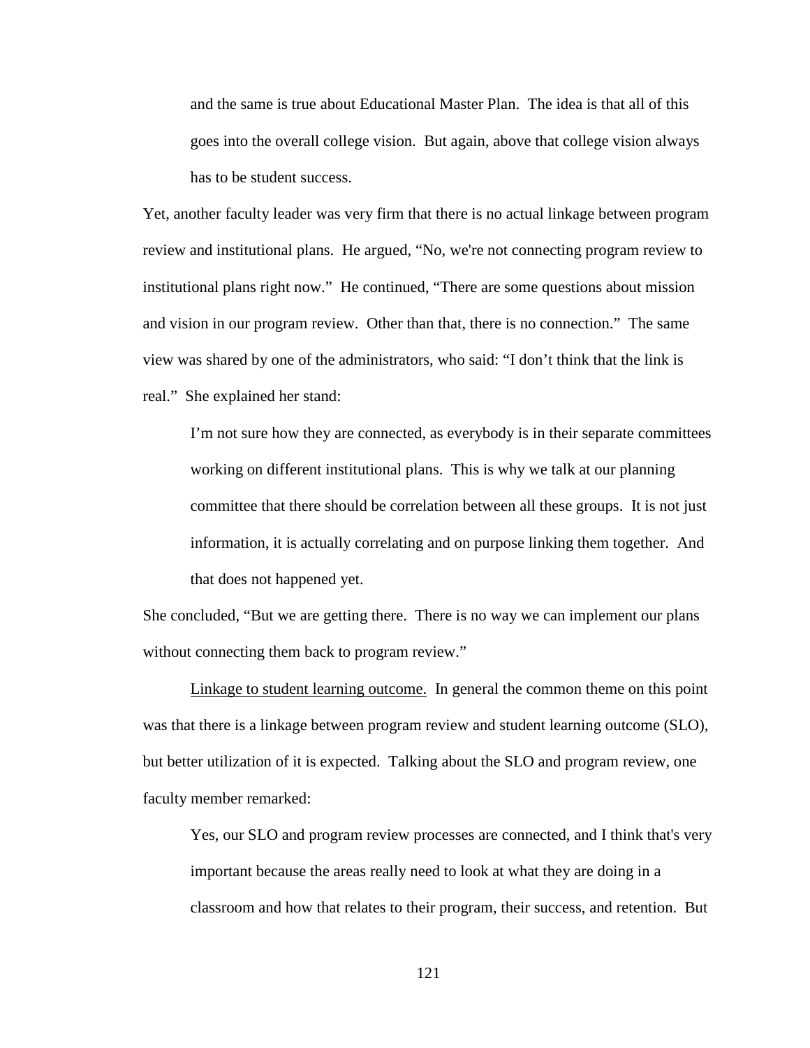> and the same is true about Educational Master Plan. The idea is that all of this goes into the overall college vision. But again, above that college vision always has to be student success.

Yet, another faculty leader was very firm that there is no actual linkage between program review and institutional plans. He argued, "No, we're not connecting program review to institutional plans right now." He continued, "There are some questions about mission and vision in our program review. Other than that, there is no connection." The same view was shared by one of the administrators, who said: "I don't think that the link is real." She explained her stand:

> I'm not sure how they are connected, as everybody is in their separate committees working on different institutional plans. This is why we talk at our planning committee that there should be correlation between all these groups. It is not just information, it is actually correlating and on purpose linking them together. And that does not happened yet.

She concluded, "But we are getting there. There is no way we can implement our plans without connecting them back to program review."

<u>Linkage to student learning outcome.</u> In general the common theme on this point was that there is a linkage between program review and student learning outcome (SLO), but better utilization of it is expected. Talking about the SLO and program review, one faculty member remarked:

> Yes, our SLO and program review processes are connected, and I think that's very important because the areas really need to look at what they are doing in a classroom and how that relates to their program, their success, and retention. But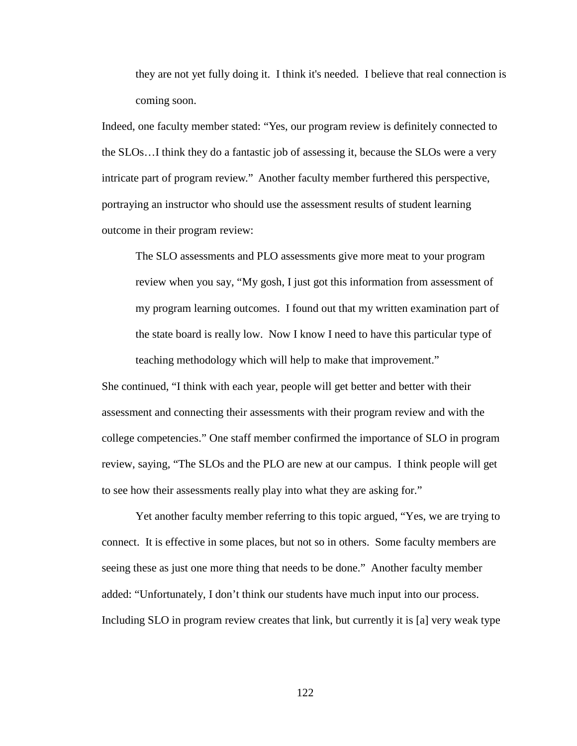> they are not yet fully doing it. I think it's needed. I believe that real connection is coming soon.

Indeed, one faculty member stated: "Yes, our program review is definitely connected to the SLOs…I think they do a fantastic job of assessing it, because the SLOs were a very intricate part of program review." Another faculty member furthered this perspective, portraying an instructor who should use the assessment results of student learning outcome in their program review:

> The SLO assessments and PLO assessments give more meat to your program review when you say, "My gosh, I just got this information from assessment of my program learning outcomes. I found out that my written examination part of the state board is really low. Now I know I need to have this particular type of teaching methodology which will help to make that improvement."

She continued, "I think with each year, people will get better and better with their assessment and connecting their assessments with their program review and with the college competencies." One staff member confirmed the importance of SLO in program review, saying, "The SLOs and the PLO are new at our campus. I think people will get to see how their assessments really play into what they are asking for."

Yet another faculty member referring to this topic argued, "Yes, we are trying to connect. It is effective in some places, but not so in others. Some faculty members are seeing these as just one more thing that needs to be done." Another faculty member added: "Unfortunately, I don't think our students have much input into our process. Including SLO in program review creates that link, but currently it is [a] very weak type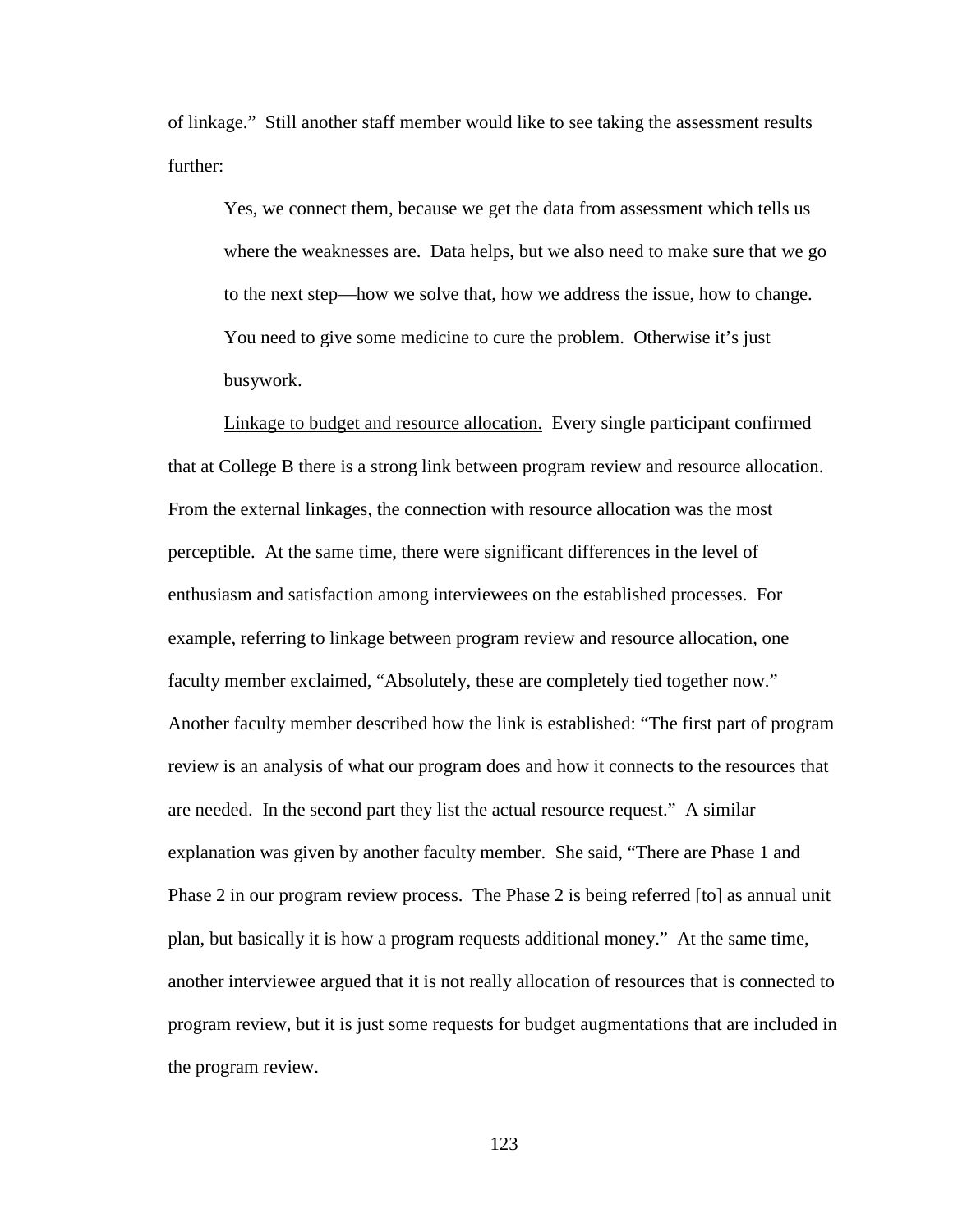of linkage." Still another staff member would like to see taking the assessment results further:

> Yes, we connect them, because we get the data from assessment which tells us where the weaknesses are. Data helps, but we also need to make sure that we go to the next step—how we solve that, how we address the issue, how to change. You need to give some medicine to cure the problem. Otherwise it's just busywork.

<u>Linkage to budget and resource allocation.</u> Every single participant confirmed that at College B there is a strong link between program review and resource allocation. From the external linkages, the connection with resource allocation was the most perceptible. At the same time, there were significant differences in the level of enthusiasm and satisfaction among interviewees on the established processes. For example, referring to linkage between program review and resource allocation, one faculty member exclaimed, "Absolutely, these are completely tied together now." Another faculty member described how the link is established: "The first part of program review is an analysis of what our program does and how it connects to the resources that are needed. In the second part they list the actual resource request." A similar explanation was given by another faculty member. She said, "There are Phase 1 and Phase 2 in our program review process. The Phase 2 is being referred [to] as annual unit plan, but basically it is how a program requests additional money." At the same time, another interviewee argued that it is not really allocation of resources that is connected to program review, but it is just some requests for budget augmentations that are included in the program review.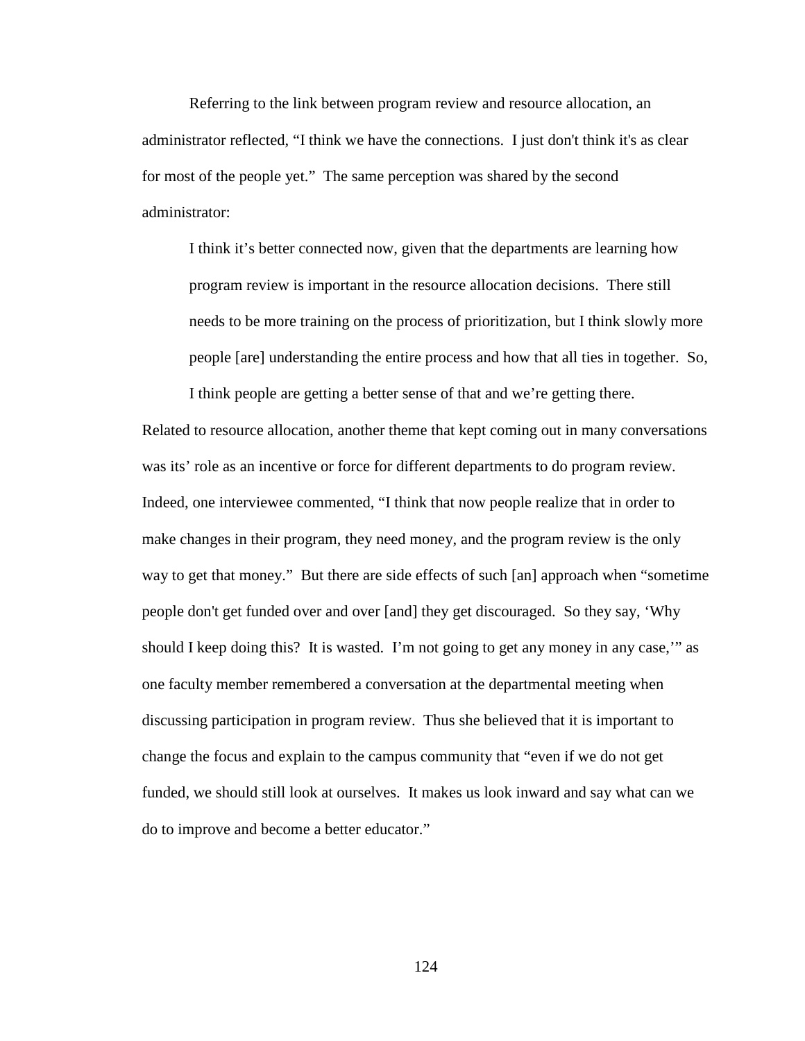Referring to the link between program review and resource allocation, an administrator reflected, "I think we have the connections. I just don't think it's as clear for most of the people yet." The same perception was shared by the second administrator:

> I think it's better connected now, given that the departments are learning how program review is important in the resource allocation decisions. There still needs to be more training on the process of prioritization, but I think slowly more people [are] understanding the entire process and how that all ties in together. So, I think people are getting a better sense of that and we're getting there.

Related to resource allocation, another theme that kept coming out in many conversations was its' role as an incentive or force for different departments to do program review. Indeed, one interviewee commented, "I think that now people realize that in order to make changes in their program, they need money, and the program review is the only way to get that money." But there are side effects of such [an] approach when "sometime people don't get funded over and over [and] they get discouraged. So they say, 'Why should I keep doing this? It is wasted. I'm not going to get any money in any case,'" as one faculty member remembered a conversation at the departmental meeting when discussing participation in program review. Thus she believed that it is important to change the focus and explain to the campus community that "even if we do not get funded, we should still look at ourselves. It makes us look inward and say what can we do to improve and become a better educator."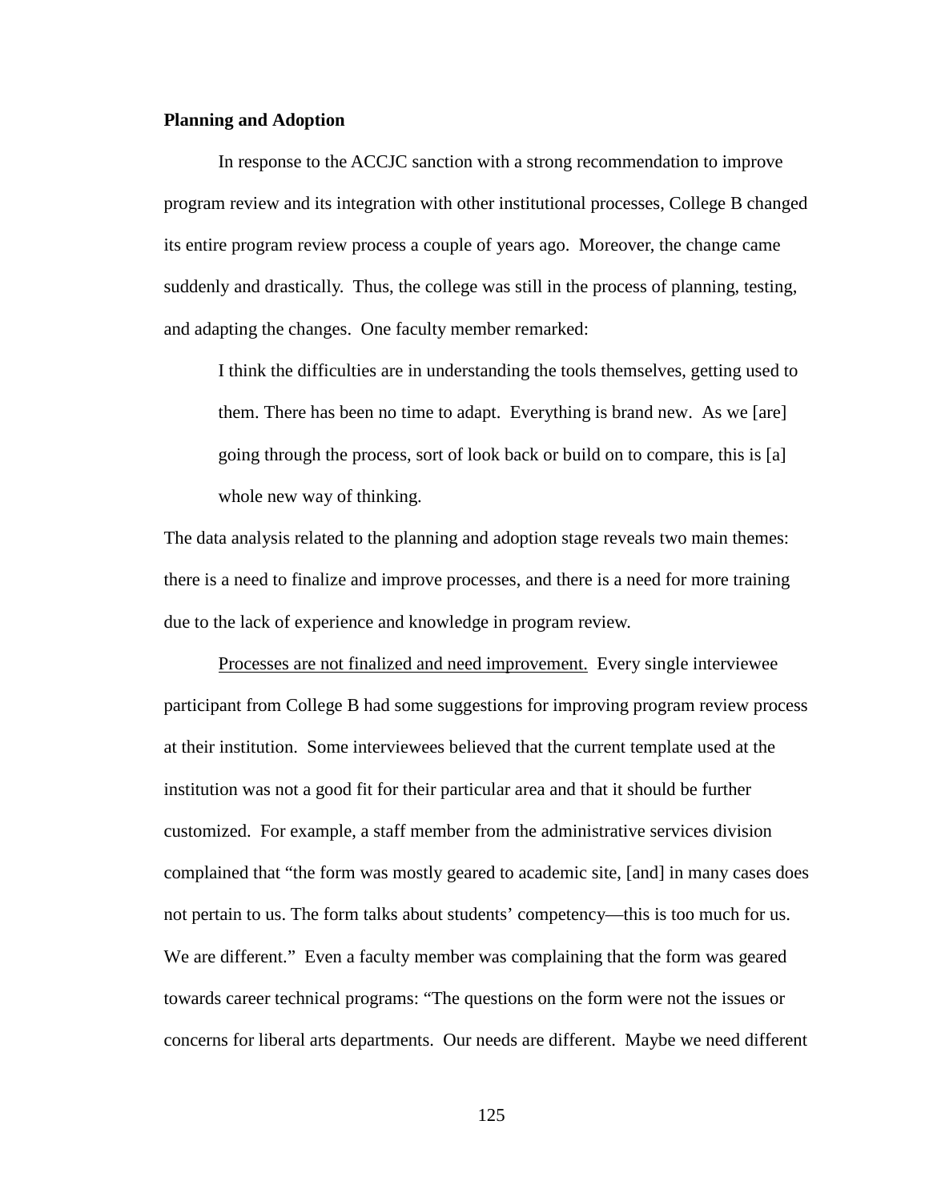**Planning and Adoption**

In response to the ACCJC sanction with a strong recommendation to improve program review and its integration with other institutional processes, College B changed its entire program review process a couple of years ago. Moreover, the change came suddenly and drastically. Thus, the college was still in the process of planning, testing, and adapting the changes. One faculty member remarked:

> I think the difficulties are in understanding the tools themselves, getting used to them. There has been no time to adapt. Everything is brand new. As we [are] going through the process, sort of look back or build on to compare, this is [a] whole new way of thinking.

The data analysis related to the planning and adoption stage reveals two main themes: there is a need to finalize and improve processes, and there is a need for more training due to the lack of experience and knowledge in program review.

<u>Processes are not finalized and need improvement.</u> Every single interviewee participant from College B had some suggestions for improving program review process at their institution. Some interviewees believed that the current template used at the institution was not a good fit for their particular area and that it should be further customized. For example, a staff member from the administrative services division complained that "the form was mostly geared to academic site, [and] in many cases does not pertain to us. The form talks about students' competency—this is too much for us. We are different." Even a faculty member was complaining that the form was geared towards career technical programs: "The questions on the form were not the issues or concerns for liberal arts departments. Our needs are different. Maybe we need different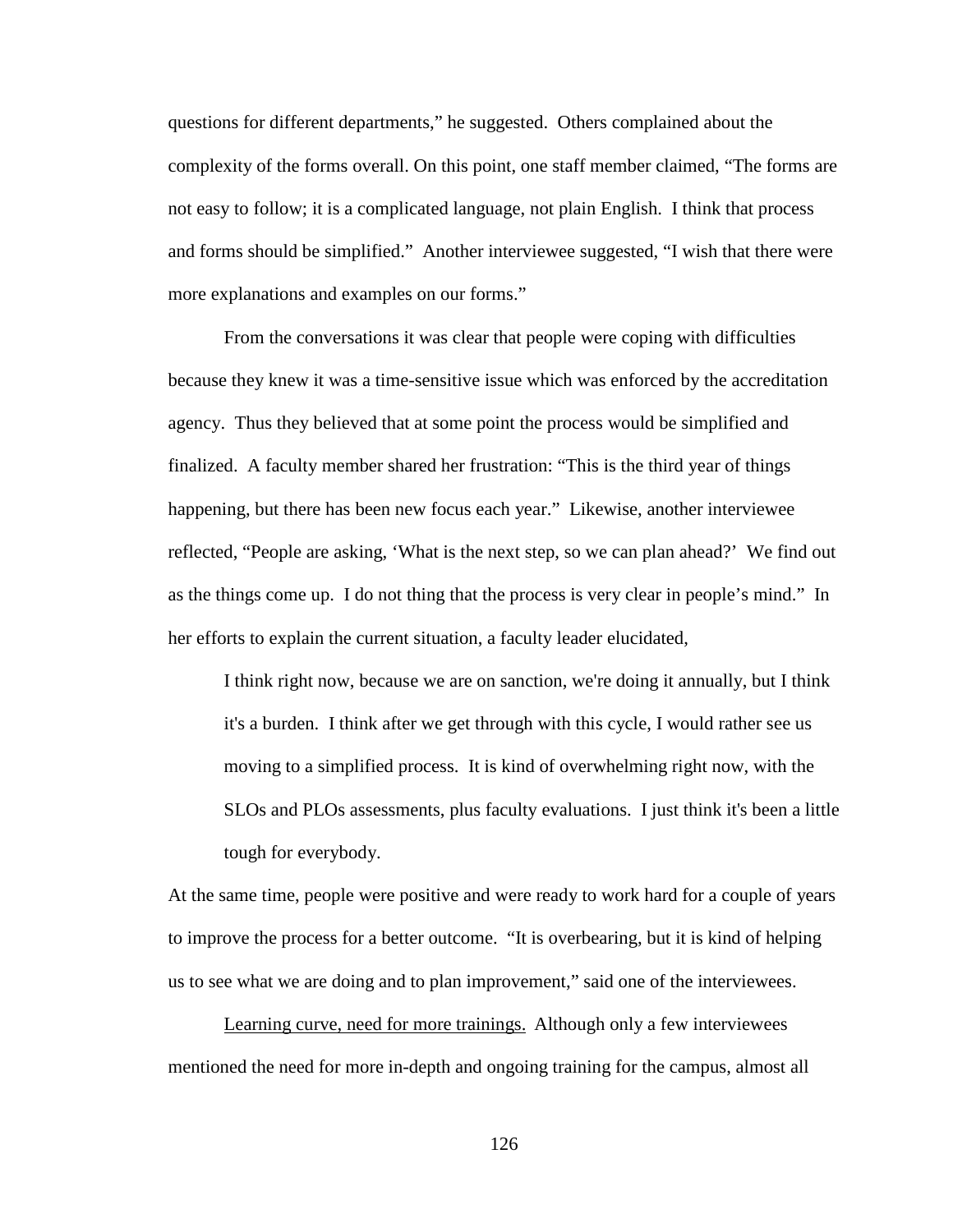questions for different departments," he suggested. Others complained about the complexity of the forms overall. On this point, one staff member claimed, "The forms are not easy to follow; it is a complicated language, not plain English. I think that process and forms should be simplified." Another interviewee suggested, "I wish that there were more explanations and examples on our forms."

From the conversations it was clear that people were coping with difficulties because they knew it was a time-sensitive issue which was enforced by the accreditation agency. Thus they believed that at some point the process would be simplified and finalized. A faculty member shared her frustration: "This is the third year of things happening, but there has been new focus each year." Likewise, another interviewee reflected, "People are asking, 'What is the next step, so we can plan ahead?' We find out as the things come up. I do not thing that the process is very clear in people's mind." In her efforts to explain the current situation, a faculty leader elucidated,

> I think right now, because we are on sanction, we're doing it annually, but I think it's a burden. I think after we get through with this cycle, I would rather see us moving to a simplified process. It is kind of overwhelming right now, with the SLOs and PLOs assessments, plus faculty evaluations. I just think it's been a little tough for everybody.

At the same time, people were positive and were ready to work hard for a couple of years to improve the process for a better outcome. "It is overbearing, but it is kind of helping us to see what we are doing and to plan improvement," said one of the interviewees.

<u>Learning curve, need for more trainings.</u> Although only a few interviewees mentioned the need for more in-depth and ongoing training for the campus, almost all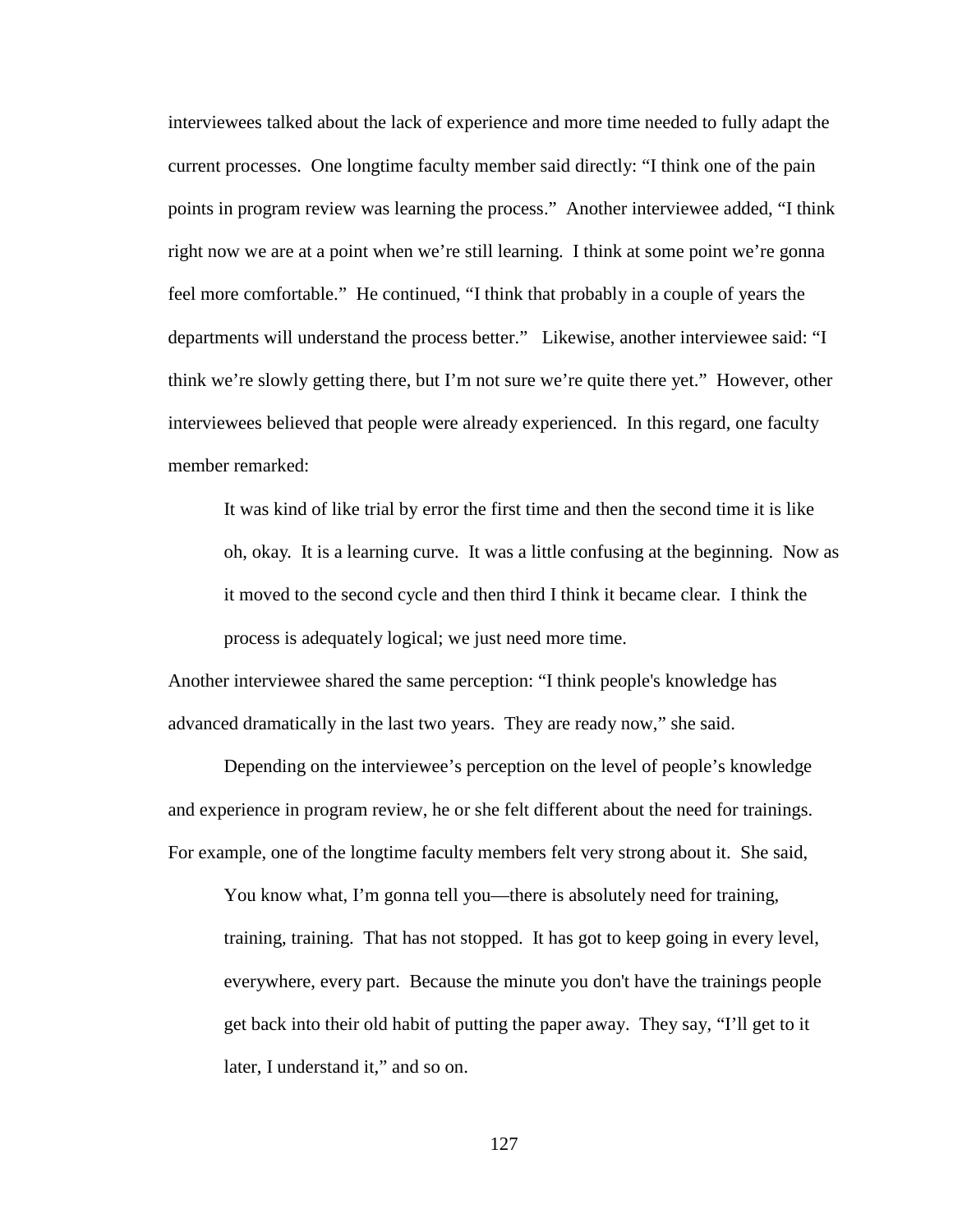interviewees talked about the lack of experience and more time needed to fully adapt the current processes. One longtime faculty member said directly: “I think one of the pain points in program review was learning the process.” Another interviewee added, “I think right now we are at a point when we’re still learning. I think at some point we’re gonna feel more comfortable.” He continued, “I think that probably in a couple of years the departments will understand the process better.” Likewise, another interviewee said: “I think we’re slowly getting there, but I’m not sure we’re quite there yet.” However, other interviewees believed that people were already experienced. In this regard, one faculty member remarked:

> It was kind of like trial by error the first time and then the second time it is like oh, okay. It is a learning curve. It was a little confusing at the beginning. Now as it moved to the second cycle and then third I think it became clear. I think the process is adequately logical; we just need more time.

Another interviewee shared the same perception: “I think people's knowledge has advanced dramatically in the last two years. They are ready now,” she said.

Depending on the interviewee’s perception on the level of people’s knowledge and experience in program review, he or she felt different about the need for trainings. For example, one of the longtime faculty members felt very strong about it. She said,

> You know what, I’m gonna tell you—there is absolutely need for training, training, training. That has not stopped. It has got to keep going in every level, everywhere, every part. Because the minute you don't have the trainings people get back into their old habit of putting the paper away. They say, “I’ll get to it later, I understand it,” and so on.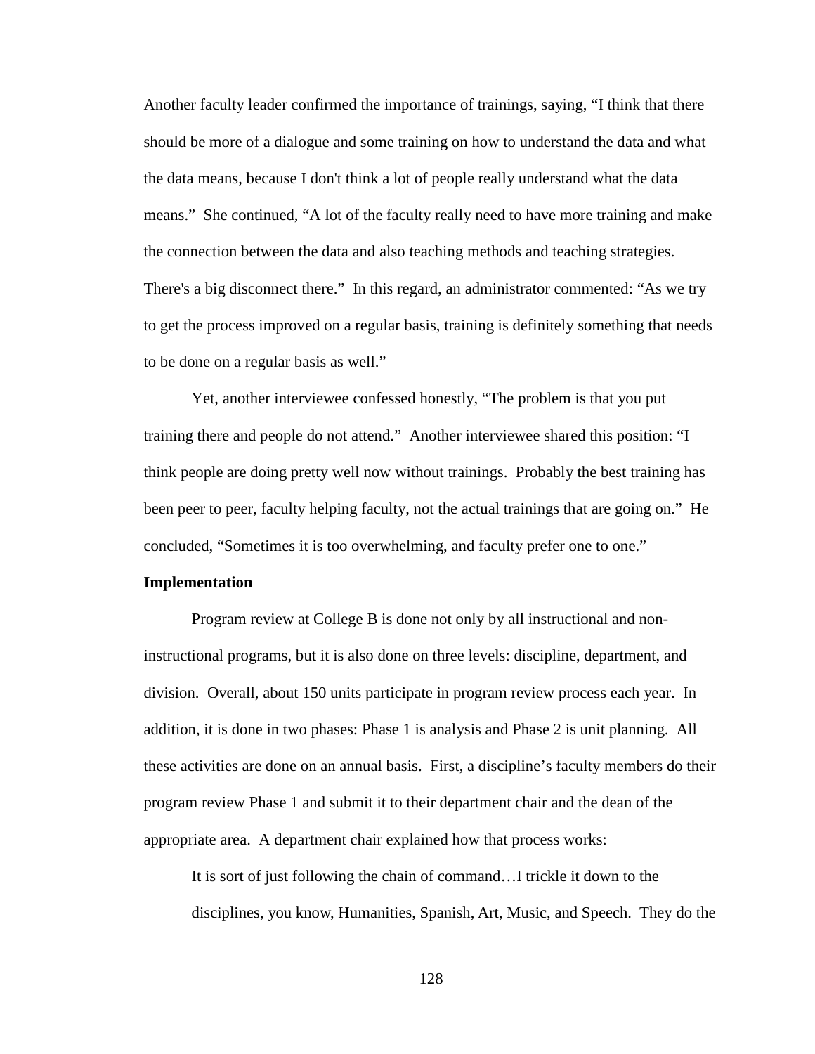Another faculty leader confirmed the importance of trainings, saying, "I think that there should be more of a dialogue and some training on how to understand the data and what the data means, because I don't think a lot of people really understand what the data means." She continued, "A lot of the faculty really need to have more training and make the connection between the data and also teaching methods and teaching strategies. There's a big disconnect there." In this regard, an administrator commented: "As we try to get the process improved on a regular basis, training is definitely something that needs to be done on a regular basis as well."

Yet, another interviewee confessed honestly, "The problem is that you put training there and people do not attend." Another interviewee shared this position: "I think people are doing pretty well now without trainings. Probably the best training has been peer to peer, faculty helping faculty, not the actual trainings that are going on." He concluded, "Sometimes it is too overwhelming, and faculty prefer one to one."

**Implementation**

Program review at College B is done not only by all instructional and non-instructional programs, but it is also done on three levels: discipline, department, and division. Overall, about 150 units participate in program review process each year. In addition, it is done in two phases: Phase 1 is analysis and Phase 2 is unit planning. All these activities are done on an annual basis. First, a discipline's faculty members do their program review Phase 1 and submit it to their department chair and the dean of the appropriate area. A department chair explained how that process works:

> It is sort of just following the chain of command…I trickle it down to the disciplines, you know, Humanities, Spanish, Art, Music, and Speech. They do the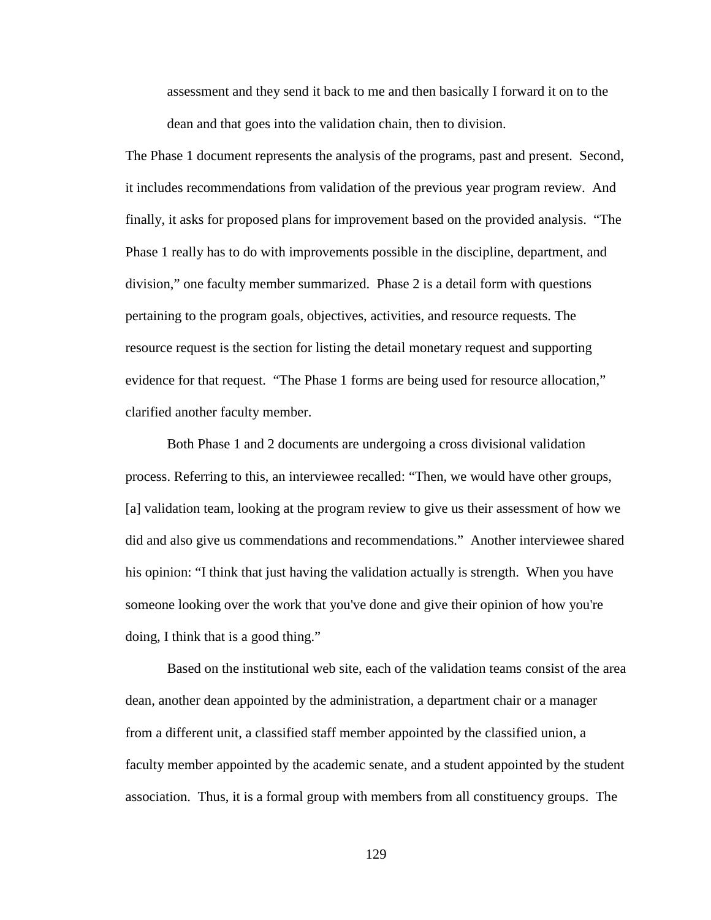> assessment and they send it back to me and then basically I forward it on to the dean and that goes into the validation chain, then to division.

The Phase 1 document represents the analysis of the programs, past and present. Second, it includes recommendations from validation of the previous year program review. And finally, it asks for proposed plans for improvement based on the provided analysis. "The Phase 1 really has to do with improvements possible in the discipline, department, and division," one faculty member summarized. Phase 2 is a detail form with questions pertaining to the program goals, objectives, activities, and resource requests. The resource request is the section for listing the detail monetary request and supporting evidence for that request. "The Phase 1 forms are being used for resource allocation," clarified another faculty member.

Both Phase 1 and 2 documents are undergoing a cross divisional validation process. Referring to this, an interviewee recalled: "Then, we would have other groups, [a] validation team, looking at the program review to give us their assessment of how we did and also give us commendations and recommendations." Another interviewee shared his opinion: "I think that just having the validation actually is strength. When you have someone looking over the work that you've done and give their opinion of how you're doing, I think that is a good thing."

Based on the institutional web site, each of the validation teams consist of the area dean, another dean appointed by the administration, a department chair or a manager from a different unit, a classified staff member appointed by the classified union, a faculty member appointed by the academic senate, and a student appointed by the student association. Thus, it is a formal group with members from all constituency groups. The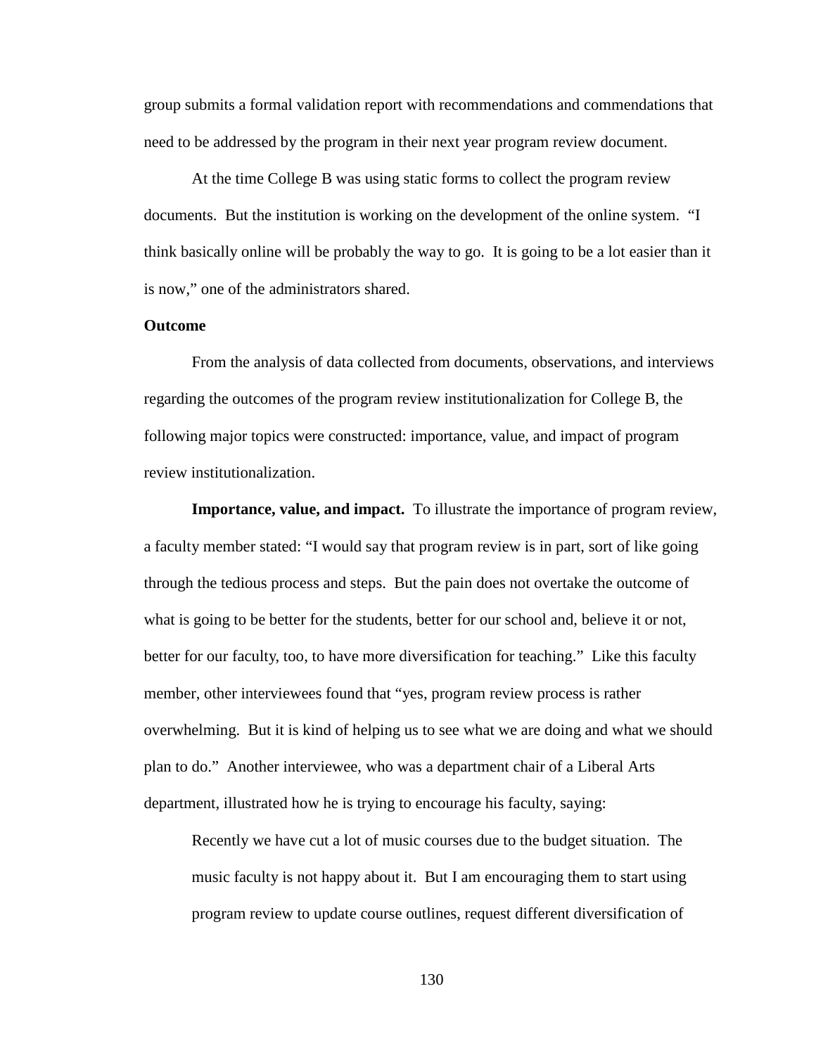group submits a formal validation report with recommendations and commendations that need to be addressed by the program in their next year program review document.

At the time College B was using static forms to collect the program review documents. But the institution is working on the development of the online system. "I think basically online will be probably the way to go. It is going to be a lot easier than it is now," one of the administrators shared.

### Outcome

From the analysis of data collected from documents, observations, and interviews regarding the outcomes of the program review institutionalization for College B, the following major topics were constructed: importance, value, and impact of program review institutionalization.

**Importance, value, and impact.** To illustrate the importance of program review, a faculty member stated: "I would say that program review is in part, sort of like going through the tedious process and steps. But the pain does not overtake the outcome of what is going to be better for the students, better for our school and, believe it or not, better for our faculty, too, to have more diversification for teaching." Like this faculty member, other interviewees found that "yes, program review process is rather overwhelming. But it is kind of helping us to see what we are doing and what we should plan to do." Another interviewee, who was a department chair of a Liberal Arts department, illustrated how he is trying to encourage his faculty, saying:

> Recently we have cut a lot of music courses due to the budget situation. The music faculty is not happy about it. But I am encouraging them to start using program review to update course outlines, request different diversification of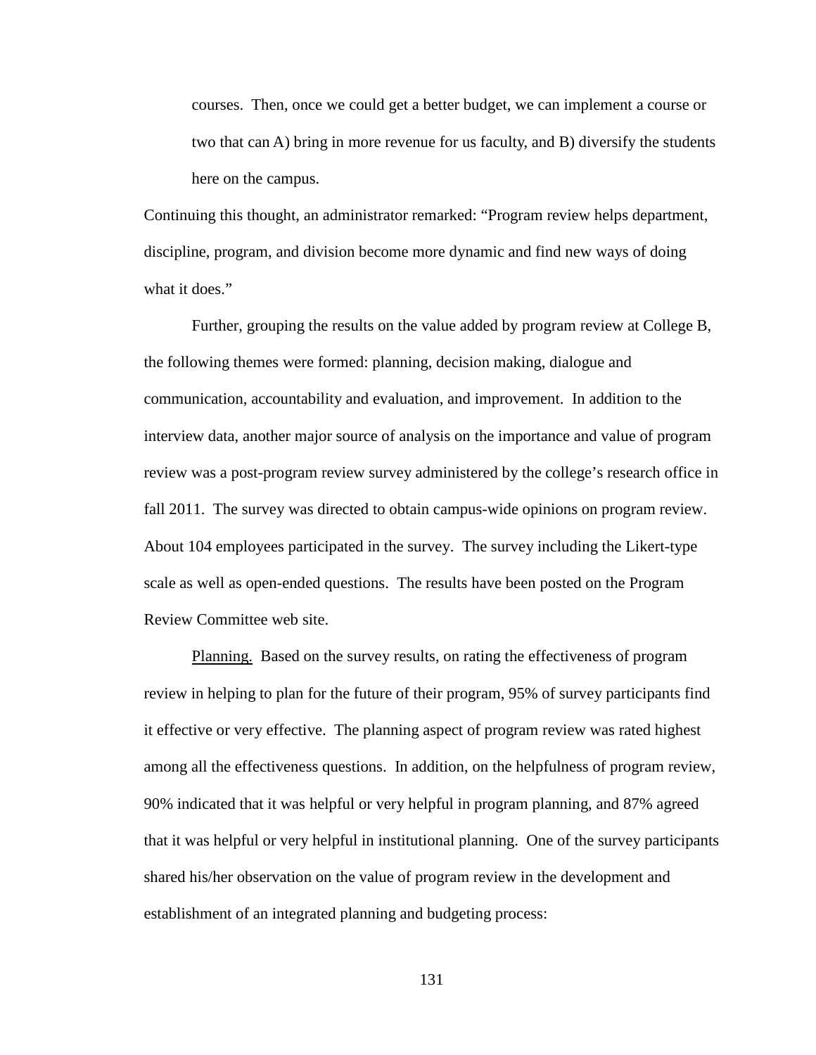> courses. Then, once we could get a better budget, we can implement a course or two that can A) bring in more revenue for us faculty, and B) diversify the students here on the campus.

Continuing this thought, an administrator remarked: "Program review helps department, discipline, program, and division become more dynamic and find new ways of doing what it does."

Further, grouping the results on the value added by program review at College B, the following themes were formed: planning, decision making, dialogue and communication, accountability and evaluation, and improvement. In addition to the interview data, another major source of analysis on the importance and value of program review was a post-program review survey administered by the college's research office in fall 2011. The survey was directed to obtain campus-wide opinions on program review. About 104 employees participated in the survey. The survey including the Likert-type scale as well as open-ended questions. The results have been posted on the Program Review Committee web site.

Planning. Based on the survey results, on rating the effectiveness of program review in helping to plan for the future of their program, 95% of survey participants find it effective or very effective. The planning aspect of program review was rated highest among all the effectiveness questions. In addition, on the helpfulness of program review, 90% indicated that it was helpful or very helpful in program planning, and 87% agreed that it was helpful or very helpful in institutional planning. One of the survey participants shared his/her observation on the value of program review in the development and establishment of an integrated planning and budgeting process: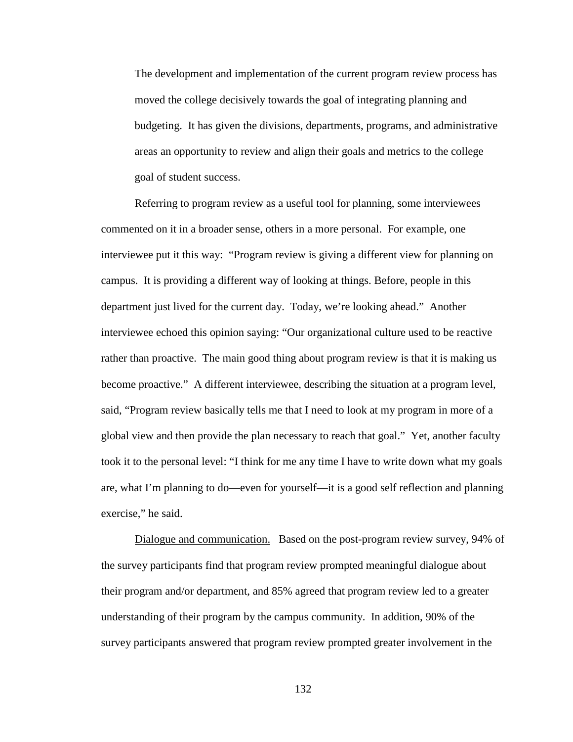> The development and implementation of the current program review process has moved the college decisively towards the goal of integrating planning and budgeting. It has given the divisions, departments, programs, and administrative areas an opportunity to review and align their goals and metrics to the college goal of student success.

Referring to program review as a useful tool for planning, some interviewees commented on it in a broader sense, others in a more personal. For example, one interviewee put it this way: "Program review is giving a different view for planning on campus. It is providing a different way of looking at things. Before, people in this department just lived for the current day. Today, we're looking ahead." Another interviewee echoed this opinion saying: "Our organizational culture used to be reactive rather than proactive. The main good thing about program review is that it is making us become proactive." A different interviewee, describing the situation at a program level, said, "Program review basically tells me that I need to look at my program in more of a global view and then provide the plan necessary to reach that goal." Yet, another faculty took it to the personal level: "I think for me any time I have to write down what my goals are, what I'm planning to do—even for yourself—it is a good self reflection and planning exercise," he said.

<u>Dialogue and communication.</u> Based on the post-program review survey, 94% of the survey participants find that program review prompted meaningful dialogue about their program and/or department, and 85% agreed that program review led to a greater understanding of their program by the campus community. In addition, 90% of the survey participants answered that program review prompted greater involvement in the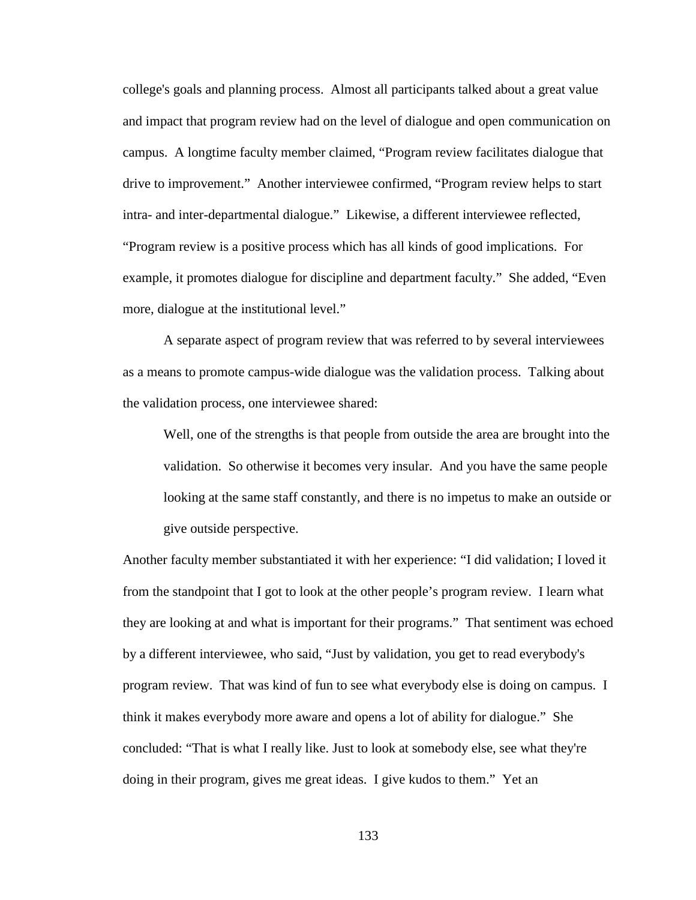college's goals and planning process. Almost all participants talked about a great value and impact that program review had on the level of dialogue and open communication on campus. A longtime faculty member claimed, "Program review facilitates dialogue that drive to improvement." Another interviewee confirmed, "Program review helps to start intra- and inter-departmental dialogue." Likewise, a different interviewee reflected, "Program review is a positive process which has all kinds of good implications. For example, it promotes dialogue for discipline and department faculty." She added, "Even more, dialogue at the institutional level."

A separate aspect of program review that was referred to by several interviewees as a means to promote campus-wide dialogue was the validation process. Talking about the validation process, one interviewee shared:

> Well, one of the strengths is that people from outside the area are brought into the validation. So otherwise it becomes very insular. And you have the same people looking at the same staff constantly, and there is no impetus to make an outside or give outside perspective.

Another faculty member substantiated it with her experience: "I did validation; I loved it from the standpoint that I got to look at the other people's program review. I learn what they are looking at and what is important for their programs." That sentiment was echoed by a different interviewee, who said, "Just by validation, you get to read everybody's program review. That was kind of fun to see what everybody else is doing on campus. I think it makes everybody more aware and opens a lot of ability for dialogue." She concluded: "That is what I really like. Just to look at somebody else, see what they're doing in their program, gives me great ideas. I give kudos to them." Yet an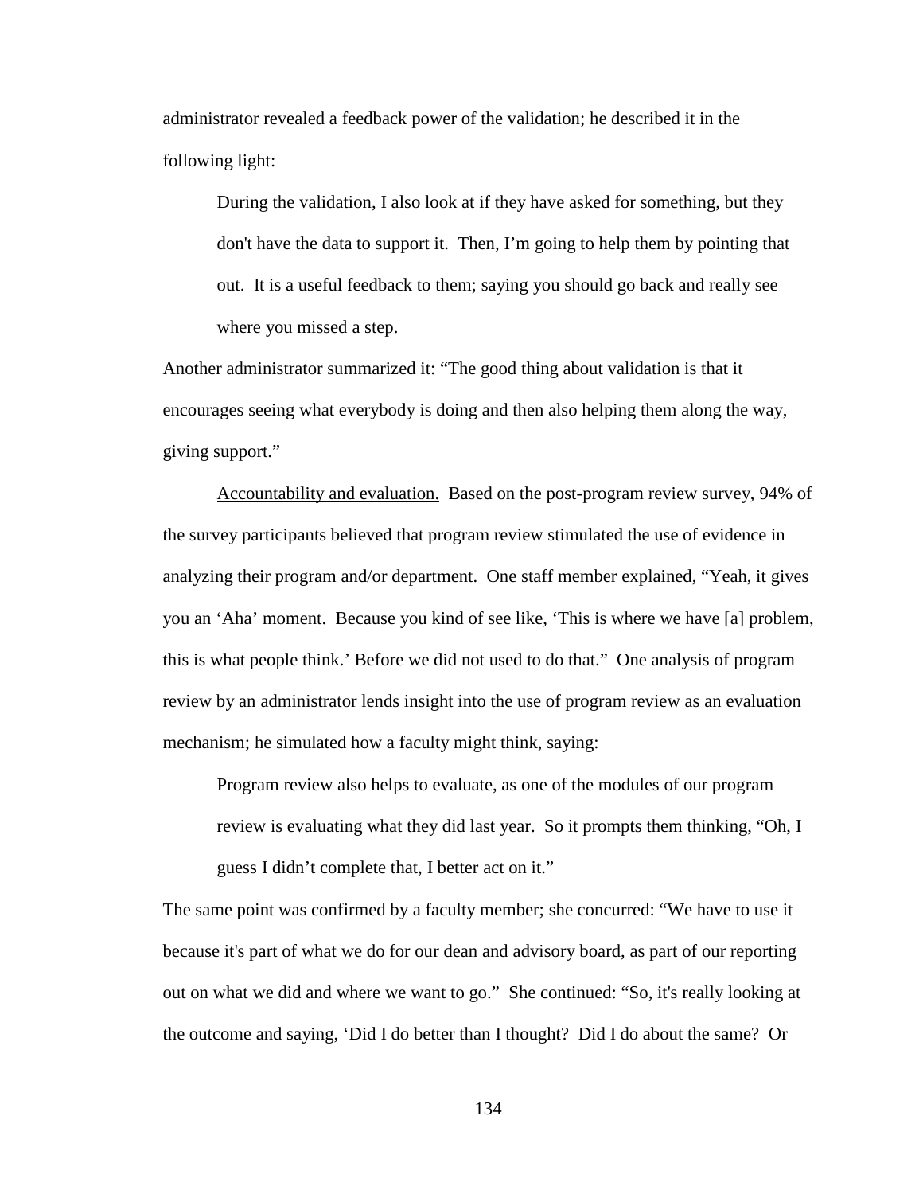administrator revealed a feedback power of the validation; he described it in the following light:

> During the validation, I also look at if they have asked for something, but they don't have the data to support it. Then, I'm going to help them by pointing that out. It is a useful feedback to them; saying you should go back and really see where you missed a step.

Another administrator summarized it: "The good thing about validation is that it encourages seeing what everybody is doing and then also helping them along the way, giving support."

Accountability and evaluation. Based on the post-program review survey, 94% of the survey participants believed that program review stimulated the use of evidence in analyzing their program and/or department. One staff member explained, "Yeah, it gives you an 'Aha' moment. Because you kind of see like, 'This is where we have [a] problem, this is what people think.' Before we did not used to do that." One analysis of program review by an administrator lends insight into the use of program review as an evaluation mechanism; he simulated how a faculty might think, saying:

> Program review also helps to evaluate, as one of the modules of our program review is evaluating what they did last year. So it prompts them thinking, "Oh, I guess I didn't complete that, I better act on it."

The same point was confirmed by a faculty member; she concurred: "We have to use it because it's part of what we do for our dean and advisory board, as part of our reporting out on what we did and where we want to go." She continued: "So, it's really looking at the outcome and saying, 'Did I do better than I thought? Did I do about the same? Or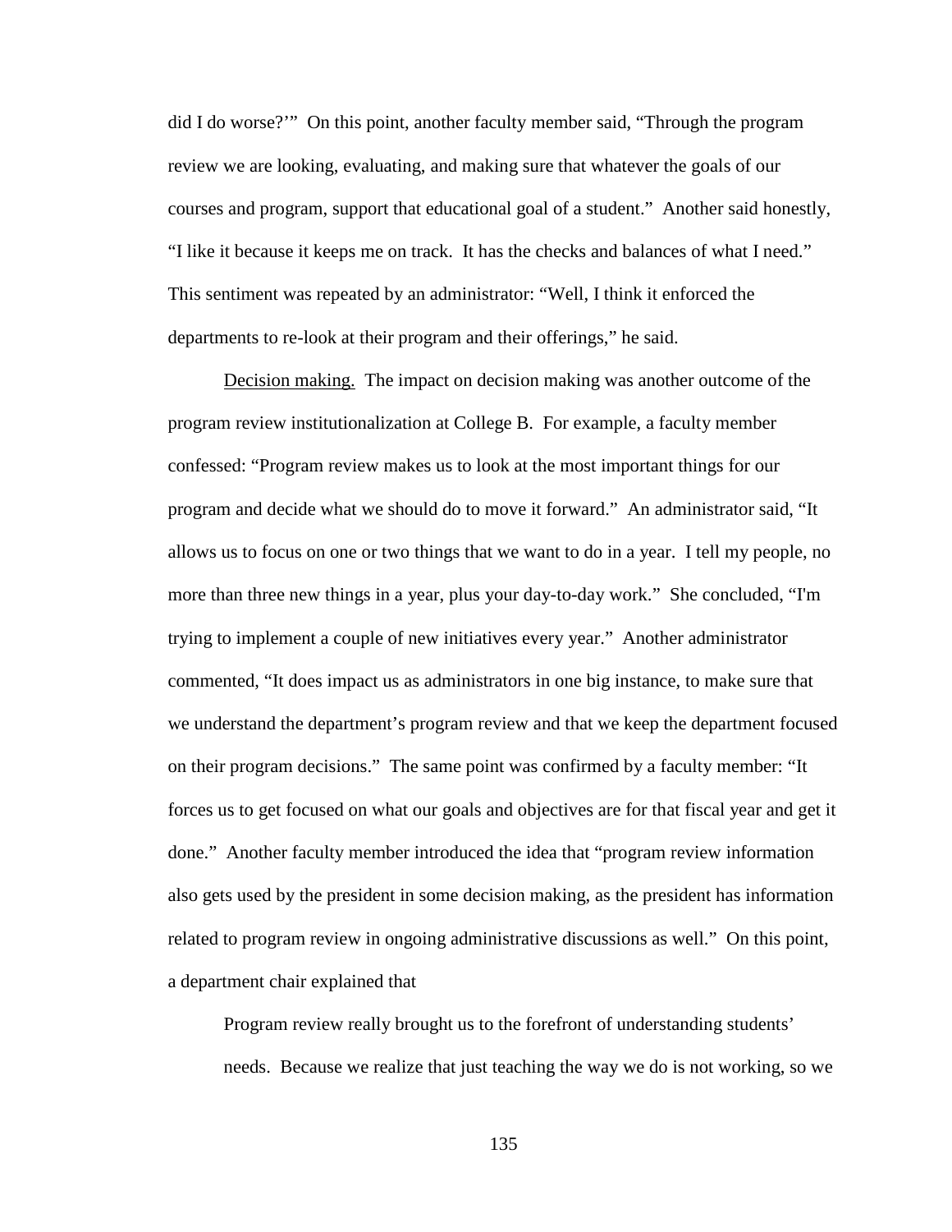did I do worse?'" On this point, another faculty member said, "Through the program review we are looking, evaluating, and making sure that whatever the goals of our courses and program, support that educational goal of a student." Another said honestly, "I like it because it keeps me on track. It has the checks and balances of what I need." This sentiment was repeated by an administrator: "Well, I think it enforced the departments to re-look at their program and their offerings," he said.

Decision making. The impact on decision making was another outcome of the program review institutionalization at College B. For example, a faculty member confessed: "Program review makes us to look at the most important things for our program and decide what we should do to move it forward." An administrator said, "It allows us to focus on one or two things that we want to do in a year. I tell my people, no more than three new things in a year, plus your day-to-day work." She concluded, "I'm trying to implement a couple of new initiatives every year." Another administrator commented, "It does impact us as administrators in one big instance, to make sure that we understand the department's program review and that we keep the department focused on their program decisions." The same point was confirmed by a faculty member: "It forces us to get focused on what our goals and objectives are for that fiscal year and get it done." Another faculty member introduced the idea that "program review information also gets used by the president in some decision making, as the president has information related to program review in ongoing administrative discussions as well." On this point, a department chair explained that

> Program review really brought us to the forefront of understanding students' needs. Because we realize that just teaching the way we do is not working, so we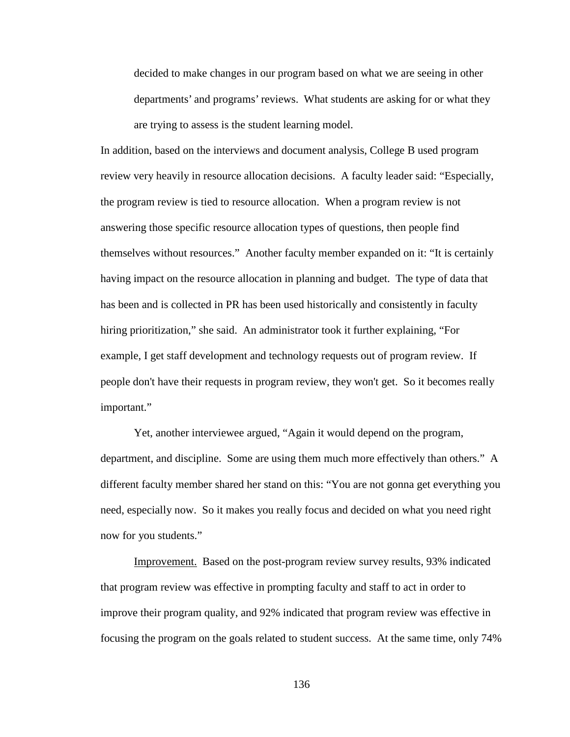> decided to make changes in our program based on what we are seeing in other departments' and programs' reviews. What students are asking for or what they are trying to assess is the student learning model.

In addition, based on the interviews and document analysis, College B used program review very heavily in resource allocation decisions. A faculty leader said: "Especially, the program review is tied to resource allocation. When a program review is not answering those specific resource allocation types of questions, then people find themselves without resources." Another faculty member expanded on it: "It is certainly having impact on the resource allocation in planning and budget. The type of data that has been and is collected in PR has been used historically and consistently in faculty hiring prioritization," she said. An administrator took it further explaining, "For example, I get staff development and technology requests out of program review. If people don't have their requests in program review, they won't get. So it becomes really important."

Yet, another interviewee argued, "Again it would depend on the program, department, and discipline. Some are using them much more effectively than others." A different faculty member shared her stand on this: "You are not gonna get everything you need, especially now. So it makes you really focus and decided on what you need right now for you students."

Improvement. Based on the post-program review survey results, 93% indicated that program review was effective in prompting faculty and staff to act in order to improve their program quality, and 92% indicated that program review was effective in focusing the program on the goals related to student success. At the same time, only 74%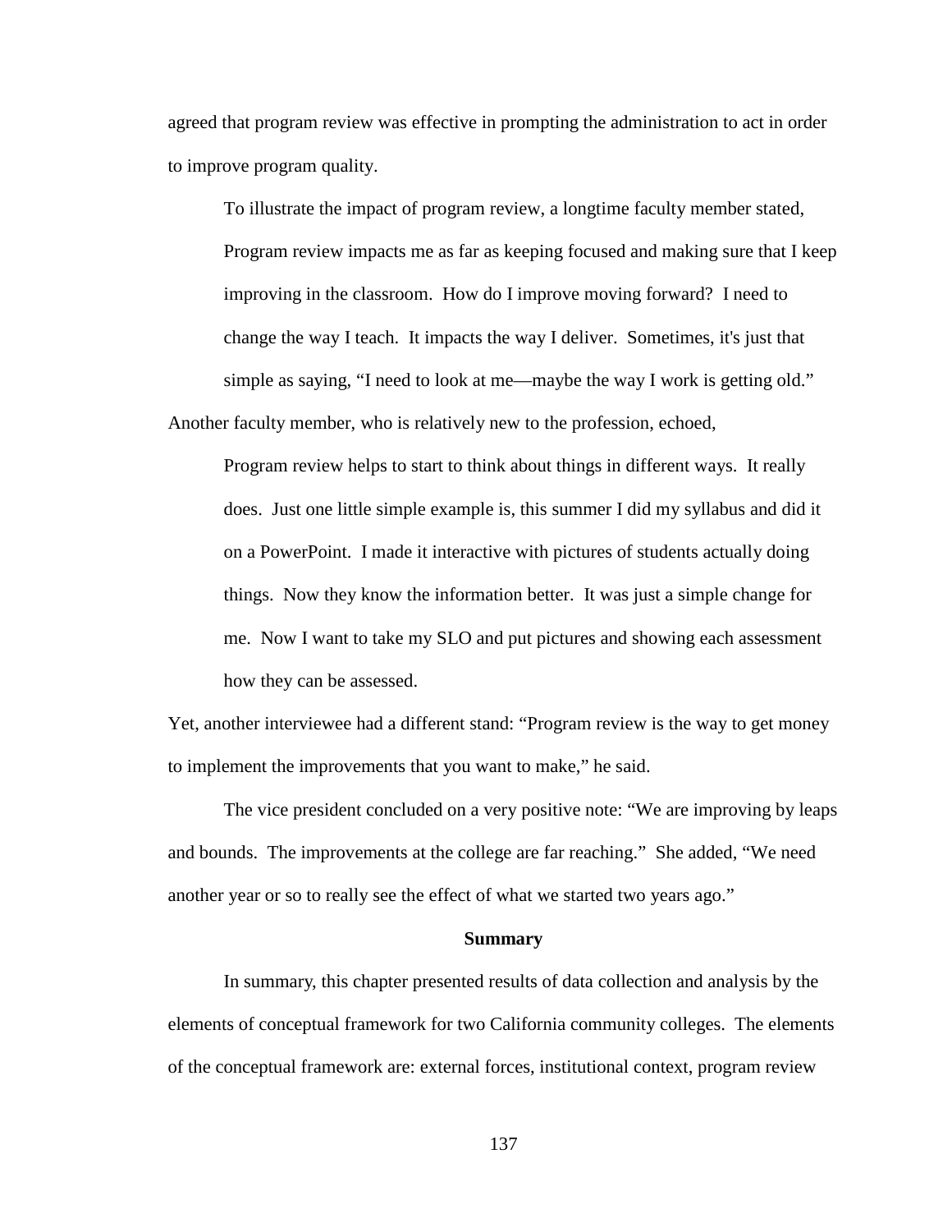agreed that program review was effective in prompting the administration to act in order to improve program quality.

To illustrate the impact of program review, a longtime faculty member stated,

> Program review impacts me as far as keeping focused and making sure that I keep improving in the classroom. How do I improve moving forward? I need to change the way I teach. It impacts the way I deliver. Sometimes, it's just that simple as saying, "I need to look at me—maybe the way I work is getting old."

Another faculty member, who is relatively new to the profession, echoed,

> Program review helps to start to think about things in different ways. It really does. Just one little simple example is, this summer I did my syllabus and did it on a PowerPoint. I made it interactive with pictures of students actually doing things. Now they know the information better. It was just a simple change for me. Now I want to take my SLO and put pictures and showing each assessment how they can be assessed.

Yet, another interviewee had a different stand: "Program review is the way to get money to implement the improvements that you want to make," he said.

The vice president concluded on a very positive note: "We are improving by leaps and bounds. The improvements at the college are far reaching." She added, "We need another year or so to really see the effect of what we started two years ago."

## Summary

In summary, this chapter presented results of data collection and analysis by the elements of conceptual framework for two California community colleges. The elements of the conceptual framework are: external forces, institutional context, program review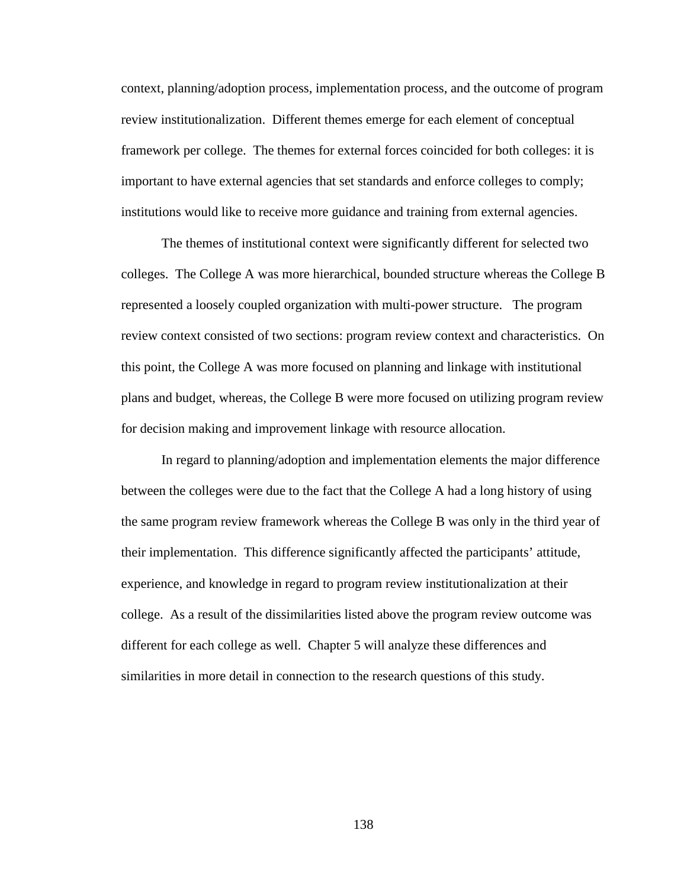context, planning/adoption process, implementation process, and the outcome of program review institutionalization. Different themes emerge for each element of conceptual framework per college. The themes for external forces coincided for both colleges: it is important to have external agencies that set standards and enforce colleges to comply; institutions would like to receive more guidance and training from external agencies.

The themes of institutional context were significantly different for selected two colleges. The College A was more hierarchical, bounded structure whereas the College B represented a loosely coupled organization with multi-power structure. The program review context consisted of two sections: program review context and characteristics. On this point, the College A was more focused on planning and linkage with institutional plans and budget, whereas, the College B were more focused on utilizing program review for decision making and improvement linkage with resource allocation.

In regard to planning/adoption and implementation elements the major difference between the colleges were due to the fact that the College A had a long history of using the same program review framework whereas the College B was only in the third year of their implementation. This difference significantly affected the participants' attitude, experience, and knowledge in regard to program review institutionalization at their college. As a result of the dissimilarities listed above the program review outcome was different for each college as well. Chapter 5 will analyze these differences and similarities in more detail in connection to the research questions of this study.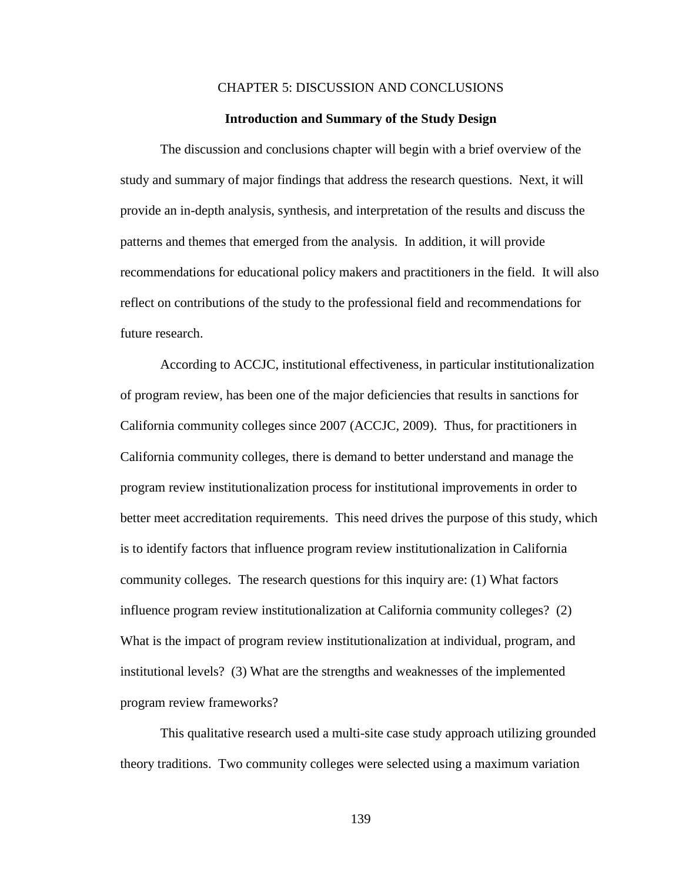# CHAPTER 5: DISCUSSION AND CONCLUSIONS

## Introduction and Summary of the Study Design

The discussion and conclusions chapter will begin with a brief overview of the study and summary of major findings that address the research questions. Next, it will provide an in-depth analysis, synthesis, and interpretation of the results and discuss the patterns and themes that emerged from the analysis. In addition, it will provide recommendations for educational policy makers and practitioners in the field. It will also reflect on contributions of the study to the professional field and recommendations for future research.

According to ACCJC, institutional effectiveness, in particular institutionalization of program review, has been one of the major deficiencies that results in sanctions for California community colleges since 2007 (ACCJC, 2009). Thus, for practitioners in California community colleges, there is demand to better understand and manage the program review institutionalization process for institutional improvements in order to better meet accreditation requirements. This need drives the purpose of this study, which is to identify factors that influence program review institutionalization in California community colleges. The research questions for this inquiry are: (1) What factors influence program review institutionalization at California community colleges? (2) What is the impact of program review institutionalization at individual, program, and institutional levels? (3) What are the strengths and weaknesses of the implemented program review frameworks?

This qualitative research used a multi-site case study approach utilizing grounded theory traditions. Two community colleges were selected using a maximum variation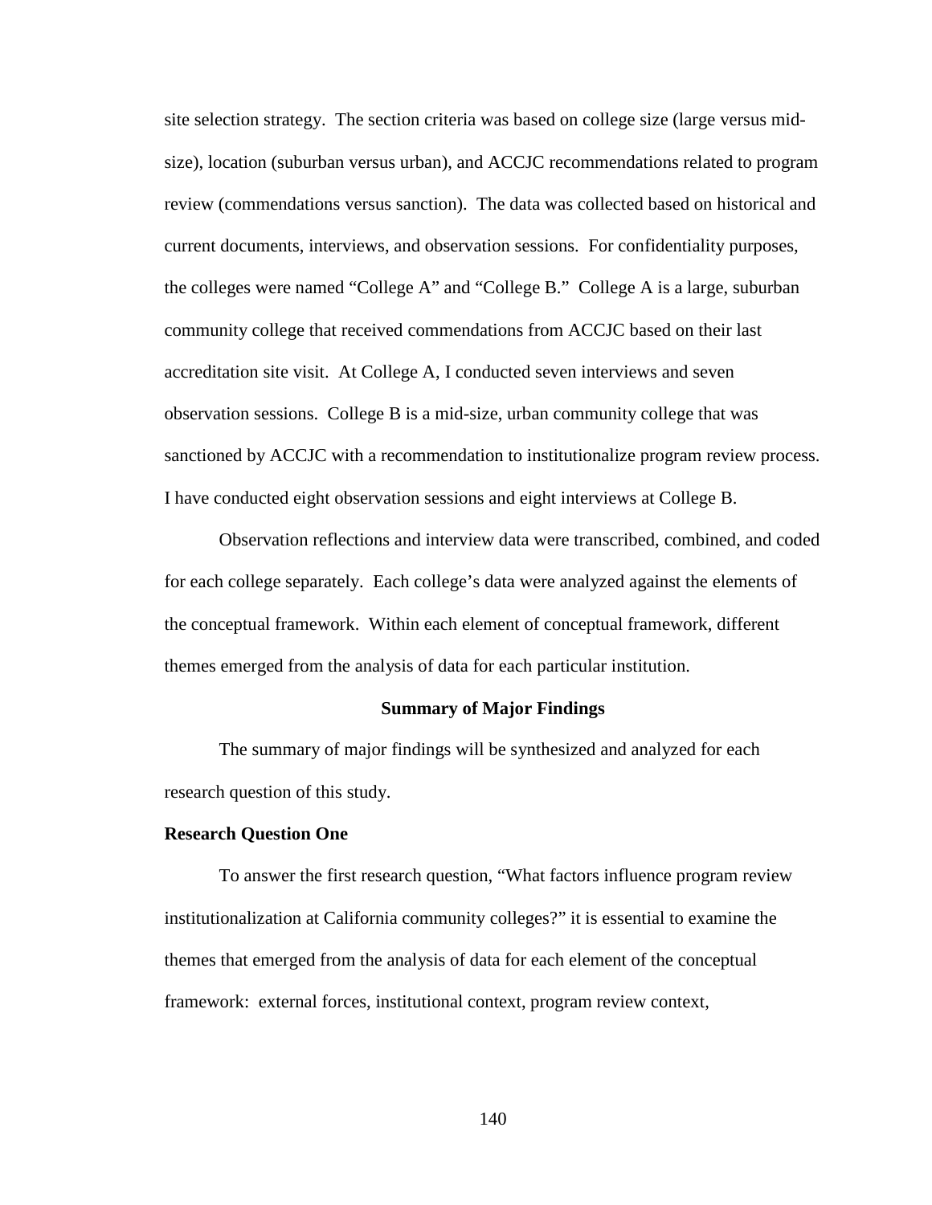site selection strategy. The section criteria was based on college size (large versus mid-size), location (suburban versus urban), and ACCJC recommendations related to program review (commendations versus sanction). The data was collected based on historical and current documents, interviews, and observation sessions. For confidentiality purposes, the colleges were named "College A" and "College B." College A is a large, suburban community college that received commendations from ACCJC based on their last accreditation site visit. At College A, I conducted seven interviews and seven observation sessions. College B is a mid-size, urban community college that was sanctioned by ACCJC with a recommendation to institutionalize program review process. I have conducted eight observation sessions and eight interviews at College B.

Observation reflections and interview data were transcribed, combined, and coded for each college separately. Each college's data were analyzed against the elements of the conceptual framework. Within each element of conceptual framework, different themes emerged from the analysis of data for each particular institution.

## Summary of Major Findings

The summary of major findings will be synthesized and analyzed for each research question of this study.

### Research Question One

To answer the first research question, "What factors influence program review institutionalization at California community colleges?" it is essential to examine the themes that emerged from the analysis of data for each element of the conceptual framework: external forces, institutional context, program review context,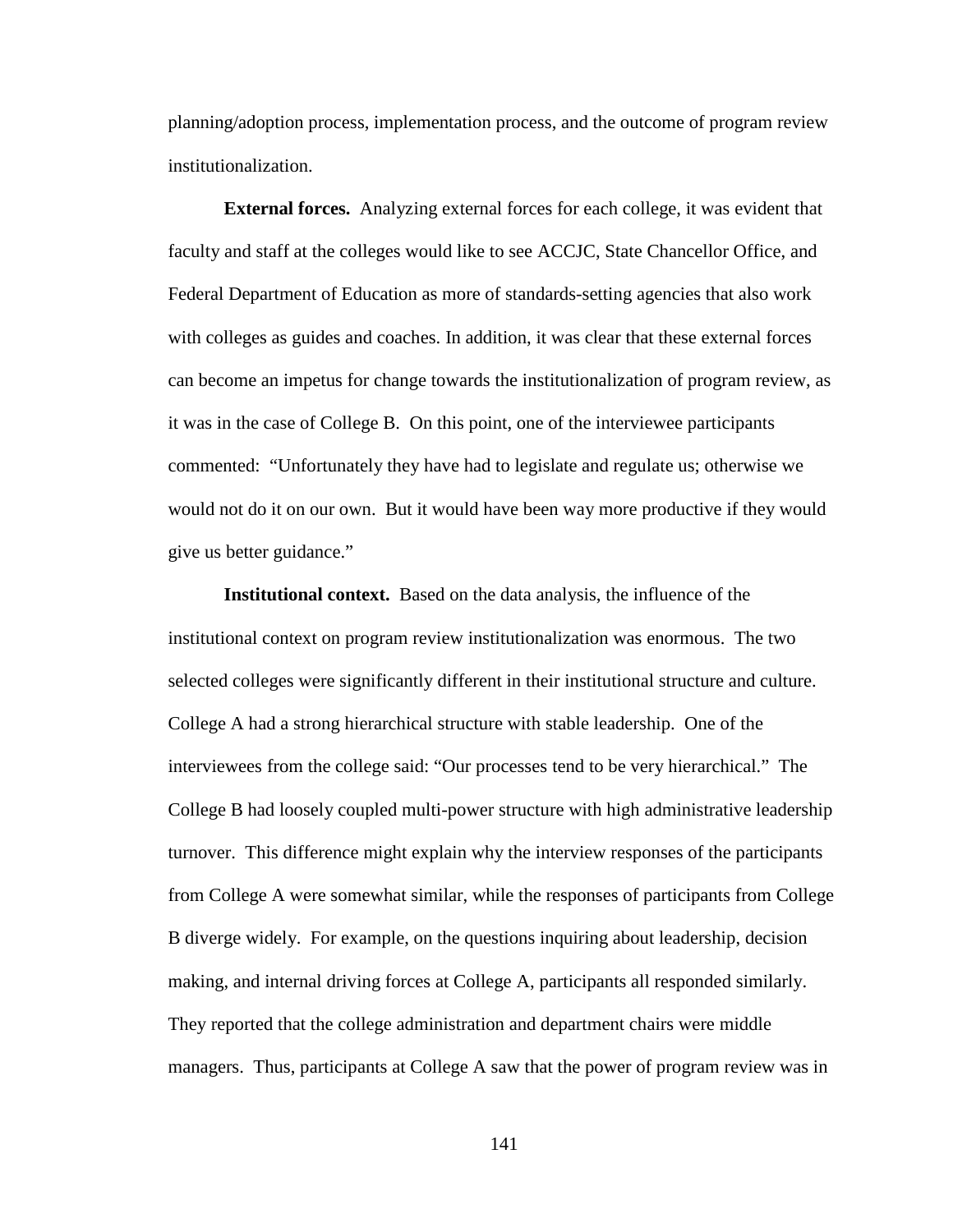planning/adoption process, implementation process, and the outcome of program review institutionalization.

**External forces.** Analyzing external forces for each college, it was evident that faculty and staff at the colleges would like to see ACCJC, State Chancellor Office, and Federal Department of Education as more of standards-setting agencies that also work with colleges as guides and coaches. In addition, it was clear that these external forces can become an impetus for change towards the institutionalization of program review, as it was in the case of College B. On this point, one of the interviewee participants commented: "Unfortunately they have had to legislate and regulate us; otherwise we would not do it on our own. But it would have been way more productive if they would give us better guidance."

**Institutional context.** Based on the data analysis, the influence of the institutional context on program review institutionalization was enormous. The two selected colleges were significantly different in their institutional structure and culture. College A had a strong hierarchical structure with stable leadership. One of the interviewees from the college said: "Our processes tend to be very hierarchical." The College B had loosely coupled multi-power structure with high administrative leadership turnover. This difference might explain why the interview responses of the participants from College A were somewhat similar, while the responses of participants from College B diverge widely. For example, on the questions inquiring about leadership, decision making, and internal driving forces at College A, participants all responded similarly. They reported that the college administration and department chairs were middle managers. Thus, participants at College A saw that the power of program review was in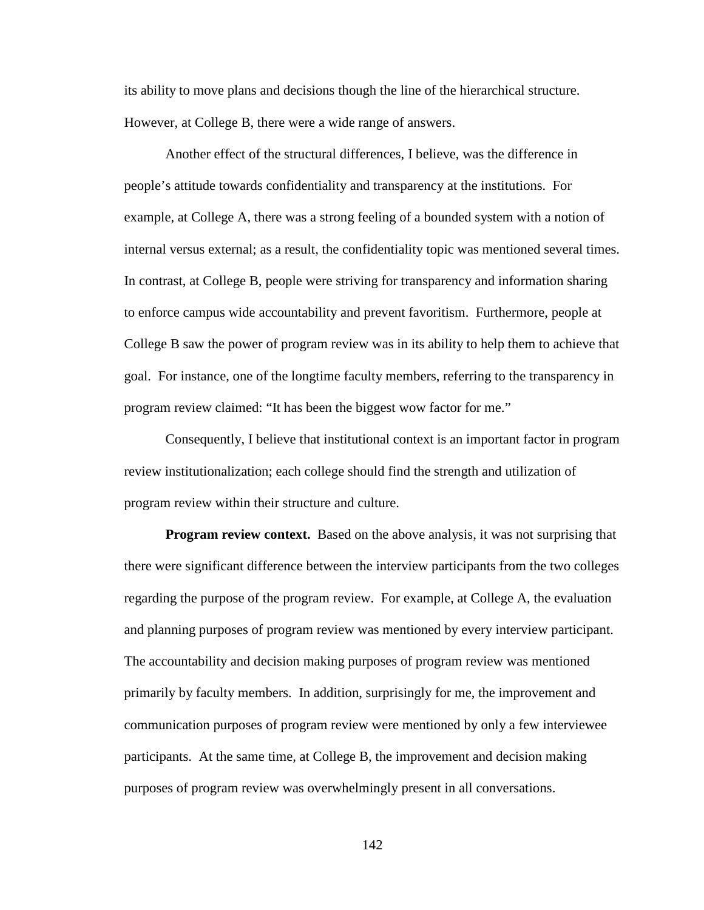its ability to move plans and decisions though the line of the hierarchical structure. However, at College B, there were a wide range of answers.

Another effect of the structural differences, I believe, was the difference in people's attitude towards confidentiality and transparency at the institutions. For example, at College A, there was a strong feeling of a bounded system with a notion of internal versus external; as a result, the confidentiality topic was mentioned several times. In contrast, at College B, people were striving for transparency and information sharing to enforce campus wide accountability and prevent favoritism. Furthermore, people at College B saw the power of program review was in its ability to help them to achieve that goal. For instance, one of the longtime faculty members, referring to the transparency in program review claimed: "It has been the biggest wow factor for me."

Consequently, I believe that institutional context is an important factor in program review institutionalization; each college should find the strength and utilization of program review within their structure and culture.

**Program review context.** Based on the above analysis, it was not surprising that there were significant difference between the interview participants from the two colleges regarding the purpose of the program review. For example, at College A, the evaluation and planning purposes of program review was mentioned by every interview participant. The accountability and decision making purposes of program review was mentioned primarily by faculty members. In addition, surprisingly for me, the improvement and communication purposes of program review were mentioned by only a few interviewee participants. At the same time, at College B, the improvement and decision making purposes of program review was overwhelmingly present in all conversations.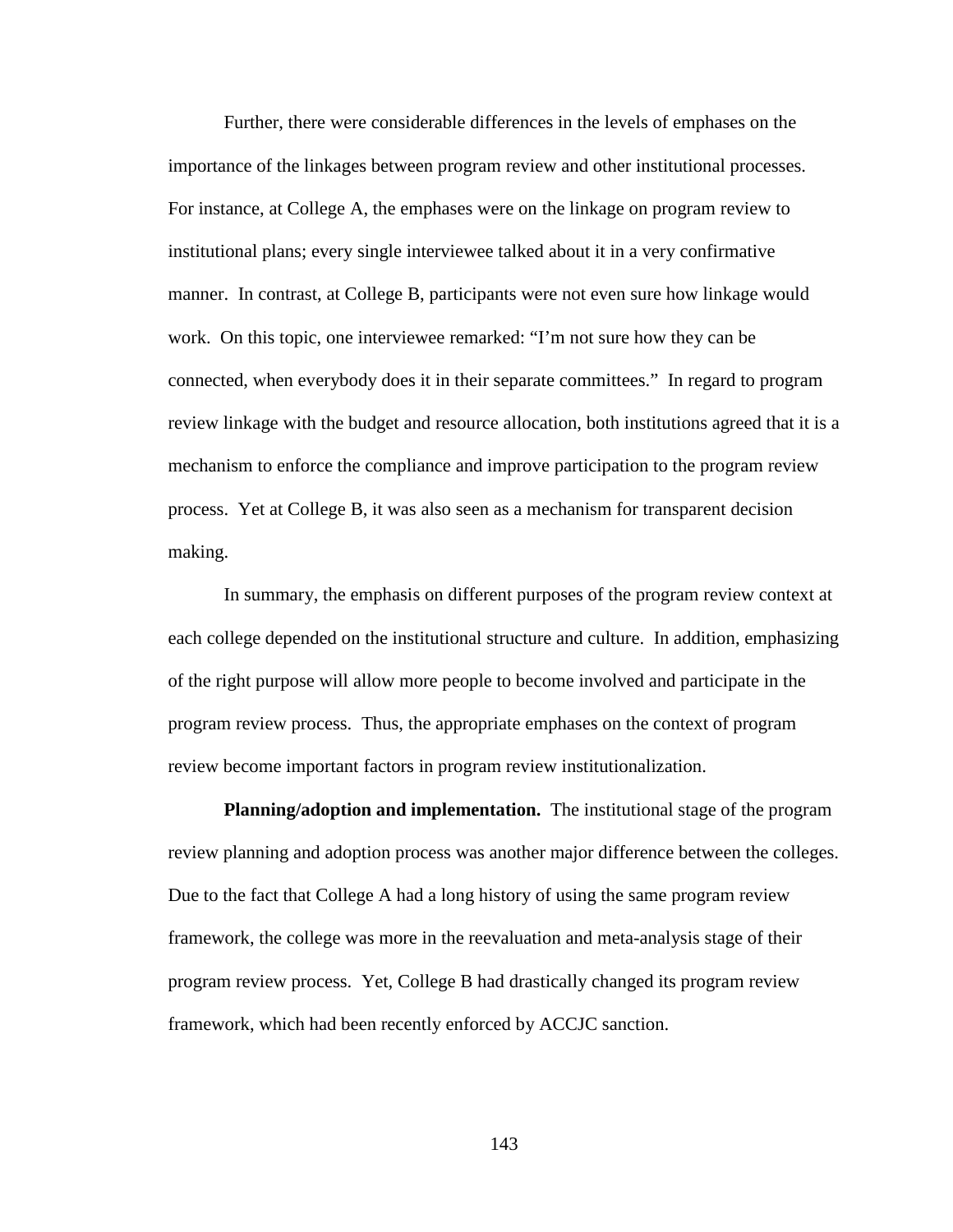Further, there were considerable differences in the levels of emphases on the importance of the linkages between program review and other institutional processes. For instance, at College A, the emphases were on the linkage on program review to institutional plans; every single interviewee talked about it in a very confirmative manner. In contrast, at College B, participants were not even sure how linkage would work. On this topic, one interviewee remarked: "I'm not sure how they can be connected, when everybody does it in their separate committees." In regard to program review linkage with the budget and resource allocation, both institutions agreed that it is a mechanism to enforce the compliance and improve participation to the program review process. Yet at College B, it was also seen as a mechanism for transparent decision making.

In summary, the emphasis on different purposes of the program review context at each college depended on the institutional structure and culture. In addition, emphasizing of the right purpose will allow more people to become involved and participate in the program review process. Thus, the appropriate emphases on the context of program review become important factors in program review institutionalization.

**Planning/adoption and implementation.** The institutional stage of the program review planning and adoption process was another major difference between the colleges. Due to the fact that College A had a long history of using the same program review framework, the college was more in the reevaluation and meta-analysis stage of their program review process. Yet, College B had drastically changed its program review framework, which had been recently enforced by ACCJC sanction.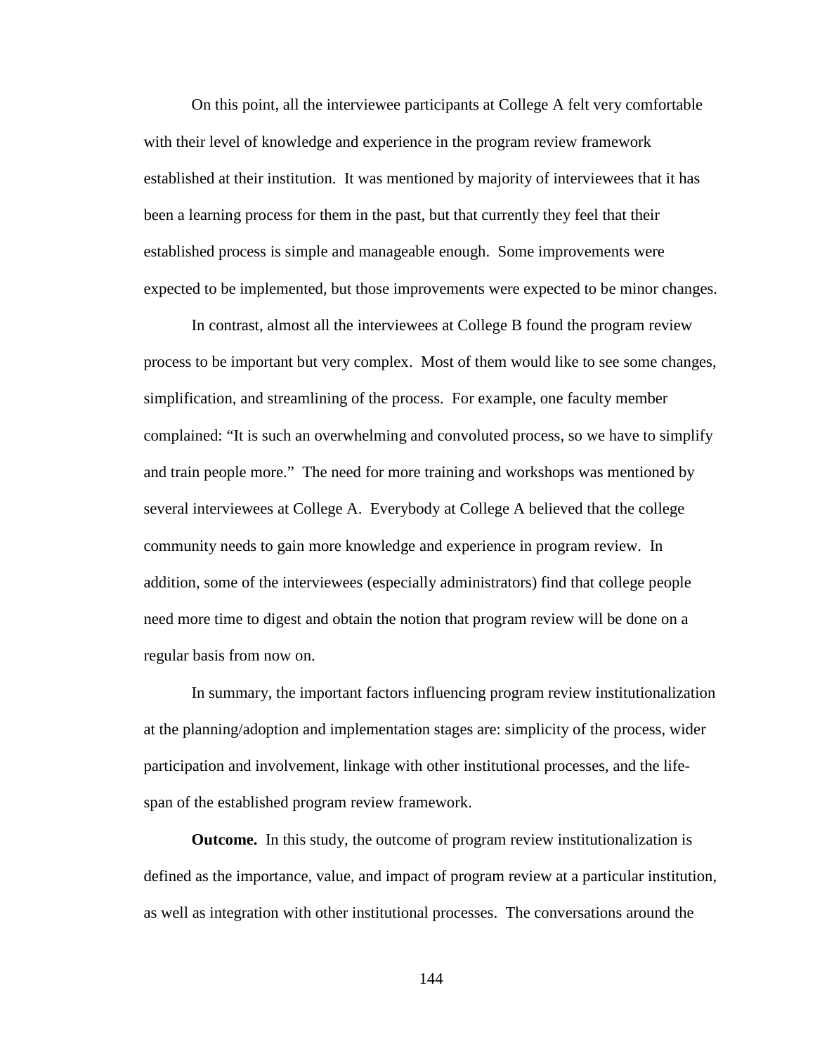On this point, all the interviewee participants at College A felt very comfortable with their level of knowledge and experience in the program review framework established at their institution. It was mentioned by majority of interviewees that it has been a learning process for them in the past, but that currently they feel that their established process is simple and manageable enough. Some improvements were expected to be implemented, but those improvements were expected to be minor changes.

In contrast, almost all the interviewees at College B found the program review process to be important but very complex. Most of them would like to see some changes, simplification, and streamlining of the process. For example, one faculty member complained: "It is such an overwhelming and convoluted process, so we have to simplify and train people more." The need for more training and workshops was mentioned by several interviewees at College A. Everybody at College A believed that the college community needs to gain more knowledge and experience in program review. In addition, some of the interviewees (especially administrators) find that college people need more time to digest and obtain the notion that program review will be done on a regular basis from now on.

In summary, the important factors influencing program review institutionalization at the planning/adoption and implementation stages are: simplicity of the process, wider participation and involvement, linkage with other institutional processes, and the life-span of the established program review framework.

**Outcome.** In this study, the outcome of program review institutionalization is defined as the importance, value, and impact of program review at a particular institution, as well as integration with other institutional processes. The conversations around the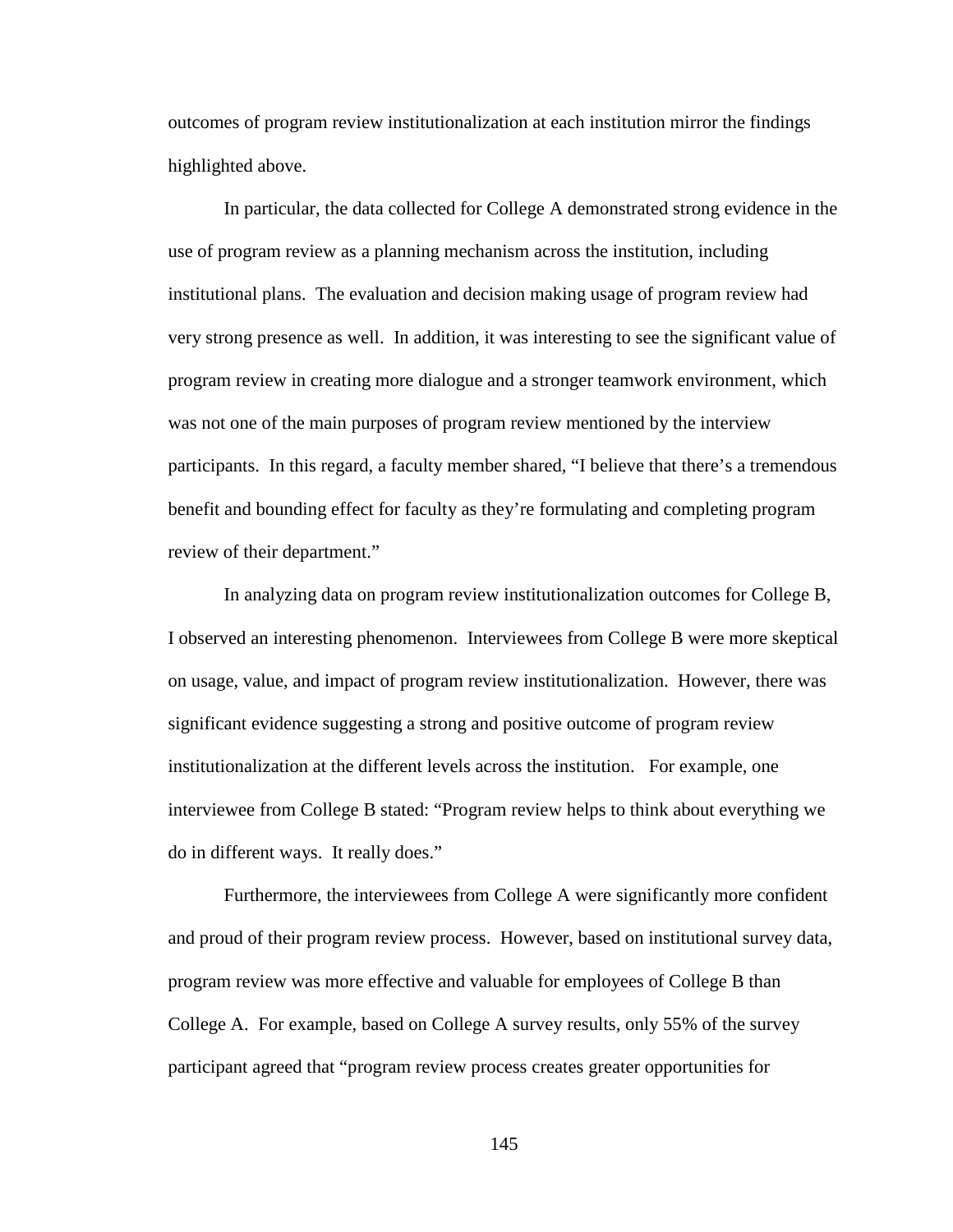outcomes of program review institutionalization at each institution mirror the findings highlighted above.

In particular, the data collected for College A demonstrated strong evidence in the use of program review as a planning mechanism across the institution, including institutional plans. The evaluation and decision making usage of program review had very strong presence as well. In addition, it was interesting to see the significant value of program review in creating more dialogue and a stronger teamwork environment, which was not one of the main purposes of program review mentioned by the interview participants. In this regard, a faculty member shared, "I believe that there's a tremendous benefit and bounding effect for faculty as they're formulating and completing program review of their department."

In analyzing data on program review institutionalization outcomes for College B, I observed an interesting phenomenon. Interviewees from College B were more skeptical on usage, value, and impact of program review institutionalization. However, there was significant evidence suggesting a strong and positive outcome of program review institutionalization at the different levels across the institution. For example, one interviewee from College B stated: "Program review helps to think about everything we do in different ways. It really does."

Furthermore, the interviewees from College A were significantly more confident and proud of their program review process. However, based on institutional survey data, program review was more effective and valuable for employees of College B than College A. For example, based on College A survey results, only 55% of the survey participant agreed that "program review process creates greater opportunities for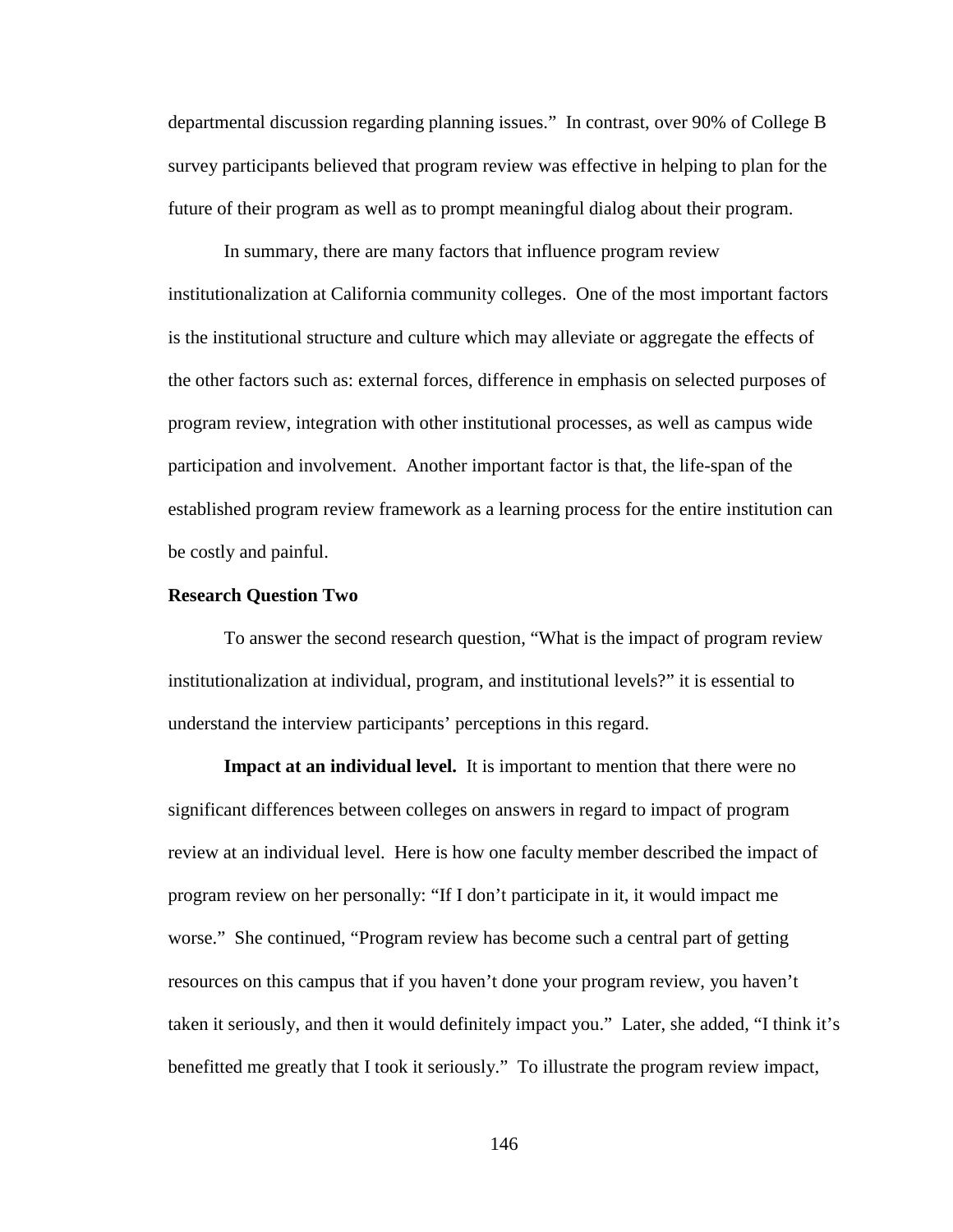departmental discussion regarding planning issues." In contrast, over 90% of College B survey participants believed that program review was effective in helping to plan for the future of their program as well as to prompt meaningful dialog about their program.

In summary, there are many factors that influence program review institutionalization at California community colleges. One of the most important factors is the institutional structure and culture which may alleviate or aggregate the effects of the other factors such as: external forces, difference in emphasis on selected purposes of program review, integration with other institutional processes, as well as campus wide participation and involvement. Another important factor is that, the life-span of the established program review framework as a learning process for the entire institution can be costly and painful.

### Research Question Two

To answer the second research question, "What is the impact of program review institutionalization at individual, program, and institutional levels?" it is essential to understand the interview participants' perceptions in this regard.

**Impact at an individual level.** It is important to mention that there were no significant differences between colleges on answers in regard to impact of program review at an individual level. Here is how one faculty member described the impact of program review on her personally: "If I don't participate in it, it would impact me worse." She continued, "Program review has become such a central part of getting resources on this campus that if you haven't done your program review, you haven't taken it seriously, and then it would definitely impact you." Later, she added, "I think it's benefitted me greatly that I took it seriously." To illustrate the program review impact,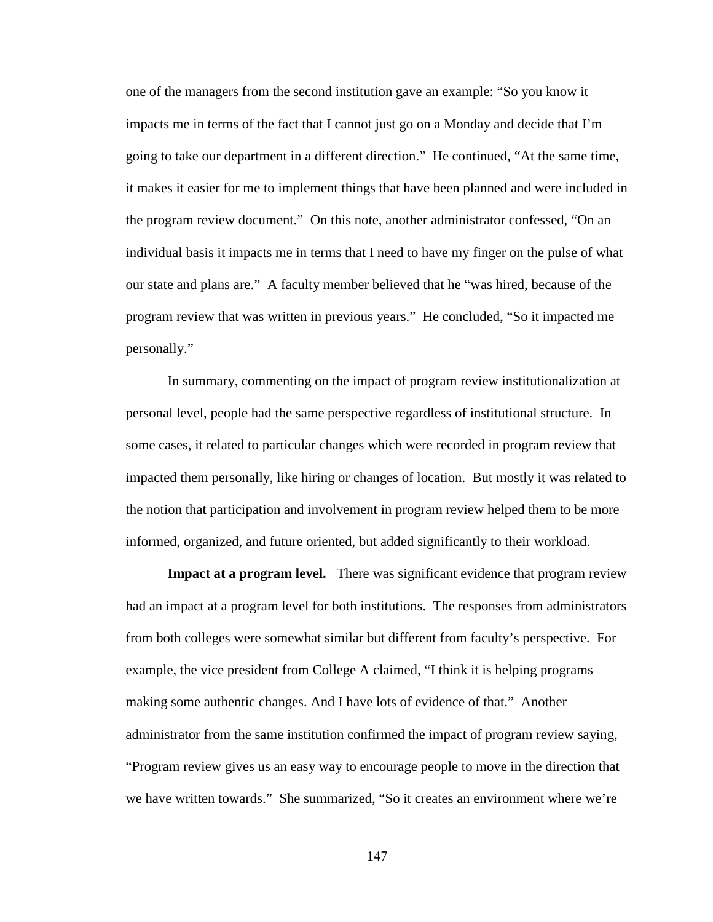one of the managers from the second institution gave an example: "So you know it impacts me in terms of the fact that I cannot just go on a Monday and decide that I'm going to take our department in a different direction." He continued, "At the same time, it makes it easier for me to implement things that have been planned and were included in the program review document." On this note, another administrator confessed, "On an individual basis it impacts me in terms that I need to have my finger on the pulse of what our state and plans are." A faculty member believed that he "was hired, because of the program review that was written in previous years." He concluded, "So it impacted me personally."

In summary, commenting on the impact of program review institutionalization at personal level, people had the same perspective regardless of institutional structure. In some cases, it related to particular changes which were recorded in program review that impacted them personally, like hiring or changes of location. But mostly it was related to the notion that participation and involvement in program review helped them to be more informed, organized, and future oriented, but added significantly to their workload.

**Impact at a program level.** There was significant evidence that program review had an impact at a program level for both institutions. The responses from administrators from both colleges were somewhat similar but different from faculty's perspective. For example, the vice president from College A claimed, "I think it is helping programs making some authentic changes. And I have lots of evidence of that." Another administrator from the same institution confirmed the impact of program review saying, "Program review gives us an easy way to encourage people to move in the direction that we have written towards." She summarized, "So it creates an environment where we're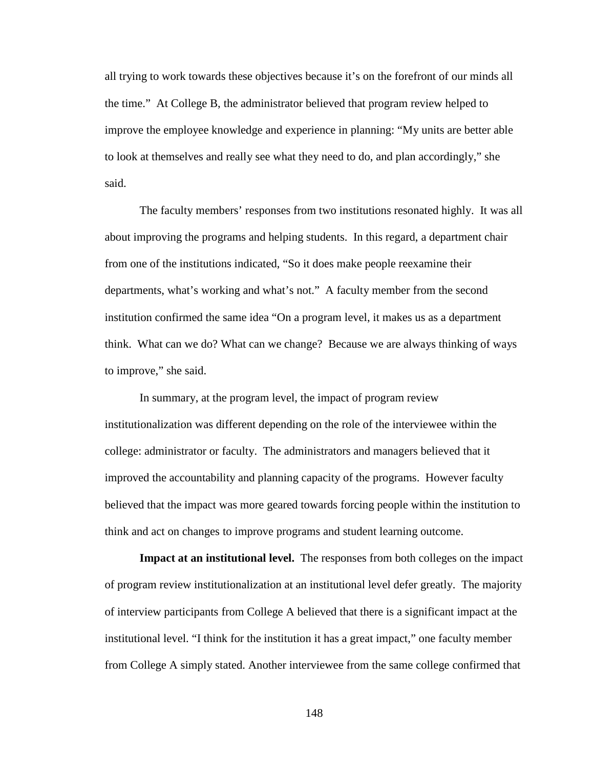all trying to work towards these objectives because it's on the forefront of our minds all the time." At College B, the administrator believed that program review helped to improve the employee knowledge and experience in planning: "My units are better able to look at themselves and really see what they need to do, and plan accordingly," she said.

The faculty members' responses from two institutions resonated highly. It was all about improving the programs and helping students. In this regard, a department chair from one of the institutions indicated, "So it does make people reexamine their departments, what's working and what's not." A faculty member from the second institution confirmed the same idea "On a program level, it makes us as a department think. What can we do? What can we change? Because we are always thinking of ways to improve," she said.

In summary, at the program level, the impact of program review institutionalization was different depending on the role of the interviewee within the college: administrator or faculty. The administrators and managers believed that it improved the accountability and planning capacity of the programs. However faculty believed that the impact was more geared towards forcing people within the institution to think and act on changes to improve programs and student learning outcome.

**Impact at an institutional level.** The responses from both colleges on the impact of program review institutionalization at an institutional level defer greatly. The majority of interview participants from College A believed that there is a significant impact at the institutional level. "I think for the institution it has a great impact," one faculty member from College A simply stated. Another interviewee from the same college confirmed that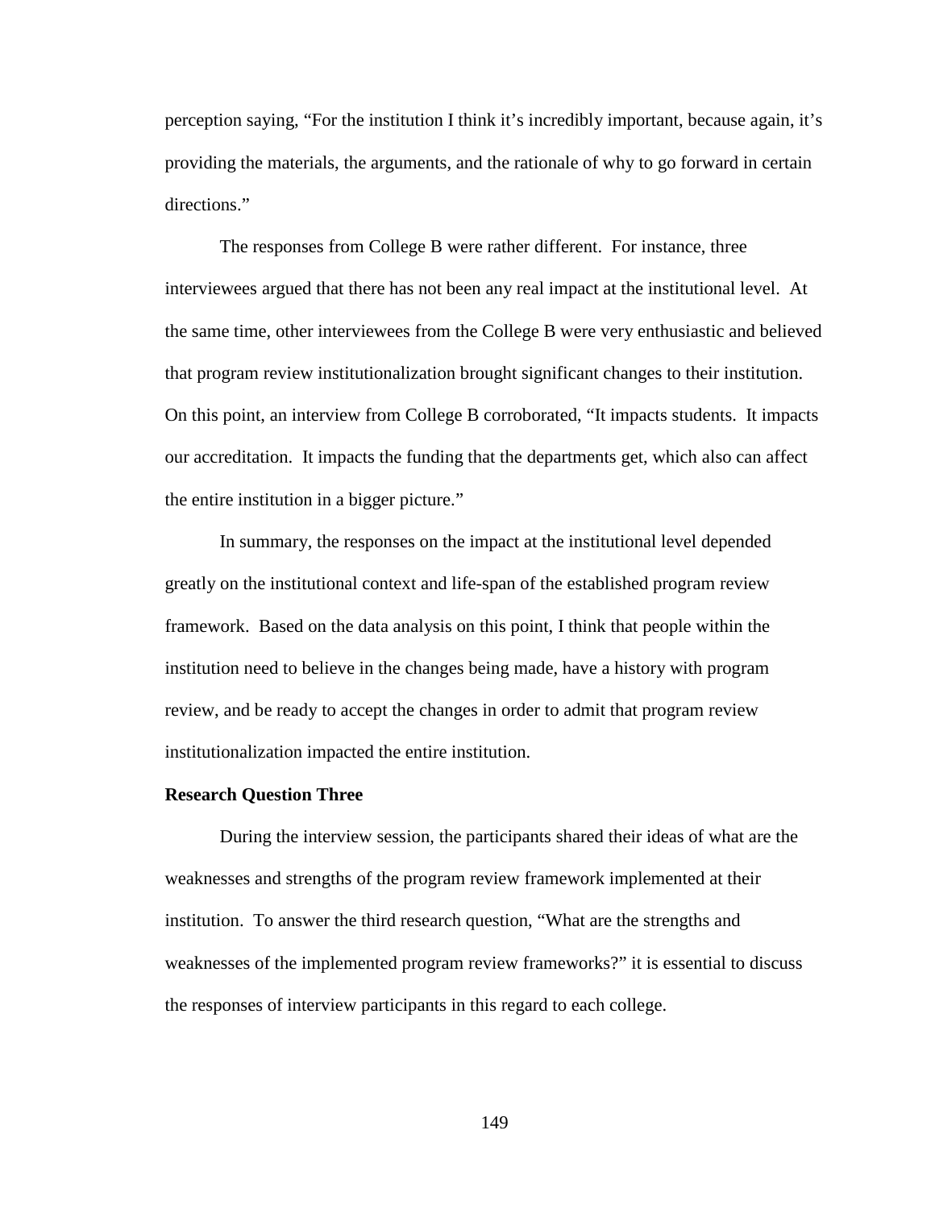perception saying, "For the institution I think it's incredibly important, because again, it's providing the materials, the arguments, and the rationale of why to go forward in certain directions."

The responses from College B were rather different. For instance, three interviewees argued that there has not been any real impact at the institutional level. At the same time, other interviewees from the College B were very enthusiastic and believed that program review institutionalization brought significant changes to their institution. On this point, an interview from College B corroborated, "It impacts students. It impacts our accreditation. It impacts the funding that the departments get, which also can affect the entire institution in a bigger picture."

In summary, the responses on the impact at the institutional level depended greatly on the institutional context and life-span of the established program review framework. Based on the data analysis on this point, I think that people within the institution need to believe in the changes being made, have a history with program review, and be ready to accept the changes in order to admit that program review institutionalization impacted the entire institution.

**Research Question Three**

During the interview session, the participants shared their ideas of what are the weaknesses and strengths of the program review framework implemented at their institution. To answer the third research question, "What are the strengths and weaknesses of the implemented program review frameworks?" it is essential to discuss the responses of interview participants in this regard to each college.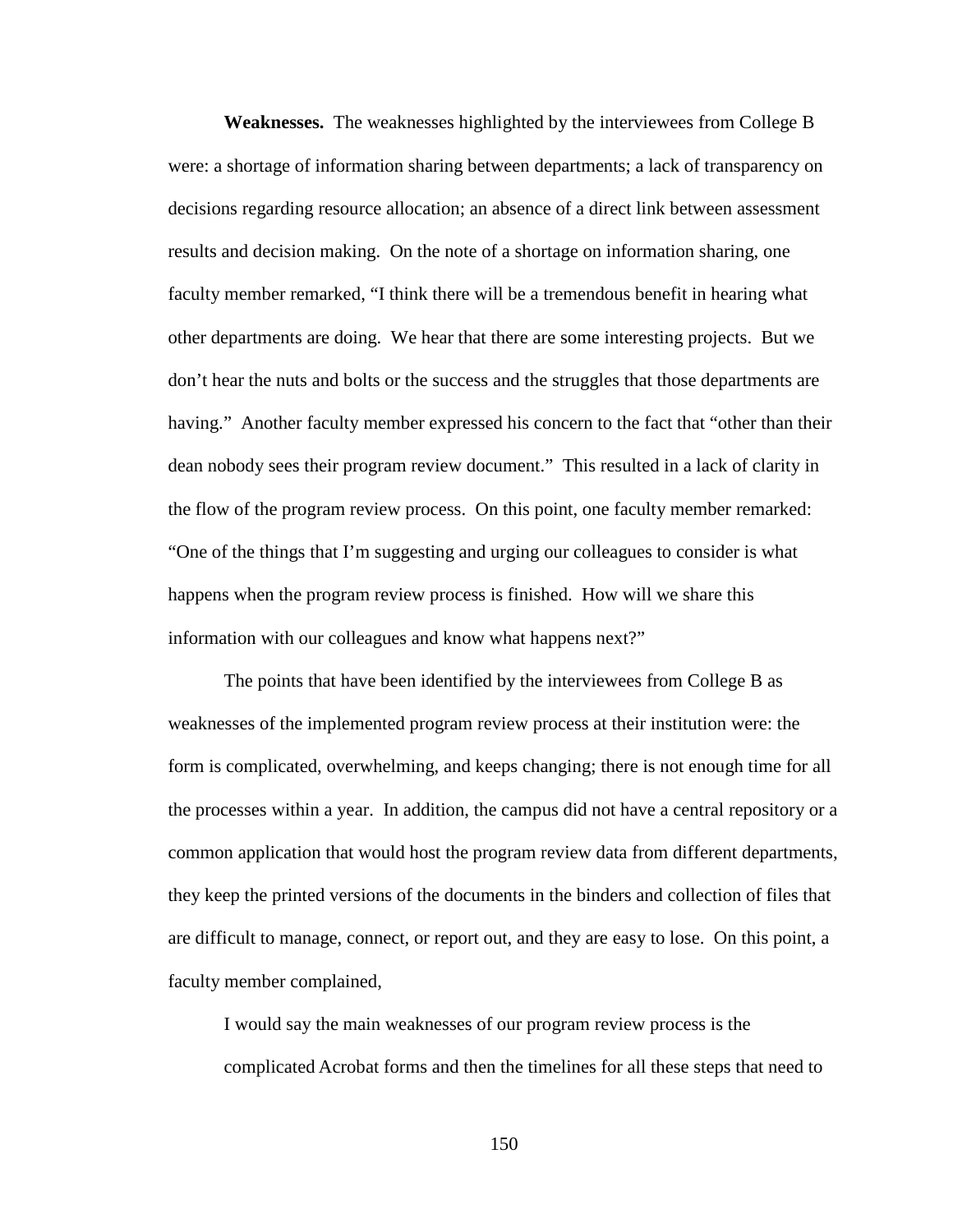**Weaknesses.** The weaknesses highlighted by the interviewees from College B were: a shortage of information sharing between departments; a lack of transparency on decisions regarding resource allocation; an absence of a direct link between assessment results and decision making. On the note of a shortage on information sharing, one faculty member remarked, "I think there will be a tremendous benefit in hearing what other departments are doing. We hear that there are some interesting projects. But we don't hear the nuts and bolts or the success and the struggles that those departments are having." Another faculty member expressed his concern to the fact that "other than their dean nobody sees their program review document." This resulted in a lack of clarity in the flow of the program review process. On this point, one faculty member remarked: "One of the things that I'm suggesting and urging our colleagues to consider is what happens when the program review process is finished. How will we share this information with our colleagues and know what happens next?"

The points that have been identified by the interviewees from College B as weaknesses of the implemented program review process at their institution were: the form is complicated, overwhelming, and keeps changing; there is not enough time for all the processes within a year. In addition, the campus did not have a central repository or a common application that would host the program review data from different departments, they keep the printed versions of the documents in the binders and collection of files that are difficult to manage, connect, or report out, and they are easy to lose. On this point, a faculty member complained,

> I would say the main weaknesses of our program review process is the complicated Acrobat forms and then the timelines for all these steps that need to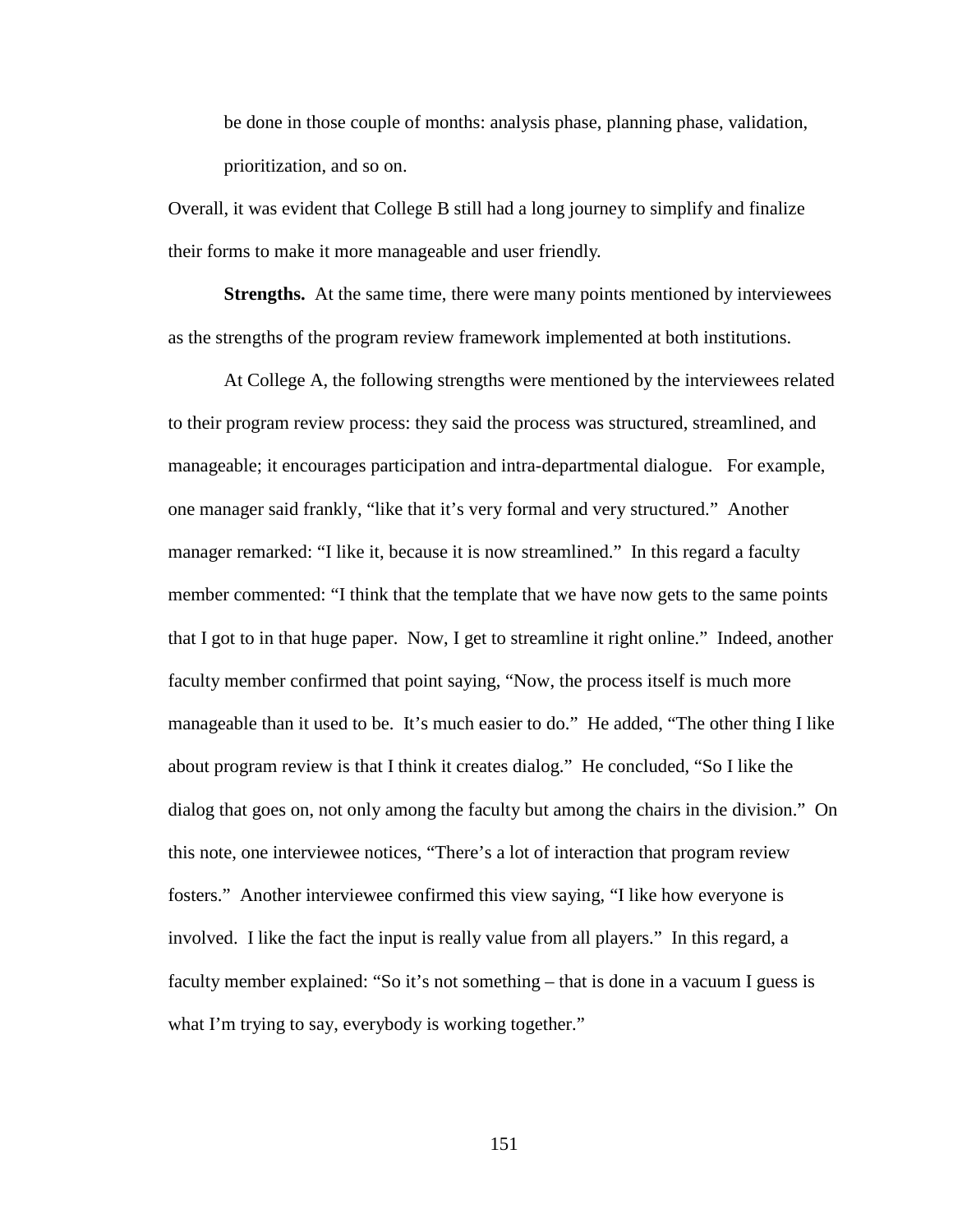> be done in those couple of months: analysis phase, planning phase, validation, prioritization, and so on.

Overall, it was evident that College B still had a long journey to simplify and finalize their forms to make it more manageable and user friendly.

**Strengths.** At the same time, there were many points mentioned by interviewees as the strengths of the program review framework implemented at both institutions.

At College A, the following strengths were mentioned by the interviewees related to their program review process: they said the process was structured, streamlined, and manageable; it encourages participation and intra-departmental dialogue. For example, one manager said frankly, "like that it's very formal and very structured." Another manager remarked: "I like it, because it is now streamlined." In this regard a faculty member commented: "I think that the template that we have now gets to the same points that I got to in that huge paper. Now, I get to streamline it right online." Indeed, another faculty member confirmed that point saying, "Now, the process itself is much more manageable than it used to be. It's much easier to do." He added, "The other thing I like about program review is that I think it creates dialog." He concluded, "So I like the dialog that goes on, not only among the faculty but among the chairs in the division." On this note, one interviewee notices, "There's a lot of interaction that program review fosters." Another interviewee confirmed this view saying, "I like how everyone is involved. I like the fact the input is really value from all players." In this regard, a faculty member explained: "So it's not something – that is done in a vacuum I guess is what I'm trying to say, everybody is working together."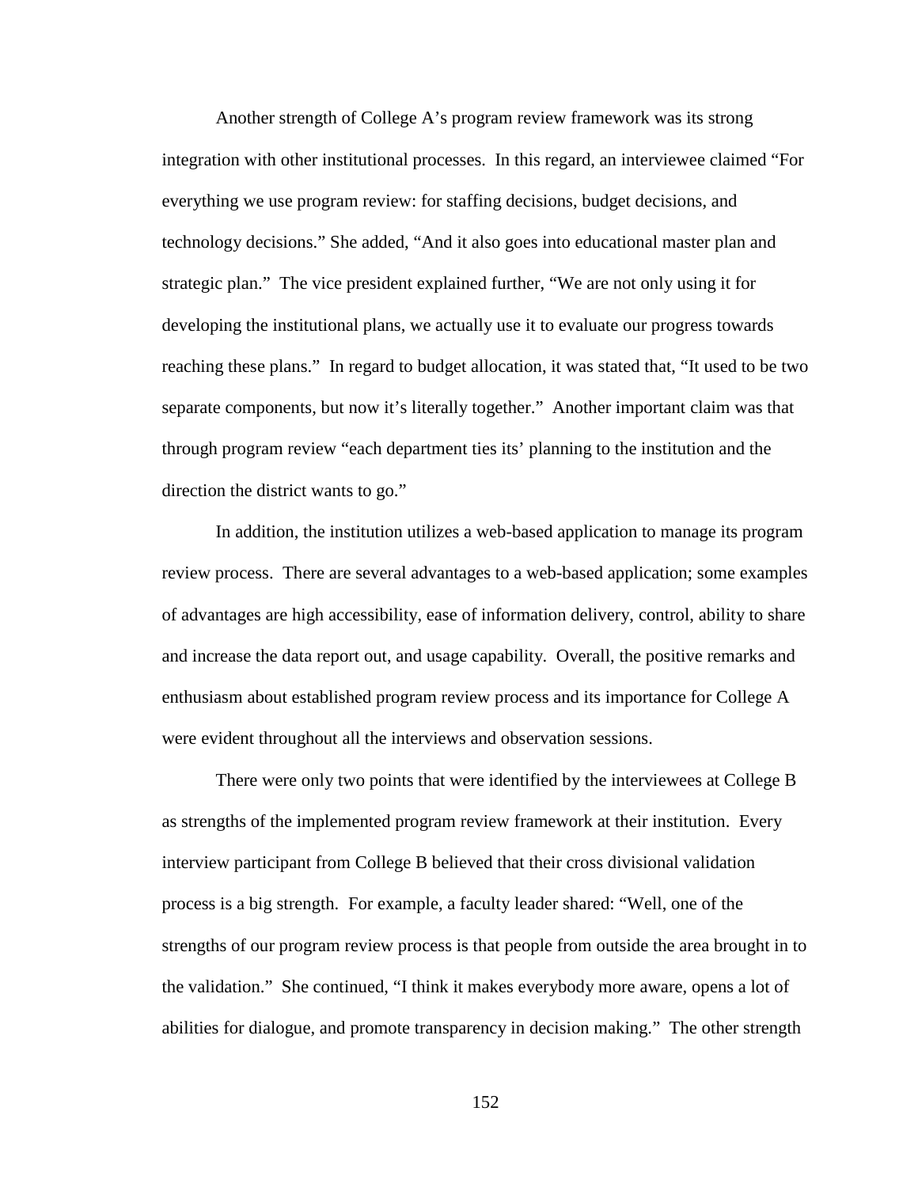Another strength of College A's program review framework was its strong integration with other institutional processes. In this regard, an interviewee claimed "For everything we use program review: for staffing decisions, budget decisions, and technology decisions." She added, "And it also goes into educational master plan and strategic plan." The vice president explained further, "We are not only using it for developing the institutional plans, we actually use it to evaluate our progress towards reaching these plans." In regard to budget allocation, it was stated that, "It used to be two separate components, but now it's literally together." Another important claim was that through program review "each department ties its' planning to the institution and the direction the district wants to go."

In addition, the institution utilizes a web-based application to manage its program review process. There are several advantages to a web-based application; some examples of advantages are high accessibility, ease of information delivery, control, ability to share and increase the data report out, and usage capability. Overall, the positive remarks and enthusiasm about established program review process and its importance for College A were evident throughout all the interviews and observation sessions.

There were only two points that were identified by the interviewees at College B as strengths of the implemented program review framework at their institution. Every interview participant from College B believed that their cross divisional validation process is a big strength. For example, a faculty leader shared: "Well, one of the strengths of our program review process is that people from outside the area brought in to the validation." She continued, "I think it makes everybody more aware, opens a lot of abilities for dialogue, and promote transparency in decision making." The other strength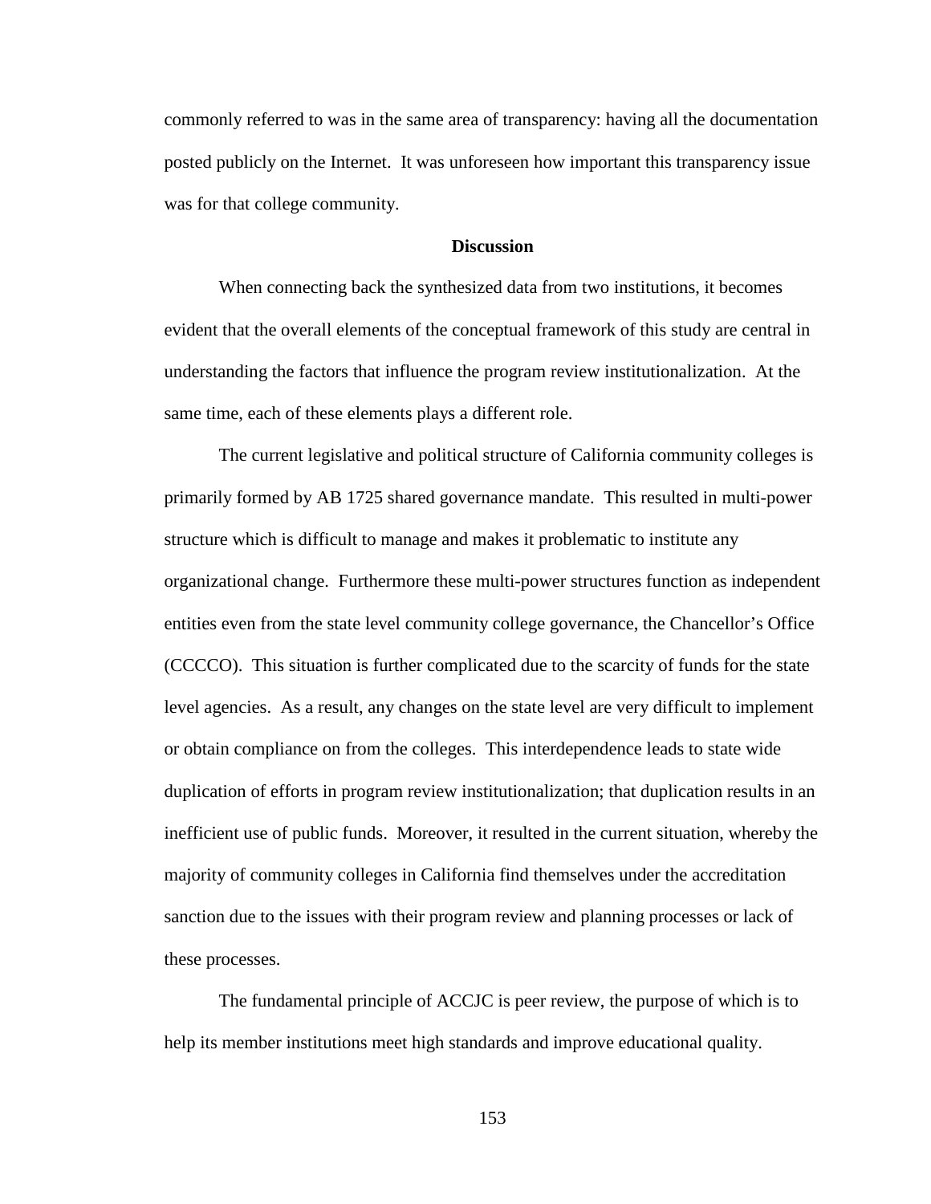commonly referred to was in the same area of transparency: having all the documentation posted publicly on the Internet. It was unforeseen how important this transparency issue was for that college community.

## Discussion

When connecting back the synthesized data from two institutions, it becomes evident that the overall elements of the conceptual framework of this study are central in understanding the factors that influence the program review institutionalization. At the same time, each of these elements plays a different role.

The current legislative and political structure of California community colleges is primarily formed by AB 1725 shared governance mandate. This resulted in multi-power structure which is difficult to manage and makes it problematic to institute any organizational change. Furthermore these multi-power structures function as independent entities even from the state level community college governance, the Chancellor's Office (CCCCO). This situation is further complicated due to the scarcity of funds for the state level agencies. As a result, any changes on the state level are very difficult to implement or obtain compliance on from the colleges. This interdependence leads to state wide duplication of efforts in program review institutionalization; that duplication results in an inefficient use of public funds. Moreover, it resulted in the current situation, whereby the majority of community colleges in California find themselves under the accreditation sanction due to the issues with their program review and planning processes or lack of these processes.

The fundamental principle of ACCJC is peer review, the purpose of which is to help its member institutions meet high standards and improve educational quality.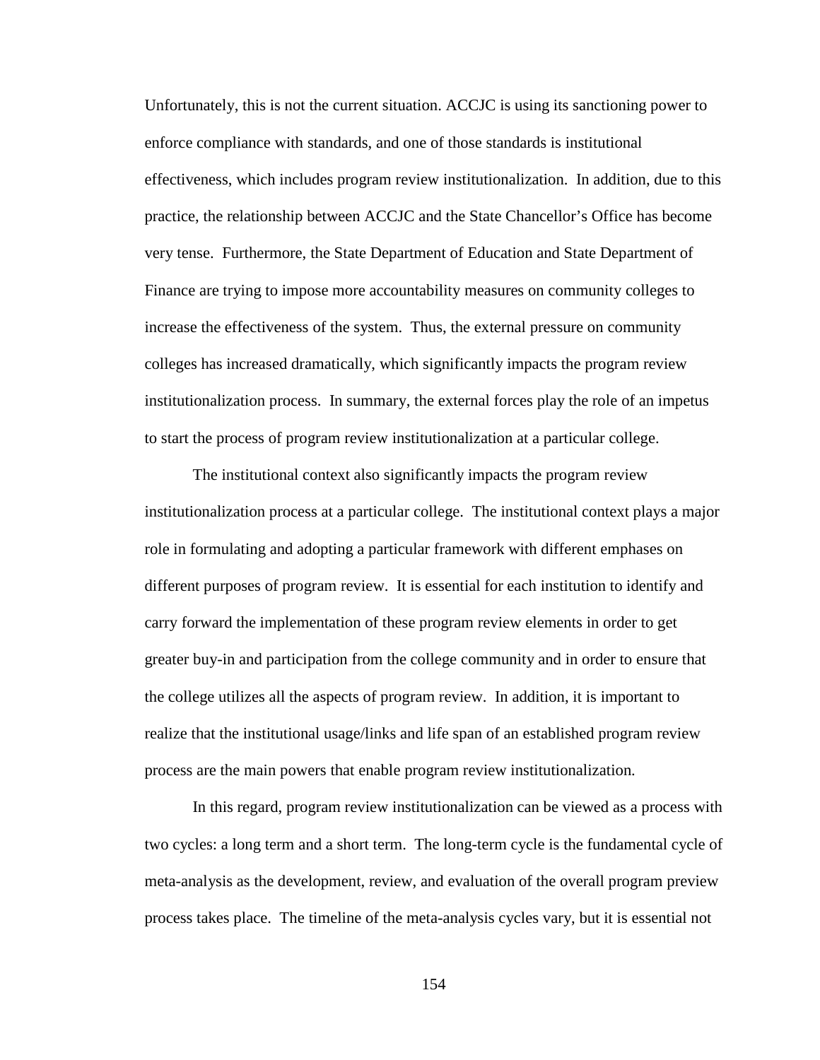Unfortunately, this is not the current situation. ACCJC is using its sanctioning power to enforce compliance with standards, and one of those standards is institutional effectiveness, which includes program review institutionalization. In addition, due to this practice, the relationship between ACCJC and the State Chancellor's Office has become very tense. Furthermore, the State Department of Education and State Department of Finance are trying to impose more accountability measures on community colleges to increase the effectiveness of the system. Thus, the external pressure on community colleges has increased dramatically, which significantly impacts the program review institutionalization process. In summary, the external forces play the role of an impetus to start the process of program review institutionalization at a particular college.

The institutional context also significantly impacts the program review institutionalization process at a particular college. The institutional context plays a major role in formulating and adopting a particular framework with different emphases on different purposes of program review. It is essential for each institution to identify and carry forward the implementation of these program review elements in order to get greater buy-in and participation from the college community and in order to ensure that the college utilizes all the aspects of program review. In addition, it is important to realize that the institutional usage/links and life span of an established program review process are the main powers that enable program review institutionalization.

In this regard, program review institutionalization can be viewed as a process with two cycles: a long term and a short term. The long-term cycle is the fundamental cycle of meta-analysis as the development, review, and evaluation of the overall program preview process takes place. The timeline of the meta-analysis cycles vary, but it is essential not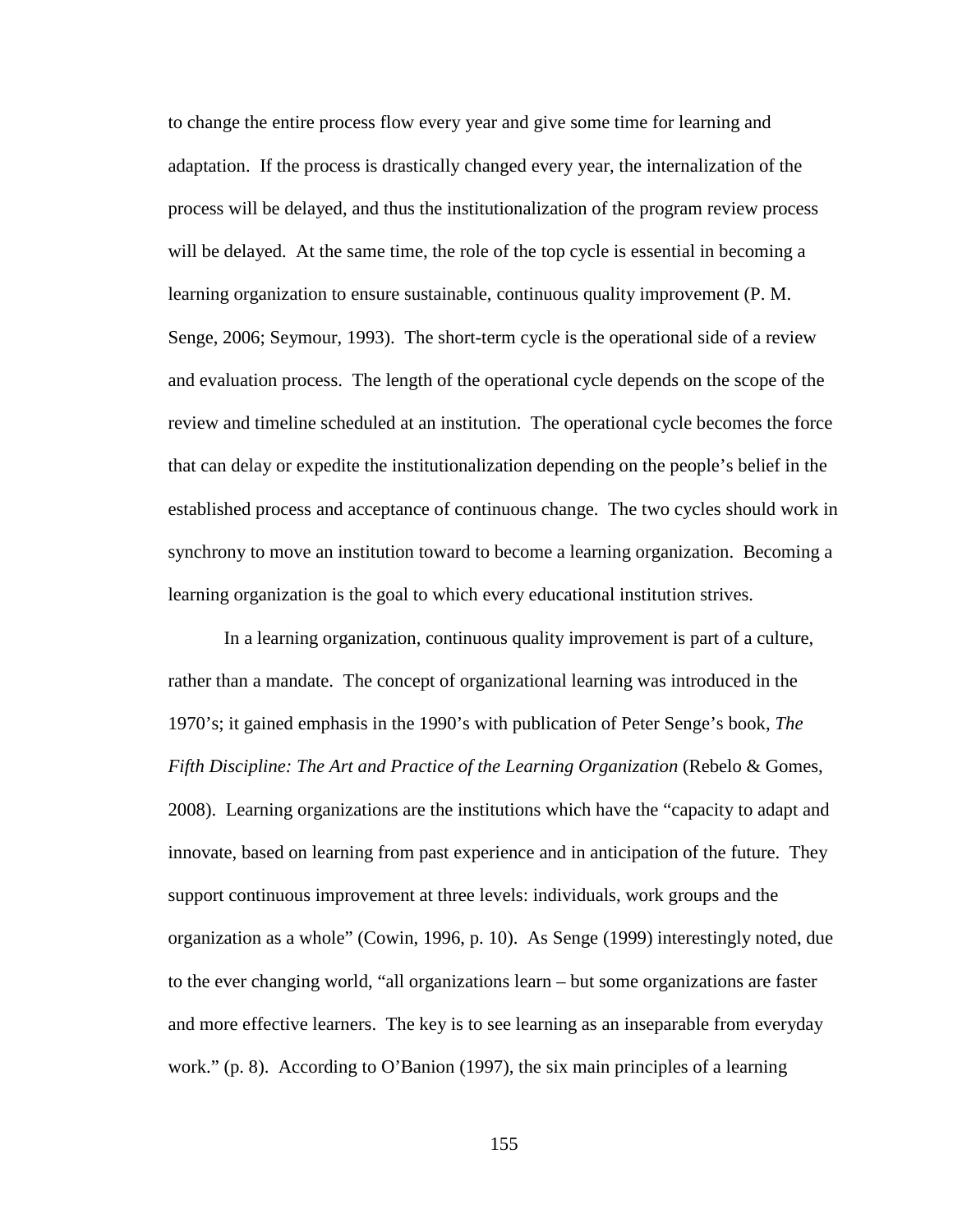to change the entire process flow every year and give some time for learning and adaptation. If the process is drastically changed every year, the internalization of the process will be delayed, and thus the institutionalization of the program review process will be delayed. At the same time, the role of the top cycle is essential in becoming a learning organization to ensure sustainable, continuous quality improvement (P. M. Senge, 2006; Seymour, 1993). The short-term cycle is the operational side of a review and evaluation process. The length of the operational cycle depends on the scope of the review and timeline scheduled at an institution. The operational cycle becomes the force that can delay or expedite the institutionalization depending on the people's belief in the established process and acceptance of continuous change. The two cycles should work in synchrony to move an institution toward to become a learning organization. Becoming a learning organization is the goal to which every educational institution strives.

In a learning organization, continuous quality improvement is part of a culture, rather than a mandate. The concept of organizational learning was introduced in the 1970's; it gained emphasis in the 1990's with publication of Peter Senge's book, *The Fifth Discipline: The Art and Practice of the Learning Organization* (Rebelo & Gomes, 2008). Learning organizations are the institutions which have the "capacity to adapt and innovate, based on learning from past experience and in anticipation of the future. They support continuous improvement at three levels: individuals, work groups and the organization as a whole" (Cowin, 1996, p. 10). As Senge (1999) interestingly noted, due to the ever changing world, "all organizations learn – but some organizations are faster and more effective learners. The key is to see learning as an inseparable from everyday work." (p. 8). According to O'Banion (1997), the six main principles of a learning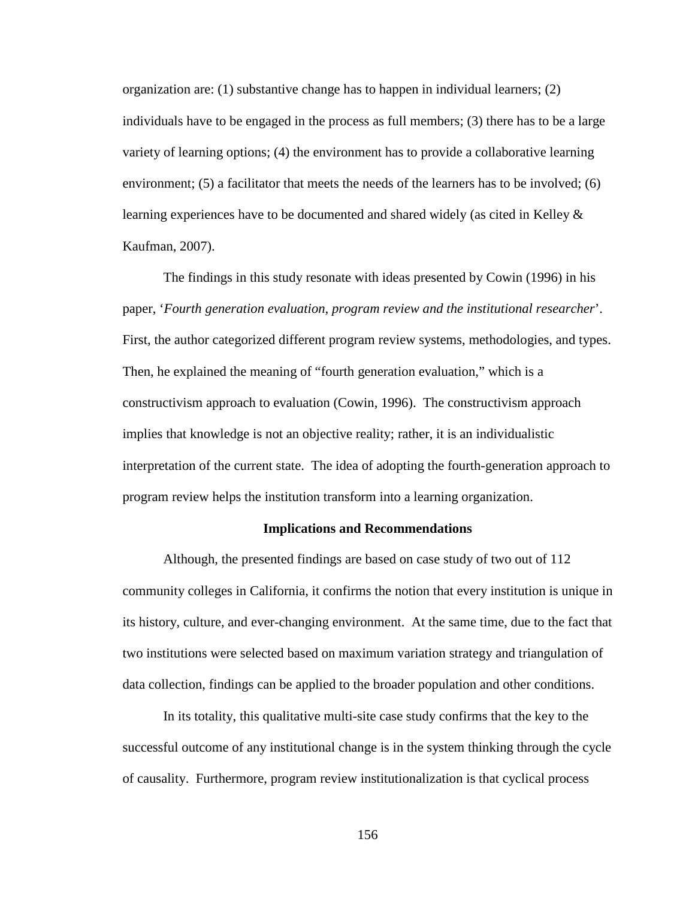organization are: (1) substantive change has to happen in individual learners; (2) individuals have to be engaged in the process as full members; (3) there has to be a large variety of learning options; (4) the environment has to provide a collaborative learning environment; (5) a facilitator that meets the needs of the learners has to be involved; (6) learning experiences have to be documented and shared widely (as cited in Kelley & Kaufman, 2007).

The findings in this study resonate with ideas presented by Cowin (1996) in his paper, '*Fourth generation evaluation, program review and the institutional researcher*'. First, the author categorized different program review systems, methodologies, and types. Then, he explained the meaning of "fourth generation evaluation," which is a constructivism approach to evaluation (Cowin, 1996). The constructivism approach implies that knowledge is not an objective reality; rather, it is an individualistic interpretation of the current state. The idea of adopting the fourth-generation approach to program review helps the institution transform into a learning organization.

**Implications and Recommendations**

Although, the presented findings are based on case study of two out of 112 community colleges in California, it confirms the notion that every institution is unique in its history, culture, and ever-changing environment. At the same time, due to the fact that two institutions were selected based on maximum variation strategy and triangulation of data collection, findings can be applied to the broader population and other conditions.

In its totality, this qualitative multi-site case study confirms that the key to the successful outcome of any institutional change is in the system thinking through the cycle of causality. Furthermore, program review institutionalization is that cyclical process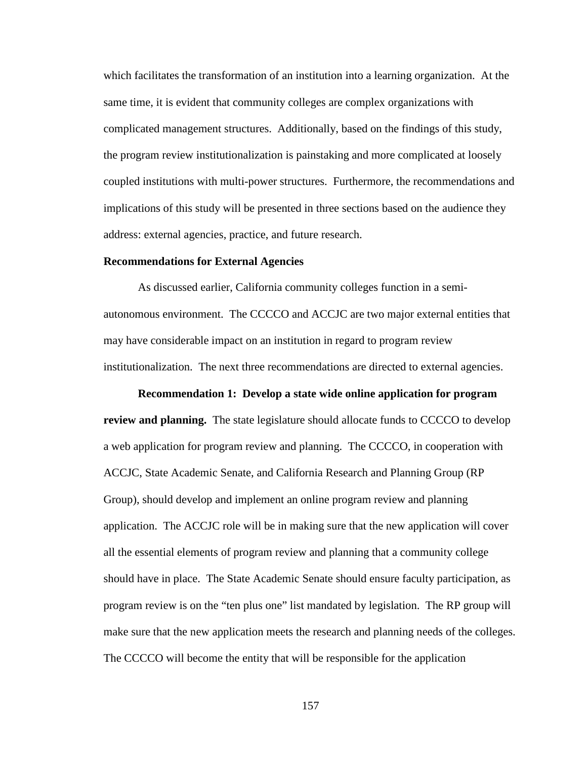which facilitates the transformation of an institution into a learning organization. At the same time, it is evident that community colleges are complex organizations with complicated management structures. Additionally, based on the findings of this study, the program review institutionalization is painstaking and more complicated at loosely coupled institutions with multi-power structures. Furthermore, the recommendations and implications of this study will be presented in three sections based on the audience they address: external agencies, practice, and future research.

## Recommendations for External Agencies

As discussed earlier, California community colleges function in a semi-autonomous environment. The CCCCO and ACCJC are two major external entities that may have considerable impact on an institution in regard to program review institutionalization. The next three recommendations are directed to external agencies.

**Recommendation 1: Develop a state wide online application for program review and planning.** The state legislature should allocate funds to CCCCO to develop a web application for program review and planning. The CCCCO, in cooperation with ACCJC, State Academic Senate, and California Research and Planning Group (RP Group), should develop and implement an online program review and planning application. The ACCJC role will be in making sure that the new application will cover all the essential elements of program review and planning that a community college should have in place. The State Academic Senate should ensure faculty participation, as program review is on the "ten plus one" list mandated by legislation. The RP group will make sure that the new application meets the research and planning needs of the colleges. The CCCCO will become the entity that will be responsible for the application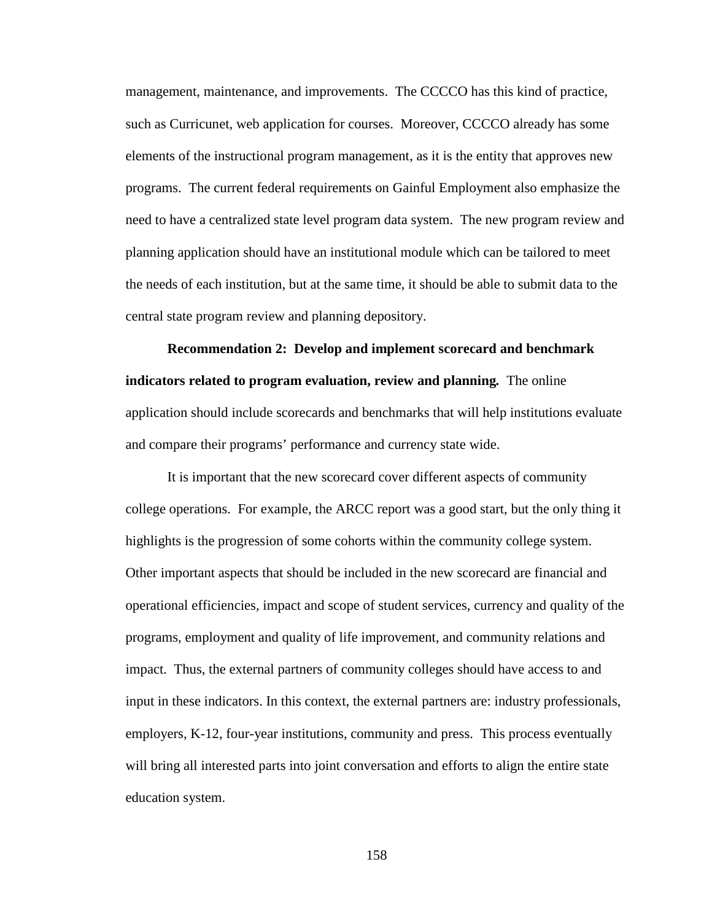management, maintenance, and improvements. The CCCCO has this kind of practice, such as Curricunet, web application for courses. Moreover, CCCCO already has some elements of the instructional program management, as it is the entity that approves new programs. The current federal requirements on Gainful Employment also emphasize the need to have a centralized state level program data system. The new program review and planning application should have an institutional module which can be tailored to meet the needs of each institution, but at the same time, it should be able to submit data to the central state program review and planning depository.

**Recommendation 2: Develop and implement scorecard and benchmark indicators related to program evaluation, review and planning.** The online application should include scorecards and benchmarks that will help institutions evaluate and compare their programs' performance and currency state wide.

It is important that the new scorecard cover different aspects of community college operations. For example, the ARCC report was a good start, but the only thing it highlights is the progression of some cohorts within the community college system. Other important aspects that should be included in the new scorecard are financial and operational efficiencies, impact and scope of student services, currency and quality of the programs, employment and quality of life improvement, and community relations and impact. Thus, the external partners of community colleges should have access to and input in these indicators. In this context, the external partners are: industry professionals, employers, K-12, four-year institutions, community and press. This process eventually will bring all interested parts into joint conversation and efforts to align the entire state education system.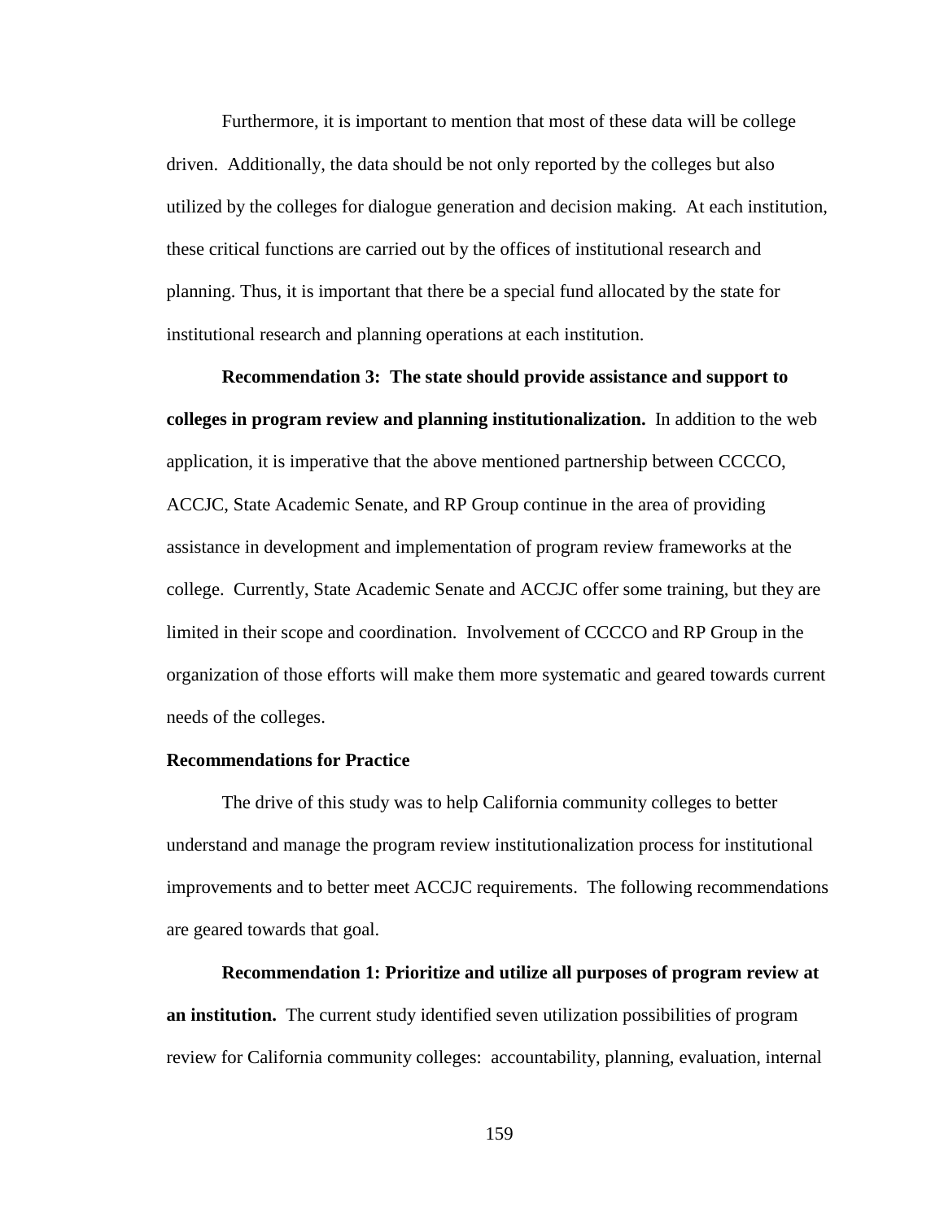Furthermore, it is important to mention that most of these data will be college driven. Additionally, the data should be not only reported by the colleges but also utilized by the colleges for dialogue generation and decision making. At each institution, these critical functions are carried out by the offices of institutional research and planning. Thus, it is important that there be a special fund allocated by the state for institutional research and planning operations at each institution.

**Recommendation 3: The state should provide assistance and support to colleges in program review and planning institutionalization.** In addition to the web application, it is imperative that the above mentioned partnership between CCCCO, ACCJC, State Academic Senate, and RP Group continue in the area of providing assistance in development and implementation of program review frameworks at the college. Currently, State Academic Senate and ACCJC offer some training, but they are limited in their scope and coordination. Involvement of CCCCO and RP Group in the organization of those efforts will make them more systematic and geared towards current needs of the colleges.

### Recommendations for Practice

The drive of this study was to help California community colleges to better understand and manage the program review institutionalization process for institutional improvements and to better meet ACCJC requirements. The following recommendations are geared towards that goal.

**Recommendation 1: Prioritize and utilize all purposes of program review at an institution.** The current study identified seven utilization possibilities of program review for California community colleges: accountability, planning, evaluation, internal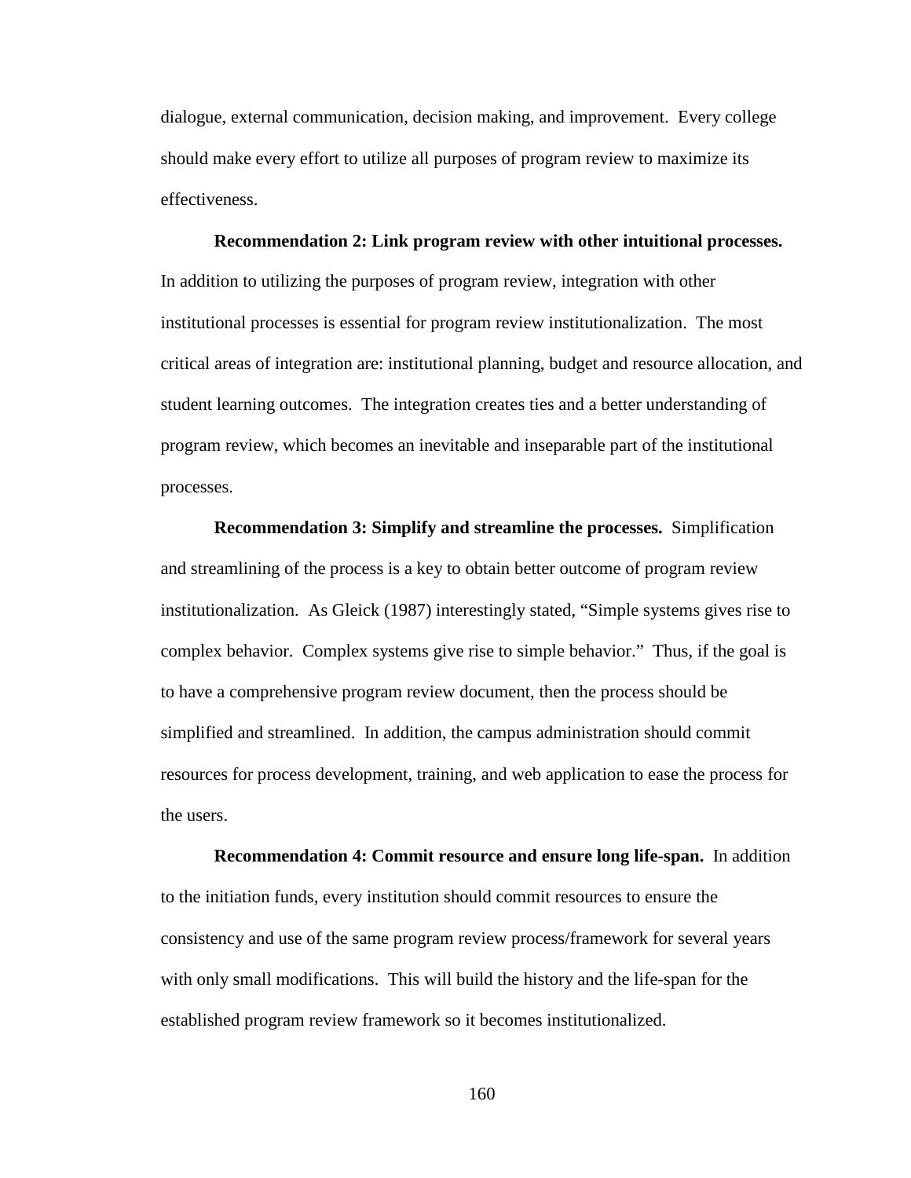dialogue, external communication, decision making, and improvement. Every college should make every effort to utilize all purposes of program review to maximize its effectiveness.

**Recommendation 2: Link program review with other intuitional processes.** In addition to utilizing the purposes of program review, integration with other institutional processes is essential for program review institutionalization. The most critical areas of integration are: institutional planning, budget and resource allocation, and student learning outcomes. The integration creates ties and a better understanding of program review, which becomes an inevitable and inseparable part of the institutional processes.

**Recommendation 3: Simplify and streamline the processes.** Simplification and streamlining of the process is a key to obtain better outcome of program review institutionalization. As Gleick (1987) interestingly stated, "Simple systems gives rise to complex behavior. Complex systems give rise to simple behavior." Thus, if the goal is to have a comprehensive program review document, then the process should be simplified and streamlined. In addition, the campus administration should commit resources for process development, training, and web application to ease the process for the users.

**Recommendation 4: Commit resource and ensure long life-span.** In addition to the initiation funds, every institution should commit resources to ensure the consistency and use of the same program review process/framework for several years with only small modifications. This will build the history and the life-span for the established program review framework so it becomes institutionalized.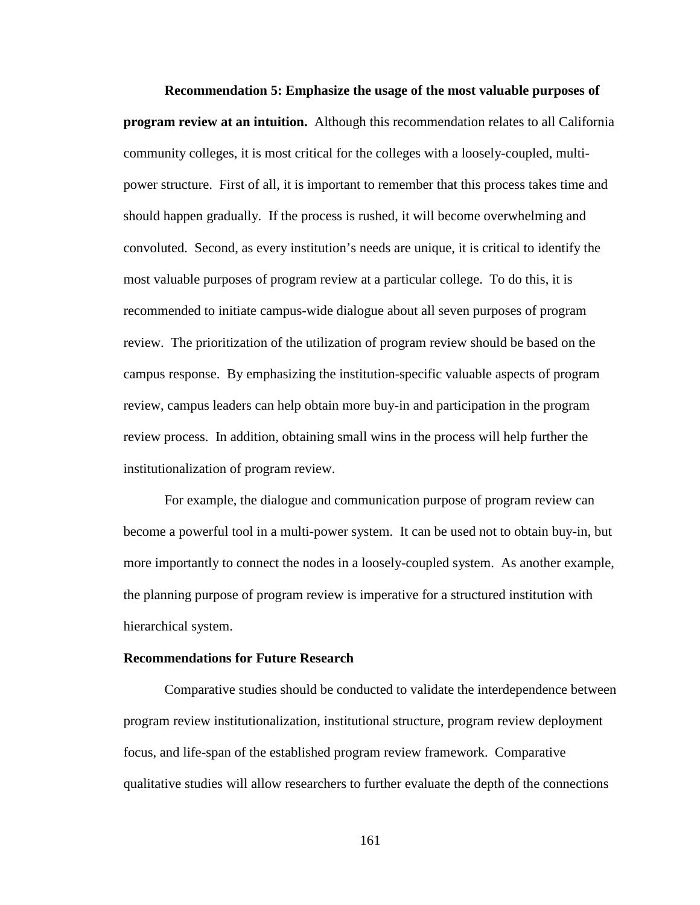**Recommendation 5: Emphasize the usage of the most valuable purposes of program review at an intuition.** Although this recommendation relates to all California community colleges, it is most critical for the colleges with a loosely-coupled, multi-power structure. First of all, it is important to remember that this process takes time and should happen gradually. If the process is rushed, it will become overwhelming and convoluted. Second, as every institution's needs are unique, it is critical to identify the most valuable purposes of program review at a particular college. To do this, it is recommended to initiate campus-wide dialogue about all seven purposes of program review. The prioritization of the utilization of program review should be based on the campus response. By emphasizing the institution-specific valuable aspects of program review, campus leaders can help obtain more buy-in and participation in the program review process. In addition, obtaining small wins in the process will help further the institutionalization of program review.

For example, the dialogue and communication purpose of program review can become a powerful tool in a multi-power system. It can be used not to obtain buy-in, but more importantly to connect the nodes in a loosely-coupled system. As another example, the planning purpose of program review is imperative for a structured institution with hierarchical system.

### Recommendations for Future Research

Comparative studies should be conducted to validate the interdependence between program review institutionalization, institutional structure, program review deployment focus, and life-span of the established program review framework. Comparative qualitative studies will allow researchers to further evaluate the depth of the connections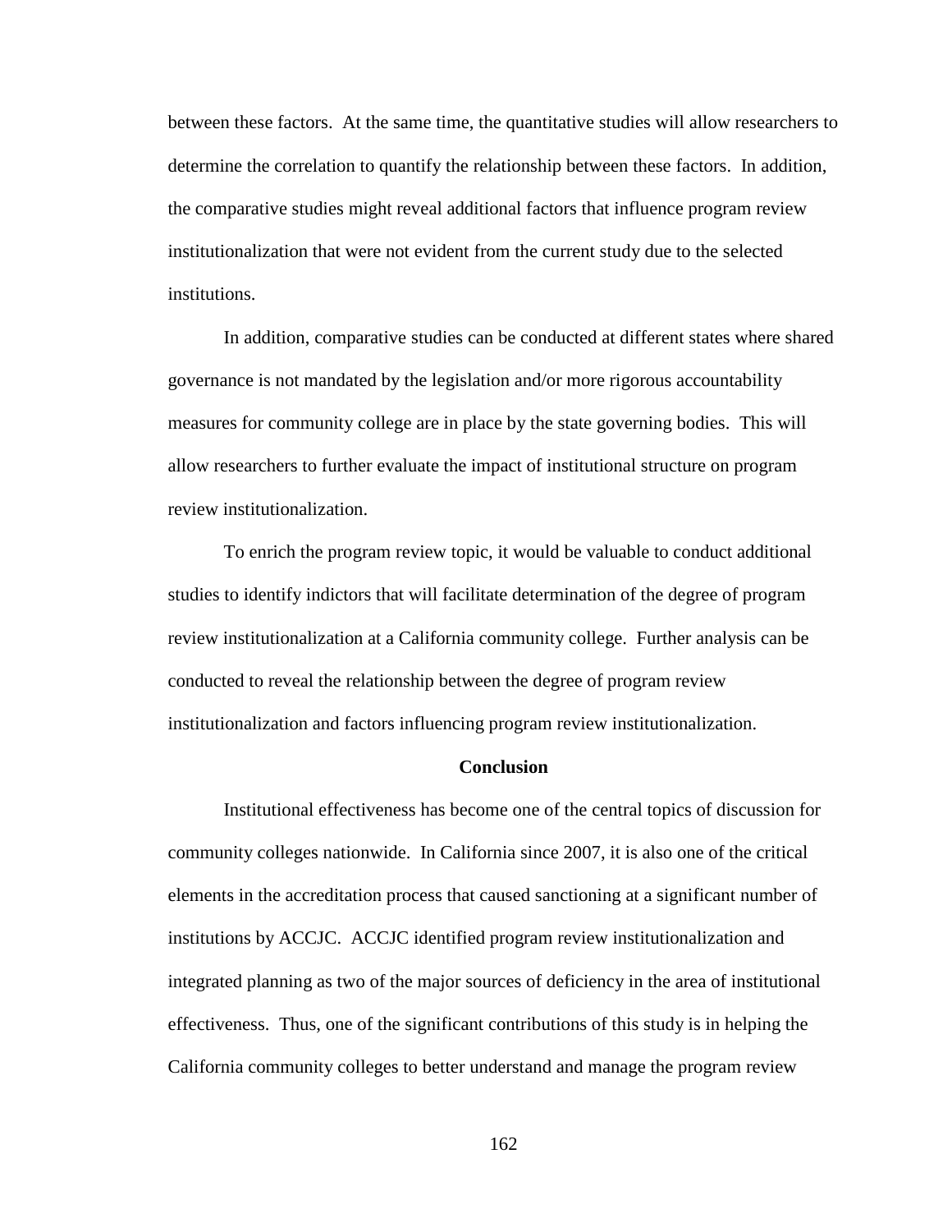between these factors. At the same time, the quantitative studies will allow researchers to determine the correlation to quantify the relationship between these factors. In addition, the comparative studies might reveal additional factors that influence program review institutionalization that were not evident from the current study due to the selected institutions.

In addition, comparative studies can be conducted at different states where shared governance is not mandated by the legislation and/or more rigorous accountability measures for community college are in place by the state governing bodies. This will allow researchers to further evaluate the impact of institutional structure on program review institutionalization.

To enrich the program review topic, it would be valuable to conduct additional studies to identify indictors that will facilitate determination of the degree of program review institutionalization at a California community college. Further analysis can be conducted to reveal the relationship between the degree of program review institutionalization and factors influencing program review institutionalization.

## Conclusion

Institutional effectiveness has become one of the central topics of discussion for community colleges nationwide. In California since 2007, it is also one of the critical elements in the accreditation process that caused sanctioning at a significant number of institutions by ACCJC. ACCJC identified program review institutionalization and integrated planning as two of the major sources of deficiency in the area of institutional effectiveness. Thus, one of the significant contributions of this study is in helping the California community colleges to better understand and manage the program review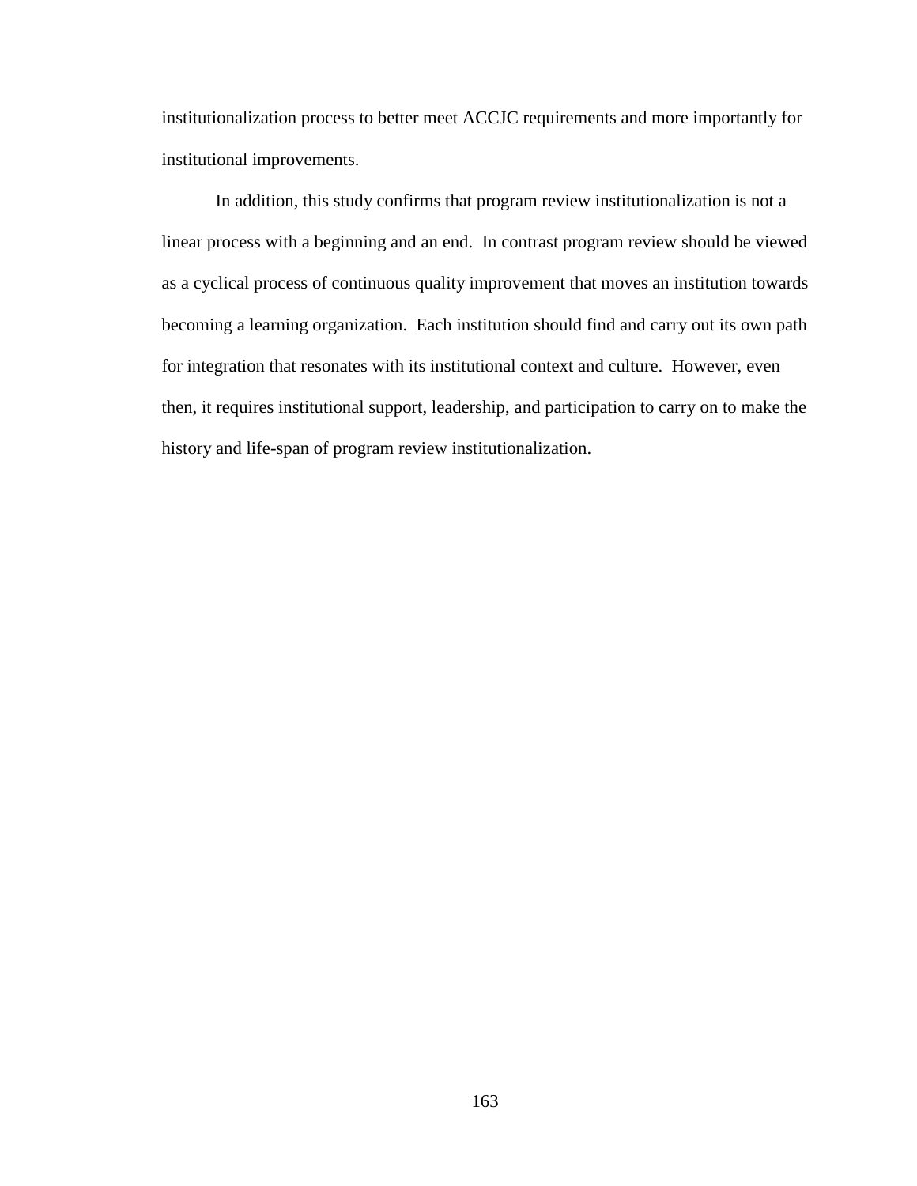institutionalization process to better meet ACCJC requirements and more importantly for institutional improvements.

In addition, this study confirms that program review institutionalization is not a linear process with a beginning and an end. In contrast program review should be viewed as a cyclical process of continuous quality improvement that moves an institution towards becoming a learning organization. Each institution should find and carry out its own path for integration that resonates with its institutional context and culture. However, even then, it requires institutional support, leadership, and participation to carry on to make the history and life-span of program review institutionalization.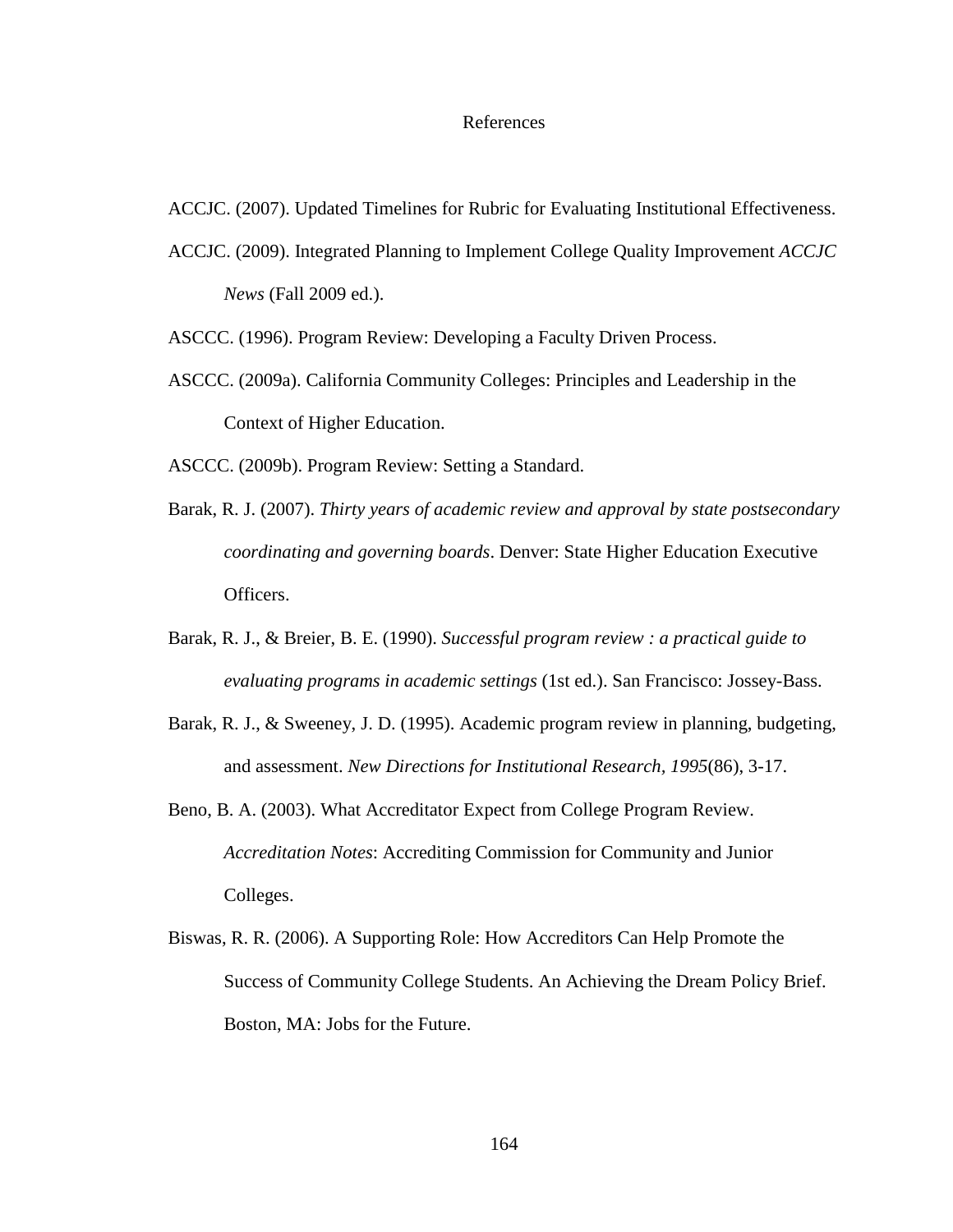# References

ACCJC. (2007). Updated Timelines for Rubric for Evaluating Institutional Effectiveness.

ACCJC. (2009). Integrated Planning to Implement College Quality Improvement *ACCJC News* (Fall 2009 ed.).

ASCCC. (1996). Program Review: Developing a Faculty Driven Process.

ASCCC. (2009a). California Community Colleges: Principles and Leadership in the Context of Higher Education.

ASCCC. (2009b). Program Review: Setting a Standard.

Barak, R. J. (2007). *Thirty years of academic review and approval by state postsecondary coordinating and governing boards*. Denver: State Higher Education Executive Officers.

Barak, R. J., & Breier, B. E. (1990). *Successful program review : a practical guide to evaluating programs in academic settings* (1st ed.). San Francisco: Jossey-Bass.

Barak, R. J., & Sweeney, J. D. (1995). Academic program review in planning, budgeting, and assessment. *New Directions for Institutional Research, 1995*(86), 3-17.

Beno, B. A. (2003). What Accreditator Expect from College Program Review. *Accreditation Notes*: Accrediting Commission for Community and Junior Colleges.

Biswas, R. R. (2006). A Supporting Role: How Accreditors Can Help Promote the Success of Community College Students. An Achieving the Dream Policy Brief. Boston, MA: Jobs for the Future.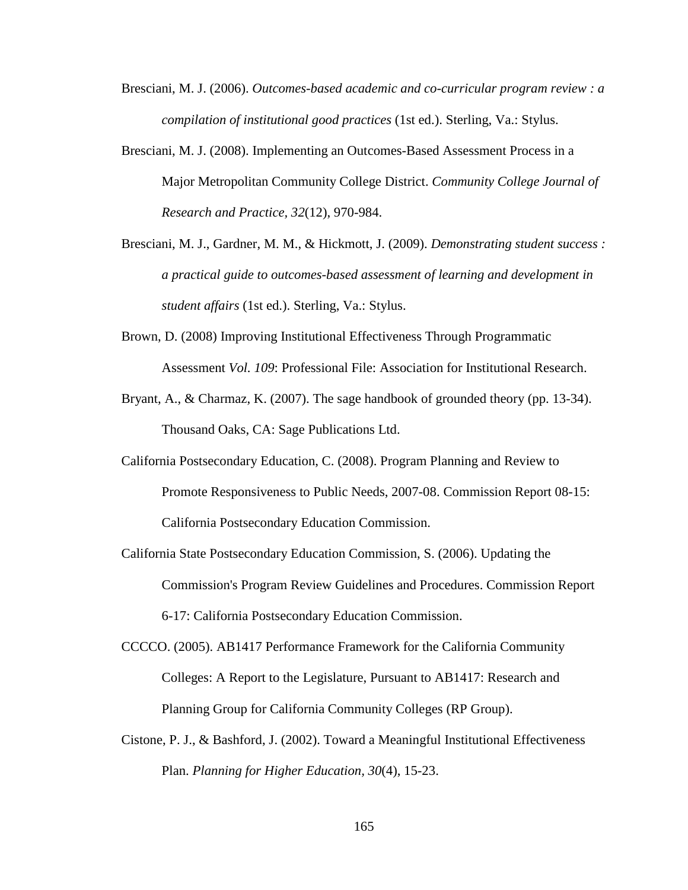Bresciani, M. J. (2006). *Outcomes-based academic and co-curricular program review : a compilation of institutional good practices* (1st ed.). Sterling, Va.: Stylus.

Bresciani, M. J. (2008). Implementing an Outcomes-Based Assessment Process in a Major Metropolitan Community College District. *Community College Journal of Research and Practice, 32*(12), 970-984.

Bresciani, M. J., Gardner, M. M., & Hickmott, J. (2009). *Demonstrating student success : a practical guide to outcomes-based assessment of learning and development in student affairs* (1st ed.). Sterling, Va.: Stylus.

Brown, D. (2008) Improving Institutional Effectiveness Through Programmatic Assessment *Vol. 109*: Professional File: Association for Institutional Research.

Bryant, A., & Charmaz, K. (2007). The sage handbook of grounded theory (pp. 13-34). Thousand Oaks, CA: Sage Publications Ltd.

California Postsecondary Education, C. (2008). Program Planning and Review to Promote Responsiveness to Public Needs, 2007-08. Commission Report 08-15: California Postsecondary Education Commission.

California State Postsecondary Education Commission, S. (2006). Updating the Commission's Program Review Guidelines and Procedures. Commission Report 6-17: California Postsecondary Education Commission.

CCCCO. (2005). AB1417 Performance Framework for the California Community Colleges: A Report to the Legislature, Pursuant to AB1417: Research and Planning Group for California Community Colleges (RP Group).

Cistone, P. J., & Bashford, J. (2002). Toward a Meaningful Institutional Effectiveness Plan. *Planning for Higher Education, 30*(4), 15-23.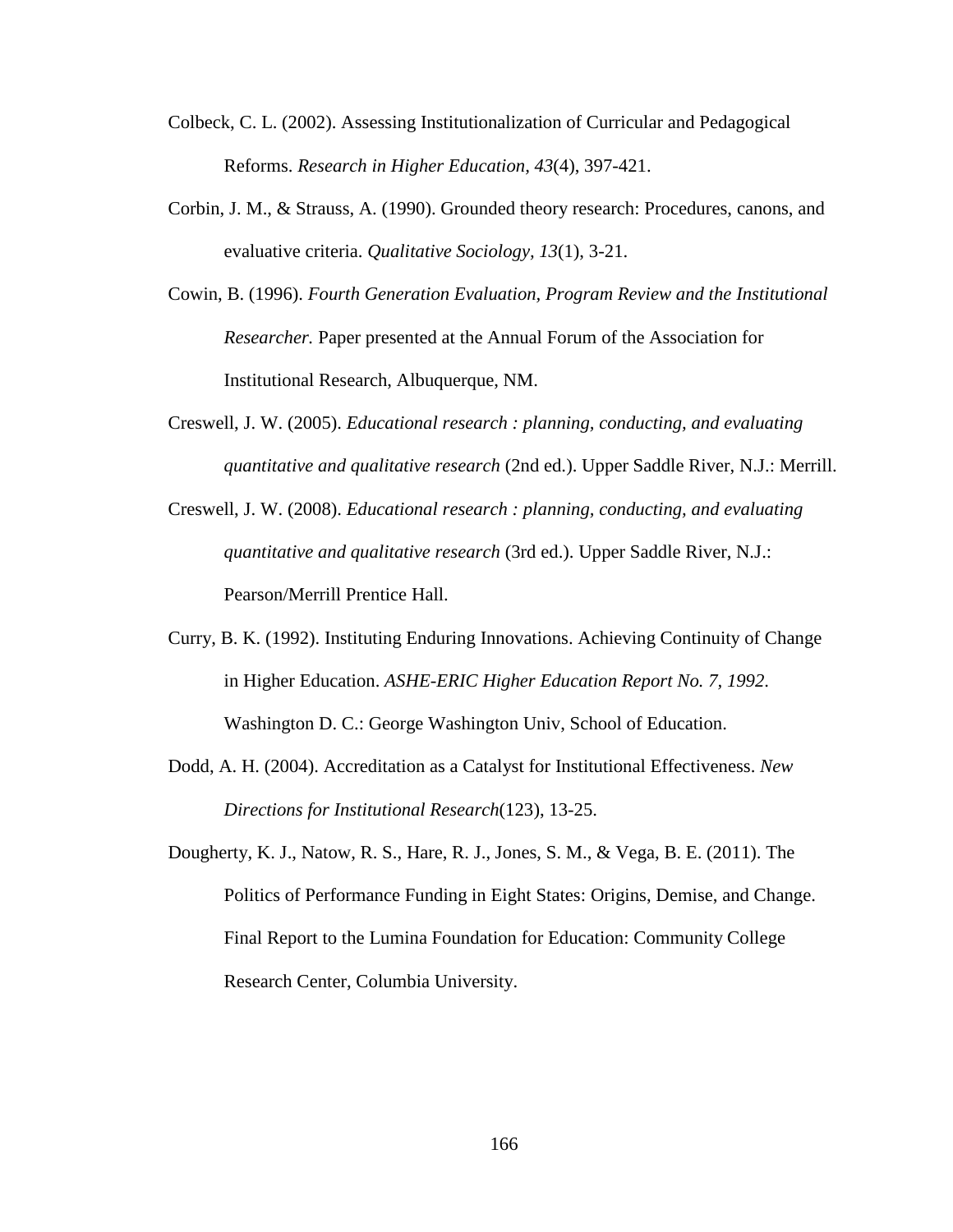Colbeck, C. L. (2002). Assessing Institutionalization of Curricular and Pedagogical Reforms. *Research in Higher Education*, *43*(4), 397-421.

Corbin, J. M., & Strauss, A. (1990). Grounded theory research: Procedures, canons, and evaluative criteria. *Qualitative Sociology, 13*(1), 3-21.

Cowin, B. (1996). *Fourth Generation Evaluation, Program Review and the Institutional Researcher.* Paper presented at the Annual Forum of the Association for Institutional Research, Albuquerque, NM.

Creswell, J. W. (2005). *Educational research : planning, conducting, and evaluating quantitative and qualitative research* (2nd ed.). Upper Saddle River, N.J.: Merrill.

Creswell, J. W. (2008). *Educational research : planning, conducting, and evaluating quantitative and qualitative research* (3rd ed.). Upper Saddle River, N.J.: Pearson/Merrill Prentice Hall.

Curry, B. K. (1992). Instituting Enduring Innovations. Achieving Continuity of Change in Higher Education. *ASHE-ERIC Higher Education Report No. 7, 1992*. Washington D. C.: George Washington Univ, School of Education.

Dodd, A. H. (2004). Accreditation as a Catalyst for Institutional Effectiveness. *New Directions for Institutional Research*(123), 13-25.

Dougherty, K. J., Natow, R. S., Hare, R. J., Jones, S. M., & Vega, B. E. (2011). The Politics of Performance Funding in Eight States: Origins, Demise, and Change. Final Report to the Lumina Foundation for Education: Community College Research Center, Columbia University.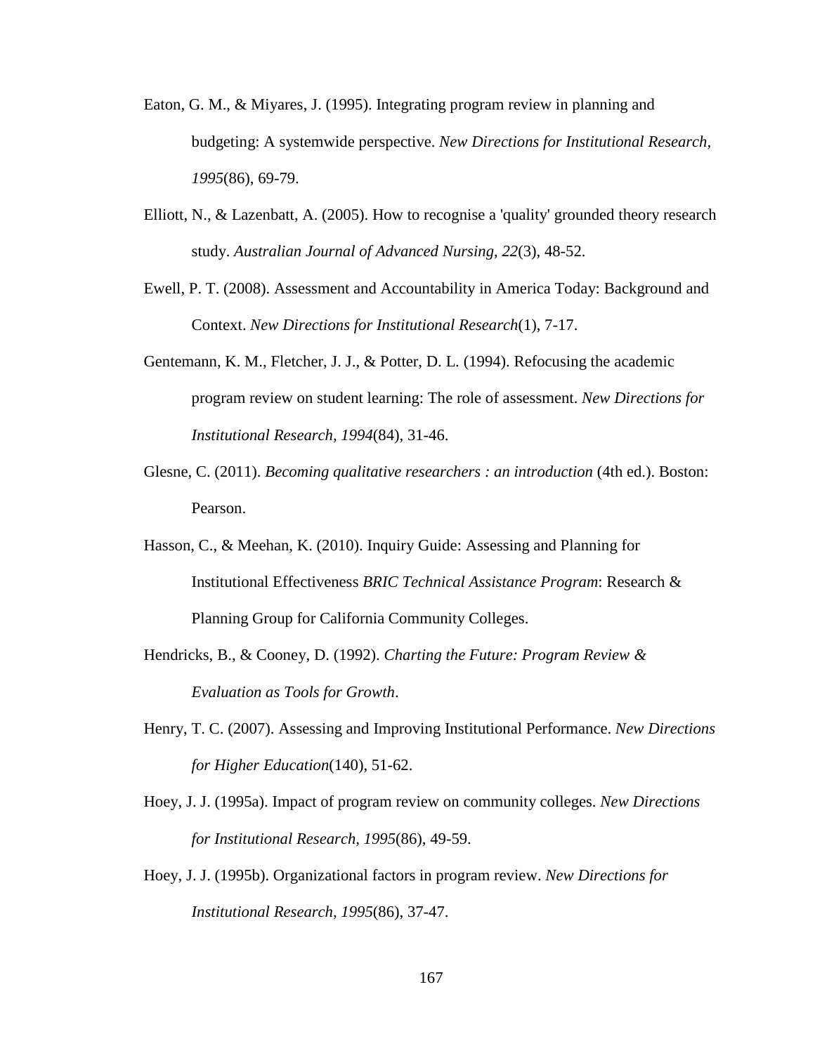Eaton, G. M., & Miyares, J. (1995). Integrating program review in planning and budgeting: A systemwide perspective. *New Directions for Institutional Research, 1995*(86), 69-79.

Elliott, N., & Lazenbatt, A. (2005). How to recognise a 'quality' grounded theory research study. *Australian Journal of Advanced Nursing, 22*(3), 48-52.

Ewell, P. T. (2008). Assessment and Accountability in America Today: Background and Context. *New Directions for Institutional Research*(1), 7-17.

Gentemann, K. M., Fletcher, J. J., & Potter, D. L. (1994). Refocusing the academic program review on student learning: The role of assessment. *New Directions for Institutional Research, 1994*(84), 31-46.

Glesne, C. (2011). *Becoming qualitative researchers : an introduction* (4th ed.). Boston: Pearson.

Hasson, C., & Meehan, K. (2010). Inquiry Guide: Assessing and Planning for Institutional Effectiveness *BRIC Technical Assistance Program*: Research & Planning Group for California Community Colleges.

Hendricks, B., & Cooney, D. (1992). *Charting the Future: Program Review & Evaluation as Tools for Growth*.

Henry, T. C. (2007). Assessing and Improving Institutional Performance. *New Directions for Higher Education*(140), 51-62.

Hoey, J. J. (1995a). Impact of program review on community colleges. *New Directions for Institutional Research, 1995*(86), 49-59.

Hoey, J. J. (1995b). Organizational factors in program review. *New Directions for Institutional Research, 1995*(86), 37-47.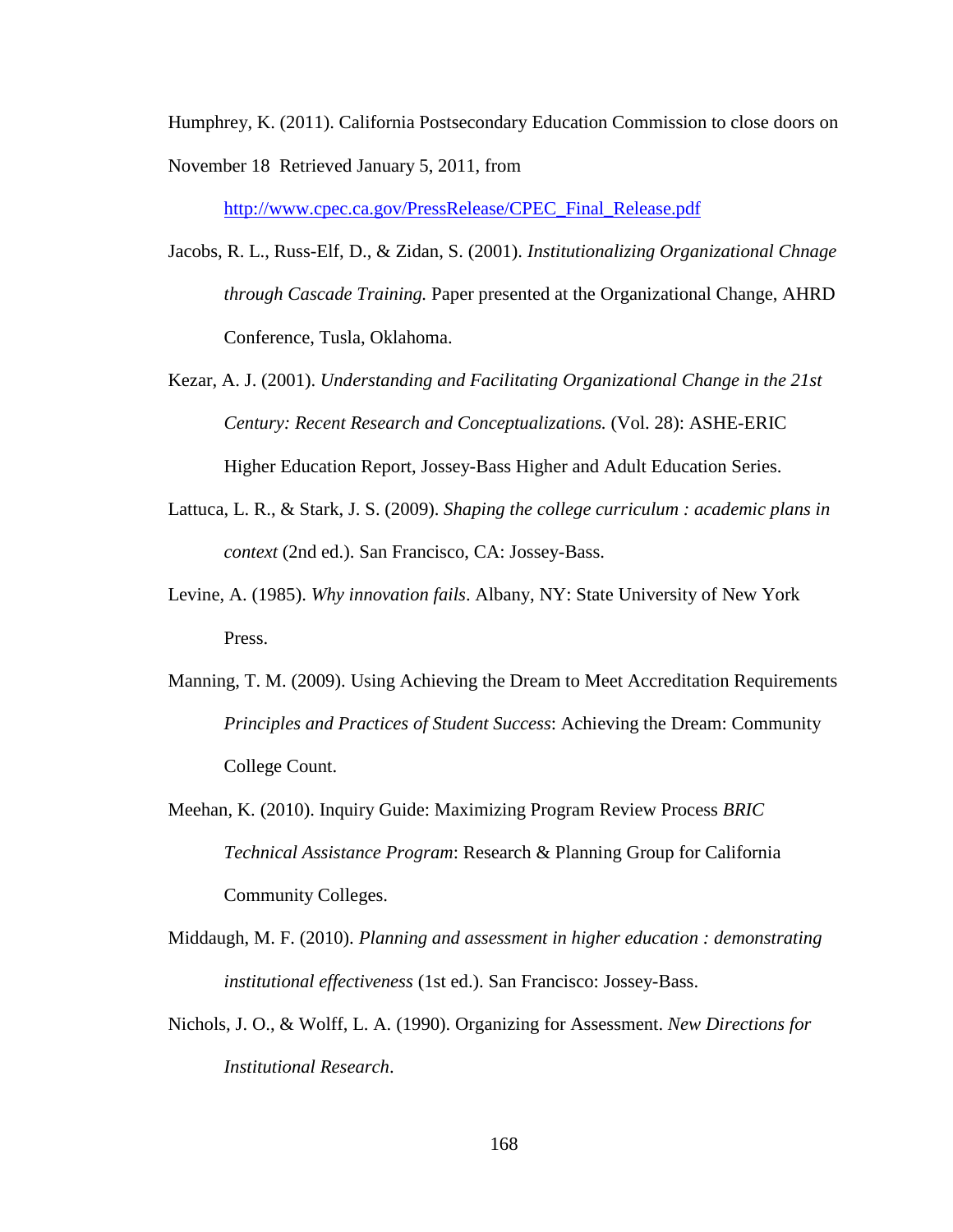Humphrey, K. (2011). California Postsecondary Education Commission to close doors on November 18 Retrieved January 5, 2011, from http://www.cpec.ca.gov/PressRelease/CPEC_Final_Release.pdf

Jacobs, R. L., Russ-Elf, D., & Zidan, S. (2001). *Institutionalizing Organizational Chnage through Cascade Training.* Paper presented at the Organizational Change, AHRD Conference, Tusla, Oklahoma.

Kezar, A. J. (2001). *Understanding and Facilitating Organizational Change in the 21st Century: Recent Research and Conceptualizations.* (Vol. 28): ASHE-ERIC Higher Education Report, Jossey-Bass Higher and Adult Education Series.

Lattuca, L. R., & Stark, J. S. (2009). *Shaping the college curriculum : academic plans in context* (2nd ed.). San Francisco, CA: Jossey-Bass.

Levine, A. (1985). *Why innovation fails*. Albany, NY: State University of New York Press.

Manning, T. M. (2009). Using Achieving the Dream to Meet Accreditation Requirements *Principles and Practices of Student Success*: Achieving the Dream: Community College Count.

Meehan, K. (2010). Inquiry Guide: Maximizing Program Review Process *BRIC Technical Assistance Program*: Research & Planning Group for California Community Colleges.

Middaugh, M. F. (2010). *Planning and assessment in higher education : demonstrating institutional effectiveness* (1st ed.). San Francisco: Jossey-Bass.

Nichols, J. O., & Wolff, L. A. (1990). Organizing for Assessment. *New Directions for Institutional Research*.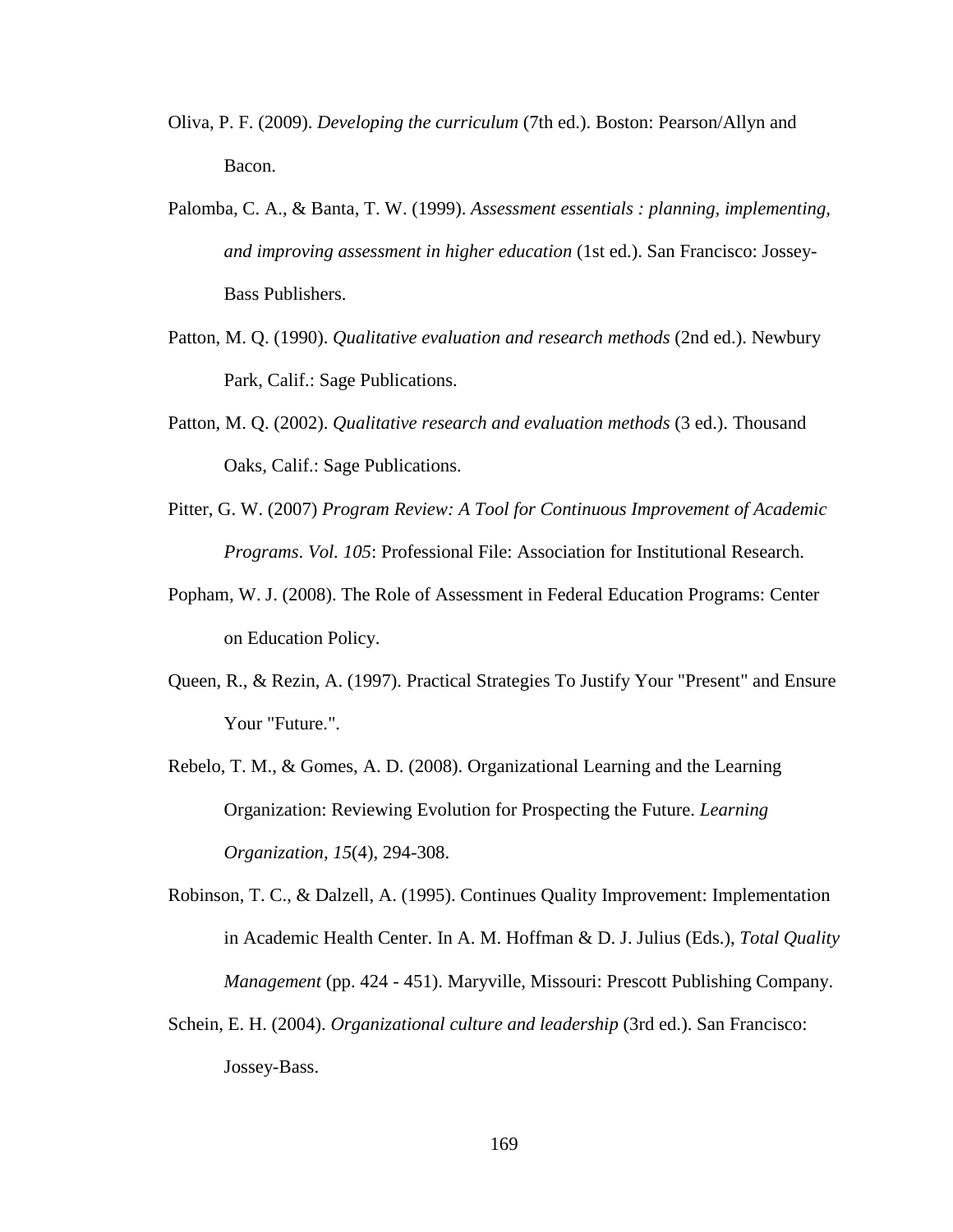Oliva, P. F. (2009). *Developing the curriculum* (7th ed.). Boston: Pearson/Allyn and Bacon.

Palomba, C. A., & Banta, T. W. (1999). *Assessment essentials : planning, implementing, and improving assessment in higher education* (1st ed.). San Francisco: Jossey-Bass Publishers.

Patton, M. Q. (1990). *Qualitative evaluation and research methods* (2nd ed.). Newbury Park, Calif.: Sage Publications.

Patton, M. Q. (2002). *Qualitative research and evaluation methods* (3 ed.). Thousand Oaks, Calif.: Sage Publications.

Pitter, G. W. (2007) *Program Review: A Tool for Continuous Improvement of Academic Programs*. *Vol. 105*: Professional File: Association for Institutional Research.

Popham, W. J. (2008). The Role of Assessment in Federal Education Programs: Center on Education Policy.

Queen, R., & Rezin, A. (1997). Practical Strategies To Justify Your "Present" and Ensure Your "Future.".

Rebelo, T. M., & Gomes, A. D. (2008). Organizational Learning and the Learning Organization: Reviewing Evolution for Prospecting the Future. *Learning Organization, 15*(4), 294-308.

Robinson, T. C., & Dalzell, A. (1995). Continues Quality Improvement: Implementation in Academic Health Center. In A. M. Hoffman & D. J. Julius (Eds.), *Total Quality Management* (pp. 424 - 451). Maryville, Missouri: Prescott Publishing Company.

Schein, E. H. (2004). *Organizational culture and leadership* (3rd ed.). San Francisco: Jossey-Bass.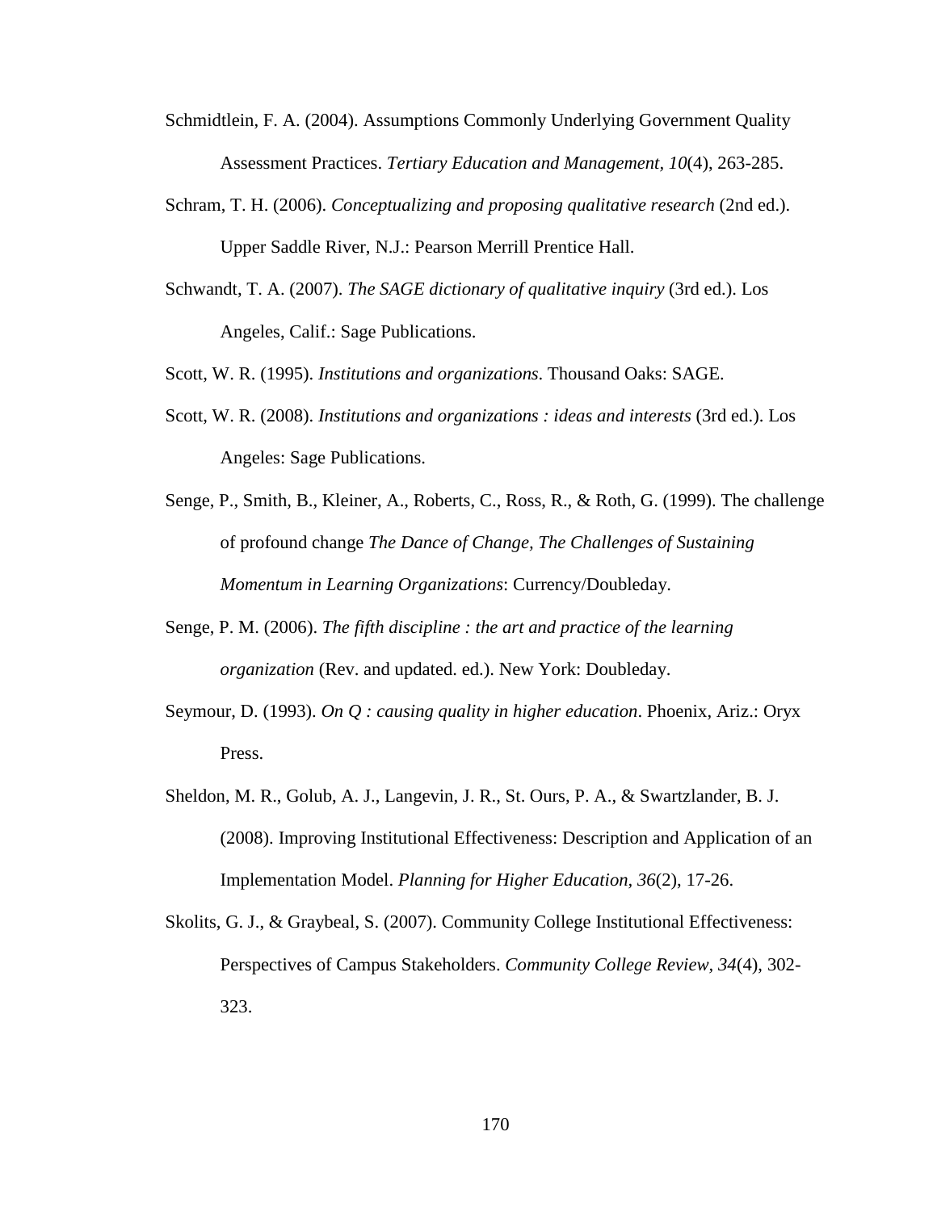Schmidtlein, F. A. (2004). Assumptions Commonly Underlying Government Quality Assessment Practices. *Tertiary Education and Management, 10*(4), 263-285.

Schram, T. H. (2006). *Conceptualizing and proposing qualitative research* (2nd ed.). Upper Saddle River, N.J.: Pearson Merrill Prentice Hall.

Schwandt, T. A. (2007). *The SAGE dictionary of qualitative inquiry* (3rd ed.). Los Angeles, Calif.: Sage Publications.

Scott, W. R. (1995). *Institutions and organizations*. Thousand Oaks: SAGE.

Scott, W. R. (2008). *Institutions and organizations : ideas and interests* (3rd ed.). Los Angeles: Sage Publications.

Senge, P., Smith, B., Kleiner, A., Roberts, C., Ross, R., & Roth, G. (1999). The challenge of profound change *The Dance of Change, The Challenges of Sustaining Momentum in Learning Organizations*: Currency/Doubleday.

Senge, P. M. (2006). *The fifth discipline : the art and practice of the learning organization* (Rev. and updated. ed.). New York: Doubleday.

Seymour, D. (1993). *On Q : causing quality in higher education*. Phoenix, Ariz.: Oryx Press.

Sheldon, M. R., Golub, A. J., Langevin, J. R., St. Ours, P. A., & Swartzlander, B. J. (2008). Improving Institutional Effectiveness: Description and Application of an Implementation Model. *Planning for Higher Education, 36*(2), 17-26.

Skolits, G. J., & Graybeal, S. (2007). Community College Institutional Effectiveness: Perspectives of Campus Stakeholders. *Community College Review, 34*(4), 302-323.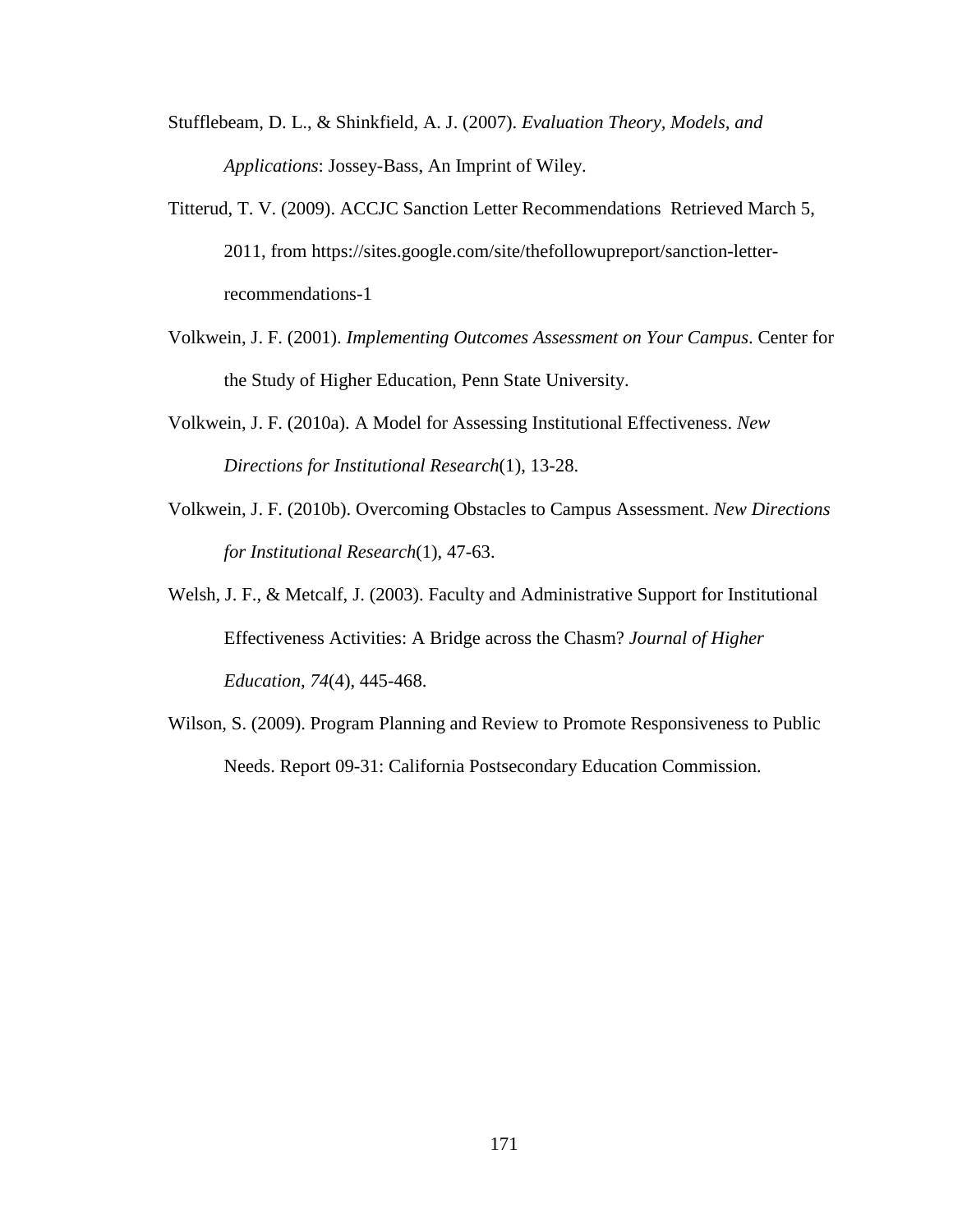Stufflebeam, D. L., & Shinkfield, A. J. (2007). *Evaluation Theory, Models, and Applications*: Jossey-Bass, An Imprint of Wiley.

Titterud, T. V. (2009). ACCJC Sanction Letter Recommendations Retrieved March 5, 2011, from https://sites.google.com/site/thefollowupreport/sanction-letter-recommendations-1

Volkwein, J. F. (2001). *Implementing Outcomes Assessment on Your Campus*. Center for the Study of Higher Education, Penn State University.

Volkwein, J. F. (2010a). A Model for Assessing Institutional Effectiveness. *New Directions for Institutional Research*(1), 13-28.

Volkwein, J. F. (2010b). Overcoming Obstacles to Campus Assessment. *New Directions for Institutional Research*(1), 47-63.

Welsh, J. F., & Metcalf, J. (2003). Faculty and Administrative Support for Institutional Effectiveness Activities: A Bridge across the Chasm? *Journal of Higher Education, 74*(4), 445-468.

Wilson, S. (2009). Program Planning and Review to Promote Responsiveness to Public Needs. Report 09-31: California Postsecondary Education Commission.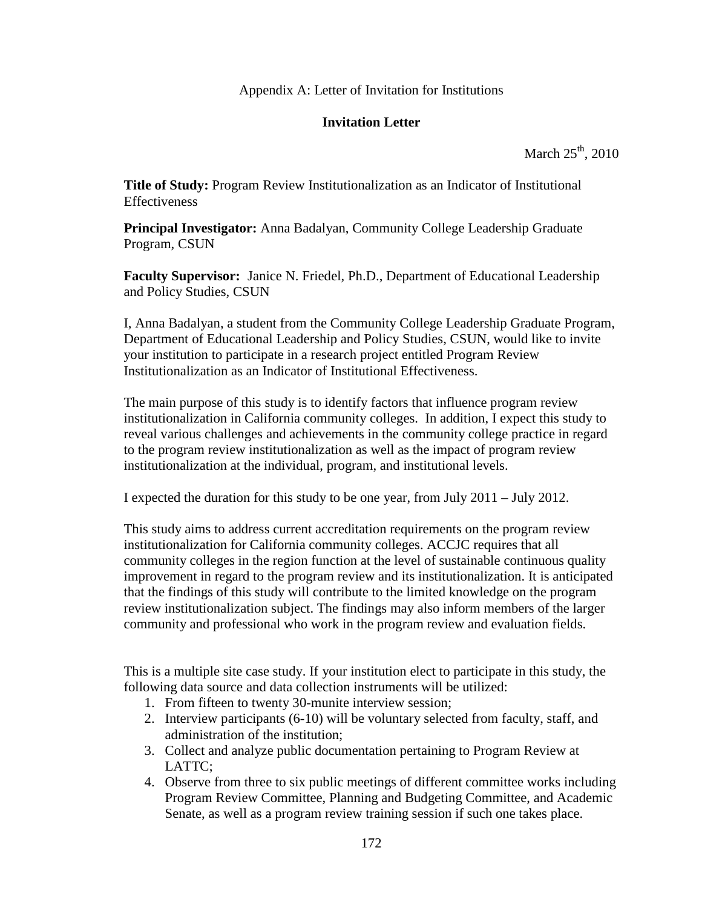Appendix A: Letter of Invitation for Institutions

**Invitation Letter**

March 25th, 2010

**Title of Study:** Program Review Institutionalization as an Indicator of Institutional Effectiveness

**Principal Investigator:** Anna Badalyan, Community College Leadership Graduate Program, CSUN

**Faculty Supervisor:** Janice N. Friedel, Ph.D., Department of Educational Leadership and Policy Studies, CSUN

I, Anna Badalyan, a student from the Community College Leadership Graduate Program, Department of Educational Leadership and Policy Studies, CSUN, would like to invite your institution to participate in a research project entitled Program Review Institutionalization as an Indicator of Institutional Effectiveness.

The main purpose of this study is to identify factors that influence program review institutionalization in California community colleges. In addition, I expect this study to reveal various challenges and achievements in the community college practice in regard to the program review institutionalization as well as the impact of program review institutionalization at the individual, program, and institutional levels.

I expected the duration for this study to be one year, from July 2011 – July 2012.

This study aims to address current accreditation requirements on the program review institutionalization for California community colleges. ACCJC requires that all community colleges in the region function at the level of sustainable continuous quality improvement in regard to the program review and its institutionalization. It is anticipated that the findings of this study will contribute to the limited knowledge on the program review institutionalization subject. The findings may also inform members of the larger community and professional who work in the program review and evaluation fields.

This is a multiple site case study. If your institution elect to participate in this study, the following data source and data collection instruments will be utilized:

1. From fifteen to twenty 30-munite interview session;
2. Interview participants (6-10) will be voluntary selected from faculty, staff, and administration of the institution;
3. Collect and analyze public documentation pertaining to Program Review at LATTC;
4. Observe from three to six public meetings of different committee works including Program Review Committee, Planning and Budgeting Committee, and Academic Senate, as well as a program review training session if such one takes place.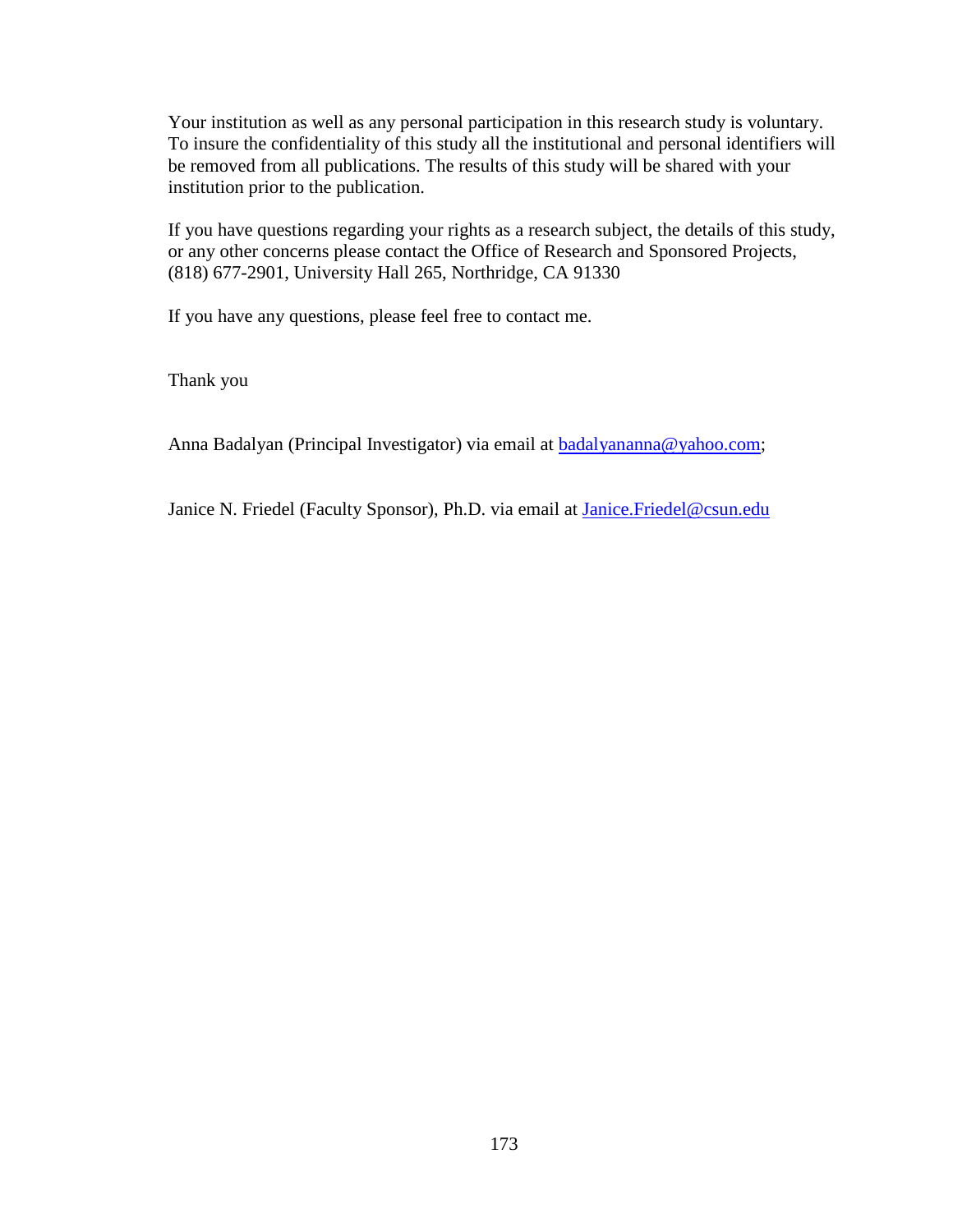Your institution as well as any personal participation in this research study is voluntary. To insure the confidentiality of this study all the institutional and personal identifiers will be removed from all publications. The results of this study will be shared with your institution prior to the publication.

If you have questions regarding your rights as a research subject, the details of this study, or any other concerns please contact the Office of Research and Sponsored Projects, (818) 677-2901, University Hall 265, Northridge, CA 91330

If you have any questions, please feel free to contact me.

Thank you

Anna Badalyan (Principal Investigator) via email at badalyananna@yahoo.com;

Janice N. Friedel (Faculty Sponsor), Ph.D. via email at Janice.Friedel@csun.edu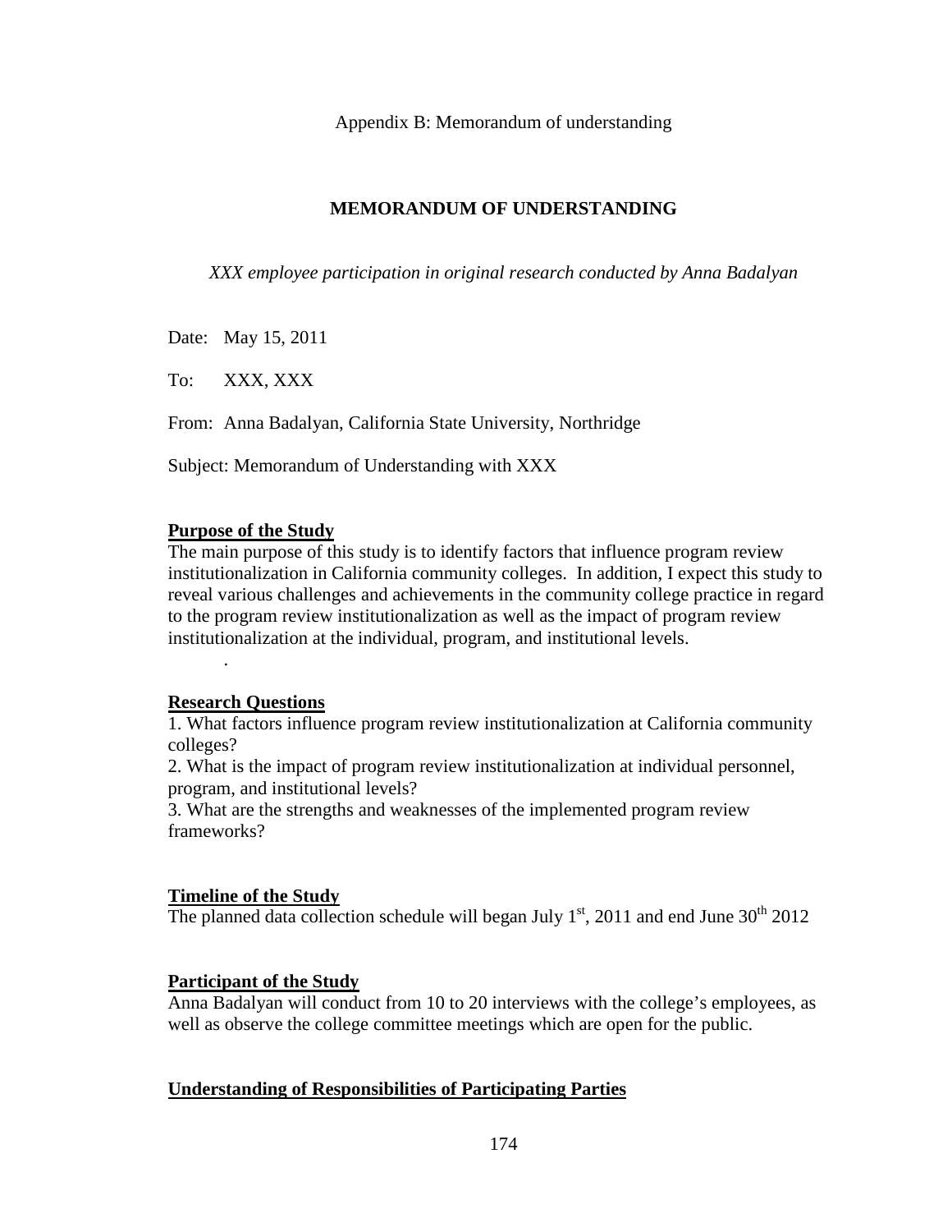Appendix B: Memorandum of understanding

## MEMORANDUM OF UNDERSTANDING

*XXX employee participation in original research conducted by Anna Badalyan*

Date: May 15, 2011

To: XXX, XXX

From: Anna Badalyan, California State University, Northridge

Subject: Memorandum of Understanding with XXX

**Purpose of the Study**

The main purpose of this study is to identify factors that influence program review institutionalization in California community colleges. In addition, I expect this study to reveal various challenges and achievements in the community college practice in regard to the program review institutionalization as well as the impact of program review institutionalization at the individual, program, and institutional levels.

.

**Research Questions**

1. What factors influence program review institutionalization at California community colleges?
2. What is the impact of program review institutionalization at individual personnel, program, and institutional levels?
3. What are the strengths and weaknesses of the implemented program review frameworks?

**Timeline of the Study**

The planned data collection schedule will began July 1st, 2011 and end June 30th 2012

**Participant of the Study**

Anna Badalyan will conduct from 10 to 20 interviews with the college's employees, as well as observe the college committee meetings which are open for the public.

**Understanding of Responsibilities of Participating Parties**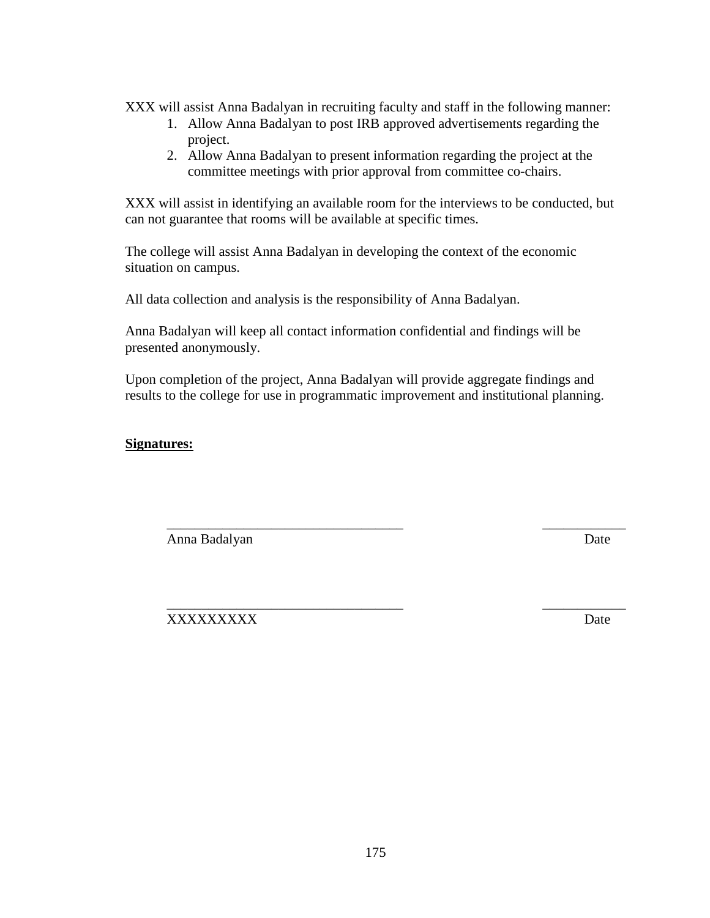XXX will assist Anna Badalyan in recruiting faculty and staff in the following manner:

1. Allow Anna Badalyan to post IRB approved advertisements regarding the project.
2. Allow Anna Badalyan to present information regarding the project at the committee meetings with prior approval from committee co-chairs.

XXX will assist in identifying an available room for the interviews to be conducted, but can not guarantee that rooms will be available at specific times.

The college will assist Anna Badalyan in developing the context of the economic situation on campus.

All data collection and analysis is the responsibility of Anna Badalyan.

Anna Badalyan will keep all contact information confidential and findings will be presented anonymously.

Upon completion of the project, Anna Badalyan will provide aggregate findings and results to the college for use in programmatic improvement and institutional planning.

**Signatures:**

_________________________________ ____________
Anna Badalyan Date

_________________________________ ____________
XXXXXXXXX Date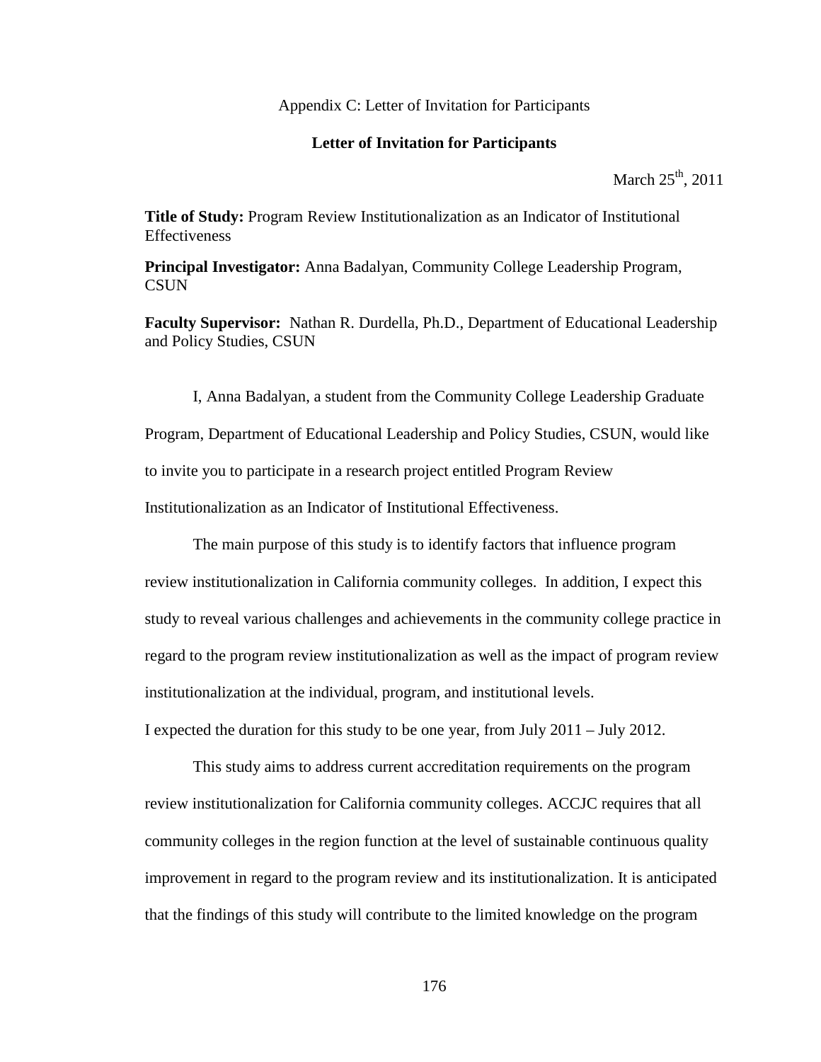Appendix C: Letter of Invitation for Participants

## Letter of Invitation for Participants

March 25th, 2011

**Title of Study:** Program Review Institutionalization as an Indicator of Institutional Effectiveness

**Principal Investigator:** Anna Badalyan, Community College Leadership Program, CSUN

**Faculty Supervisor:** Nathan R. Durdella, Ph.D., Department of Educational Leadership and Policy Studies, CSUN

I, Anna Badalyan, a student from the Community College Leadership Graduate Program, Department of Educational Leadership and Policy Studies, CSUN, would like to invite you to participate in a research project entitled Program Review Institutionalization as an Indicator of Institutional Effectiveness.

The main purpose of this study is to identify factors that influence program review institutionalization in California community colleges. In addition, I expect this study to reveal various challenges and achievements in the community college practice in regard to the program review institutionalization as well as the impact of program review institutionalization at the individual, program, and institutional levels.

I expected the duration for this study to be one year, from July 2011 – July 2012.

This study aims to address current accreditation requirements on the program review institutionalization for California community colleges. ACCJC requires that all community colleges in the region function at the level of sustainable continuous quality improvement in regard to the program review and its institutionalization. It is anticipated that the findings of this study will contribute to the limited knowledge on the program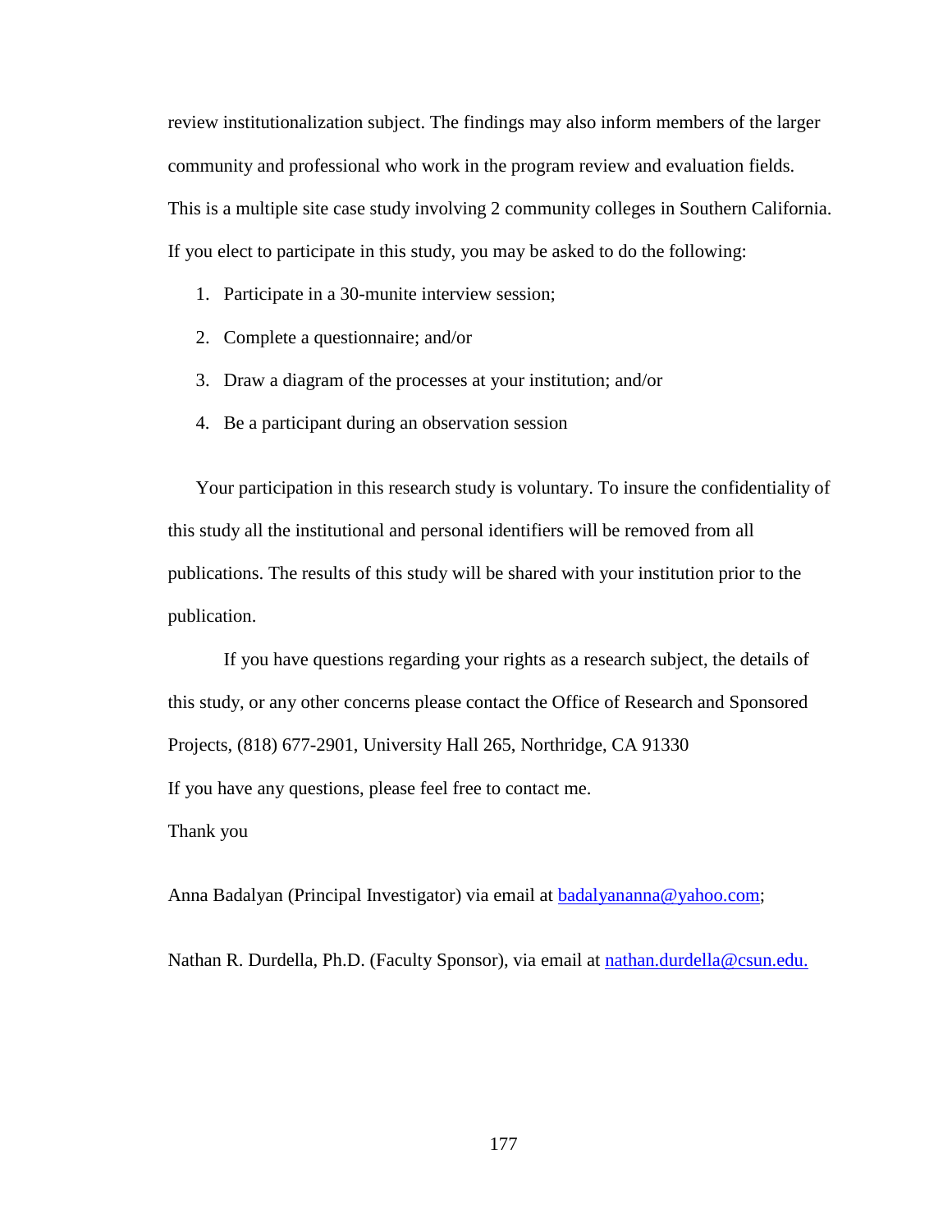review institutionalization subject. The findings may also inform members of the larger community and professional who work in the program review and evaluation fields. This is a multiple site case study involving 2 community colleges in Southern California. If you elect to participate in this study, you may be asked to do the following:

1. Participate in a 30-munite interview session;
2. Complete a questionnaire; and/or
3. Draw a diagram of the processes at your institution; and/or
4. Be a participant during an observation session

Your participation in this research study is voluntary. To insure the confidentiality of this study all the institutional and personal identifiers will be removed from all publications. The results of this study will be shared with your institution prior to the publication.

If you have questions regarding your rights as a research subject, the details of this study, or any other concerns please contact the Office of Research and Sponsored Projects, (818) 677-2901, University Hall 265, Northridge, CA 91330

If you have any questions, please feel free to contact me.

Thank you

Anna Badalyan (Principal Investigator) via email at badalyananna@yahoo.com;

Nathan R. Durdella, Ph.D. (Faculty Sponsor), via email at nathan.durdella@csun.edu.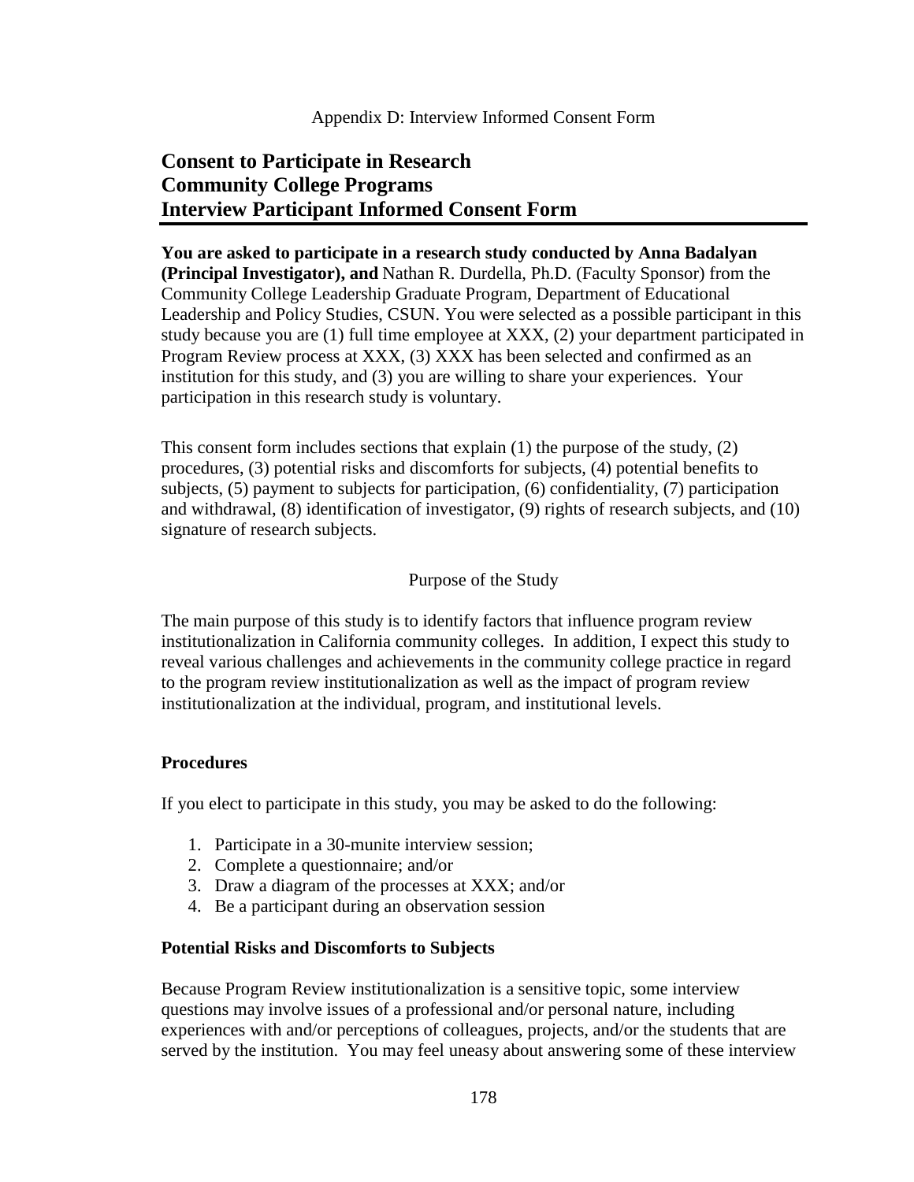Appendix D: Interview Informed Consent Form

# Consent to Participate in Research
# Community College Programs
# Interview Participant Informed Consent Form

**You are asked to participate in a research study conducted by Anna Badalyan (Principal Investigator), and** Nathan R. Durdella, Ph.D. (Faculty Sponsor) from the Community College Leadership Graduate Program, Department of Educational Leadership and Policy Studies, CSUN. You were selected as a possible participant in this study because you are (1) full time employee at XXX, (2) your department participated in Program Review process at XXX, (3) XXX has been selected and confirmed as an institution for this study, and (3) you are willing to share your experiences. Your participation in this research study is voluntary.

This consent form includes sections that explain (1) the purpose of the study, (2) procedures, (3) potential risks and discomforts for subjects, (4) potential benefits to subjects, (5) payment to subjects for participation, (6) confidentiality, (7) participation and withdrawal, (8) identification of investigator, (9) rights of research subjects, and (10) signature of research subjects.

Purpose of the Study

The main purpose of this study is to identify factors that influence program review institutionalization in California community colleges. In addition, I expect this study to reveal various challenges and achievements in the community college practice in regard to the program review institutionalization as well as the impact of program review institutionalization at the individual, program, and institutional levels.

**Procedures**

If you elect to participate in this study, you may be asked to do the following:

1. Participate in a 30-munite interview session;
2. Complete a questionnaire; and/or
3. Draw a diagram of the processes at XXX; and/or
4. Be a participant during an observation session

**Potential Risks and Discomforts to Subjects**

Because Program Review institutionalization is a sensitive topic, some interview questions may involve issues of a professional and/or personal nature, including experiences with and/or perceptions of colleagues, projects, and/or the students that are served by the institution. You may feel uneasy about answering some of these interview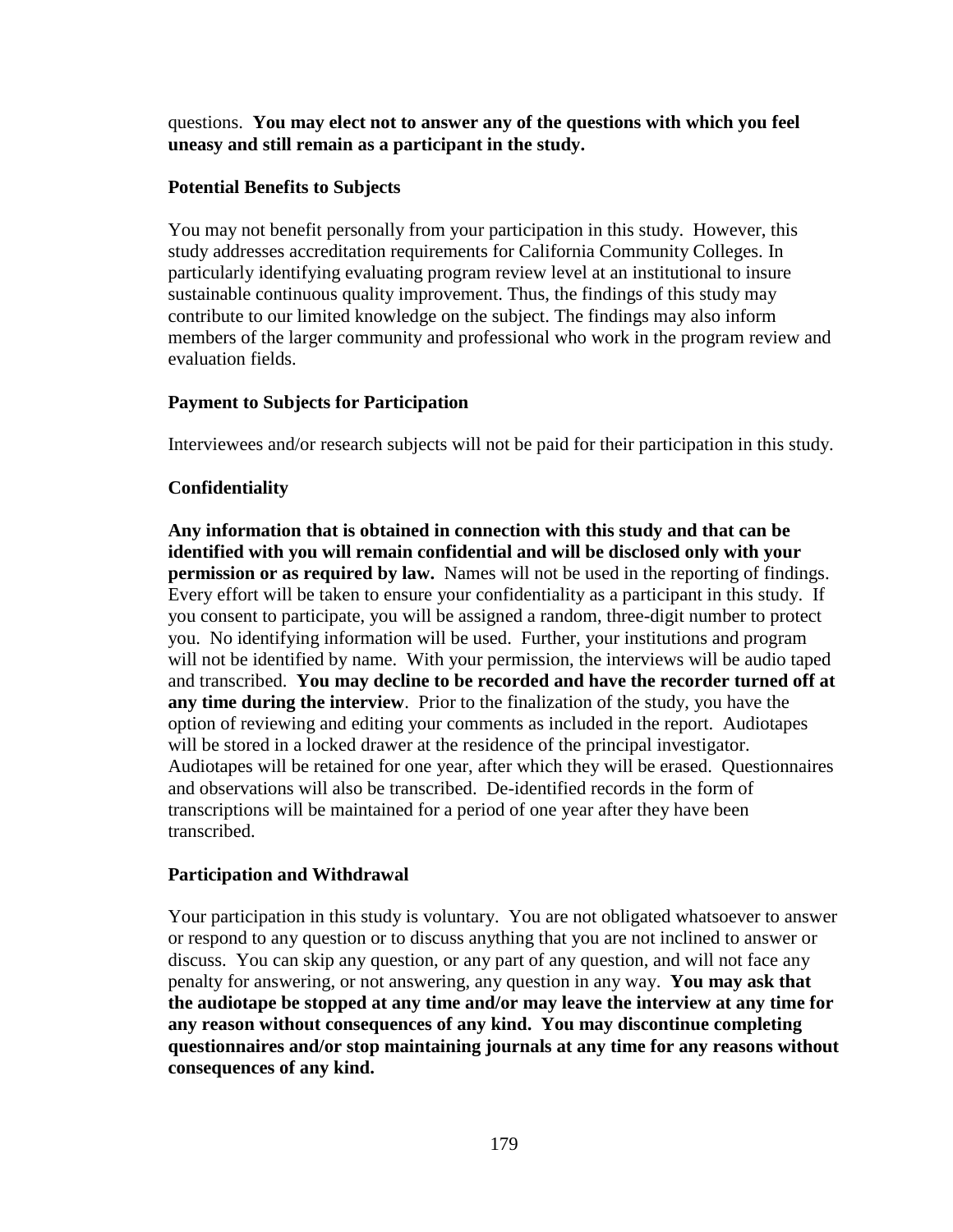questions. **You may elect not to answer any of the questions with which you feel uneasy and still remain as a participant in the study.**

**Potential Benefits to Subjects**

You may not benefit personally from your participation in this study. However, this study addresses accreditation requirements for California Community Colleges. In particularly identifying evaluating program review level at an institutional to insure sustainable continuous quality improvement. Thus, the findings of this study may contribute to our limited knowledge on the subject. The findings may also inform members of the larger community and professional who work in the program review and evaluation fields.

**Payment to Subjects for Participation**

Interviewees and/or research subjects will not be paid for their participation in this study.

**Confidentiality**

**Any information that is obtained in connection with this study and that can be identified with you will remain confidential and will be disclosed only with your permission or as required by law.** Names will not be used in the reporting of findings. Every effort will be taken to ensure your confidentiality as a participant in this study. If you consent to participate, you will be assigned a random, three-digit number to protect you. No identifying information will be used. Further, your institutions and program will not be identified by name. With your permission, the interviews will be audio taped and transcribed. **You may decline to be recorded and have the recorder turned off at any time during the interview**. Prior to the finalization of the study, you have the option of reviewing and editing your comments as included in the report. Audiotapes will be stored in a locked drawer at the residence of the principal investigator. Audiotapes will be retained for one year, after which they will be erased. Questionnaires and observations will also be transcribed. De-identified records in the form of transcriptions will be maintained for a period of one year after they have been transcribed.

**Participation and Withdrawal**

Your participation in this study is voluntary. You are not obligated whatsoever to answer or respond to any question or to discuss anything that you are not inclined to answer or discuss. You can skip any question, or any part of any question, and will not face any penalty for answering, or not answering, any question in any way. **You may ask that the audiotape be stopped at any time and/or may leave the interview at any time for any reason without consequences of any kind. You may discontinue completing questionnaires and/or stop maintaining journals at any time for any reasons without consequences of any kind.**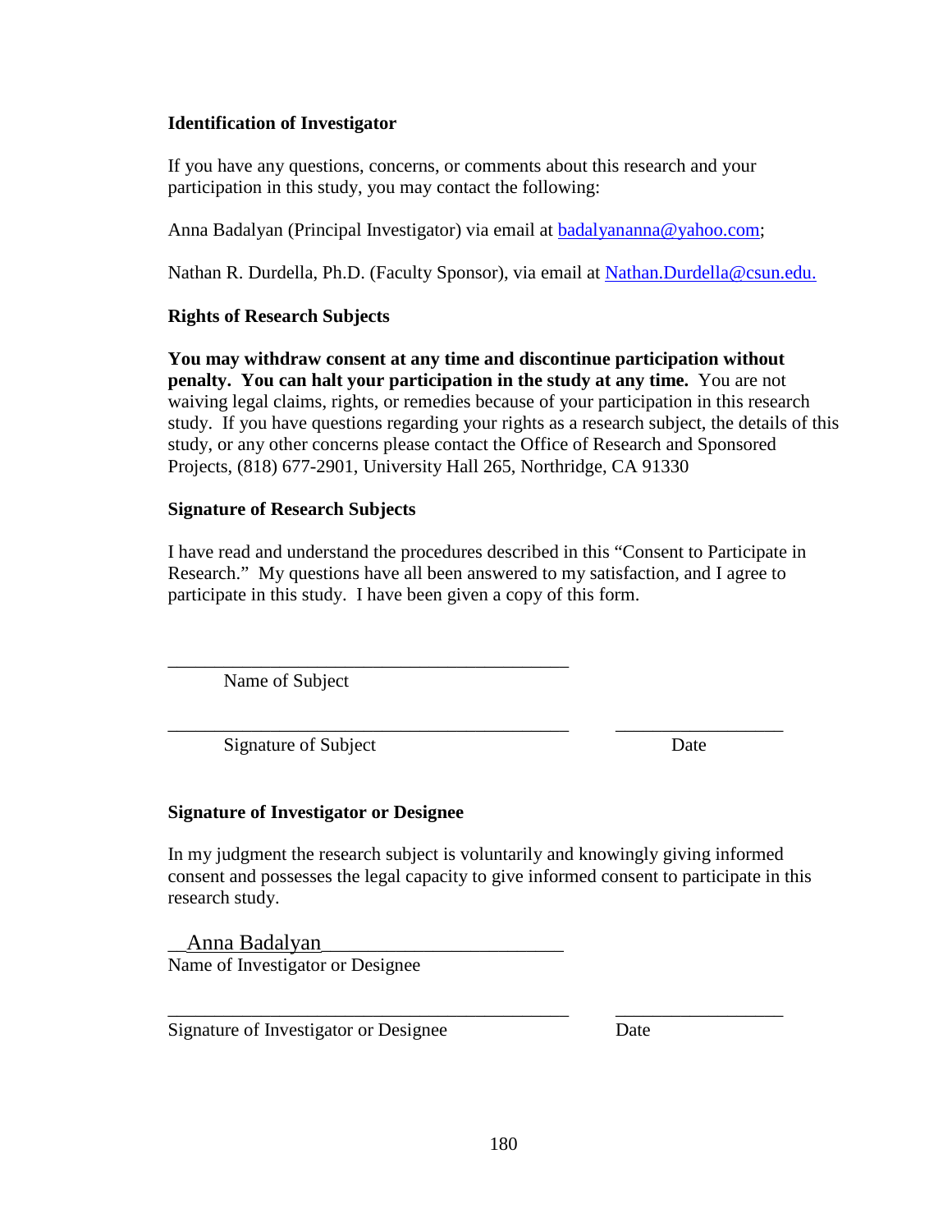**Identification of Investigator**

If you have any questions, concerns, or comments about this research and your participation in this study, you may contact the following:

Anna Badalyan (Principal Investigator) via email at badalyananna@yahoo.com;

Nathan R. Durdella, Ph.D. (Faculty Sponsor), via email at Nathan.Durdella@csun.edu.

**Rights of Research Subjects**

**You may withdraw consent at any time and discontinue participation without penalty. You can halt your participation in the study at any time.** You are not waiving legal claims, rights, or remedies because of your participation in this research study. If you have questions regarding your rights as a research subject, the details of this study, or any other concerns please contact the Office of Research and Sponsored Projects, (818) 677-2901, University Hall 265, Northridge, CA 91330

**Signature of Research Subjects**

I have read and understand the procedures described in this "Consent to Participate in Research." My questions have all been answered to my satisfaction, and I agree to participate in this study. I have been given a copy of this form.

_____________________________________________
Name of Subject

_____________________________________________ ___________________
Signature of Subject Date

**Signature of Investigator or Designee**

In my judgment the research subject is voluntarily and knowingly giving informed consent and possesses the legal capacity to give informed consent to participate in this research study.

__Anna Badalyan_________________________
Name of Investigator or Designee

_____________________________________________ ___________________
Signature of Investigator or Designee Date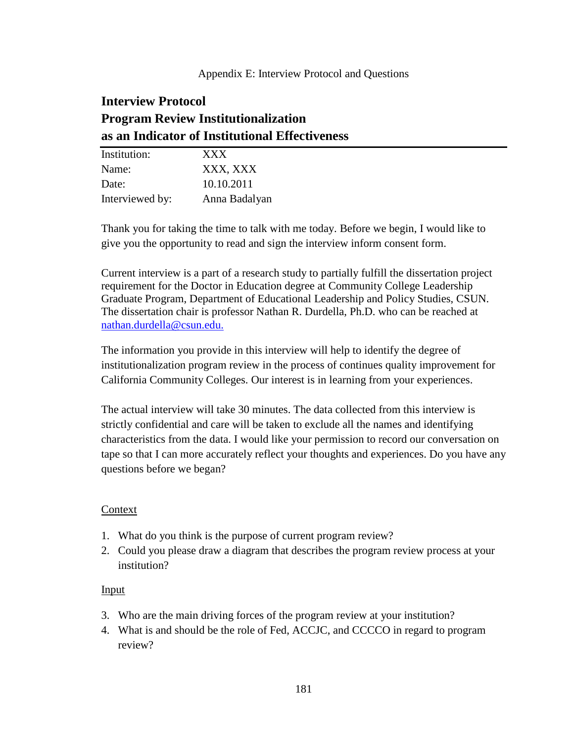Appendix E: Interview Protocol and Questions

# Interview Protocol
# Program Review Institutionalization
# as an Indicator of Institutional Effectiveness

| | |
|---|---|
| Institution: | XXX |
| Name: | XXX, XXX |
| Date: | 10.10.2011 |
| Interviewed by: | Anna Badalyan |

Thank you for taking the time to talk with me today. Before we begin, I would like to give you the opportunity to read and sign the interview inform consent form.

Current interview is a part of a research study to partially fulfill the dissertation project requirement for the Doctor in Education degree at Community College Leadership Graduate Program, Department of Educational Leadership and Policy Studies, CSUN. The dissertation chair is professor Nathan R. Durdella, Ph.D. who can be reached at nathan.durdella@csun.edu.

The information you provide in this interview will help to identify the degree of institutionalization program review in the process of continues quality improvement for California Community Colleges. Our interest is in learning from your experiences.

The actual interview will take 30 minutes. The data collected from this interview is strictly confidential and care will be taken to exclude all the names and identifying characteristics from the data. I would like your permission to record our conversation on tape so that I can more accurately reflect your thoughts and experiences. Do you have any questions before we began?

<u>Context</u>

1. What do you think is the purpose of current program review?
2. Could you please draw a diagram that describes the program review process at your institution?

<u>Input</u>

3. Who are the main driving forces of the program review at your institution?
4. What is and should be the role of Fed, ACCJC, and CCCCO in regard to program review?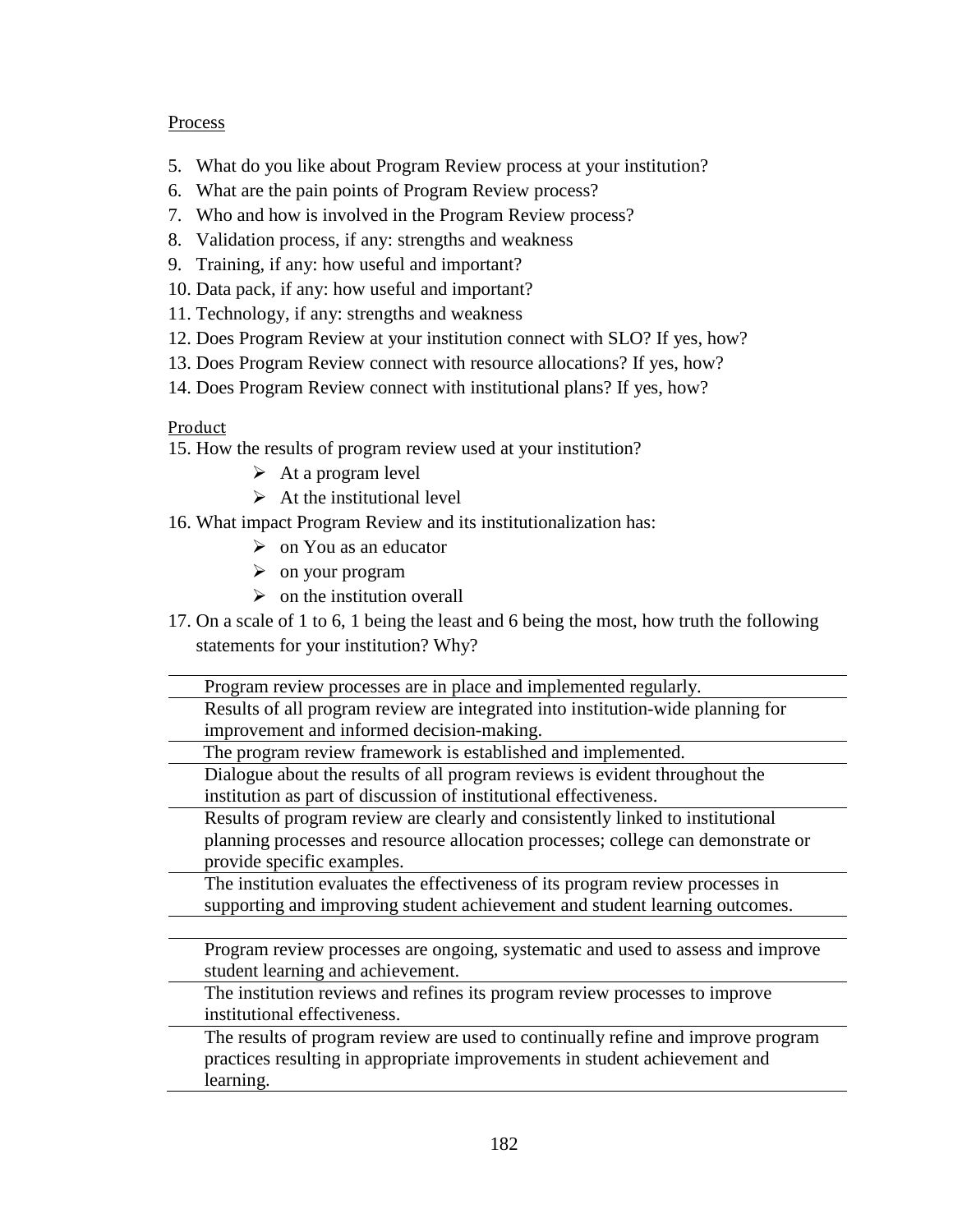Process

5. What do you like about Program Review process at your institution?
6. What are the pain points of Program Review process?
7. Who and how is involved in the Program Review process?
8. Validation process, if any: strengths and weakness
9. Training, if any: how useful and important?
10. Data pack, if any: how useful and important?
11. Technology, if any: strengths and weakness
12. Does Program Review at your institution connect with SLO? If yes, how?
13. Does Program Review connect with resource allocations? If yes, how?
14. Does Program Review connect with institutional plans? If yes, how?

Product

15. How the results of program review used at your institution?
    - At a program level
    - At the institutional level
16. What impact Program Review and its institutionalization has:
    - on You as an educator
    - on your program
    - on the institution overall
17. On a scale of 1 to 6, 1 being the least and 6 being the most, how truth the following statements for your institution? Why?

| | |
|---|---|
| | Program review processes are in place and implemented regularly. |
| | Results of all program review are integrated into institution-wide planning for improvement and informed decision-making. |
| | The program review framework is established and implemented. |
| | Dialogue about the results of all program reviews is evident throughout the institution as part of discussion of institutional effectiveness. |
| | Results of program review are clearly and consistently linked to institutional planning processes and resource allocation processes; college can demonstrate or provide specific examples. |
| | The institution evaluates the effectiveness of its program review processes in supporting and improving student achievement and student learning outcomes. |
| | |
| | Program review processes are ongoing, systematic and used to assess and improve student learning and achievement. |
| | The institution reviews and refines its program review processes to improve institutional effectiveness. |
| | The results of program review are used to continually refine and improve program practices resulting in appropriate improvements in student achievement and learning. |